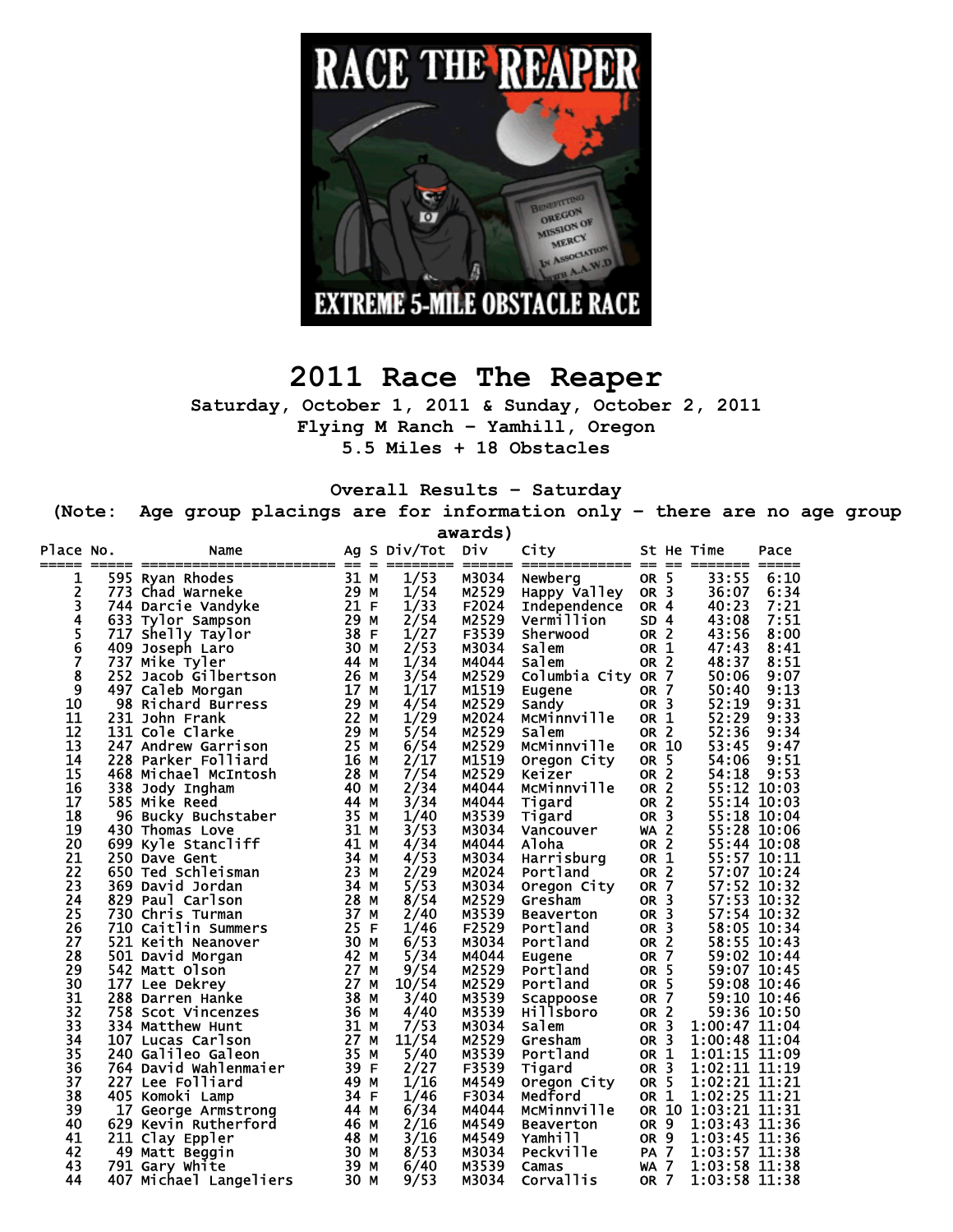# 2011 Race The Reaper

**Saturday, October 1, 2011 & Sunday, October 2, 2011**
**Flying M Ranch - Yamhill, Oregon**
**5.5 Miles + 18 Obstacles**

## Overall Results - Saturday

(Note: Age group placings are for information only - there are no age group awards)

| Place | No. | Name | Ag | S | Div/Tot | Div | City | St | He | Time | Pace |
|---|---|---|---|---|---|---|---|---|---|---|---|
| 1 | 595 | Ryan Rhodes | 31 | M | 1/53 | M3034 | Newberg | OR | 5 | 33:55 | 6:10 |
| 2 | 773 | Chad Warneke | 29 | M | 1/54 | M2529 | Happy Valley | OR | 3 | 36:07 | 6:34 |
| 3 | 744 | Darcie Vandyke | 21 | F | 1/33 | F2024 | Independence | OR | 4 | 40:23 | 7:21 |
| 4 | 633 | Tylor Sampson | 29 | M | 2/54 | M2529 | Vermillion | SD | 4 | 43:08 | 7:51 |
| 5 | 717 | Shelly Taylor | 38 | F | 1/27 | F3539 | Sherwood | OR | 2 | 43:56 | 8:00 |
| 6 | 409 | Joseph Laro | 30 | M | 2/53 | M3034 | Salem | OR | 1 | 47:43 | 8:41 |
| 7 | 737 | Mike Tyler | 44 | M | 1/34 | M4044 | Salem | OR | 2 | 48:37 | 8:51 |
| 8 | 252 | Jacob Gilbertson | 26 | M | 3/54 | M2529 | Columbia City | OR | 7 | 50:06 | 9:07 |
| 9 | 497 | Caleb Morgan | 17 | M | 1/17 | M1519 | Eugene | OR | 7 | 50:40 | 9:13 |
| 10 | 98 | Richard Burress | 29 | M | 4/54 | M2529 | Sandy | OR | 3 | 52:19 | 9:31 |
| 11 | 231 | John Frank | 22 | M | 1/29 | M2024 | McMinnville | OR | 1 | 52:29 | 9:33 |
| 12 | 131 | Cole Clarke | 29 | M | 5/54 | M2529 | Salem | OR | 2 | 52:36 | 9:34 |
| 13 | 247 | Andrew Garrison | 25 | M | 6/54 | M2529 | McMinnville | OR | 10 | 53:45 | 9:47 |
| 14 | 228 | Parker Folliard | 16 | M | 2/17 | M1519 | Oregon City | OR | 5 | 54:06 | 9:51 |
| 15 | 468 | Michael McIntosh | 28 | M | 7/54 | M2529 | Keizer | OR | 2 | 54:18 | 9:53 |
| 16 | 338 | Jody Ingham | 40 | M | 2/34 | M4044 | McMinnville | OR | 2 | 55:12 | 10:03 |
| 17 | 585 | Mike Reed | 44 | M | 3/34 | M4044 | Tigard | OR | 2 | 55:14 | 10:03 |
| 18 | 96 | Bucky Buchstaber | 35 | M | 1/40 | M3539 | Tigard | OR | 3 | 55:18 | 10:04 |
| 19 | 430 | Thomas Love | 31 | M | 3/53 | M3034 | Vancouver | WA | 2 | 55:28 | 10:06 |
| 20 | 699 | Kyle Stancliff | 41 | M | 4/34 | M4044 | Aloha | OR | 2 | 55:44 | 10:08 |
| 21 | 250 | Dave Gent | 34 | M | 4/53 | M3034 | Harrisburg | OR | 1 | 55:57 | 10:11 |
| 22 | 650 | Ted Schleisman | 23 | M | 2/29 | M2024 | Portland | OR | 2 | 57:07 | 10:24 |
| 23 | 369 | David Jordan | 34 | M | 5/53 | M3034 | Oregon City | OR | 7 | 57:52 | 10:32 |
| 24 | 829 | Paul Carlson | 28 | M | 8/54 | M2529 | Gresham | OR | 3 | 57:53 | 10:32 |
| 25 | 730 | Chris Turman | 37 | M | 2/40 | M3539 | Beaverton | OR | 3 | 57:54 | 10:32 |
| 26 | 710 | Caitlin Summers | 25 | F | 1/46 | F2529 | Portland | OR | 3 | 58:05 | 10:34 |
| 27 | 521 | Keith Neanover | 30 | M | 6/53 | M3034 | Portland | OR | 2 | 58:55 | 10:43 |
| 28 | 501 | David Morgan | 42 | M | 5/34 | M4044 | Eugene | OR | 7 | 59:02 | 10:44 |
| 29 | 542 | Matt Olson | 27 | M | 9/54 | M2529 | Portland | OR | 5 | 59:07 | 10:45 |
| 30 | 177 | Lee Dekrey | 27 | M | 10/54 | M2529 | Portland | OR | 5 | 59:08 | 10:46 |
| 31 | 288 | Darren Hanke | 38 | M | 3/40 | M3539 | Scappoose | OR | 7 | 59:10 | 10:46 |
| 32 | 758 | Scot Vincenzes | 36 | M | 4/40 | M3539 | Hillsboro | OR | 2 | 59:36 | 10:50 |
| 33 | 334 | Matthew Hunt | 31 | M | 7/53 | M3034 | Salem | OR | 3 | 1:00:47 | 11:04 |
| 34 | 107 | Lucas Carlson | 27 | M | 11/54 | M2529 | Gresham | OR | 3 | 1:00:48 | 11:04 |
| 35 | 240 | Galileo Galeon | 35 | M | 5/40 | M3539 | Portland | OR | 1 | 1:01:15 | 11:09 |
| 36 | 764 | David Wahlenmaier | 39 | F | 2/27 | F3539 | Tigard | OR | 3 | 1:02:11 | 11:19 |
| 37 | 227 | Lee Folliard | 49 | M | 1/16 | M4549 | Oregon City | OR | 5 | 1:02:21 | 11:21 |
| 38 | 405 | Komoki Lamp | 34 | F | 1/46 | F3034 | Medford | OR | 1 | 1:02:25 | 11:21 |
| 39 | 17 | George Armstrong | 44 | M | 6/34 | M4044 | McMinnville | OR | 10 | 1:03:21 | 11:31 |
| 40 | 629 | Kevin Rutherford | 46 | M | 2/16 | M4549 | Beaverton | OR | 9 | 1:03:43 | 11:36 |
| 41 | 211 | Clay Eppler | 48 | M | 3/16 | M4549 | Yamhill | OR | 9 | 1:03:45 | 11:36 |
| 42 | 49 | Matt Beggin | 30 | M | 8/53 | M3034 | Peckville | PA | 7 | 1:03:57 | 11:38 |
| 43 | 791 | Gary White | 39 | M | 6/40 | M3539 | Camas | WA | 7 | 1:03:58 | 11:38 |
| 44 | 407 | Michael Langeliers | 30 | M | 9/53 | M3034 | Corvallis | OR | 7 | 1:03:58 | 11:38 |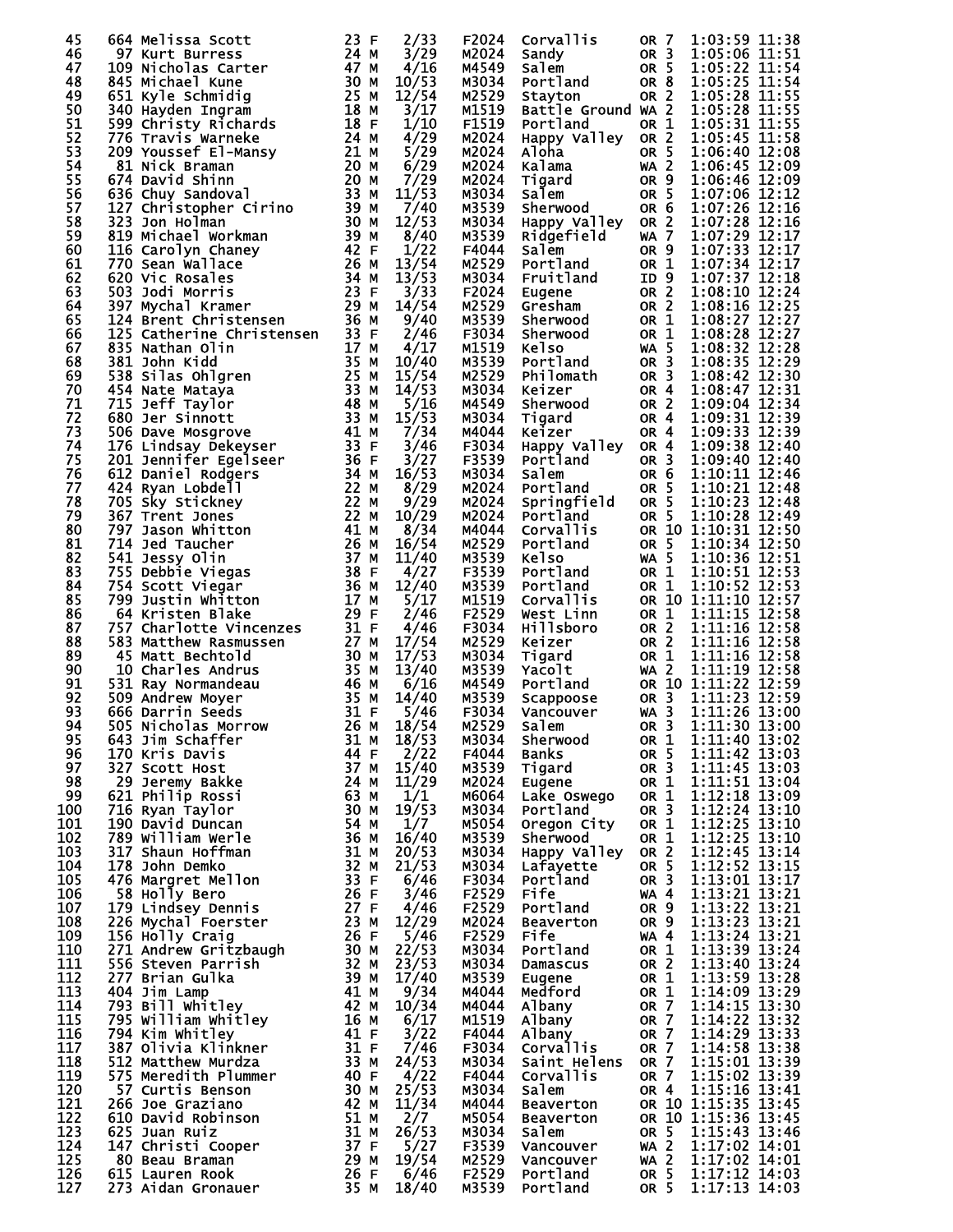| Place | No. | Name | Age | Sex | Div Place | Division | City | State | Wave | Time | Pace |
|---|---|---|---|---|---|---|---|---|---|---|---|
| 45 | 664 | Melissa Scott | 23 | F | 2/33 | F2024 | Corvallis | OR | 7 | 1:03:59 | 11:38 |
| 46 | 97 | Kurt Burress | 24 | M | 3/29 | M2024 | Sandy | OR | 3 | 1:05:06 | 11:51 |
| 47 | 109 | Nicholas Carter | 47 | M | 4/16 | M4549 | Salem | OR | 5 | 1:05:22 | 11:54 |
| 48 | 845 | Michael Kune | 30 | M | 10/53 | M3034 | Portland | OR | 8 | 1:05:25 | 11:54 |
| 49 | 651 | Kyle Schmidig | 25 | M | 12/54 | M2529 | Stayton | OR | 2 | 1:05:28 | 11:55 |
| 50 | 340 | Hayden Ingram | 18 | M | 3/17 | M1519 | Battle Ground | WA | 2 | 1:05:28 | 11:55 |
| 51 | 599 | Christy Richards | 18 | F | 1/10 | F1519 | Portland | OR | 1 | 1:05:31 | 11:55 |
| 52 | 776 | Travis Warneke | 24 | M | 4/29 | M2024 | Happy Valley | OR | 2 | 1:05:45 | 11:58 |
| 53 | 209 | Youssef El-Mansy | 21 | M | 5/29 | M2024 | Aloha | OR | 5 | 1:06:40 | 12:08 |
| 54 | 81 | Nick Braman | 20 | M | 6/29 | M2024 | Kalama | WA | 2 | 1:06:45 | 12:09 |
| 55 | 674 | David Shinn | 20 | M | 7/29 | M2024 | Tigard | OR | 9 | 1:06:46 | 12:09 |
| 56 | 636 | Chuy Sandoval | 33 | M | 11/53 | M3034 | Salem | OR | 5 | 1:07:06 | 12:12 |
| 57 | 127 | Christopher Cirino | 39 | M | 7/40 | M3539 | Sherwood | OR | 6 | 1:07:26 | 12:16 |
| 58 | 323 | Jon Holman | 30 | M | 12/53 | M3034 | Happy Valley | OR | 2 | 1:07:28 | 12:16 |
| 59 | 819 | Michael Workman | 39 | M | 8/40 | M3539 | Ridgefield | WA | 7 | 1:07:29 | 12:17 |
| 60 | 116 | Carolyn Chaney | 42 | F | 1/22 | F4044 | Salem | OR | 9 | 1:07:33 | 12:17 |
| 61 | 770 | Sean Wallace | 26 | M | 13/54 | M2529 | Portland | OR | 1 | 1:07:34 | 12:17 |
| 62 | 620 | Vic Rosales | 34 | M | 13/53 | M3034 | Fruitland | ID | 9 | 1:07:37 | 12:18 |
| 63 | 503 | Jodi Morris | 23 | F | 3/33 | F2024 | Eugene | OR | 2 | 1:08:10 | 12:24 |
| 64 | 397 | Mychal Kramer | 29 | M | 14/54 | M2529 | Gresham | OR | 2 | 1:08:16 | 12:25 |
| 65 | 124 | Brent Christensen | 36 | M | 9/40 | M3539 | Sherwood | OR | 1 | 1:08:27 | 12:27 |
| 66 | 125 | Catherine Christensen | 33 | F | 2/46 | F3034 | Sherwood | OR | 1 | 1:08:28 | 12:27 |
| 67 | 835 | Nathan Olin | 17 | M | 4/17 | M1519 | Kelso | WA | 5 | 1:08:32 | 12:28 |
| 68 | 381 | John Kidd | 35 | M | 10/40 | M3539 | Portland | OR | 3 | 1:08:35 | 12:29 |
| 69 | 538 | Silas Ohlgren | 25 | M | 15/54 | M2529 | Philomath | OR | 3 | 1:08:42 | 12:30 |
| 70 | 454 | Nate Mataya | 33 | M | 14/53 | M3034 | Keizer | OR | 4 | 1:08:47 | 12:31 |
| 71 | 715 | Jeff Taylor | 48 | M | 5/16 | M4549 | Sherwood | OR | 2 | 1:09:04 | 12:34 |
| 72 | 680 | Jer Sinnott | 33 | M | 15/53 | M3034 | Tigard | OR | 4 | 1:09:31 | 12:39 |
| 73 | 506 | Dave Mosgrove | 41 | M | 7/34 | M4044 | Keizer | OR | 4 | 1:09:33 | 12:39 |
| 74 | 176 | Lindsay Dekeyser | 33 | F | 3/46 | F3034 | Happy Valley | OR | 4 | 1:09:38 | 12:40 |
| 75 | 201 | Jennifer Egelseer | 36 | F | 3/27 | F3539 | Portland | OR | 3 | 1:09:40 | 12:40 |
| 76 | 612 | Daniel Rodgers | 34 | M | 16/53 | M3034 | Salem | OR | 6 | 1:10:11 | 12:46 |
| 77 | 424 | Ryan Lobdell | 22 | M | 8/29 | M2024 | Portland | OR | 5 | 1:10:21 | 12:48 |
| 78 | 705 | Sky Stickney | 22 | M | 9/29 | M2024 | Springfield | OR | 5 | 1:10:23 | 12:48 |
| 79 | 367 | Trent Jones | 22 | M | 10/29 | M2024 | Portland | OR | 5 | 1:10:28 | 12:49 |
| 80 | 797 | Jason Whitton | 41 | M | 8/34 | M4044 | Corvallis | OR | 10 | 1:10:31 | 12:50 |
| 81 | 714 | Jed Taucher | 26 | M | 16/54 | M2529 | Portland | OR | 5 | 1:10:34 | 12:50 |
| 82 | 541 | Jessy Olin | 37 | M | 11/40 | M3539 | Kelso | WA | 5 | 1:10:36 | 12:51 |
| 83 | 755 | Debbie Viegas | 38 | F | 4/27 | F3539 | Portland | OR | 1 | 1:10:51 | 12:53 |
| 84 | 754 | Scott Viegar | 36 | M | 12/40 | M3539 | Portland | OR | 1 | 1:10:52 | 12:53 |
| 85 | 799 | Justin Whitton | 17 | M | 5/17 | M1519 | Corvallis | OR | 10 | 1:11:10 | 12:57 |
| 86 | 64 | Kristen Blake | 29 | F | 2/46 | F2529 | West Linn | OR | 1 | 1:11:15 | 12:58 |
| 87 | 757 | Charlotte Vincenzes | 31 | F | 4/46 | F3034 | Hillsboro | OR | 2 | 1:11:16 | 12:58 |
| 88 | 583 | Matthew Rasmussen | 27 | M | 17/54 | M2529 | Keizer | OR | 2 | 1:11:16 | 12:58 |
| 89 | 45 | Matt Bechtold | 30 | M | 17/53 | M3034 | Tigard | OR | 1 | 1:11:16 | 12:58 |
| 90 | 10 | Charles Andrus | 35 | M | 13/40 | M3539 | Yacolt | WA | 2 | 1:11:19 | 12:58 |
| 91 | 531 | Ray Normandeau | 46 | M | 6/16 | M4549 | Portland | OR | 10 | 1:11:22 | 12:59 |
| 92 | 509 | Andrew Moyer | 35 | M | 14/40 | M3539 | Scappoose | OR | 3 | 1:11:23 | 12:59 |
| 93 | 666 | Darrin Seeds | 31 | F | 5/46 | F3034 | Vancouver | WA | 3 | 1:11:26 | 13:00 |
| 94 | 505 | Nicholas Morrow | 26 | M | 18/54 | M2529 | Salem | OR | 3 | 1:11:30 | 13:00 |
| 95 | 643 | Jim Schaffer | 31 | M | 18/53 | M3034 | Sherwood | OR | 1 | 1:11:40 | 13:02 |
| 96 | 170 | Kris Davis | 44 | F | 2/22 | F4044 | Banks | OR | 5 | 1:11:42 | 13:03 |
| 97 | 327 | Scott Host | 37 | M | 15/40 | M3539 | Tigard | OR | 3 | 1:11:45 | 13:03 |
| 98 | 29 | Jeremy Bakke | 24 | M | 11/29 | M2024 | Eugene | OR | 1 | 1:11:51 | 13:04 |
| 99 | 621 | Philip Rossi | 63 | M | 1/1 | M6064 | Lake Oswego | OR | 1 | 1:12:18 | 13:09 |
| 100 | 716 | Ryan Taylor | 30 | M | 19/53 | M3034 | Portland | OR | 3 | 1:12:24 | 13:10 |
| 101 | 190 | David Duncan | 54 | M | 1/7 | M5054 | Oregon City | OR | 1 | 1:12:25 | 13:10 |
| 102 | 789 | William Werle | 36 | M | 16/40 | M3539 | Sherwood | OR | 1 | 1:12:25 | 13:10 |
| 103 | 317 | Shaun Hoffman | 31 | M | 20/53 | M3034 | Happy Valley | OR | 2 | 1:12:45 | 13:14 |
| 104 | 178 | John Demko | 32 | M | 21/53 | M3034 | Lafayette | OR | 5 | 1:12:52 | 13:15 |
| 105 | 476 | Margret Mellon | 33 | F | 6/46 | F3034 | Portland | OR | 3 | 1:13:01 | 13:17 |
| 106 | 58 | Holly Bero | 26 | F | 3/46 | F2529 | Fife | WA | 4 | 1:13:21 | 13:21 |
| 107 | 179 | Lindsey Dennis | 27 | F | 4/46 | F2529 | Portland | OR | 9 | 1:13:22 | 13:21 |
| 108 | 226 | Mychal Foerster | 23 | M | 12/29 | M2024 | Beaverton | OR | 9 | 1:13:23 | 13:21 |
| 109 | 156 | Holly Craig | 26 | F | 5/46 | F2529 | Fife | WA | 4 | 1:13:24 | 13:21 |
| 110 | 271 | Andrew Gritzbaugh | 30 | M | 22/53 | M3034 | Portland | OR | 1 | 1:13:39 | 13:24 |
| 111 | 556 | Steven Parrish | 32 | M | 23/53 | M3034 | Damascus | OR | 2 | 1:13:40 | 13:24 |
| 112 | 277 | Brian Gulka | 39 | M | 17/40 | M3539 | Eugene | OR | 1 | 1:13:59 | 13:28 |
| 113 | 404 | Jim Lamp | 41 | M | 9/34 | M4044 | Medford | OR | 1 | 1:14:09 | 13:29 |
| 114 | 793 | Bill Whitley | 42 | M | 10/34 | M4044 | Albany | OR | 7 | 1:14:15 | 13:30 |
| 115 | 795 | William Whitley | 16 | M | 6/17 | M1519 | Albany | OR | 7 | 1:14:22 | 13:32 |
| 116 | 794 | Kim Whitley | 41 | F | 3/22 | F4044 | Albany | OR | 7 | 1:14:29 | 13:33 |
| 117 | 387 | Olivia Klinkner | 31 | F | 7/46 | F3034 | Corvallis | OR | 7 | 1:14:58 | 13:38 |
| 118 | 512 | Matthew Murdza | 33 | M | 24/53 | M3034 | Saint Helens | OR | 7 | 1:15:01 | 13:39 |
| 119 | 575 | Meredith Plummer | 40 | F | 4/22 | F4044 | Corvallis | OR | 7 | 1:15:02 | 13:39 |
| 120 | 57 | Curtis Benson | 30 | M | 25/53 | M3034 | Salem | OR | 4 | 1:15:16 | 13:41 |
| 121 | 266 | Joe Graziano | 42 | M | 11/34 | M4044 | Beaverton | OR | 10 | 1:15:35 | 13:45 |
| 122 | 610 | David Robinson | 51 | M | 2/7 | M5054 | Beaverton | OR | 10 | 1:15:36 | 13:45 |
| 123 | 625 | Juan Ruiz | 31 | M | 26/53 | M3034 | Salem | OR | 5 | 1:15:43 | 13:46 |
| 124 | 147 | Christi Cooper | 37 | F | 5/27 | F3539 | Vancouver | WA | 2 | 1:17:02 | 14:01 |
| 125 | 80 | Beau Braman | 29 | M | 19/54 | M2529 | Vancouver | WA | 2 | 1:17:02 | 14:01 |
| 126 | 615 | Lauren Rook | 26 | F | 6/46 | F2529 | Portland | OR | 5 | 1:17:12 | 14:03 |
| 127 | 273 | Aidan Gronauer | 35 | M | 18/40 | M3539 | Portland | OR | 5 | 1:17:13 | 14:03 |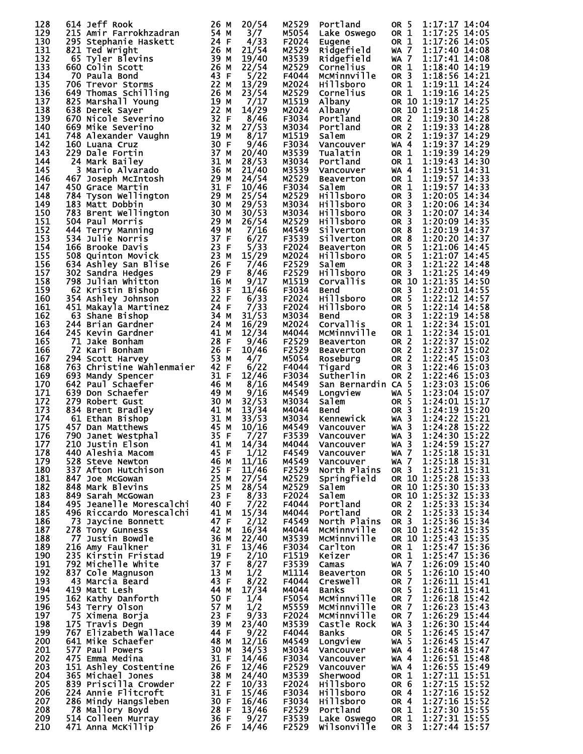| Place | Bib | Name | Age | Sex | Div Place | Division | City | State | Pace Group | Time | Pace |
|---|---|---|---|---|---|---|---|---|---|---|---|
| 128 | 614 | Jeff Rook | 26 | M | 20/54 | M2529 | Portland | OR | 5 | 1:17:17 | 14:04 |
| 129 | 215 | Amir Farrokhzadran | 54 | M | 3/7 | M5054 | Lake Oswego | OR | 1 | 1:17:25 | 14:05 |
| 130 | 295 | Stephanie Haskett | 24 | F | 4/33 | F2024 | Eugene | OR | 1 | 1:17:26 | 14:05 |
| 131 | 821 | Ted Wright | 26 | M | 21/54 | M2529 | Ridgefield | WA | 7 | 1:17:40 | 14:08 |
| 132 | 65 | Tyler Blevins | 39 | M | 19/40 | M3539 | Ridgefield | WA | 7 | 1:17:41 | 14:08 |
| 133 | 660 | Colin Scott | 26 | M | 22/54 | M2529 | Cornelius | OR | 1 | 1:18:40 | 14:19 |
| 134 | 70 | Paula Bond | 43 | F | 5/22 | F4044 | McMinnville | OR | 3 | 1:18:56 | 14:21 |
| 135 | 706 | Trevor Storms | 22 | M | 13/29 | M2024 | Hillsboro | OR | 1 | 1:19:11 | 14:24 |
| 136 | 649 | Thomas Schilling | 26 | M | 23/54 | M2529 | Cornelius | OR | 1 | 1:19:16 | 14:25 |
| 137 | 825 | Marshall Young | 19 | M | 7/17 | M1519 | Albany | OR | 10 | 1:19:17 | 14:25 |
| 138 | 638 | Derek Sayer | 22 | M | 14/29 | M2024 | Albany | OR | 10 | 1:19:18 | 14:25 |
| 139 | 670 | Nicole Severino | 32 | F | 8/46 | F3034 | Portland | OR | 2 | 1:19:30 | 14:28 |
| 140 | 669 | Mike Severino | 32 | M | 27/53 | M3034 | Portland | OR | 2 | 1:19:33 | 14:28 |
| 141 | 748 | Alexander Vaughn | 19 | M | 8/17 | M1519 | Salem | OR | 2 | 1:19:37 | 14:29 |
| 142 | 160 | Luana Cruz | 30 | F | 9/46 | F3034 | Vancouver | WA | 4 | 1:19:37 | 14:29 |
| 143 | 229 | Dale Fortin | 37 | M | 20/40 | M3539 | Tualatin | OR | 1 | 1:19:39 | 14:29 |
| 144 | 24 | Mark Bailey | 31 | M | 28/53 | M3034 | Portland | OR | 1 | 1:19:43 | 14:30 |
| 145 | 3 | Mario Alvarado | 36 | M | 21/40 | M3539 | Vancouver | WA | 4 | 1:19:51 | 14:31 |
| 146 | 467 | Joseph McIntosh | 29 | M | 24/54 | M2529 | Beaverton | OR | 1 | 1:19:57 | 14:33 |
| 147 | 450 | Grace Martin | 31 | F | 10/46 | F3034 | Salem | OR | 1 | 1:19:57 | 14:33 |
| 148 | 784 | Tyson Wellington | 29 | M | 25/54 | M2529 | Hillsboro | OR | 3 | 1:20:05 | 14:34 |
| 149 | 183 | Matt Dobbin | 30 | M | 29/53 | M3034 | Hillsboro | OR | 3 | 1:20:06 | 14:34 |
| 150 | 783 | Brent Wellington | 30 | M | 30/53 | M3034 | Hillsboro | OR | 3 | 1:20:07 | 14:34 |
| 151 | 504 | Paul Morris | 29 | M | 26/54 | M2529 | Hillsboro | OR | 3 | 1:20:09 | 14:35 |
| 152 | 444 | Terry Manning | 49 | M | 7/16 | M4549 | Silverton | OR | 8 | 1:20:19 | 14:37 |
| 153 | 534 | Julie Norris | 37 | F | 6/27 | F3539 | Silverton | OR | 8 | 1:20:20 | 14:37 |
| 154 | 166 | Brooke Davis | 23 | F | 5/33 | F2024 | Beaverton | OR | 5 | 1:21:06 | 14:45 |
| 155 | 508 | Quinton Movick | 23 | M | 15/29 | M2024 | Hillsboro | OR | 5 | 1:21:07 | 14:45 |
| 156 | 634 | Ashley San Blise | 26 | F | 7/46 | F2529 | Salem | OR | 3 | 1:21:22 | 14:48 |
| 157 | 302 | Sandra Hedges | 29 | F | 8/46 | F2529 | Hillsboro | OR | 3 | 1:21:25 | 14:49 |
| 158 | 798 | Julian Whitton | 16 | M | 9/17 | M1519 | Corvallis | OR | 10 | 1:21:35 | 14:50 |
| 159 | 62 | Kristin Bishop | 33 | F | 11/46 | F3034 | Bend | OR | 3 | 1:22:01 | 14:55 |
| 160 | 354 | Ashley Johnson | 22 | F | 6/33 | F2024 | Hillsboro | OR | 5 | 1:22:12 | 14:57 |
| 161 | 451 | Makayla Martinez | 24 | F | 7/33 | F2024 | Hillsboro | OR | 5 | 1:22:14 | 14:58 |
| 162 | 63 | Shane Bishop | 34 | M | 31/53 | M3034 | Bend | OR | 3 | 1:22:19 | 14:58 |
| 163 | 244 | Brian Gardner | 24 | M | 16/29 | M2024 | Corvallis | OR | 1 | 1:22:34 | 15:01 |
| 164 | 245 | Kevin Gardner | 41 | M | 12/34 | M4044 | McMinnville | OR | 1 | 1:22:34 | 15:01 |
| 165 | 71 | Jake Bonham | 28 | F | 9/46 | F2529 | Beaverton | OR | 2 | 1:22:37 | 15:02 |
| 166 | 72 | Kari Bonham | 26 | F | 10/46 | F2529 | Beaverton | OR | 2 | 1:22:37 | 15:02 |
| 167 | 294 | Scott Harvey | 53 | M | 4/7 | M5054 | Roseburg | OR | 2 | 1:22:45 | 15:03 |
| 168 | 763 | Christine Wahlenmaier | 42 | F | 6/22 | F4044 | Tigard | OR | 3 | 1:22:46 | 15:03 |
| 169 | 693 | Mandy Spencer | 31 | F | 12/46 | F3034 | Sutherlin | OR | 2 | 1:22:46 | 15:03 |
| 170 | 642 | Paul Schaefer | 46 | M | 8/16 | M4549 | San Bernardin | CA | 5 | 1:23:03 | 15:06 |
| 171 | 639 | Don Schaefer | 49 | M | 9/16 | M4549 | Longview | WA | 5 | 1:23:04 | 15:07 |
| 172 | 279 | Robert Gust | 30 | M | 32/53 | M3034 | Salem | OR | 5 | 1:24:01 | 15:17 |
| 173 | 834 | Brent Bradley | 41 | M | 13/34 | M4044 | Bend | OR | 3 | 1:24:19 | 15:20 |
| 174 | 61 | Ethan Bishop | 31 | M | 33/53 | M3034 | Kennewick | WA | 3 | 1:24:22 | 15:21 |
| 175 | 457 | Dan Matthews | 45 | M | 10/16 | M4549 | Vancouver | WA | 3 | 1:24:28 | 15:22 |
| 176 | 790 | Janet Westphal | 35 | F | 7/27 | F3539 | Vancouver | WA | 3 | 1:24:30 | 15:22 |
| 177 | 210 | Justin Elson | 41 | M | 14/34 | M4044 | Vancouver | WA | 3 | 1:24:59 | 15:27 |
| 178 | 440 | Aleshia Macom | 45 | F | 1/12 | F4549 | Vancouver | WA | 7 | 1:25:18 | 15:31 |
| 179 | 528 | Steve Newton | 46 | M | 11/16 | M4549 | Vancouver | WA | 7 | 1:25:18 | 15:31 |
| 180 | 337 | Afton Hutchison | 25 | F | 11/46 | F2529 | North Plains | OR | 3 | 1:25:21 | 15:31 |
| 181 | 847 | Joe McGowan | 25 | M | 27/54 | M2529 | Springfield | OR | 10 | 1:25:28 | 15:33 |
| 182 | 848 | Mark Blevins | 25 | M | 28/54 | M2529 | Salem | OR | 10 | 1:25:30 | 15:33 |
| 183 | 849 | Sarah McGowan | 23 | F | 8/33 | F2024 | Salem | OR | 10 | 1:25:32 | 15:33 |
| 184 | 495 | Jeanelle Morescalchi | 40 | F | 7/22 | F4044 | Portland | OR | 2 | 1:25:33 | 15:34 |
| 185 | 496 | Riccardo Morescalchi | 41 | M | 15/34 | M4044 | Portland | OR | 2 | 1:25:33 | 15:34 |
| 186 | 73 | Jaycine Bonnett | 47 | F | 2/12 | F4549 | North Plains | OR | 3 | 1:25:36 | 15:34 |
| 187 | 278 | Tony Gunness | 42 | M | 16/34 | M4044 | McMinnville | OR | 10 | 1:25:42 | 15:35 |
| 188 | 77 | Justin Bowdle | 36 | M | 22/40 | M3539 | McMinnville | OR | 10 | 1:25:43 | 15:35 |
| 189 | 216 | Amy Faulkner | 31 | F | 13/46 | F3034 | Carlton | OR | 1 | 1:25:47 | 15:36 |
| 190 | 235 | Kirstin Fristad | 19 | F | 2/10 | F1519 | Keizer | OR | 1 | 1:25:47 | 15:36 |
| 191 | 792 | Michelle White | 37 | F | 8/27 | F3539 | Camas | WA | 7 | 1:26:09 | 15:40 |
| 192 | 837 | Cole Magnuson | 13 | M | 1/2 | M1114 | Beaverton | OR | 5 | 1:26:10 | 15:40 |
| 193 | 43 | Marcia Beard | 43 | F | 8/22 | F4044 | Creswell | OR | 7 | 1:26:11 | 15:41 |
| 194 | 419 | Matt Lesh | 44 | M | 17/34 | M4044 | Banks | OR | 5 | 1:26:11 | 15:41 |
| 195 | 162 | Kathy Danforth | 50 | F | 1/4 | F5054 | McMinnville | OR | 7 | 1:26:18 | 15:42 |
| 196 | 543 | Terry Olson | 57 | M | 1/2 | M5559 | McMinnville | OR | 7 | 1:26:23 | 15:43 |
| 197 | 75 | Ximena Borja | 23 | F | 9/33 | F2024 | McMinnville | OR | 7 | 1:26:29 | 15:44 |
| 198 | 175 | Travis Degn | 39 | M | 23/40 | M3539 | Castle Rock | WA | 3 | 1:26:30 | 15:44 |
| 199 | 767 | Elizabeth Wallace | 44 | F | 9/22 | F4044 | Banks | OR | 5 | 1:26:45 | 15:47 |
| 200 | 641 | Mike Schaefer | 48 | M | 12/16 | M4549 | Longview | WA | 5 | 1:26:45 | 15:47 |
| 201 | 577 | Paul Powers | 30 | M | 34/53 | M3034 | Vancouver | WA | 4 | 1:26:48 | 15:47 |
| 202 | 475 | Emma Medina | 31 | F | 14/46 | F3034 | Vancouver | WA | 4 | 1:26:51 | 15:48 |
| 203 | 151 | Ashley Costentine | 26 | F | 12/46 | F2529 | Vancouver | WA | 4 | 1:26:55 | 15:49 |
| 204 | 365 | Michael Jones | 38 | M | 24/40 | M3539 | Sherwood | OR | 1 | 1:27:11 | 15:51 |
| 205 | 839 | Priscilla Crowder | 22 | F | 10/33 | F2024 | Hillsboro | OR | 6 | 1:27:15 | 15:52 |
| 206 | 224 | Annie Flitcroft | 31 | F | 15/46 | F3034 | Hillsboro | OR | 4 | 1:27:16 | 15:52 |
| 207 | 286 | Mindy Hangsleben | 30 | F | 16/46 | F3034 | Hillsboro | OR | 4 | 1:27:16 | 15:52 |
| 208 | 78 | Mallory Boyd | 28 | F | 13/46 | F2529 | Portland | OR | 1 | 1:27:30 | 15:55 |
| 209 | 514 | Colleen Murray | 36 | F | 9/27 | F3539 | Lake Oswego | OR | 1 | 1:27:31 | 15:55 |
| 210 | 471 | Anna McKillip | 26 | F | 14/46 | F2529 | Wilsonville | OR | 3 | 1:27:44 | 15:57 |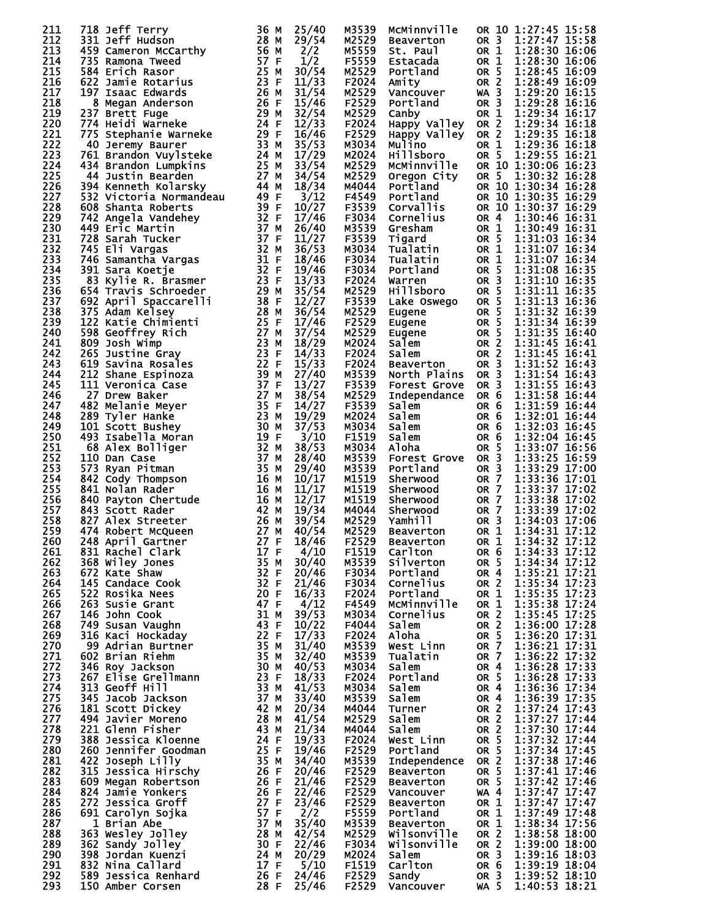| Place | Bib | Name | Age | Sex | Div Place | Div | City | State | Team | Time | Pace |
|---|---|---|---|---|---|---|---|---|---|---|---|
| 211 | 718 | Jeff Terry | 36 | M | 25/40 | M3539 | McMinnville | OR | 10 | 1:27:45 | 15:58 |
| 212 | 331 | Jeff Hudson | 28 | M | 29/54 | M2529 | Beaverton | OR | 3 | 1:27:47 | 15:58 |
| 213 | 459 | Cameron McCarthy | 56 | M | 2/2 | M5559 | St. Paul | OR | 1 | 1:28:30 | 16:06 |
| 214 | 735 | Ramona Tweed | 57 | F | 1/2 | F5559 | Estacada | OR | 1 | 1:28:30 | 16:06 |
| 215 | 584 | Erich Rasor | 25 | M | 30/54 | M2529 | Portland | OR | 5 | 1:28:45 | 16:09 |
| 216 | 622 | Jamie Rotarius | 23 | F | 11/33 | F2024 | Amity | OR | 2 | 1:28:49 | 16:09 |
| 217 | 197 | Isaac Edwards | 26 | M | 31/54 | M2529 | Vancouver | WA | 3 | 1:29:20 | 16:15 |
| 218 | 8 | Megan Anderson | 26 | F | 15/46 | F2529 | Portland | OR | 3 | 1:29:28 | 16:16 |
| 219 | 237 | Brett Fuge | 29 | M | 32/54 | M2529 | Canby | OR | 1 | 1:29:34 | 16:17 |
| 220 | 774 | Heidi Warneke | 24 | F | 12/33 | F2024 | Happy Valley | OR | 2 | 1:29:34 | 16:18 |
| 221 | 775 | Stephanie Warneke | 29 | F | 16/46 | F2529 | Happy Valley | OR | 2 | 1:29:35 | 16:18 |
| 222 | 40 | Jeremy Baurer | 33 | M | 35/53 | M3034 | Mulino | OR | 1 | 1:29:36 | 16:18 |
| 223 | 761 | Brandon Vuylsteke | 24 | M | 17/29 | M2024 | Hillsboro | OR | 5 | 1:29:55 | 16:21 |
| 224 | 434 | Brandon Lumpkins | 25 | M | 33/54 | M2529 | McMinnville | OR | 10 | 1:30:06 | 16:23 |
| 225 | 44 | Justin Bearden | 27 | M | 34/54 | M2529 | Oregon City | OR | 5 | 1:30:32 | 16:28 |
| 226 | 394 | Kenneth Kolarsky | 44 | M | 18/34 | M4044 | Portland | OR | 10 | 1:30:34 | 16:28 |
| 227 | 532 | Victoria Normandeau | 49 | F | 3/12 | F4549 | Portland | OR | 10 | 1:30:35 | 16:29 |
| 228 | 608 | Shanta Roberts | 39 | F | 10/27 | F3539 | Corvallis | OR | 10 | 1:30:37 | 16:29 |
| 229 | 742 | Angela Vandehey | 32 | F | 17/46 | F3034 | Cornelius | OR | 4 | 1:30:46 | 16:31 |
| 230 | 449 | Eric Martin | 37 | M | 26/40 | M3539 | Gresham | OR | 1 | 1:30:49 | 16:31 |
| 231 | 728 | Sarah Tucker | 37 | F | 11/27 | F3539 | Tigard | OR | 5 | 1:31:03 | 16:34 |
| 232 | 745 | Eli Vargas | 32 | M | 36/53 | M3034 | Tualatin | OR | 1 | 1:31:07 | 16:34 |
| 233 | 746 | Samantha Vargas | 31 | F | 18/46 | F3034 | Tualatin | OR | 1 | 1:31:07 | 16:34 |
| 234 | 391 | Sara Koetje | 32 | F | 19/46 | F3034 | Portland | OR | 5 | 1:31:08 | 16:35 |
| 235 | 83 | Kylie R. Brasmer | 23 | F | 13/33 | F2024 | Warren | OR | 3 | 1:31:10 | 16:35 |
| 236 | 654 | Travis Schroeder | 29 | M | 35/54 | M2529 | Hillsboro | OR | 5 | 1:31:11 | 16:35 |
| 237 | 692 | April Spaccarelli | 38 | F | 12/27 | F3539 | Lake Oswego | OR | 5 | 1:31:13 | 16:36 |
| 238 | 375 | Adam Kelsey | 28 | M | 36/54 | M2529 | Eugene | OR | 5 | 1:31:32 | 16:39 |
| 239 | 122 | Katie Chimienti | 25 | F | 17/46 | F2529 | Eugene | OR | 5 | 1:31:34 | 16:39 |
| 240 | 598 | Geoffrey Rich | 27 | M | 37/54 | M2529 | Eugene | OR | 5 | 1:31:35 | 16:40 |
| 241 | 809 | Josh Wimp | 23 | M | 18/29 | M2024 | Salem | OR | 2 | 1:31:45 | 16:41 |
| 242 | 265 | Justine Gray | 23 | F | 14/33 | F2024 | Salem | OR | 2 | 1:31:45 | 16:41 |
| 243 | 619 | Savina Rosales | 22 | F | 15/33 | F2024 | Beaverton | OR | 3 | 1:31:52 | 16:43 |
| 244 | 212 | Shane Espinoza | 39 | M | 27/40 | M3539 | North Plains | OR | 3 | 1:31:54 | 16:43 |
| 245 | 111 | Veronica Case | 37 | F | 13/27 | F3539 | Forest Grove | OR | 3 | 1:31:55 | 16:43 |
| 246 | 27 | Drew Baker | 27 | M | 38/54 | M2529 | Independance | OR | 6 | 1:31:58 | 16:44 |
| 247 | 482 | Melanie Meyer | 35 | F | 14/27 | F3539 | Salem | OR | 6 | 1:31:59 | 16:44 |
| 248 | 289 | Tyler Hanke | 23 | M | 19/29 | M2024 | Salem | OR | 6 | 1:32:01 | 16:44 |
| 249 | 101 | Scott Bushey | 30 | M | 37/53 | M3034 | Salem | OR | 6 | 1:32:03 | 16:45 |
| 250 | 493 | Isabella Moran | 19 | F | 3/10 | F1519 | Salem | OR | 6 | 1:32:04 | 16:45 |
| 251 | 68 | Alex Bolliger | 32 | M | 38/53 | M3034 | Aloha | OR | 5 | 1:33:07 | 16:56 |
| 252 | 110 | Dan Case | 37 | M | 28/40 | M3539 | Forest Grove | OR | 3 | 1:33:25 | 16:59 |
| 253 | 573 | Ryan Pitman | 35 | M | 29/40 | M3539 | Portland | OR | 3 | 1:33:29 | 17:00 |
| 254 | 842 | Cody Thompson | 16 | M | 10/17 | M1519 | Sherwood | OR | 7 | 1:33:36 | 17:01 |
| 255 | 841 | Nolan Rader | 16 | M | 11/17 | M1519 | Sherwood | OR | 7 | 1:33:37 | 17:02 |
| 256 | 840 | Payton Chertude | 16 | M | 12/17 | M1519 | Sherwood | OR | 7 | 1:33:38 | 17:02 |
| 257 | 843 | Scott Rader | 42 | M | 19/34 | M4044 | Sherwood | OR | 7 | 1:33:39 | 17:02 |
| 258 | 827 | Alex Streeter | 26 | M | 39/54 | M2529 | Yamhill | OR | 3 | 1:34:03 | 17:06 |
| 259 | 474 | Robert McQueen | 27 | M | 40/54 | M2529 | Beaverton | OR | 1 | 1:34:31 | 17:12 |
| 260 | 248 | April Gartner | 27 | F | 18/46 | F2529 | Beaverton | OR | 1 | 1:34:32 | 17:12 |
| 261 | 831 | Rachel Clark | 17 | F | 4/10 | F1519 | Carlton | OR | 6 | 1:34:33 | 17:12 |
| 262 | 368 | Wiley Jones | 35 | M | 30/40 | M3539 | Silverton | OR | 5 | 1:34:34 | 17:12 |
| 263 | 672 | Kate Shaw | 32 | F | 20/46 | F3034 | Portland | OR | 4 | 1:35:21 | 17:21 |
| 264 | 145 | Candace Cook | 32 | F | 21/46 | F3034 | Cornelius | OR | 2 | 1:35:34 | 17:23 |
| 265 | 522 | Rosika Nees | 20 | F | 16/33 | F2024 | Portland | OR | 1 | 1:35:35 | 17:23 |
| 266 | 263 | Susie Grant | 47 | F | 4/12 | F4549 | McMinnville | OR | 1 | 1:35:38 | 17:24 |
| 267 | 146 | John Cook | 31 | M | 39/53 | M3034 | Cornelius | OR | 2 | 1:35:45 | 17:25 |
| 268 | 749 | Susan Vaughn | 43 | F | 10/22 | F4044 | Salem | OR | 2 | 1:36:00 | 17:28 |
| 269 | 316 | Kaci Hockaday | 22 | F | 17/33 | F2024 | Aloha | OR | 5 | 1:36:20 | 17:31 |
| 270 | 99 | Adrian Burtner | 35 | M | 31/40 | M3539 | West Linn | OR | 7 | 1:36:21 | 17:31 |
| 271 | 602 | Brian Riehm | 35 | M | 32/40 | M3539 | Tualatin | OR | 7 | 1:36:22 | 17:32 |
| 272 | 346 | Roy Jackson | 30 | M | 40/53 | M3034 | Salem | OR | 4 | 1:36:28 | 17:33 |
| 273 | 267 | Elise Grellmann | 23 | F | 18/33 | F2024 | Portland | OR | 5 | 1:36:28 | 17:33 |
| 274 | 313 | Geoff Hill | 33 | M | 41/53 | M3034 | Salem | OR | 4 | 1:36:36 | 17:34 |
| 275 | 345 | Jacob Jackson | 37 | M | 33/40 | M3539 | Salem | OR | 4 | 1:36:39 | 17:35 |
| 276 | 181 | Scott Dickey | 42 | M | 20/34 | M4044 | Turner | OR | 2 | 1:37:24 | 17:43 |
| 277 | 494 | Javier Moreno | 28 | M | 41/54 | M2529 | Salem | OR | 2 | 1:37:27 | 17:44 |
| 278 | 221 | Glenn Fisher | 43 | M | 21/34 | M4044 | Salem | OR | 2 | 1:37:30 | 17:44 |
| 279 | 388 | Jessica Kloenne | 24 | F | 19/33 | F2024 | West Linn | OR | 5 | 1:37:32 | 17:44 |
| 280 | 260 | Jennifer Goodman | 25 | F | 19/46 | F2529 | Portland | OR | 5 | 1:37:34 | 17:45 |
| 281 | 422 | Joseph Lilly | 35 | M | 34/40 | M3539 | Independence | OR | 2 | 1:37:38 | 17:46 |
| 282 | 315 | Jessica Hirschy | 26 | F | 20/46 | F2529 | Beaverton | OR | 5 | 1:37:41 | 17:46 |
| 283 | 609 | Megan Robertson | 26 | F | 21/46 | F2529 | Beaverton | OR | 5 | 1:37:42 | 17:46 |
| 284 | 824 | Jamie Yonkers | 26 | F | 22/46 | F2529 | Vancouver | WA | 4 | 1:37:47 | 17:47 |
| 285 | 272 | Jessica Groff | 27 | F | 23/46 | F2529 | Beaverton | OR | 1 | 1:37:47 | 17:47 |
| 286 | 691 | Carolyn Sojka | 57 | F | 2/2 | F5559 | Portland | OR | 1 | 1:37:49 | 17:48 |
| 287 | 1 | Brian Abe | 37 | M | 35/40 | M3539 | Beaverton | OR | 1 | 1:38:34 | 17:56 |
| 288 | 363 | Wesley Jolley | 28 | M | 42/54 | M2529 | Wilsonville | OR | 2 | 1:38:58 | 18:00 |
| 289 | 362 | Sandy Jolley | 30 | F | 22/46 | F3034 | Wilsonville | OR | 2 | 1:39:00 | 18:00 |
| 290 | 398 | Jordan Kuenzi | 24 | M | 20/29 | M2024 | Salem | OR | 3 | 1:39:16 | 18:03 |
| 291 | 832 | Nina Callard | 17 | F | 5/10 | F1519 | Carlton | OR | 6 | 1:39:19 | 18:04 |
| 292 | 589 | Jessica Renhard | 26 | F | 24/46 | F2529 | Sandy | OR | 3 | 1:39:52 | 18:10 |
| 293 | 150 | Amber Corsen | 28 | F | 25/46 | F2529 | Vancouver | WA | 5 | 1:40:53 | 18:21 |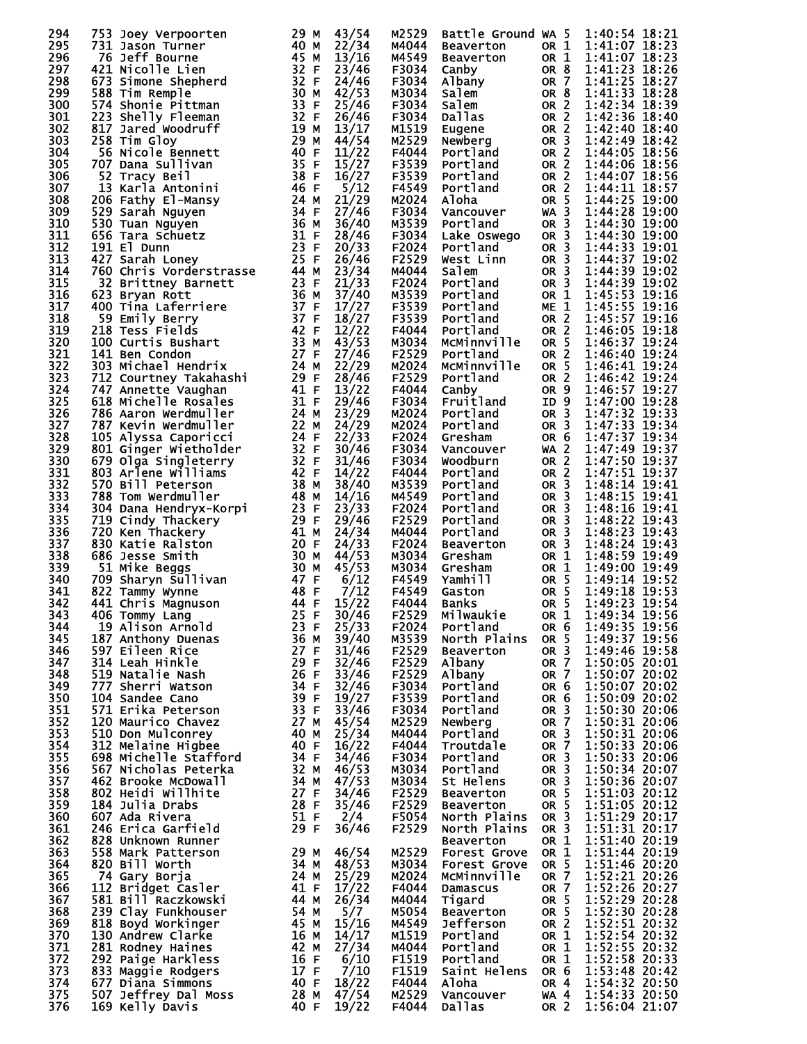| Place | Bib | Name | Age | Sex | Div Place | Division | City | State | | Time | Pace |
|---|---|---|---|---|---|---|---|---|---|---|---|
| 294 | 753 | Joey Verpoorten | 29 | M | 43/54 | M2529 | Battle Ground | WA | 5 | 1:40:54 | 18:21 |
| 295 | 731 | Jason Turner | 40 | M | 22/34 | M4044 | Beaverton | OR | 1 | 1:41:07 | 18:23 |
| 296 | 76 | Jeff Bourne | 45 | M | 13/16 | M4549 | Beaverton | OR | 1 | 1:41:07 | 18:23 |
| 297 | 421 | Nicolle Lien | 32 | F | 23/46 | F3034 | Canby | OR | 8 | 1:41:23 | 18:26 |
| 298 | 673 | Simone Shepherd | 32 | F | 24/46 | F3034 | Albany | OR | 7 | 1:41:25 | 18:27 |
| 299 | 588 | Tim Remple | 30 | M | 42/53 | M3034 | Salem | OR | 8 | 1:41:33 | 18:28 |
| 300 | 574 | Shonie Pittman | 33 | F | 25/46 | F3034 | Salem | OR | 2 | 1:42:34 | 18:39 |
| 301 | 223 | Shelly Fleeman | 32 | F | 26/46 | F3034 | Dallas | OR | 2 | 1:42:36 | 18:40 |
| 302 | 817 | Jared Woodruff | 19 | M | 13/17 | M1519 | Eugene | OR | 2 | 1:42:40 | 18:40 |
| 303 | 258 | Tim Gloy | 29 | M | 44/54 | M2529 | Newberg | OR | 3 | 1:42:49 | 18:42 |
| 304 | 56 | Nicole Bennett | 40 | F | 11/22 | F4044 | Portland | OR | 2 | 1:44:05 | 18:56 |
| 305 | 707 | Dana Sullivan | 35 | F | 15/27 | F3539 | Portland | OR | 2 | 1:44:06 | 18:56 |
| 306 | 52 | Tracy Beil | 38 | F | 16/27 | F3539 | Portland | OR | 2 | 1:44:07 | 18:56 |
| 307 | 13 | Karla Antonini | 46 | F | 5/12 | F4549 | Portland | OR | 2 | 1:44:11 | 18:57 |
| 308 | 206 | Fathy El-Mansy | 24 | M | 21/29 | M2024 | Aloha | OR | 5 | 1:44:25 | 19:00 |
| 309 | 529 | Sarah Nguyen | 34 | F | 27/46 | F3034 | Vancouver | WA | 3 | 1:44:28 | 19:00 |
| 310 | 530 | Tuan Nguyen | 36 | M | 36/40 | M3539 | Portland | OR | 3 | 1:44:30 | 19:00 |
| 311 | 656 | Tara Schuetz | 31 | F | 28/46 | F3034 | Lake Oswego | OR | 3 | 1:44:30 | 19:00 |
| 312 | 191 | El Dunn | 23 | F | 20/33 | F2024 | Portland | OR | 3 | 1:44:33 | 19:01 |
| 313 | 427 | Sarah Loney | 25 | F | 26/46 | F2529 | West Linn | OR | 3 | 1:44:37 | 19:02 |
| 314 | 760 | Chris Vorderstrasse | 44 | M | 23/34 | M4044 | Salem | OR | 3 | 1:44:39 | 19:02 |
| 315 | 32 | Brittney Barnett | 23 | F | 21/33 | F2024 | Portland | OR | 3 | 1:44:39 | 19:02 |
| 316 | 623 | Bryan Rott | 36 | M | 37/40 | M3539 | Portland | OR | 1 | 1:45:53 | 19:16 |
| 317 | 400 | Tina Laferriere | 37 | F | 17/27 | F3539 | Portland | ME | 1 | 1:45:55 | 19:16 |
| 318 | 59 | Emily Berry | 37 | F | 18/27 | F3539 | Portland | OR | 2 | 1:45:57 | 19:16 |
| 319 | 218 | Tess Fields | 42 | F | 12/22 | F4044 | Portland | OR | 2 | 1:46:05 | 19:18 |
| 320 | 100 | Curtis Bushart | 33 | M | 43/53 | M3034 | McMinnville | OR | 5 | 1:46:37 | 19:24 |
| 321 | 141 | Ben Condon | 27 | F | 27/46 | F2529 | Portland | OR | 2 | 1:46:40 | 19:24 |
| 322 | 303 | Michael Hendrix | 24 | M | 22/29 | M2024 | McMinnville | OR | 5 | 1:46:41 | 19:24 |
| 323 | 712 | Courtney Takahashi | 29 | F | 28/46 | F2529 | Portland | OR | 2 | 1:46:42 | 19:24 |
| 324 | 747 | Annette Vaughan | 41 | F | 13/22 | F4044 | Canby | OR | 9 | 1:46:57 | 19:27 |
| 325 | 618 | Michelle Rosales | 31 | F | 29/46 | F3034 | Fruitland | ID | 9 | 1:47:00 | 19:28 |
| 326 | 786 | Aaron Werdmuller | 24 | M | 23/29 | M2024 | Portland | OR | 3 | 1:47:32 | 19:33 |
| 327 | 787 | Kevin Werdmuller | 22 | M | 24/29 | M2024 | Portland | OR | 3 | 1:47:33 | 19:34 |
| 328 | 105 | Alyssa Caporicci | 24 | F | 22/33 | F2024 | Gresham | OR | 6 | 1:47:37 | 19:34 |
| 329 | 801 | Ginger Wietholder | 32 | F | 30/46 | F3034 | Vancouver | WA | 2 | 1:47:49 | 19:37 |
| 330 | 679 | Olga Singleterry | 32 | F | 31/46 | F3034 | Woodburn | OR | 2 | 1:47:50 | 19:37 |
| 331 | 803 | Arlene Williams | 42 | F | 14/22 | F4044 | Portland | OR | 2 | 1:47:51 | 19:37 |
| 332 | 570 | Bill Peterson | 38 | M | 38/40 | M3539 | Portland | OR | 3 | 1:48:14 | 19:41 |
| 333 | 788 | Tom Werdmuller | 48 | M | 14/16 | M4549 | Portland | OR | 3 | 1:48:15 | 19:41 |
| 334 | 304 | Dana Hendryx-Korpi | 23 | F | 23/33 | F2024 | Portland | OR | 3 | 1:48:16 | 19:41 |
| 335 | 719 | Cindy Thackery | 29 | F | 29/46 | F2529 | Portland | OR | 3 | 1:48:22 | 19:43 |
| 336 | 720 | Ken Thackery | 41 | M | 24/34 | M4044 | Portland | OR | 3 | 1:48:23 | 19:43 |
| 337 | 830 | Katie Ralston | 20 | F | 24/33 | F2024 | Beaverton | OR | 3 | 1:48:24 | 19:43 |
| 338 | 686 | Jesse Smith | 30 | M | 44/53 | M3034 | Gresham | OR | 1 | 1:48:59 | 19:49 |
| 339 | 51 | Mike Beggs | 30 | M | 45/53 | M3034 | Gresham | OR | 1 | 1:49:00 | 19:49 |
| 340 | 709 | Sharyn Sullivan | 47 | F | 6/12 | F4549 | Yamhill | OR | 5 | 1:49:14 | 19:52 |
| 341 | 822 | Tammy Wynne | 48 | F | 7/12 | F4549 | Gaston | OR | 5 | 1:49:18 | 19:53 |
| 342 | 441 | Chris Magnuson | 44 | F | 15/22 | F4044 | Banks | OR | 5 | 1:49:23 | 19:54 |
| 343 | 406 | Tommy Lang | 25 | F | 30/46 | F2529 | Milwaukie | OR | 1 | 1:49:34 | 19:56 |
| 344 | 19 | Alison Arnold | 23 | F | 25/33 | F2024 | Portland | OR | 6 | 1:49:35 | 19:56 |
| 345 | 187 | Anthony Duenas | 36 | M | 39/40 | M3539 | North Plains | OR | 5 | 1:49:37 | 19:56 |
| 346 | 597 | Eileen Rice | 27 | F | 31/46 | F2529 | Beaverton | OR | 3 | 1:49:46 | 19:58 |
| 347 | 314 | Leah Hinkle | 29 | F | 32/46 | F2529 | Albany | OR | 7 | 1:50:05 | 20:01 |
| 348 | 519 | Natalie Nash | 26 | F | 33/46 | F2529 | Albany | OR | 7 | 1:50:07 | 20:02 |
| 349 | 777 | Sherri Watson | 34 | F | 32/46 | F3034 | Portland | OR | 6 | 1:50:07 | 20:02 |
| 350 | 104 | Sandee Cano | 39 | F | 19/27 | F3539 | Portland | OR | 6 | 1:50:09 | 20:02 |
| 351 | 571 | Erika Peterson | 33 | F | 33/46 | F3034 | Portland | OR | 3 | 1:50:30 | 20:06 |
| 352 | 120 | Maurico Chavez | 27 | M | 45/54 | M2529 | Newberg | OR | 7 | 1:50:31 | 20:06 |
| 353 | 510 | Don Mulconrey | 40 | M | 25/34 | M4044 | Portland | OR | 3 | 1:50:31 | 20:06 |
| 354 | 312 | Melaine Higbee | 40 | F | 16/22 | F4044 | Troutdale | OR | 7 | 1:50:33 | 20:06 |
| 355 | 698 | Michelle Stafford | 34 | F | 34/46 | F3034 | Portland | OR | 3 | 1:50:33 | 20:06 |
| 356 | 567 | Nicholas Peterka | 32 | M | 46/53 | M3034 | Portland | OR | 3 | 1:50:34 | 20:07 |
| 357 | 462 | Brooke McDowall | 34 | M | 47/53 | M3034 | St Helens | OR | 3 | 1:50:36 | 20:07 |
| 358 | 802 | Heidi Willhite | 27 | F | 34/46 | F2529 | Beaverton | OR | 5 | 1:51:03 | 20:12 |
| 359 | 184 | Julia Drabs | 28 | F | 35/46 | F2529 | Beaverton | OR | 5 | 1:51:05 | 20:12 |
| 360 | 607 | Ada Rivera | 51 | F | 2/4 | F5054 | North Plains | OR | 3 | 1:51:29 | 20:17 |
| 361 | 246 | Erica Garfield | 29 | F | 36/46 | F2529 | North Plains | OR | 3 | 1:51:31 | 20:17 |
| 362 | 828 | Unknown Runner | | | | | Beaverton | OR | 1 | 1:51:40 | 20:19 |
| 363 | 558 | Mark Patterson | 29 | M | 46/54 | M2529 | Forest Grove | OR | 1 | 1:51:44 | 20:19 |
| 364 | 820 | Bill Worth | 34 | M | 48/53 | M3034 | Forest Grove | OR | 5 | 1:51:46 | 20:20 |
| 365 | 74 | Gary Borja | 24 | M | 25/29 | M2024 | McMinnville | OR | 7 | 1:52:21 | 20:26 |
| 366 | 112 | Bridget Casler | 41 | F | 17/22 | F4044 | Damascus | OR | 7 | 1:52:26 | 20:27 |
| 367 | 581 | Bill Raczkowski | 44 | M | 26/34 | M4044 | Tigard | OR | 5 | 1:52:29 | 20:28 |
| 368 | 239 | Clay Funkhouser | 54 | M | 5/7 | M5054 | Beaverton | OR | 5 | 1:52:30 | 20:28 |
| 369 | 818 | Boyd Workinger | 45 | M | 15/16 | M4549 | Jefferson | OR | 2 | 1:52:51 | 20:32 |
| 370 | 130 | Andrew Clarke | 16 | M | 14/17 | M1519 | Portland | OR | 1 | 1:52:54 | 20:32 |
| 371 | 281 | Rodney Haines | 42 | M | 27/34 | M4044 | Portland | OR | 1 | 1:52:55 | 20:32 |
| 372 | 292 | Paige Harkless | 16 | F | 6/10 | F1519 | Portland | OR | 1 | 1:52:58 | 20:33 |
| 373 | 833 | Maggie Rodgers | 17 | F | 7/10 | F1519 | Saint Helens | OR | 6 | 1:53:48 | 20:42 |
| 374 | 677 | Diana Simmons | 40 | F | 18/22 | F4044 | Aloha | OR | 4 | 1:54:32 | 20:50 |
| 375 | 507 | Jeffrey Dal Moss | 28 | M | 47/54 | M2529 | Vancouver | WA | 4 | 1:54:33 | 20:50 |
| 376 | 169 | Kelly Davis | 40 | F | 19/22 | F4044 | Dallas | OR | 2 | 1:56:04 | 21:07 |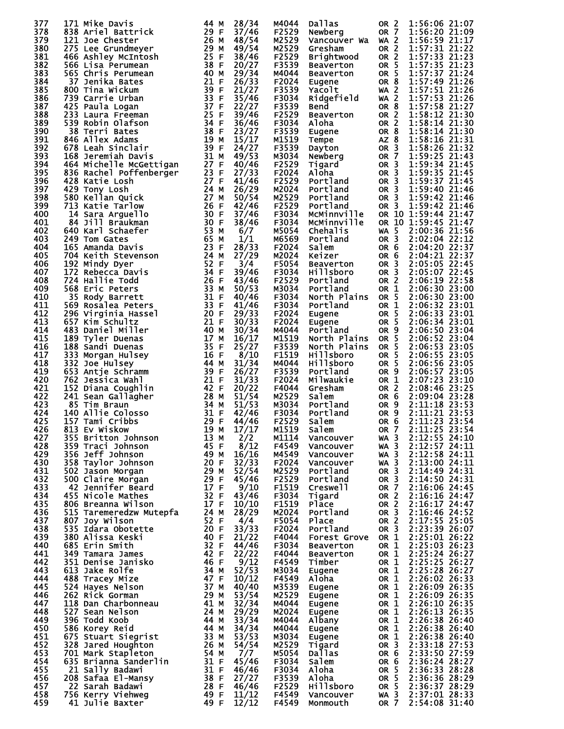| | | | | | | | | | | |
|---|---|---|---|---|---|---|---|---|---|---|
| 377 | 171 | Mike Davis | 44 M | 28/34 | M4044 | Dallas | OR 2 | 1:56:06 | 21:07 |
| 378 | 838 | Ariel Battrick | 29 F | 37/46 | F2529 | Newberg | OR 7 | 1:56:20 | 21:09 |
| 379 | 121 | Joe Chester | 26 M | 48/54 | M2529 | Vancouver Wa | WA 2 | 1:56:59 | 21:17 |
| 380 | 275 | Lee Grundmeyer | 29 M | 49/54 | M2529 | Gresham | OR 2 | 1:57:31 | 21:22 |
| 381 | 466 | Ashley McIntosh | 25 F | 38/46 | F2529 | Brightwood | OR 2 | 1:57:33 | 21:23 |
| 382 | 566 | Lisa Perumean | 38 F | 20/27 | F3539 | Beaverton | OR 5 | 1:57:35 | 21:23 |
| 383 | 565 | Chris Perumean | 40 M | 29/34 | M4044 | Beaverton | OR 5 | 1:57:37 | 21:24 |
| 384 | 37 | Jenika Bates | 21 F | 26/33 | F2024 | Eugene | OR 8 | 1:57:49 | 21:26 |
| 385 | 800 | Tina Wickum | 39 F | 21/27 | F3539 | Yacolt | WA 2 | 1:57:51 | 21:26 |
| 386 | 739 | Carrie Urban | 33 F | 35/46 | F3034 | Ridgefield | WA 2 | 1:57:53 | 21:26 |
| 387 | 425 | Paula Logan | 37 F | 22/27 | F3539 | Bend | OR 8 | 1:57:58 | 21:27 |
| 388 | 233 | Laura Freeman | 25 F | 39/46 | F2529 | Beaverton | OR 2 | 1:58:12 | 21:30 |
| 389 | 539 | Robin Olafson | 34 F | 36/46 | F3034 | Aloha | OR 2 | 1:58:14 | 21:30 |
| 390 | 38 | Terri Bates | 38 F | 23/27 | F3539 | Eugene | OR 8 | 1:58:14 | 21:30 |
| 391 | 846 | Allex Adams | 19 M | 15/17 | M1519 | Tempe | AZ 8 | 1:58:16 | 21:31 |
| 392 | 678 | Leah Sinclair | 39 F | 24/27 | F3539 | Dayton | OR 3 | 1:58:26 | 21:32 |
| 393 | 168 | Jeremiah Davis | 31 M | 49/53 | M3034 | Newberg | OR 7 | 1:59:25 | 21:43 |
| 394 | 464 | Michelle McGettigan | 27 F | 40/46 | F2529 | Tigard | OR 3 | 1:59:34 | 21:45 |
| 395 | 836 | Rachel Poffenberger | 23 F | 27/33 | F2024 | Aloha | OR 3 | 1:59:35 | 21:45 |
| 396 | 428 | Katie Losh | 27 F | 41/46 | F2529 | Portland | OR 3 | 1:59:37 | 21:45 |
| 397 | 429 | Tony Losh | 24 M | 26/29 | M2024 | Portland | OR 3 | 1:59:40 | 21:46 |
| 398 | 580 | Kellan Quick | 27 M | 50/54 | M2529 | Portland | OR 3 | 1:59:42 | 21:46 |
| 399 | 713 | Katie Tarlow | 26 F | 42/46 | F2529 | Portland | OR 3 | 1:59:42 | 21:46 |
| 400 | 14 | Sara Arguello | 30 F | 37/46 | F3034 | McMinnville | OR 10 | 1:59:44 | 21:47 |
| 401 | 84 | Jill Braukman | 30 F | 38/46 | F3034 | McMinnville | OR 10 | 1:59:45 | 21:47 |
| 402 | 640 | Karl Schaefer | 53 M | 6/7 | M5054 | Chehalis | WA 5 | 2:00:36 | 21:56 |
| 403 | 249 | Tom Gates | 65 M | 1/1 | M6569 | Portland | OR 3 | 2:02:04 | 22:12 |
| 404 | 165 | Amanda Davis | 23 F | 28/33 | F2024 | Salem | OR 6 | 2:04:20 | 22:37 |
| 405 | 704 | Keith Stevenson | 24 M | 27/29 | M2024 | Keizer | OR 6 | 2:04:21 | 22:37 |
| 406 | 192 | Mindy Dyer | 52 F | 3/4 | F5054 | Beaverton | OR 3 | 2:05:05 | 22:45 |
| 407 | 172 | Rebecca Davis | 34 F | 39/46 | F3034 | Hillsboro | OR 3 | 2:05:07 | 22:45 |
| 408 | 724 | Hallie Todd | 26 F | 43/46 | F2529 | Portland | OR 2 | 2:06:19 | 22:58 |
| 409 | 568 | Eric Peters | 33 M | 50/53 | M3034 | Portland | OR 1 | 2:06:30 | 23:00 |
| 410 | 35 | Rody Barrett | 31 F | 40/46 | F3034 | North Plains | OR 5 | 2:06:30 | 23:00 |
| 411 | 569 | Rosalea Peters | 33 F | 41/46 | F3034 | Portland | OR 1 | 2:06:32 | 23:01 |
| 412 | 296 | Virginia Hassel | 20 F | 29/33 | F2024 | Eugene | OR 5 | 2:06:33 | 23:01 |
| 413 | 657 | Kim Schultz | 21 F | 30/33 | F2024 | Eugene | OR 5 | 2:06:34 | 23:01 |
| 414 | 483 | Daniel Miller | 40 M | 30/34 | M4044 | Portland | OR 9 | 2:06:50 | 23:04 |
| 415 | 189 | Tyler Duenas | 17 M | 16/17 | M1519 | North Plains | OR 5 | 2:06:52 | 23:04 |
| 416 | 188 | Sandi Duenas | 35 F | 25/27 | F3539 | North Plains | OR 5 | 2:06:53 | 23:05 |
| 417 | 333 | Morgan Hulsey | 16 F | 8/10 | F1519 | Hillsboro | OR 5 | 2:06:55 | 23:05 |
| 418 | 332 | Joe Hulsey | 44 M | 31/34 | M4044 | Hillsboro | OR 5 | 2:06:56 | 23:05 |
| 419 | 653 | Antje Schramm | 39 F | 26/27 | F3539 | Portland | OR 9 | 2:06:57 | 23:05 |
| 420 | 762 | Jessica Wahl | 21 F | 31/33 | F2024 | Milwaukie | OR 1 | 2:07:23 | 23:10 |
| 421 | 152 | Diana Coughlin | 42 F | 20/22 | F4044 | Gresham | OR 2 | 2:08:46 | 23:25 |
| 422 | 241 | Sean Gallagher | 28 M | 51/54 | M2529 | Salem | OR 6 | 2:09:04 | 23:28 |
| 423 | 85 | Tim Braun | 34 M | 51/53 | M3034 | Portland | OR 9 | 2:11:18 | 23:53 |
| 424 | 140 | Allie Colosso | 31 F | 42/46 | F3034 | Portland | OR 9 | 2:11:21 | 23:53 |
| 425 | 157 | Tami Cribbs | 29 F | 44/46 | F2529 | Salem | OR 6 | 2:11:23 | 23:54 |
| 426 | 813 | Ev Wiskow | 19 M | 17/17 | M1519 | Salem | OR 7 | 2:11:25 | 23:54 |
| 427 | 355 | Britton Johnson | 13 M | 2/2 | M1114 | Vancouver | WA 3 | 2:12:55 | 24:10 |
| 428 | 359 | Traci Johnson | 45 F | 8/12 | F4549 | Vancouver | WA 3 | 2:12:57 | 24:11 |
| 429 | 356 | Jeff Johnson | 49 M | 16/16 | M4549 | Vancouver | WA 3 | 2:12:58 | 24:11 |
| 430 | 358 | Taylor Johnson | 20 F | 32/33 | F2024 | Vancouver | WA 3 | 2:13:00 | 24:11 |
| 431 | 502 | Jason Morgan | 29 M | 52/54 | M2529 | Portland | OR 3 | 2:14:49 | 24:31 |
| 432 | 500 | Claire Morgan | 29 F | 45/46 | F2529 | Portland | OR 3 | 2:14:50 | 24:31 |
| 433 | 42 | Jennifer Beard | 17 F | 9/10 | F1519 | Creswell | OR 7 | 2:16:06 | 24:45 |
| 434 | 455 | Nicole Mathes | 32 F | 43/46 | F3034 | Tigard | OR 2 | 2:16:16 | 24:47 |
| 435 | 806 | Breanna Wilson | 17 F | 10/10 | F1519 | Place | OR 2 | 2:16:17 | 24:47 |
| 436 | 515 | Taremeredzw Mutepfa | 24 M | 28/29 | M2024 | Portland | OR 3 | 2:16:46 | 24:52 |
| 437 | 807 | Joy Wilson | 52 F | 4/4 | F5054 | Place | OR 2 | 2:17:55 | 25:05 |
| 438 | 535 | Idara Obotette | 20 F | 33/33 | F2024 | Portland | OR 3 | 2:23:39 | 26:07 |
| 439 | 380 | Alissa Keski | 40 F | 21/22 | F4044 | Forest Grove | OR 1 | 2:25:01 | 26:22 |
| 440 | 685 | Erin Smith | 32 F | 44/46 | F3034 | Beaverton | OR 1 | 2:25:03 | 26:23 |
| 441 | 349 | Tamara James | 42 F | 22/22 | F4044 | Beaverton | OR 1 | 2:25:24 | 26:27 |
| 442 | 351 | Denise Janisko | 46 F | 9/12 | F4549 | Timber | OR 1 | 2:25:25 | 26:27 |
| 443 | 613 | Jake Rolfe | 34 M | 52/53 | M3034 | Eugene | OR 1 | 2:25:28 | 26:27 |
| 444 | 488 | Tracey Mize | 47 F | 10/12 | F4549 | Aloha | OR 1 | 2:26:02 | 26:33 |
| 445 | 524 | Hayes Nelson | 37 M | 40/40 | M3539 | Eugene | OR 1 | 2:26:09 | 26:35 |
| 446 | 262 | Rick Gorman | 29 M | 53/54 | M2529 | Eugene | OR 1 | 2:26:09 | 26:35 |
| 447 | 118 | Dan Charbonneau | 41 M | 32/34 | M4044 | Eugene | OR 1 | 2:26:10 | 26:35 |
| 448 | 527 | Sean Nelson | 24 M | 29/29 | M2024 | Eugene | OR 1 | 2:26:13 | 26:35 |
| 449 | 396 | Todd Koob | 44 M | 33/34 | M4044 | Albany | OR 1 | 2:26:38 | 26:40 |
| 450 | 586 | Korey Reid | 44 M | 34/34 | M4044 | Eugene | OR 1 | 2:26:38 | 26:40 |
| 451 | 675 | Stuart Siegrist | 33 M | 53/53 | M3034 | Eugene | OR 1 | 2:26:38 | 26:40 |
| 452 | 328 | Jared Houghton | 26 M | 54/54 | M2529 | Tigard | OR 3 | 2:33:18 | 27:53 |
| 453 | 701 | Mark Stapleton | 54 M | 7/7 | M5054 | Dallas | OR 6 | 2:33:50 | 27:59 |
| 454 | 635 | Brianna Sanderlin | 31 F | 45/46 | F3034 | Salem | OR 6 | 2:36:24 | 28:27 |
| 455 | 21 | Sally Badawi | 31 F | 46/46 | F3034 | Aloha | OR 5 | 2:36:33 | 28:28 |
| 456 | 208 | Safaa El-Mansy | 38 F | 27/27 | F3539 | Aloha | OR 5 | 2:36:36 | 28:29 |
| 457 | 22 | Sarah Badawi | 28 F | 46/46 | F2529 | Hillsboro | OR 5 | 2:36:37 | 28:29 |
| 458 | 756 | Kerry Viehweg | 49 F | 11/12 | F4549 | Vancouver | WA 3 | 2:37:01 | 28:33 |
| 459 | 41 | Julie Baxter | 49 F | 12/12 | F4549 | Monmouth | OR 7 | 2:54:08 | 31:40 |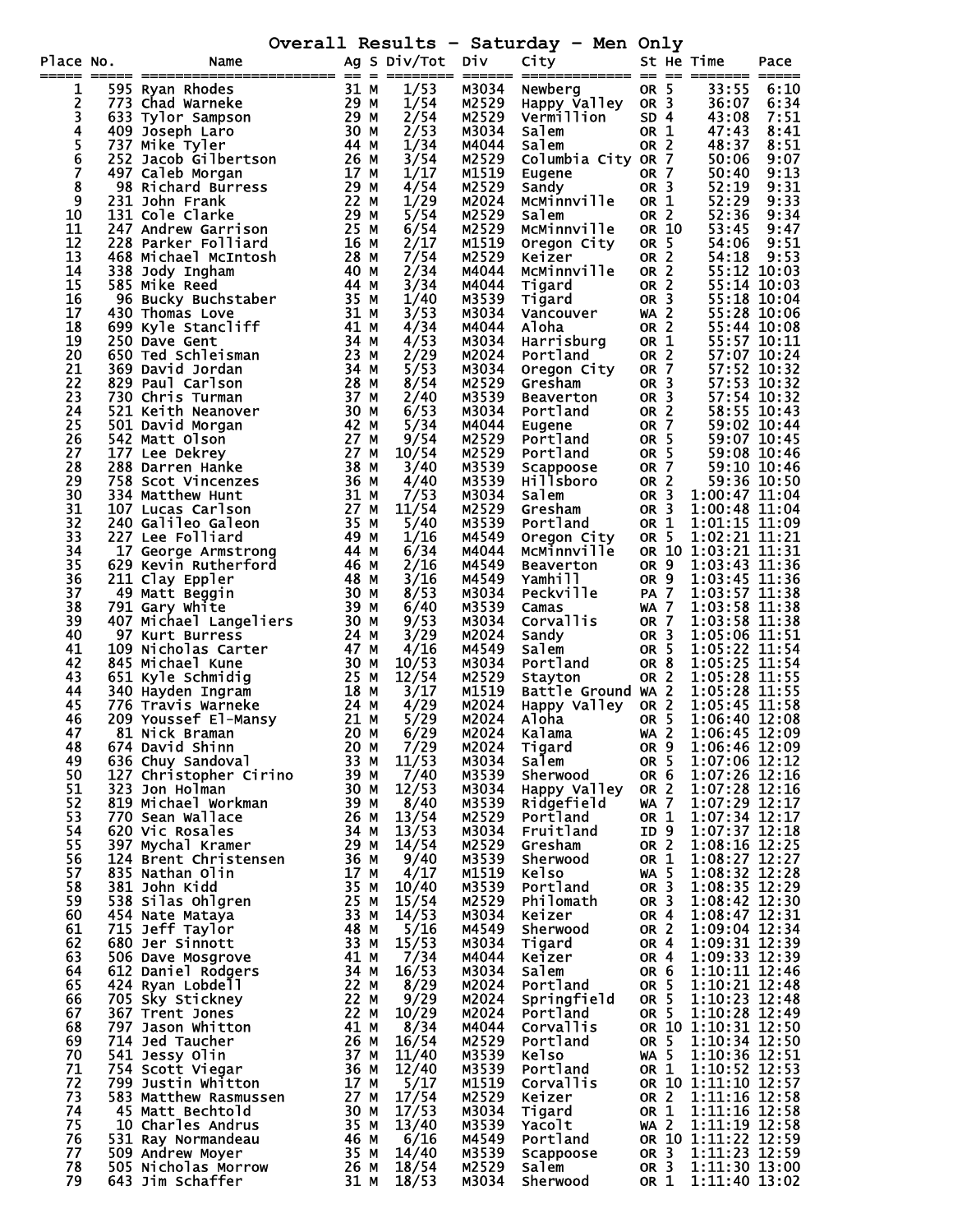# Overall Results - Saturday - Men Only

| Place | No. | Name | Ag | S | Div/Tot | Div | City | St | He | Time | Pace |
|---|---|---|---|---|---|---|---|---|---|---|---|
| 1 | 595 | Ryan Rhodes | 31 | M | 1/53 | M3034 | Newberg | OR | 5 | 33:55 | 6:10 |
| 2 | 773 | Chad Warneke | 29 | M | 1/54 | M2529 | Happy Valley | OR | 3 | 36:07 | 6:34 |
| 3 | 633 | Tylor Sampson | 29 | M | 2/54 | M2529 | Vermillion | SD | 4 | 43:08 | 7:51 |
| 4 | 409 | Joseph Laro | 30 | M | 2/53 | M3034 | Salem | OR | 1 | 47:43 | 8:41 |
| 5 | 737 | Mike Tyler | 44 | M | 1/34 | M4044 | Salem | OR | 2 | 48:37 | 8:51 |
| 6 | 252 | Jacob Gilbertson | 26 | M | 3/54 | M2529 | Columbia City | OR | 7 | 50:06 | 9:07 |
| 7 | 497 | Caleb Morgan | 17 | M | 1/17 | M1519 | Eugene | OR | 7 | 50:40 | 9:13 |
| 8 | 98 | Richard Burress | 29 | M | 4/54 | M2529 | Sandy | OR | 3 | 52:19 | 9:31 |
| 9 | 231 | John Frank | 22 | M | 1/29 | M2024 | McMinnville | OR | 1 | 52:29 | 9:33 |
| 10 | 131 | Cole Clarke | 29 | M | 5/54 | M2529 | Salem | OR | 2 | 52:36 | 9:34 |
| 11 | 247 | Andrew Garrison | 25 | M | 6/54 | M2529 | McMinnville | OR | 10 | 53:45 | 9:47 |
| 12 | 228 | Parker Folliard | 16 | M | 2/17 | M1519 | Oregon City | OR | 5 | 54:06 | 9:51 |
| 13 | 468 | Michael McIntosh | 28 | M | 7/54 | M2529 | Keizer | OR | 2 | 54:18 | 9:53 |
| 14 | 338 | Jody Ingham | 40 | M | 2/34 | M4044 | McMinnville | OR | 2 | 55:12 | 10:03 |
| 15 | 585 | Mike Reed | 44 | M | 3/34 | M4044 | Tigard | OR | 2 | 55:14 | 10:03 |
| 16 | 96 | Bucky Buchstaber | 35 | M | 1/40 | M3539 | Tigard | OR | 3 | 55:18 | 10:04 |
| 17 | 430 | Thomas Love | 31 | M | 3/53 | M3034 | Vancouver | WA | 2 | 55:28 | 10:06 |
| 18 | 699 | Kyle Stancliff | 41 | M | 4/34 | M4044 | Aloha | OR | 2 | 55:44 | 10:08 |
| 19 | 250 | Dave Gent | 34 | M | 4/53 | M3034 | Harrisburg | OR | 1 | 55:57 | 10:11 |
| 20 | 650 | Ted Schleisman | 23 | M | 2/29 | M2024 | Portland | OR | 2 | 57:07 | 10:24 |
| 21 | 369 | David Jordan | 34 | M | 5/53 | M3034 | Oregon City | OR | 7 | 57:52 | 10:32 |
| 22 | 829 | Paul Carlson | 28 | M | 8/54 | M2529 | Gresham | OR | 3 | 57:53 | 10:32 |
| 23 | 730 | Chris Turman | 37 | M | 2/40 | M3539 | Beaverton | OR | 3 | 57:54 | 10:32 |
| 24 | 521 | Keith Neanover | 30 | M | 6/53 | M3034 | Portland | OR | 2 | 58:55 | 10:43 |
| 25 | 501 | David Morgan | 42 | M | 5/34 | M4044 | Eugene | OR | 7 | 59:02 | 10:44 |
| 26 | 542 | Matt Olson | 27 | M | 9/54 | M2529 | Portland | OR | 5 | 59:07 | 10:45 |
| 27 | 177 | Lee Dekrey | 27 | M | 10/54 | M2529 | Portland | OR | 5 | 59:08 | 10:46 |
| 28 | 288 | Darren Hanke | 38 | M | 3/40 | M3539 | Scappoose | OR | 7 | 59:10 | 10:46 |
| 29 | 758 | Scot Vincenzes | 36 | M | 4/40 | M3539 | Hillsboro | OR | 2 | 59:36 | 10:50 |
| 30 | 334 | Matthew Hunt | 31 | M | 7/53 | M3034 | Salem | OR | 3 | 1:00:47 | 11:04 |
| 31 | 107 | Lucas Carlson | 27 | M | 11/54 | M2529 | Gresham | OR | 3 | 1:00:48 | 11:04 |
| 32 | 240 | Galileo Galeon | 35 | M | 5/40 | M3539 | Portland | OR | 1 | 1:01:15 | 11:09 |
| 33 | 227 | Lee Folliard | 49 | M | 1/16 | M4549 | Oregon City | OR | 5 | 1:02:21 | 11:21 |
| 34 | 17 | George Armstrong | 44 | M | 6/34 | M4044 | McMinnville | OR | 10 | 1:03:21 | 11:31 |
| 35 | 629 | Kevin Rutherford | 46 | M | 2/16 | M4549 | Beaverton | OR | 9 | 1:03:43 | 11:36 |
| 36 | 211 | Clay Eppler | 48 | M | 3/16 | M4549 | Yamhill | OR | 9 | 1:03:45 | 11:36 |
| 37 | 49 | Matt Beggin | 30 | M | 8/53 | M3034 | Peckville | PA | 7 | 1:03:57 | 11:38 |
| 38 | 791 | Gary White | 39 | M | 6/40 | M3539 | Camas | WA | 7 | 1:03:58 | 11:38 |
| 39 | 407 | Michael Langeliers | 30 | M | 9/53 | M3034 | Corvallis | OR | 7 | 1:03:58 | 11:38 |
| 40 | 97 | Kurt Burress | 24 | M | 3/29 | M2024 | Sandy | OR | 3 | 1:05:06 | 11:51 |
| 41 | 109 | Nicholas Carter | 47 | M | 4/16 | M4549 | Salem | OR | 5 | 1:05:22 | 11:54 |
| 42 | 845 | Michael Kune | 30 | M | 10/53 | M3034 | Portland | OR | 8 | 1:05:25 | 11:54 |
| 43 | 651 | Kyle Schmidig | 25 | M | 12/54 | M2529 | Stayton | OR | 2 | 1:05:28 | 11:55 |
| 44 | 340 | Hayden Ingram | 18 | M | 3/17 | M1519 | Battle Ground | WA | 2 | 1:05:28 | 11:55 |
| 45 | 776 | Travis Warneke | 24 | M | 4/29 | M2024 | Happy Valley | OR | 2 | 1:05:45 | 11:58 |
| 46 | 209 | Youssef El-Mansy | 21 | M | 5/29 | M2024 | Aloha | OR | 5 | 1:06:40 | 12:08 |
| 47 | 81 | Nick Braman | 20 | M | 6/29 | M2024 | Kalama | WA | 2 | 1:06:45 | 12:09 |
| 48 | 674 | David Shinn | 20 | M | 7/29 | M2024 | Tigard | OR | 9 | 1:06:46 | 12:09 |
| 49 | 636 | Chuy Sandoval | 33 | M | 11/53 | M3034 | Salem | OR | 5 | 1:07:06 | 12:12 |
| 50 | 127 | Christopher Cirino | 39 | M | 7/40 | M3539 | Sherwood | OR | 6 | 1:07:26 | 12:16 |
| 51 | 323 | Jon Holman | 30 | M | 12/53 | M3034 | Happy Valley | OR | 2 | 1:07:28 | 12:16 |
| 52 | 819 | Michael Workman | 39 | M | 8/40 | M3539 | Ridgefield | WA | 7 | 1:07:29 | 12:17 |
| 53 | 770 | Sean Wallace | 26 | M | 13/54 | M2529 | Portland | OR | 1 | 1:07:34 | 12:17 |
| 54 | 620 | Vic Rosales | 34 | M | 13/53 | M3034 | Fruitland | ID | 9 | 1:07:37 | 12:18 |
| 55 | 397 | Mychal Kramer | 29 | M | 14/54 | M2529 | Gresham | OR | 2 | 1:08:16 | 12:25 |
| 56 | 124 | Brent Christensen | 36 | M | 9/40 | M3539 | Sherwood | OR | 1 | 1:08:27 | 12:27 |
| 57 | 835 | Nathan Olin | 17 | M | 4/17 | M1519 | Kelso | WA | 5 | 1:08:32 | 12:28 |
| 58 | 381 | John Kidd | 35 | M | 10/40 | M3539 | Portland | OR | 3 | 1:08:35 | 12:29 |
| 59 | 538 | Silas Ohlgren | 25 | M | 15/54 | M2529 | Philomath | OR | 3 | 1:08:42 | 12:30 |
| 60 | 454 | Nate Mataya | 33 | M | 14/53 | M3034 | Keizer | OR | 4 | 1:08:47 | 12:31 |
| 61 | 715 | Jeff Taylor | 48 | M | 5/16 | M4549 | Sherwood | OR | 2 | 1:09:04 | 12:34 |
| 62 | 680 | Jer Sinnott | 33 | M | 15/53 | M3034 | Tigard | OR | 4 | 1:09:31 | 12:39 |
| 63 | 506 | Dave Mosgrove | 41 | M | 7/34 | M4044 | Keizer | OR | 4 | 1:09:33 | 12:39 |
| 64 | 612 | Daniel Rodgers | 34 | M | 16/53 | M3034 | Salem | OR | 6 | 1:10:11 | 12:46 |
| 65 | 424 | Ryan Lobdell | 22 | M | 8/29 | M2024 | Portland | OR | 5 | 1:10:21 | 12:48 |
| 66 | 705 | Sky Stickney | 22 | M | 9/29 | M2024 | Springfield | OR | 5 | 1:10:23 | 12:48 |
| 67 | 367 | Trent Jones | 22 | M | 10/29 | M2024 | Portland | OR | 5 | 1:10:28 | 12:49 |
| 68 | 797 | Jason Whitton | 41 | M | 8/34 | M4044 | Corvallis | OR | 10 | 1:10:31 | 12:50 |
| 69 | 714 | Jed Taucher | 26 | M | 16/54 | M2529 | Portland | OR | 5 | 1:10:34 | 12:50 |
| 70 | 541 | Jessy Olin | 37 | M | 11/40 | M3539 | Kelso | WA | 5 | 1:10:36 | 12:51 |
| 71 | 754 | Scott Viegar | 36 | M | 12/40 | M3539 | Portland | OR | 1 | 1:10:52 | 12:53 |
| 72 | 799 | Justin Whitton | 17 | M | 5/17 | M1519 | Corvallis | OR | 10 | 1:11:10 | 12:57 |
| 73 | 583 | Matthew Rasmussen | 27 | M | 17/54 | M2529 | Keizer | OR | 2 | 1:11:16 | 12:58 |
| 74 | 45 | Matt Bechtold | 30 | M | 17/53 | M3034 | Tigard | OR | 1 | 1:11:16 | 12:58 |
| 75 | 10 | Charles Andrus | 35 | M | 13/40 | M3539 | Yacolt | WA | 2 | 1:11:19 | 12:58 |
| 76 | 531 | Ray Normandeau | 46 | M | 6/16 | M4549 | Portland | OR | 10 | 1:11:22 | 12:59 |
| 77 | 509 | Andrew Moyer | 35 | M | 14/40 | M3539 | Scappoose | OR | 3 | 1:11:23 | 12:59 |
| 78 | 505 | Nicholas Morrow | 26 | M | 18/54 | M2529 | Salem | OR | 3 | 1:11:30 | 13:00 |
| 79 | 643 | Jim Schaffer | 31 | M | 18/53 | M3034 | Sherwood | OR | 1 | 1:11:40 | 13:02 |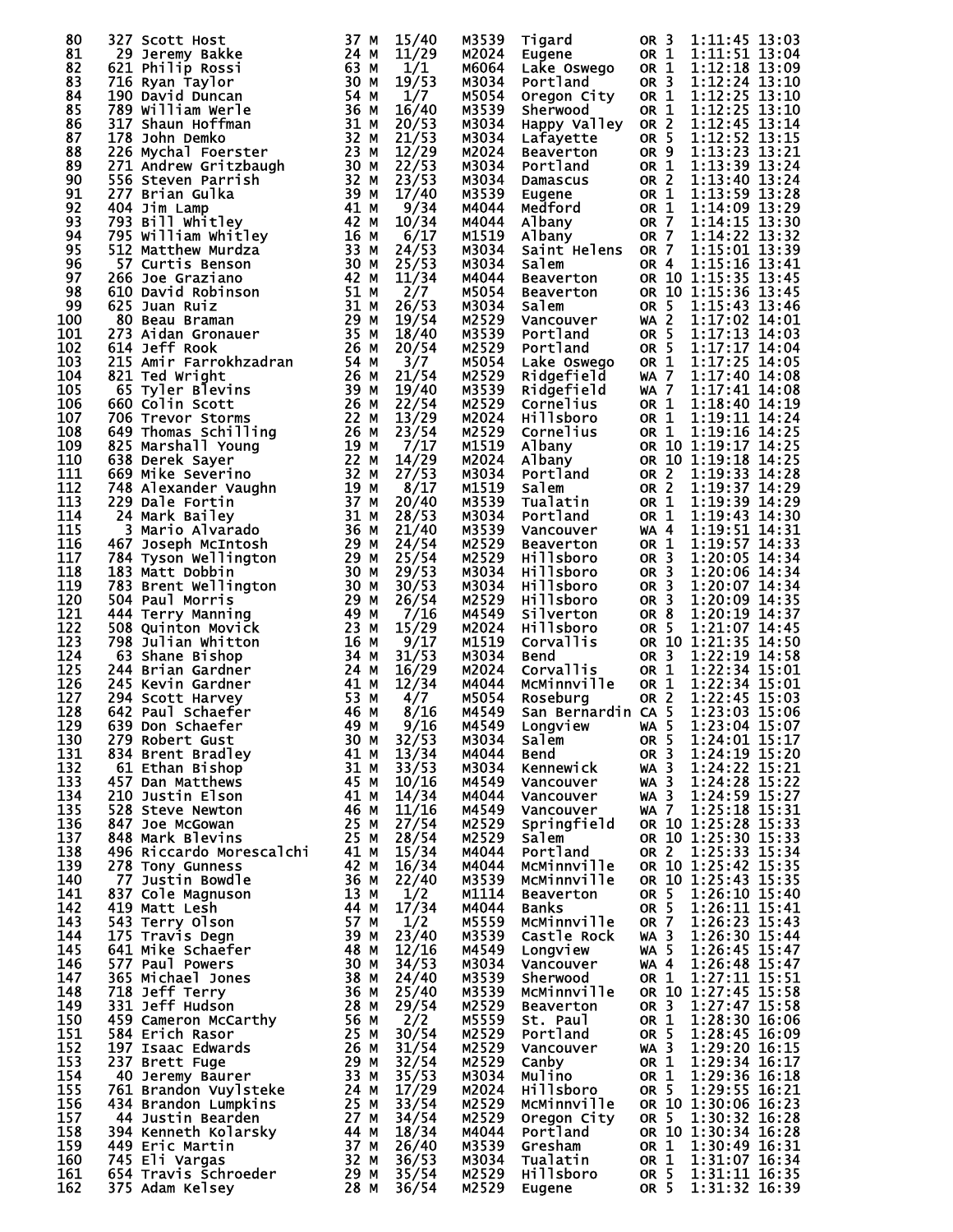| Place | Bib | Name | Age | Sex | Div Place | Division | City | State | Time | Pace |
|---|---|---|---|---|---|---|---|---|---|---|
| 80 | 327 | Scott Host | 37 | M | 15/40 | M3539 | Tigard | OR 3 | 1:11:45 | 13:03 |
| 81 | 29 | Jeremy Bakke | 24 | M | 11/29 | M2024 | Eugene | OR 1 | 1:11:51 | 13:04 |
| 82 | 621 | Philip Rossi | 63 | M | 1/1 | M6064 | Lake Oswego | OR 1 | 1:12:18 | 13:09 |
| 83 | 716 | Ryan Taylor | 30 | M | 19/53 | M3034 | Portland | OR 3 | 1:12:24 | 13:10 |
| 84 | 190 | David Duncan | 54 | M | 1/7 | M5054 | Oregon City | OR 1 | 1:12:25 | 13:10 |
| 85 | 789 | William Werle | 36 | M | 16/40 | M3539 | Sherwood | OR 1 | 1:12:25 | 13:10 |
| 86 | 317 | Shaun Hoffman | 31 | M | 20/53 | M3034 | Happy Valley | OR 2 | 1:12:45 | 13:14 |
| 87 | 178 | John Demko | 32 | M | 21/53 | M3034 | Lafayette | OR 5 | 1:12:52 | 13:15 |
| 88 | 226 | Mychal Foerster | 23 | M | 12/29 | M2024 | Beaverton | OR 9 | 1:13:23 | 13:21 |
| 89 | 271 | Andrew Gritzbaugh | 30 | M | 22/53 | M3034 | Portland | OR 1 | 1:13:39 | 13:24 |
| 90 | 556 | Steven Parrish | 32 | M | 23/53 | M3034 | Damascus | OR 2 | 1:13:40 | 13:24 |
| 91 | 277 | Brian Gulka | 39 | M | 17/40 | M3539 | Eugene | OR 1 | 1:13:59 | 13:28 |
| 92 | 404 | Jim Lamp | 41 | M | 9/34 | M4044 | Medford | OR 1 | 1:14:09 | 13:29 |
| 93 | 793 | Bill Whitley | 42 | M | 10/34 | M4044 | Albany | OR 7 | 1:14:15 | 13:30 |
| 94 | 795 | William Whitley | 16 | M | 6/17 | M1519 | Albany | OR 7 | 1:14:22 | 13:32 |
| 95 | 512 | Matthew Murdza | 33 | M | 24/53 | M3034 | Saint Helens | OR 7 | 1:15:01 | 13:39 |
| 96 | 57 | Curtis Benson | 30 | M | 25/53 | M3034 | Salem | OR 4 | 1:15:16 | 13:41 |
| 97 | 266 | Joe Graziano | 42 | M | 11/34 | M4044 | Beaverton | OR 10 | 1:15:35 | 13:45 |
| 98 | 610 | David Robinson | 51 | M | 2/7 | M5054 | Beaverton | OR 10 | 1:15:36 | 13:45 |
| 99 | 625 | Juan Ruiz | 31 | M | 26/53 | M3034 | Salem | OR 5 | 1:15:43 | 13:46 |
| 100 | 80 | Beau Braman | 29 | M | 19/54 | M2529 | Vancouver | WA 2 | 1:17:02 | 14:01 |
| 101 | 273 | Aidan Gronauer | 35 | M | 18/40 | M3539 | Portland | OR 5 | 1:17:13 | 14:03 |
| 102 | 614 | Jeff Rook | 26 | M | 20/54 | M2529 | Portland | OR 5 | 1:17:17 | 14:04 |
| 103 | 215 | Amir Farrokhzadran | 54 | M | 3/7 | M5054 | Lake Oswego | OR 1 | 1:17:25 | 14:05 |
| 104 | 821 | Ted Wright | 26 | M | 21/54 | M2529 | Ridgefield | WA 7 | 1:17:40 | 14:08 |
| 105 | 65 | Tyler Blevins | 39 | M | 19/40 | M3539 | Ridgefield | WA 7 | 1:17:41 | 14:08 |
| 106 | 660 | Colin Scott | 26 | M | 22/54 | M2529 | Cornelius | OR 1 | 1:18:40 | 14:19 |
| 107 | 706 | Trevor Storms | 22 | M | 13/29 | M2024 | Hillsboro | OR 1 | 1:19:11 | 14:24 |
| 108 | 649 | Thomas Schilling | 26 | M | 23/54 | M2529 | Cornelius | OR 1 | 1:19:16 | 14:25 |
| 109 | 825 | Marshall Young | 19 | M | 7/17 | M1519 | Albany | OR 10 | 1:19:17 | 14:25 |
| 110 | 638 | Derek Sayer | 22 | M | 14/29 | M2024 | Albany | OR 10 | 1:19:18 | 14:25 |
| 111 | 669 | Mike Severino | 32 | M | 27/53 | M3034 | Portland | OR 2 | 1:19:33 | 14:28 |
| 112 | 748 | Alexander Vaughn | 19 | M | 8/17 | M1519 | Salem | OR 2 | 1:19:37 | 14:29 |
| 113 | 229 | Dale Fortin | 37 | M | 20/40 | M3539 | Tualatin | OR 1 | 1:19:39 | 14:29 |
| 114 | 24 | Mark Bailey | 31 | M | 28/53 | M3034 | Portland | OR 1 | 1:19:43 | 14:30 |
| 115 | 3 | Mario Alvarado | 36 | M | 21/40 | M3539 | Vancouver | WA 4 | 1:19:51 | 14:31 |
| 116 | 467 | Joseph McIntosh | 29 | M | 24/54 | M2529 | Beaverton | OR 1 | 1:19:57 | 14:33 |
| 117 | 784 | Tyson Wellington | 29 | M | 25/54 | M2529 | Hillsboro | OR 3 | 1:20:05 | 14:34 |
| 118 | 183 | Matt Dobbin | 30 | M | 29/53 | M3034 | Hillsboro | OR 3 | 1:20:06 | 14:34 |
| 119 | 783 | Brent Wellington | 30 | M | 30/53 | M3034 | Hillsboro | OR 3 | 1:20:07 | 14:34 |
| 120 | 504 | Paul Morris | 29 | M | 26/54 | M2529 | Hillsboro | OR 3 | 1:20:09 | 14:35 |
| 121 | 444 | Terry Manning | 49 | M | 7/16 | M4549 | Silverton | OR 8 | 1:20:19 | 14:37 |
| 122 | 508 | Quinton Movick | 23 | M | 15/29 | M2024 | Hillsboro | OR 5 | 1:21:07 | 14:45 |
| 123 | 798 | Julian Whitton | 16 | M | 9/17 | M1519 | Corvallis | OR 10 | 1:21:35 | 14:50 |
| 124 | 63 | Shane Bishop | 34 | M | 31/53 | M3034 | Bend | OR 3 | 1:22:19 | 14:58 |
| 125 | 244 | Brian Gardner | 24 | M | 16/29 | M2024 | Corvallis | OR 1 | 1:22:34 | 15:01 |
| 126 | 245 | Kevin Gardner | 41 | M | 12/34 | M4044 | McMinnville | OR 1 | 1:22:34 | 15:01 |
| 127 | 294 | Scott Harvey | 53 | M | 4/7 | M5054 | Roseburg | OR 2 | 1:22:45 | 15:03 |
| 128 | 642 | Paul Schaefer | 46 | M | 8/16 | M4549 | San Bernardin | CA 5 | 1:23:03 | 15:06 |
| 129 | 639 | Don Schaefer | 49 | M | 9/16 | M4549 | Longview | WA 5 | 1:23:04 | 15:07 |
| 130 | 279 | Robert Gust | 30 | M | 32/53 | M3034 | Salem | OR 5 | 1:24:01 | 15:17 |
| 131 | 834 | Brent Bradley | 41 | M | 13/34 | M4044 | Bend | OR 3 | 1:24:19 | 15:20 |
| 132 | 61 | Ethan Bishop | 31 | M | 33/53 | M3034 | Kennewick | WA 3 | 1:24:22 | 15:21 |
| 133 | 457 | Dan Matthews | 45 | M | 10/16 | M4549 | Vancouver | WA 3 | 1:24:28 | 15:22 |
| 134 | 210 | Justin Elson | 41 | M | 14/34 | M4044 | Vancouver | WA 3 | 1:24:59 | 15:27 |
| 135 | 528 | Steve Newton | 46 | M | 11/16 | M4549 | Vancouver | WA 7 | 1:25:18 | 15:31 |
| 136 | 847 | Joe McGowan | 25 | M | 27/54 | M2529 | Springfield | OR 10 | 1:25:28 | 15:33 |
| 137 | 848 | Mark Blevins | 25 | M | 28/54 | M2529 | Salem | OR 10 | 1:25:30 | 15:33 |
| 138 | 496 | Riccardo Morescalchi | 41 | M | 15/34 | M4044 | Portland | OR 2 | 1:25:33 | 15:34 |
| 139 | 278 | Tony Gunness | 42 | M | 16/34 | M4044 | McMinnville | OR 10 | 1:25:42 | 15:35 |
| 140 | 77 | Justin Bowdle | 36 | M | 22/40 | M3539 | McMinnville | OR 10 | 1:25:43 | 15:35 |
| 141 | 837 | Cole Magnuson | 13 | M | 1/2 | M1114 | Beaverton | OR 5 | 1:26:10 | 15:40 |
| 142 | 419 | Matt Lesh | 44 | M | 17/34 | M4044 | Banks | OR 5 | 1:26:11 | 15:41 |
| 143 | 543 | Terry Olson | 57 | M | 1/2 | M5559 | McMinnville | OR 7 | 1:26:23 | 15:43 |
| 144 | 175 | Travis Degn | 39 | M | 23/40 | M3539 | Castle Rock | WA 3 | 1:26:30 | 15:44 |
| 145 | 641 | Mike Schaefer | 48 | M | 12/16 | M4549 | Longview | WA 5 | 1:26:45 | 15:47 |
| 146 | 577 | Paul Powers | 30 | M | 34/53 | M3034 | Vancouver | WA 4 | 1:26:48 | 15:47 |
| 147 | 365 | Michael Jones | 38 | M | 24/40 | M3539 | Sherwood | OR 1 | 1:27:11 | 15:51 |
| 148 | 718 | Jeff Terry | 36 | M | 25/40 | M3539 | McMinnville | OR 10 | 1:27:45 | 15:58 |
| 149 | 331 | Jeff Hudson | 28 | M | 29/54 | M2529 | Beaverton | OR 3 | 1:27:47 | 15:58 |
| 150 | 459 | Cameron McCarthy | 56 | M | 2/2 | M5559 | St. Paul | OR 1 | 1:28:30 | 16:06 |
| 151 | 584 | Erich Rasor | 25 | M | 30/54 | M2529 | Portland | OR 5 | 1:28:45 | 16:09 |
| 152 | 197 | Isaac Edwards | 26 | M | 31/54 | M2529 | Vancouver | WA 3 | 1:29:20 | 16:15 |
| 153 | 237 | Brett Fuge | 29 | M | 32/54 | M2529 | Canby | OR 1 | 1:29:34 | 16:17 |
| 154 | 40 | Jeremy Baurer | 33 | M | 35/53 | M3034 | Mulino | OR 1 | 1:29:36 | 16:18 |
| 155 | 761 | Brandon Vuylsteke | 24 | M | 17/29 | M2024 | Hillsboro | OR 5 | 1:29:55 | 16:21 |
| 156 | 434 | Brandon Lumpkins | 25 | M | 33/54 | M2529 | McMinnville | OR 10 | 1:30:06 | 16:23 |
| 157 | 44 | Justin Bearden | 27 | M | 34/54 | M2529 | Oregon City | OR 5 | 1:30:32 | 16:28 |
| 158 | 394 | Kenneth Kolarsky | 44 | M | 18/34 | M4044 | Portland | OR 10 | 1:30:34 | 16:28 |
| 159 | 449 | Eric Martin | 37 | M | 26/40 | M3539 | Gresham | OR 1 | 1:30:49 | 16:31 |
| 160 | 745 | Eli Vargas | 32 | M | 36/53 | M3034 | Tualatin | OR 1 | 1:31:07 | 16:34 |
| 161 | 654 | Travis Schroeder | 29 | M | 35/54 | M2529 | Hillsboro | OR 5 | 1:31:11 | 16:35 |
| 162 | 375 | Adam Kelsey | 28 | M | 36/54 | M2529 | Eugene | OR 5 | 1:31:32 | 16:39 |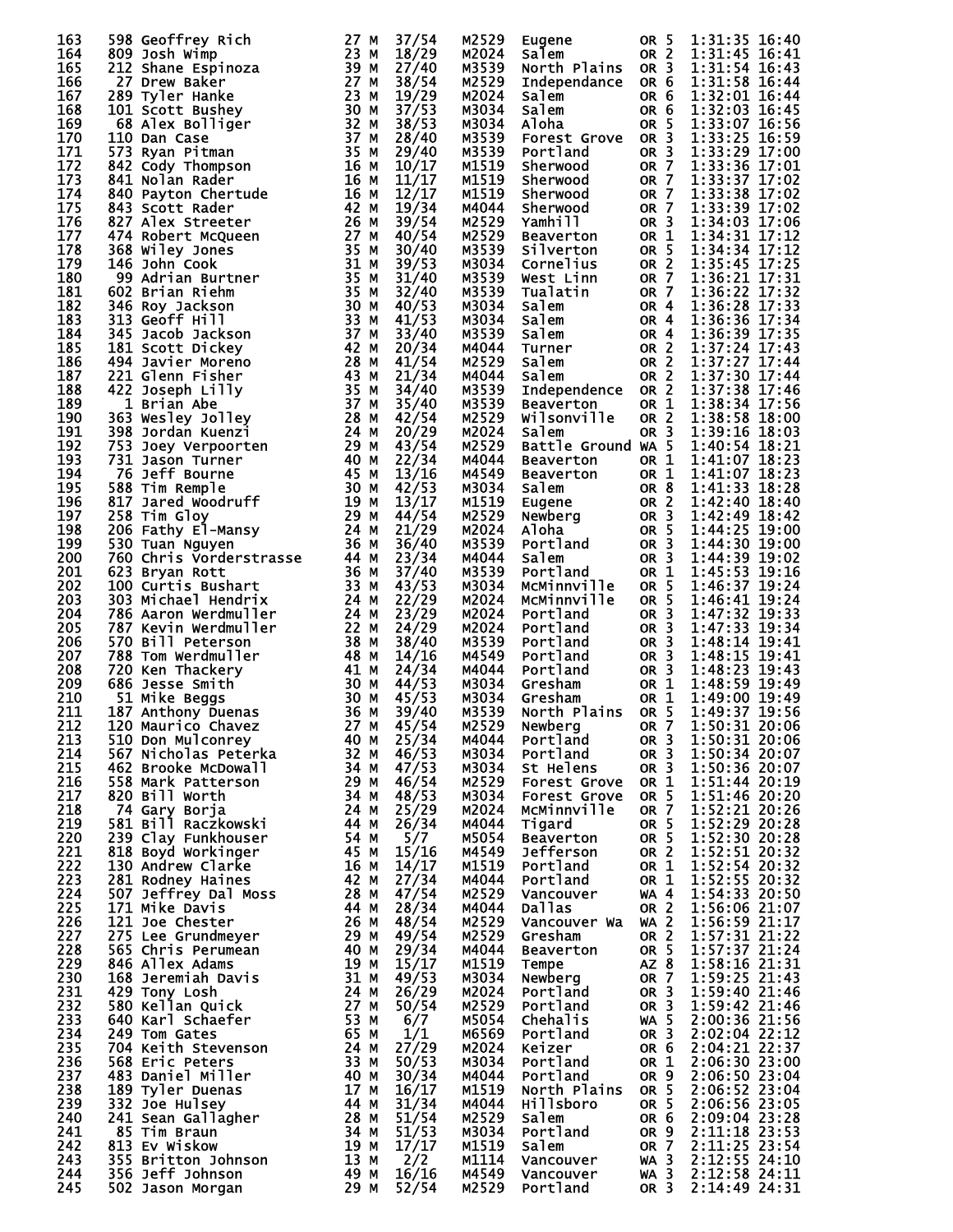| Place | Bib | Name | Age | Sex | Div Place | Division | City | State | Time | Pace |
|---|---|---|---|---|---|---|---|---|---|---|
| 163 | 598 | Geoffrey Rich | 27 | M | 37/54 | M2529 | Eugene | OR 5 | 1:31:35 | 16:40 |
| 164 | 809 | Josh Wimp | 23 | M | 18/29 | M2024 | Salem | OR 2 | 1:31:45 | 16:41 |
| 165 | 212 | Shane Espinoza | 39 | M | 27/40 | M3539 | North Plains | OR 3 | 1:31:54 | 16:43 |
| 166 | 27 | Drew Baker | 27 | M | 38/54 | M2529 | Independance | OR 6 | 1:31:58 | 16:44 |
| 167 | 289 | Tyler Hanke | 23 | M | 19/29 | M2024 | Salem | OR 6 | 1:32:01 | 16:44 |
| 168 | 101 | Scott Bushey | 30 | M | 37/53 | M3034 | Salem | OR 6 | 1:32:03 | 16:45 |
| 169 | 68 | Alex Bolliger | 32 | M | 38/53 | M3034 | Aloha | OR 5 | 1:33:07 | 16:56 |
| 170 | 110 | Dan Case | 37 | M | 28/40 | M3539 | Forest Grove | OR 3 | 1:33:25 | 16:59 |
| 171 | 573 | Ryan Pitman | 35 | M | 29/40 | M3539 | Portland | OR 3 | 1:33:29 | 17:00 |
| 172 | 842 | Cody Thompson | 16 | M | 10/17 | M1519 | Sherwood | OR 7 | 1:33:36 | 17:01 |
| 173 | 841 | Nolan Rader | 16 | M | 11/17 | M1519 | Sherwood | OR 7 | 1:33:37 | 17:02 |
| 174 | 840 | Payton Chertude | 16 | M | 12/17 | M1519 | Sherwood | OR 7 | 1:33:38 | 17:02 |
| 175 | 843 | Scott Rader | 42 | M | 19/34 | M4044 | Sherwood | OR 7 | 1:33:39 | 17:02 |
| 176 | 827 | Alex Streeter | 26 | M | 39/54 | M2529 | Yamhill | OR 3 | 1:34:03 | 17:06 |
| 177 | 474 | Robert McQueen | 27 | M | 40/54 | M2529 | Beaverton | OR 1 | 1:34:31 | 17:12 |
| 178 | 368 | Wiley Jones | 35 | M | 30/40 | M3539 | Silverton | OR 5 | 1:34:34 | 17:12 |
| 179 | 146 | John Cook | 31 | M | 39/53 | M3034 | Cornelius | OR 2 | 1:35:45 | 17:25 |
| 180 | 99 | Adrian Burtner | 35 | M | 31/40 | M3539 | West Linn | OR 7 | 1:36:21 | 17:31 |
| 181 | 602 | Brian Riehm | 35 | M | 32/40 | M3539 | Tualatin | OR 7 | 1:36:22 | 17:32 |
| 182 | 346 | Roy Jackson | 30 | M | 40/53 | M3034 | Salem | OR 4 | 1:36:28 | 17:33 |
| 183 | 313 | Geoff Hill | 33 | M | 41/53 | M3034 | Salem | OR 4 | 1:36:36 | 17:34 |
| 184 | 345 | Jacob Jackson | 37 | M | 33/40 | M3539 | Salem | OR 4 | 1:36:39 | 17:35 |
| 185 | 181 | Scott Dickey | 42 | M | 20/34 | M4044 | Turner | OR 2 | 1:37:24 | 17:43 |
| 186 | 494 | Javier Moreno | 28 | M | 41/54 | M2529 | Salem | OR 2 | 1:37:27 | 17:44 |
| 187 | 221 | Glenn Fisher | 43 | M | 21/34 | M4044 | Salem | OR 2 | 1:37:30 | 17:44 |
| 188 | 422 | Joseph Lilly | 35 | M | 34/40 | M3539 | Independence | OR 2 | 1:37:38 | 17:46 |
| 189 | 1 | Brian Abe | 37 | M | 35/40 | M3539 | Beaverton | OR 1 | 1:38:34 | 17:56 |
| 190 | 363 | Wesley Jolley | 28 | M | 42/54 | M2529 | Wilsonville | OR 2 | 1:38:58 | 18:00 |
| 191 | 398 | Jordan Kuenzi | 24 | M | 20/29 | M2024 | Salem | OR 3 | 1:39:16 | 18:03 |
| 192 | 753 | Joey Verpoorten | 29 | M | 43/54 | M2529 | Battle Ground | WA 5 | 1:40:54 | 18:21 |
| 193 | 731 | Jason Turner | 40 | M | 22/34 | M4044 | Beaverton | OR 1 | 1:41:07 | 18:23 |
| 194 | 76 | Jeff Bourne | 45 | M | 13/16 | M4549 | Beaverton | OR 1 | 1:41:07 | 18:23 |
| 195 | 588 | Tim Remple | 30 | M | 42/53 | M3034 | Salem | OR 8 | 1:41:33 | 18:28 |
| 196 | 817 | Jared Woodruff | 19 | M | 13/17 | M1519 | Eugene | OR 2 | 1:42:40 | 18:40 |
| 197 | 258 | Tim Gloy | 29 | M | 44/54 | M2529 | Newberg | OR 3 | 1:42:49 | 18:42 |
| 198 | 206 | Fathy El-Mansy | 24 | M | 21/29 | M2024 | Aloha | OR 5 | 1:44:25 | 19:00 |
| 199 | 530 | Tuan Nguyen | 36 | M | 36/40 | M3539 | Portland | OR 3 | 1:44:30 | 19:00 |
| 200 | 760 | Chris Vorderstrasse | 44 | M | 23/34 | M4044 | Salem | OR 3 | 1:44:39 | 19:02 |
| 201 | 623 | Bryan Rott | 36 | M | 37/40 | M3539 | Portland | OR 1 | 1:45:53 | 19:16 |
| 202 | 100 | Curtis Bushart | 33 | M | 43/53 | M3034 | McMinnville | OR 5 | 1:46:37 | 19:24 |
| 203 | 303 | Michael Hendrix | 24 | M | 22/29 | M2024 | McMinnville | OR 5 | 1:46:41 | 19:24 |
| 204 | 786 | Aaron Werdmuller | 24 | M | 23/29 | M2024 | Portland | OR 3 | 1:47:32 | 19:33 |
| 205 | 787 | Kevin Werdmuller | 22 | M | 24/29 | M2024 | Portland | OR 3 | 1:47:33 | 19:34 |
| 206 | 570 | Bill Peterson | 38 | M | 38/40 | M3539 | Portland | OR 3 | 1:48:14 | 19:41 |
| 207 | 788 | Tom Werdmuller | 48 | M | 14/16 | M4549 | Portland | OR 3 | 1:48:15 | 19:41 |
| 208 | 720 | Ken Thackery | 41 | M | 24/34 | M4044 | Portland | OR 3 | 1:48:23 | 19:43 |
| 209 | 686 | Jesse Smith | 30 | M | 44/53 | M3034 | Gresham | OR 1 | 1:48:59 | 19:49 |
| 210 | 51 | Mike Beggs | 30 | M | 45/53 | M3034 | Gresham | OR 1 | 1:49:00 | 19:49 |
| 211 | 187 | Anthony Duenas | 36 | M | 39/40 | M3539 | North Plains | OR 5 | 1:49:37 | 19:56 |
| 212 | 120 | Maurico Chavez | 27 | M | 45/54 | M2529 | Newberg | OR 7 | 1:50:31 | 20:06 |
| 213 | 510 | Don Mulconrey | 40 | M | 25/34 | M4044 | Portland | OR 3 | 1:50:31 | 20:06 |
| 214 | 567 | Nicholas Peterka | 32 | M | 46/53 | M3034 | Portland | OR 3 | 1:50:34 | 20:07 |
| 215 | 462 | Brooke McDowall | 34 | M | 47/53 | M3034 | St Helens | OR 3 | 1:50:36 | 20:07 |
| 216 | 558 | Mark Patterson | 29 | M | 46/54 | M2529 | Forest Grove | OR 1 | 1:51:44 | 20:19 |
| 217 | 820 | Bill Worth | 34 | M | 48/53 | M3034 | Forest Grove | OR 5 | 1:51:46 | 20:20 |
| 218 | 74 | Gary Borja | 24 | M | 25/29 | M2024 | McMinnville | OR 7 | 1:52:21 | 20:26 |
| 219 | 581 | Bill Raczkowski | 44 | M | 26/34 | M4044 | Tigard | OR 5 | 1:52:29 | 20:28 |
| 220 | 239 | Clay Funkhouser | 54 | M | 5/7 | M5054 | Beaverton | OR 5 | 1:52:30 | 20:28 |
| 221 | 818 | Boyd Workinger | 45 | M | 15/16 | M4549 | Jefferson | OR 2 | 1:52:51 | 20:32 |
| 222 | 130 | Andrew Clarke | 16 | M | 14/17 | M1519 | Portland | OR 1 | 1:52:54 | 20:32 |
| 223 | 281 | Rodney Haines | 42 | M | 27/34 | M4044 | Portland | OR 1 | 1:52:55 | 20:32 |
| 224 | 507 | Jeffrey Dal Moss | 28 | M | 47/54 | M2529 | Vancouver | WA 4 | 1:54:33 | 20:50 |
| 225 | 171 | Mike Davis | 44 | M | 28/34 | M4044 | Dallas | OR 2 | 1:56:06 | 21:07 |
| 226 | 121 | Joe Chester | 26 | M | 48/54 | M2529 | Vancouver Wa | WA 2 | 1:56:59 | 21:17 |
| 227 | 275 | Lee Grundmeyer | 29 | M | 49/54 | M2529 | Gresham | OR 2 | 1:57:31 | 21:22 |
| 228 | 565 | Chris Perumean | 40 | M | 29/34 | M4044 | Beaverton | OR 5 | 1:57:37 | 21:24 |
| 229 | 846 | Allex Adams | 19 | M | 15/17 | M1519 | Tempe | AZ 8 | 1:58:16 | 21:31 |
| 230 | 168 | Jeremiah Davis | 31 | M | 49/53 | M3034 | Newberg | OR 7 | 1:59:25 | 21:43 |
| 231 | 429 | Tony Losh | 24 | M | 26/29 | M2024 | Portland | OR 3 | 1:59:40 | 21:46 |
| 232 | 580 | Kellan Quick | 27 | M | 50/54 | M2529 | Portland | OR 3 | 1:59:42 | 21:46 |
| 233 | 640 | Karl Schaefer | 53 | M | 6/7 | M5054 | Chehalis | WA 5 | 2:00:36 | 21:56 |
| 234 | 249 | Tom Gates | 65 | M | 1/1 | M6569 | Portland | OR 3 | 2:02:04 | 22:12 |
| 235 | 704 | Keith Stevenson | 24 | M | 27/29 | M2024 | Keizer | OR 6 | 2:04:21 | 22:37 |
| 236 | 568 | Eric Peters | 33 | M | 50/53 | M3034 | Portland | OR 1 | 2:06:30 | 23:00 |
| 237 | 483 | Daniel Miller | 40 | M | 30/34 | M4044 | Portland | OR 9 | 2:06:50 | 23:04 |
| 238 | 189 | Tyler Duenas | 17 | M | 16/17 | M1519 | North Plains | OR 5 | 2:06:52 | 23:04 |
| 239 | 332 | Joe Hulsey | 44 | M | 31/34 | M4044 | Hillsboro | OR 5 | 2:06:56 | 23:05 |
| 240 | 241 | Sean Gallagher | 28 | M | 51/54 | M2529 | Salem | OR 6 | 2:09:04 | 23:28 |
| 241 | 85 | Tim Braun | 34 | M | 51/53 | M3034 | Portland | OR 9 | 2:11:18 | 23:53 |
| 242 | 813 | Ev Wiskow | 19 | M | 17/17 | M1519 | Salem | OR 7 | 2:11:25 | 23:54 |
| 243 | 355 | Britton Johnson | 13 | M | 2/2 | M1114 | Vancouver | WA 3 | 2:12:55 | 24:10 |
| 244 | 356 | Jeff Johnson | 49 | M | 16/16 | M4549 | Vancouver | WA 3 | 2:12:58 | 24:11 |
| 245 | 502 | Jason Morgan | 29 | M | 52/54 | M2529 | Portland | OR 3 | 2:14:49 | 24:31 |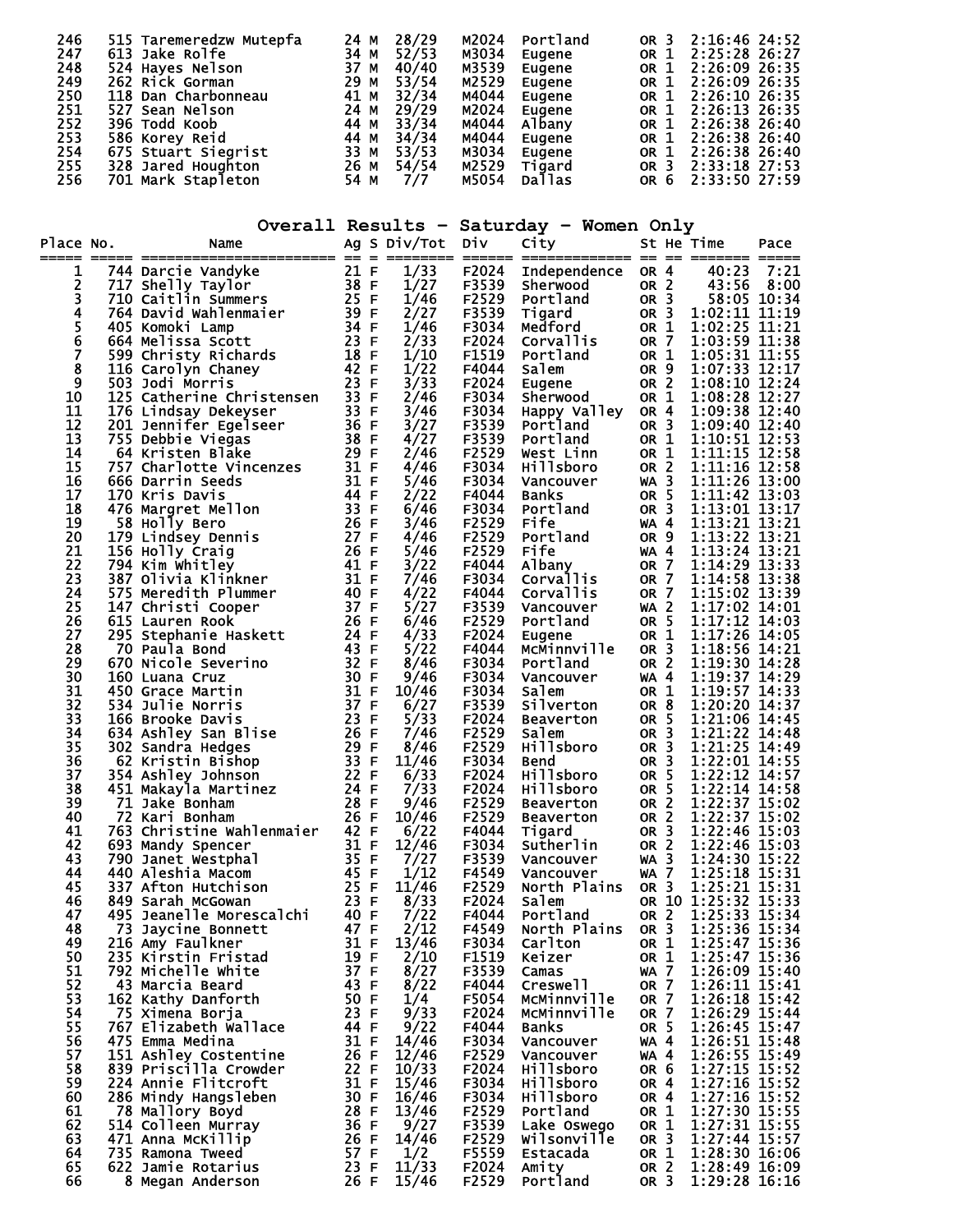| Place | No. | Name | Ag | S | Div/Tot | Div | City | St | He | Time | Pace |
|---|---|---|---|---|---|---|---|---|---|---|---|
| 246 | 515 | Taremeredzw Mutepfa | 24 | M | 28/29 | M2024 | Portland | OR | 3 | 2:16:46 | 24:52 |
| 247 | 613 | Jake Rolfe | 34 | M | 52/53 | M3034 | Eugene | OR | 1 | 2:25:28 | 26:27 |
| 248 | 524 | Hayes Nelson | 37 | M | 40/40 | M3539 | Eugene | OR | 1 | 2:26:09 | 26:35 |
| 249 | 262 | Rick Gorman | 29 | M | 53/54 | M2529 | Eugene | OR | 1 | 2:26:09 | 26:35 |
| 250 | 118 | Dan Charbonneau | 41 | M | 32/34 | M4044 | Eugene | OR | 1 | 2:26:10 | 26:35 |
| 251 | 527 | Sean Nelson | 24 | M | 29/29 | M2024 | Eugene | OR | 1 | 2:26:13 | 26:35 |
| 252 | 396 | Todd Koob | 44 | M | 33/34 | M4044 | Albany | OR | 1 | 2:26:38 | 26:40 |
| 253 | 586 | Korey Reid | 44 | M | 34/34 | M4044 | Eugene | OR | 1 | 2:26:38 | 26:40 |
| 254 | 675 | Stuart Siegrist | 33 | M | 53/53 | M3034 | Eugene | OR | 1 | 2:26:38 | 26:40 |
| 255 | 328 | Jared Houghton | 26 | M | 54/54 | M2529 | Tigard | OR | 3 | 2:33:18 | 27:53 |
| 256 | 701 | Mark Stapleton | 54 | M | 7/7 | M5054 | Dallas | OR | 6 | 2:33:50 | 27:59 |

## Overall Results - Saturday - Women Only

| Place | No. | Name | Ag | S | Div/Tot | Div | City | St | He | Time | Pace |
|---|---|---|---|---|---|---|---|---|---|---|---|
| 1 | 744 | Darcie Vandyke | 21 | F | 1/33 | F2024 | Independence | OR | 4 | 40:23 | 7:21 |
| 2 | 717 | Shelly Taylor | 38 | F | 1/27 | F3539 | Sherwood | OR | 2 | 43:56 | 8:00 |
| 3 | 710 | Caitlin Summers | 25 | F | 1/46 | F2529 | Portland | OR | 3 | 58:05 | 10:34 |
| 4 | 764 | David Wahlenmaier | 39 | F | 2/27 | F3539 | Tigard | OR | 3 | 1:02:11 | 11:19 |
| 5 | 405 | Komoki Lamp | 34 | F | 1/46 | F3034 | Medford | OR | 1 | 1:02:25 | 11:21 |
| 6 | 664 | Melissa Scott | 23 | F | 2/33 | F2024 | Corvallis | OR | 7 | 1:03:59 | 11:38 |
| 7 | 599 | Christy Richards | 18 | F | 1/10 | F1519 | Portland | OR | 1 | 1:05:31 | 11:55 |
| 8 | 116 | Carolyn Chaney | 42 | F | 1/22 | F4044 | Salem | OR | 9 | 1:07:33 | 12:17 |
| 9 | 503 | Jodi Morris | 23 | F | 3/33 | F2024 | Eugene | OR | 2 | 1:08:10 | 12:24 |
| 10 | 125 | Catherine Christensen | 33 | F | 2/46 | F3034 | Sherwood | OR | 1 | 1:08:28 | 12:27 |
| 11 | 176 | Lindsay Dekeyser | 33 | F | 3/46 | F3034 | Happy Valley | OR | 4 | 1:09:38 | 12:40 |
| 12 | 201 | Jennifer Egelseer | 36 | F | 3/27 | F3539 | Portland | OR | 3 | 1:09:40 | 12:40 |
| 13 | 755 | Debbie Viegas | 38 | F | 4/27 | F3539 | Portland | OR | 1 | 1:10:51 | 12:53 |
| 14 | 64 | Kristen Blake | 29 | F | 2/46 | F2529 | West Linn | OR | 1 | 1:11:15 | 12:58 |
| 15 | 757 | Charlotte Vincenzes | 31 | F | 4/46 | F3034 | Hillsboro | OR | 2 | 1:11:16 | 12:58 |
| 16 | 666 | Darrin Seeds | 31 | F | 5/46 | F3034 | Vancouver | WA | 3 | 1:11:26 | 13:00 |
| 17 | 170 | Kris Davis | 44 | F | 2/22 | F4044 | Banks | OR | 5 | 1:11:42 | 13:03 |
| 18 | 476 | Margret Mellon | 33 | F | 6/46 | F3034 | Portland | OR | 3 | 1:13:01 | 13:17 |
| 19 | 58 | Holly Bero | 26 | F | 3/46 | F2529 | Fife | WA | 4 | 1:13:21 | 13:21 |
| 20 | 179 | Lindsey Dennis | 27 | F | 4/46 | F2529 | Portland | OR | 9 | 1:13:22 | 13:21 |
| 21 | 156 | Holly Craig | 26 | F | 5/46 | F2529 | Fife | WA | 4 | 1:13:24 | 13:21 |
| 22 | 794 | Kim Whitley | 41 | F | 3/22 | F4044 | Albany | OR | 7 | 1:14:29 | 13:33 |
| 23 | 387 | Olivia Klinkner | 31 | F | 7/46 | F3034 | Corvallis | OR | 7 | 1:14:58 | 13:38 |
| 24 | 575 | Meredith Plummer | 40 | F | 4/22 | F4044 | Corvallis | OR | 7 | 1:15:02 | 13:39 |
| 25 | 147 | Christi Cooper | 37 | F | 5/27 | F3539 | Vancouver | WA | 2 | 1:17:02 | 14:01 |
| 26 | 615 | Lauren Rook | 26 | F | 6/46 | F2529 | Portland | OR | 5 | 1:17:12 | 14:03 |
| 27 | 295 | Stephanie Haskett | 24 | F | 4/33 | F2024 | Eugene | OR | 1 | 1:17:26 | 14:05 |
| 28 | 70 | Paula Bond | 43 | F | 5/22 | F4044 | McMinnville | OR | 3 | 1:18:56 | 14:21 |
| 29 | 670 | Nicole Severino | 32 | F | 8/46 | F3034 | Portland | OR | 2 | 1:19:30 | 14:28 |
| 30 | 160 | Luana Cruz | 30 | F | 9/46 | F3034 | Vancouver | WA | 4 | 1:19:37 | 14:29 |
| 31 | 450 | Grace Martin | 31 | F | 10/46 | F3034 | Salem | OR | 1 | 1:19:57 | 14:33 |
| 32 | 534 | Julie Norris | 37 | F | 6/27 | F3539 | Silverton | OR | 8 | 1:20:20 | 14:37 |
| 33 | 166 | Brooke Davis | 23 | F | 5/33 | F2024 | Beaverton | OR | 5 | 1:21:06 | 14:45 |
| 34 | 634 | Ashley San Blise | 26 | F | 7/46 | F2529 | Salem | OR | 3 | 1:21:22 | 14:48 |
| 35 | 302 | Sandra Hedges | 29 | F | 8/46 | F2529 | Hillsboro | OR | 3 | 1:21:25 | 14:49 |
| 36 | 62 | Kristin Bishop | 33 | F | 11/46 | F3034 | Bend | OR | 3 | 1:22:01 | 14:55 |
| 37 | 354 | Ashley Johnson | 22 | F | 6/33 | F2024 | Hillsboro | OR | 5 | 1:22:12 | 14:57 |
| 38 | 451 | Makayla Martinez | 24 | F | 7/33 | F2024 | Hillsboro | OR | 5 | 1:22:14 | 14:58 |
| 39 | 71 | Jake Bonham | 28 | F | 9/46 | F2529 | Beaverton | OR | 2 | 1:22:37 | 15:02 |
| 40 | 72 | Kari Bonham | 26 | F | 10/46 | F2529 | Beaverton | OR | 2 | 1:22:37 | 15:02 |
| 41 | 763 | Christine Wahlenmaier | 42 | F | 6/22 | F4044 | Tigard | OR | 3 | 1:22:46 | 15:03 |
| 42 | 693 | Mandy Spencer | 31 | F | 12/46 | F3034 | Sutherlin | OR | 2 | 1:22:46 | 15:03 |
| 43 | 790 | Janet Westphal | 35 | F | 7/27 | F3539 | Vancouver | WA | 3 | 1:24:30 | 15:22 |
| 44 | 440 | Aleshia Macom | 45 | F | 1/12 | F4549 | Vancouver | WA | 7 | 1:25:18 | 15:31 |
| 45 | 337 | Afton Hutchison | 25 | F | 11/46 | F2529 | North Plains | OR | 3 | 1:25:21 | 15:31 |
| 46 | 849 | Sarah McGowan | 23 | F | 8/33 | F2024 | Salem | OR | 10 | 1:25:32 | 15:33 |
| 47 | 495 | Jeanelle Morescalchi | 40 | F | 7/22 | F4044 | Portland | OR | 2 | 1:25:33 | 15:34 |
| 48 | 73 | Jaycine Bonnett | 47 | F | 2/12 | F4549 | North Plains | OR | 3 | 1:25:36 | 15:34 |
| 49 | 216 | Amy Faulkner | 31 | F | 13/46 | F3034 | Carlton | OR | 1 | 1:25:47 | 15:36 |
| 50 | 235 | Kirstin Fristad | 19 | F | 2/10 | F1519 | Keizer | OR | 1 | 1:25:47 | 15:36 |
| 51 | 792 | Michelle White | 37 | F | 8/27 | F3539 | Camas | WA | 7 | 1:26:09 | 15:40 |
| 52 | 43 | Marcia Beard | 43 | F | 8/22 | F4044 | Creswell | OR | 7 | 1:26:11 | 15:41 |
| 53 | 162 | Kathy Danforth | 50 | F | 1/4 | F5054 | McMinnville | OR | 7 | 1:26:18 | 15:42 |
| 54 | 75 | Ximena Borja | 23 | F | 9/33 | F2024 | McMinnville | OR | 7 | 1:26:29 | 15:44 |
| 55 | 767 | Elizabeth Wallace | 44 | F | 9/22 | F4044 | Banks | OR | 5 | 1:26:45 | 15:47 |
| 56 | 475 | Emma Medina | 31 | F | 14/46 | F3034 | Vancouver | WA | 4 | 1:26:51 | 15:48 |
| 57 | 151 | Ashley Costentine | 26 | F | 12/46 | F2529 | Vancouver | WA | 4 | 1:26:55 | 15:49 |
| 58 | 839 | Priscilla Crowder | 22 | F | 10/33 | F2024 | Hillsboro | OR | 6 | 1:27:15 | 15:52 |
| 59 | 224 | Annie Flitcroft | 31 | F | 15/46 | F3034 | Hillsboro | OR | 4 | 1:27:16 | 15:52 |
| 60 | 286 | Mindy Hangsleben | 30 | F | 16/46 | F3034 | Hillsboro | OR | 4 | 1:27:16 | 15:52 |
| 61 | 78 | Mallory Boyd | 28 | F | 13/46 | F2529 | Portland | OR | 1 | 1:27:30 | 15:55 |
| 62 | 514 | Colleen Murray | 36 | F | 9/27 | F3539 | Lake Oswego | OR | 1 | 1:27:31 | 15:55 |
| 63 | 471 | Anna McKillip | 26 | F | 14/46 | F2529 | Wilsonville | OR | 3 | 1:27:44 | 15:57 |
| 64 | 735 | Ramona Tweed | 57 | F | 1/2 | F5559 | Estacada | OR | 1 | 1:28:30 | 16:06 |
| 65 | 622 | Jamie Rotarius | 23 | F | 11/33 | F2024 | Amity | OR | 2 | 1:28:49 | 16:09 |
| 66 | 8 | Megan Anderson | 26 | F | 15/46 | F2529 | Portland | OR | 3 | 1:29:28 | 16:16 |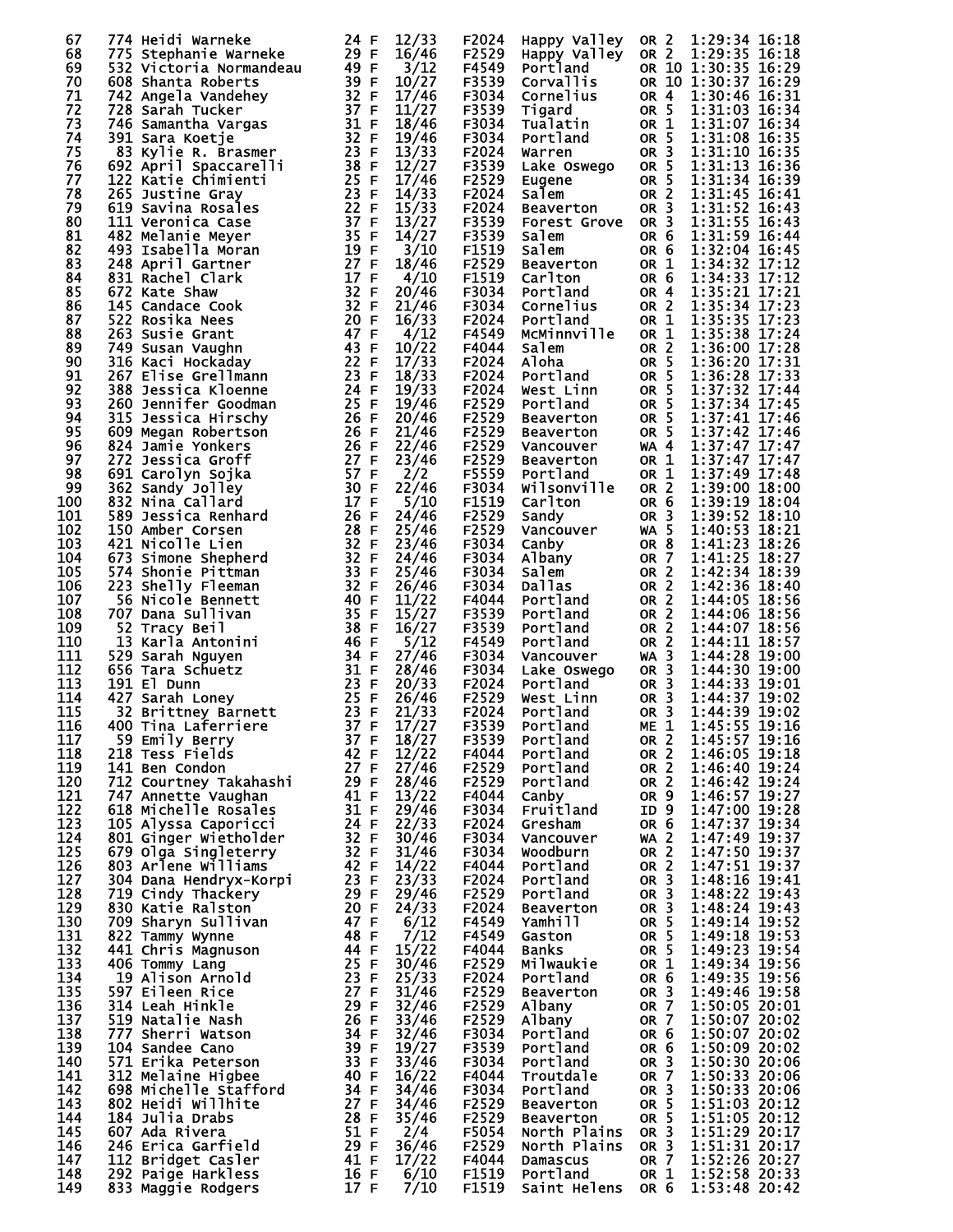| Place | Bib | Name | Age | Sex | Div Place | Division | City | State | Time | Pace |
|---|---|---|---|---|---|---|---|---|---|---|
| 67 | 774 | Heidi Warneke | 24 | F | 12/33 | F2024 | Happy Valley | OR 2 | 1:29:34 | 16:18 |
| 68 | 775 | Stephanie Warneke | 29 | F | 16/46 | F2529 | Happy Valley | OR 2 | 1:29:35 | 16:18 |
| 69 | 532 | Victoria Normandeau | 49 | F | 3/12 | F4549 | Portland | OR 10 | 1:30:35 | 16:29 |
| 70 | 608 | Shanta Roberts | 39 | F | 10/27 | F3539 | Corvallis | OR 10 | 1:30:37 | 16:29 |
| 71 | 742 | Angela Vandehey | 32 | F | 17/46 | F3034 | Cornelius | OR 4 | 1:30:46 | 16:31 |
| 72 | 728 | Sarah Tucker | 37 | F | 11/27 | F3539 | Tigard | OR 5 | 1:31:03 | 16:34 |
| 73 | 746 | Samantha Vargas | 31 | F | 18/46 | F3034 | Tualatin | OR 1 | 1:31:07 | 16:34 |
| 74 | 391 | Sara Koetje | 32 | F | 19/46 | F3034 | Portland | OR 5 | 1:31:08 | 16:35 |
| 75 | 83 | Kylie R. Brasmer | 23 | F | 13/33 | F2024 | Warren | OR 3 | 1:31:10 | 16:35 |
| 76 | 692 | April Spaccarelli | 38 | F | 12/27 | F3539 | Lake Oswego | OR 5 | 1:31:13 | 16:36 |
| 77 | 122 | Katie Chimienti | 25 | F | 17/46 | F2529 | Eugene | OR 5 | 1:31:34 | 16:39 |
| 78 | 265 | Justine Gray | 23 | F | 14/33 | F2024 | Salem | OR 2 | 1:31:45 | 16:41 |
| 79 | 619 | Savina Rosales | 22 | F | 15/33 | F2024 | Beaverton | OR 3 | 1:31:52 | 16:43 |
| 80 | 111 | Veronica Case | 37 | F | 13/27 | F3539 | Forest Grove | OR 3 | 1:31:55 | 16:43 |
| 81 | 482 | Melanie Meyer | 35 | F | 14/27 | F3539 | Salem | OR 6 | 1:31:59 | 16:44 |
| 82 | 493 | Isabella Moran | 19 | F | 3/10 | F1519 | Salem | OR 6 | 1:32:04 | 16:45 |
| 83 | 248 | April Gartner | 27 | F | 18/46 | F2529 | Beaverton | OR 1 | 1:34:32 | 17:12 |
| 84 | 831 | Rachel Clark | 17 | F | 4/10 | F1519 | Carlton | OR 6 | 1:34:33 | 17:12 |
| 85 | 672 | Kate Shaw | 32 | F | 20/46 | F3034 | Portland | OR 4 | 1:35:21 | 17:21 |
| 86 | 145 | Candace Cook | 32 | F | 21/46 | F3034 | Cornelius | OR 2 | 1:35:34 | 17:23 |
| 87 | 522 | Rosika Nees | 20 | F | 16/33 | F2024 | Portland | OR 1 | 1:35:35 | 17:23 |
| 88 | 263 | Susie Grant | 47 | F | 4/12 | F4549 | McMinnville | OR 1 | 1:35:38 | 17:24 |
| 89 | 749 | Susan Vaughn | 43 | F | 10/22 | F4044 | Salem | OR 2 | 1:36:00 | 17:28 |
| 90 | 316 | Kaci Hockaday | 22 | F | 17/33 | F2024 | Aloha | OR 5 | 1:36:20 | 17:31 |
| 91 | 267 | Elise Grellmann | 23 | F | 18/33 | F2024 | Portland | OR 5 | 1:36:28 | 17:33 |
| 92 | 388 | Jessica Kloenne | 24 | F | 19/33 | F2024 | West Linn | OR 5 | 1:37:32 | 17:44 |
| 93 | 260 | Jennifer Goodman | 25 | F | 19/46 | F2529 | Portland | OR 5 | 1:37:34 | 17:45 |
| 94 | 315 | Jessica Hirschy | 26 | F | 20/46 | F2529 | Beaverton | OR 5 | 1:37:41 | 17:46 |
| 95 | 609 | Megan Robertson | 26 | F | 21/46 | F2529 | Beaverton | OR 5 | 1:37:42 | 17:46 |
| 96 | 824 | Jamie Yonkers | 26 | F | 22/46 | F2529 | Vancouver | WA 4 | 1:37:47 | 17:47 |
| 97 | 272 | Jessica Groff | 27 | F | 23/46 | F2529 | Beaverton | OR 1 | 1:37:47 | 17:47 |
| 98 | 691 | Carolyn Sojka | 57 | F | 2/2 | F5559 | Portland | OR 1 | 1:37:49 | 17:48 |
| 99 | 362 | Sandy Jolley | 30 | F | 22/46 | F3034 | Wilsonville | OR 2 | 1:39:00 | 18:00 |
| 100 | 832 | Nina Callard | 17 | F | 5/10 | F1519 | Carlton | OR 6 | 1:39:19 | 18:04 |
| 101 | 589 | Jessica Renhard | 26 | F | 24/46 | F2529 | Sandy | OR 3 | 1:39:52 | 18:10 |
| 102 | 150 | Amber Corsen | 28 | F | 25/46 | F2529 | Vancouver | WA 5 | 1:40:53 | 18:21 |
| 103 | 421 | Nicolle Lien | 32 | F | 23/46 | F3034 | Canby | OR 8 | 1:41:23 | 18:26 |
| 104 | 673 | Simone Shepherd | 32 | F | 24/46 | F3034 | Albany | OR 7 | 1:41:25 | 18:27 |
| 105 | 574 | Shonie Pittman | 33 | F | 25/46 | F3034 | Salem | OR 2 | 1:42:34 | 18:39 |
| 106 | 223 | Shelly Fleeman | 32 | F | 26/46 | F3034 | Dallas | OR 2 | 1:42:36 | 18:40 |
| 107 | 56 | Nicole Bennett | 40 | F | 11/22 | F4044 | Portland | OR 2 | 1:44:05 | 18:56 |
| 108 | 707 | Dana Sullivan | 35 | F | 15/27 | F3539 | Portland | OR 2 | 1:44:06 | 18:56 |
| 109 | 52 | Tracy Beil | 38 | F | 16/27 | F3539 | Portland | OR 2 | 1:44:07 | 18:56 |
| 110 | 13 | Karla Antonini | 46 | F | 5/12 | F4549 | Portland | OR 2 | 1:44:11 | 18:57 |
| 111 | 529 | Sarah Nguyen | 34 | F | 27/46 | F3034 | Vancouver | WA 3 | 1:44:28 | 19:00 |
| 112 | 656 | Tara Schuetz | 31 | F | 28/46 | F3034 | Lake Oswego | OR 3 | 1:44:30 | 19:00 |
| 113 | 191 | El Dunn | 23 | F | 20/33 | F2024 | Portland | OR 3 | 1:44:33 | 19:01 |
| 114 | 427 | Sarah Loney | 25 | F | 26/46 | F2529 | West Linn | OR 3 | 1:44:37 | 19:02 |
| 115 | 32 | Brittney Barnett | 23 | F | 21/33 | F2024 | Portland | OR 3 | 1:44:39 | 19:02 |
| 116 | 400 | Tina Laferriere | 37 | F | 17/27 | F3539 | Portland | ME 1 | 1:45:55 | 19:16 |
| 117 | 59 | Emily Berry | 37 | F | 18/27 | F3539 | Portland | OR 2 | 1:45:57 | 19:16 |
| 118 | 218 | Tess Fields | 42 | F | 12/22 | F4044 | Portland | OR 2 | 1:46:05 | 19:18 |
| 119 | 141 | Ben Condon | 27 | F | 27/46 | F2529 | Portland | OR 2 | 1:46:40 | 19:24 |
| 120 | 712 | Courtney Takahashi | 29 | F | 28/46 | F2529 | Portland | OR 2 | 1:46:42 | 19:24 |
| 121 | 747 | Annette Vaughan | 41 | F | 13/22 | F4044 | Canby | OR 9 | 1:46:57 | 19:27 |
| 122 | 618 | Michelle Rosales | 31 | F | 29/46 | F3034 | Fruitland | ID 9 | 1:47:00 | 19:28 |
| 123 | 105 | Alyssa Caporicci | 24 | F | 22/33 | F2024 | Gresham | OR 6 | 1:47:37 | 19:34 |
| 124 | 801 | Ginger Wietholder | 32 | F | 30/46 | F3034 | Vancouver | WA 2 | 1:47:49 | 19:37 |
| 125 | 679 | Olga Singleterry | 32 | F | 31/46 | F3034 | Woodburn | OR 2 | 1:47:50 | 19:37 |
| 126 | 803 | Arlene Williams | 42 | F | 14/22 | F4044 | Portland | OR 2 | 1:47:51 | 19:37 |
| 127 | 304 | Dana Hendryx-Korpi | 23 | F | 23/33 | F2024 | Portland | OR 3 | 1:48:16 | 19:41 |
| 128 | 719 | Cindy Thackery | 29 | F | 29/46 | F2529 | Portland | OR 3 | 1:48:22 | 19:43 |
| 129 | 830 | Katie Ralston | 20 | F | 24/33 | F2024 | Beaverton | OR 3 | 1:48:24 | 19:43 |
| 130 | 709 | Sharyn Sullivan | 47 | F | 6/12 | F4549 | Yamhill | OR 5 | 1:49:14 | 19:52 |
| 131 | 822 | Tammy Wynne | 48 | F | 7/12 | F4549 | Gaston | OR 5 | 1:49:18 | 19:53 |
| 132 | 441 | Chris Magnuson | 44 | F | 15/22 | F4044 | Banks | OR 5 | 1:49:23 | 19:54 |
| 133 | 406 | Tommy Lang | 25 | F | 30/46 | F2529 | Milwaukie | OR 1 | 1:49:34 | 19:56 |
| 134 | 19 | Alison Arnold | 23 | F | 25/33 | F2024 | Portland | OR 6 | 1:49:35 | 19:56 |
| 135 | 597 | Eileen Rice | 27 | F | 31/46 | F2529 | Beaverton | OR 3 | 1:49:46 | 19:58 |
| 136 | 314 | Leah Hinkle | 29 | F | 32/46 | F2529 | Albany | OR 7 | 1:50:05 | 20:01 |
| 137 | 519 | Natalie Nash | 26 | F | 33/46 | F2529 | Albany | OR 7 | 1:50:07 | 20:02 |
| 138 | 777 | Sherri Watson | 34 | F | 32/46 | F3034 | Portland | OR 6 | 1:50:07 | 20:02 |
| 139 | 104 | Sandee Cano | 39 | F | 19/27 | F3539 | Portland | OR 6 | 1:50:09 | 20:02 |
| 140 | 571 | Erika Peterson | 33 | F | 33/46 | F3034 | Portland | OR 3 | 1:50:30 | 20:06 |
| 141 | 312 | Melaine Higbee | 40 | F | 16/22 | F4044 | Troutdale | OR 7 | 1:50:33 | 20:06 |
| 142 | 698 | Michelle Stafford | 34 | F | 34/46 | F3034 | Portland | OR 3 | 1:50:33 | 20:06 |
| 143 | 802 | Heidi Willhite | 27 | F | 34/46 | F2529 | Beaverton | OR 5 | 1:51:03 | 20:12 |
| 144 | 184 | Julia Drabs | 28 | F | 35/46 | F2529 | Beaverton | OR 5 | 1:51:05 | 20:12 |
| 145 | 607 | Ada Rivera | 51 | F | 2/4 | F5054 | North Plains | OR 3 | 1:51:29 | 20:17 |
| 146 | 246 | Erica Garfield | 29 | F | 36/46 | F2529 | North Plains | OR 3 | 1:51:31 | 20:17 |
| 147 | 112 | Bridget Casler | 41 | F | 17/22 | F4044 | Damascus | OR 7 | 1:52:26 | 20:27 |
| 148 | 292 | Paige Harkless | 16 | F | 6/10 | F1519 | Portland | OR 1 | 1:52:58 | 20:33 |
| 149 | 833 | Maggie Rodgers | 17 | F | 7/10 | F1519 | Saint Helens | OR 6 | 1:53:48 | 20:42 |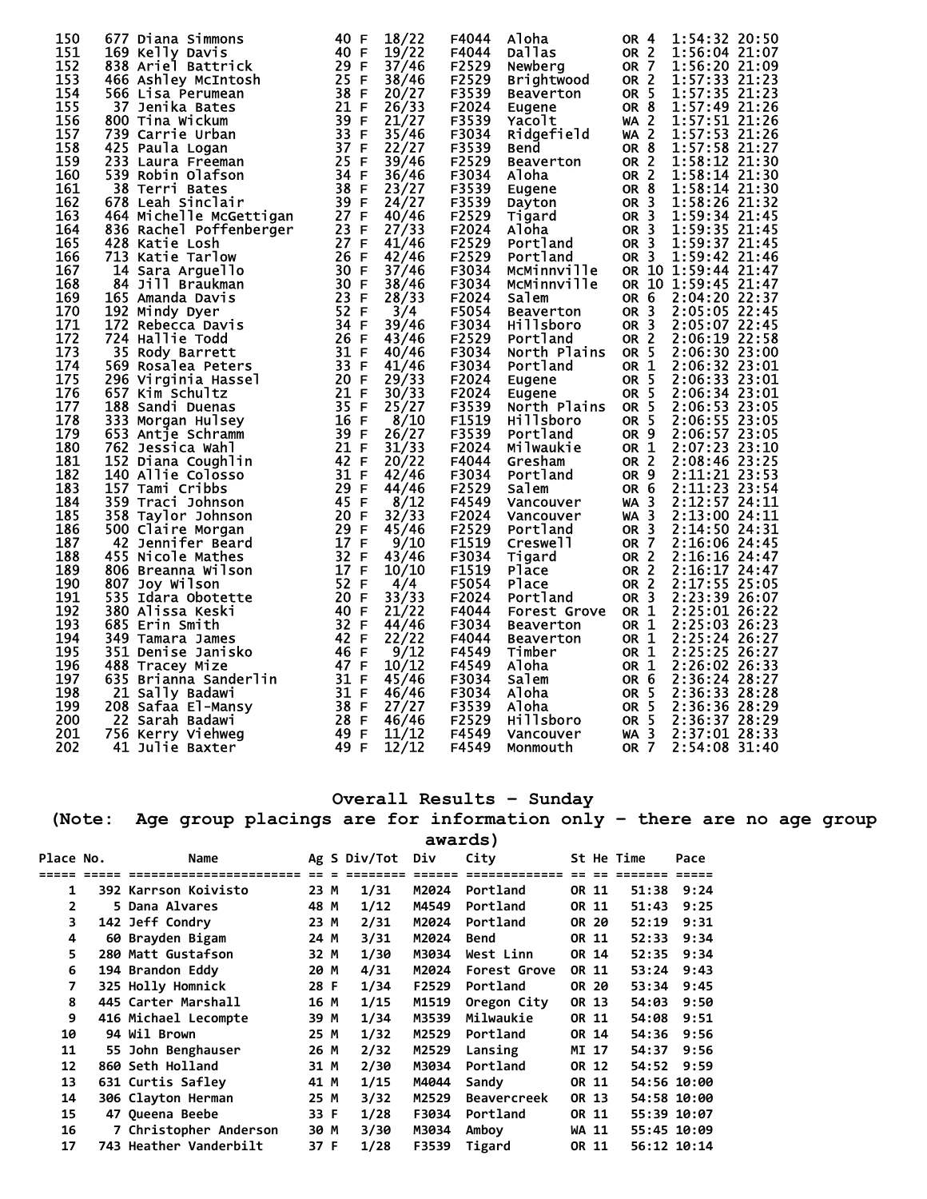| Place | No. | Name | Ag | S | Div/Tot | Div | City | St | He | Time | Pace |
|---|---|---|---|---|---|---|---|---|---|---|---|
| 150 | 677 | Diana Simmons | 40 | F | 18/22 | F4044 | Aloha | OR | 4 | 1:54:32 | 20:50 |
| 151 | 169 | Kelly Davis | 40 | F | 19/22 | F4044 | Dallas | OR | 2 | 1:56:04 | 21:07 |
| 152 | 838 | Ariel Battrick | 29 | F | 37/46 | F2529 | Newberg | OR | 7 | 1:56:20 | 21:09 |
| 153 | 466 | Ashley McIntosh | 25 | F | 38/46 | F2529 | Brightwood | OR | 2 | 1:57:33 | 21:23 |
| 154 | 566 | Lisa Perumean | 38 | F | 20/27 | F3539 | Beaverton | OR | 5 | 1:57:35 | 21:23 |
| 155 | 37 | Jenika Bates | 21 | F | 26/33 | F2024 | Eugene | OR | 8 | 1:57:49 | 21:26 |
| 156 | 800 | Tina Wickum | 39 | F | 21/27 | F3539 | Yacolt | WA | 2 | 1:57:51 | 21:26 |
| 157 | 739 | Carrie Urban | 33 | F | 35/46 | F3034 | Ridgefield | WA | 2 | 1:57:53 | 21:26 |
| 158 | 425 | Paula Logan | 37 | F | 22/27 | F3539 | Bend | OR | 8 | 1:57:58 | 21:27 |
| 159 | 233 | Laura Freeman | 25 | F | 39/46 | F2529 | Beaverton | OR | 2 | 1:58:12 | 21:30 |
| 160 | 539 | Robin Olafson | 34 | F | 36/46 | F3034 | Aloha | OR | 2 | 1:58:14 | 21:30 |
| 161 | 38 | Terri Bates | 38 | F | 23/27 | F3539 | Eugene | OR | 8 | 1:58:14 | 21:30 |
| 162 | 678 | Leah Sinclair | 39 | F | 24/27 | F3539 | Dayton | OR | 3 | 1:58:26 | 21:32 |
| 163 | 464 | Michelle McGettigan | 27 | F | 40/46 | F2529 | Tigard | OR | 3 | 1:59:34 | 21:45 |
| 164 | 836 | Rachel Poffenberger | 23 | F | 27/33 | F2024 | Aloha | OR | 3 | 1:59:35 | 21:45 |
| 165 | 428 | Katie Losh | 27 | F | 41/46 | F2529 | Portland | OR | 3 | 1:59:37 | 21:45 |
| 166 | 713 | Katie Tarlow | 26 | F | 42/46 | F2529 | Portland | OR | 3 | 1:59:42 | 21:46 |
| 167 | 14 | Sara Arguello | 30 | F | 37/46 | F3034 | McMinnville | OR | 10 | 1:59:44 | 21:47 |
| 168 | 84 | Jill Braukman | 30 | F | 38/46 | F3034 | McMinnville | OR | 10 | 1:59:45 | 21:47 |
| 169 | 165 | Amanda Davis | 23 | F | 28/33 | F2024 | Salem | OR | 6 | 2:04:20 | 22:37 |
| 170 | 192 | Mindy Dyer | 52 | F | 3/4 | F5054 | Beaverton | OR | 3 | 2:05:05 | 22:45 |
| 171 | 172 | Rebecca Davis | 34 | F | 39/46 | F3034 | Hillsboro | OR | 3 | 2:05:07 | 22:45 |
| 172 | 724 | Hallie Todd | 26 | F | 43/46 | F2529 | Portland | OR | 2 | 2:06:19 | 22:58 |
| 173 | 35 | Rody Barrett | 31 | F | 40/46 | F3034 | North Plains | OR | 5 | 2:06:30 | 23:00 |
| 174 | 569 | Rosalea Peters | 33 | F | 41/46 | F3034 | Portland | OR | 1 | 2:06:32 | 23:01 |
| 175 | 296 | Virginia Hassel | 20 | F | 29/33 | F2024 | Eugene | OR | 5 | 2:06:33 | 23:01 |
| 176 | 657 | Kim Schultz | 21 | F | 30/33 | F2024 | Eugene | OR | 5 | 2:06:34 | 23:01 |
| 177 | 188 | Sandi Duenas | 35 | F | 25/27 | F3539 | North Plains | OR | 5 | 2:06:53 | 23:05 |
| 178 | 333 | Morgan Hulsey | 16 | F | 8/10 | F1519 | Hillsboro | OR | 5 | 2:06:55 | 23:05 |
| 179 | 653 | Antje Schramm | 39 | F | 26/27 | F3539 | Portland | OR | 9 | 2:06:57 | 23:05 |
| 180 | 762 | Jessica Wahl | 21 | F | 31/33 | F2024 | Milwaukie | OR | 1 | 2:07:23 | 23:10 |
| 181 | 152 | Diana Coughlin | 42 | F | 20/22 | F4044 | Gresham | OR | 2 | 2:08:46 | 23:25 |
| 182 | 140 | Allie Colosso | 31 | F | 42/46 | F3034 | Portland | OR | 9 | 2:11:21 | 23:53 |
| 183 | 157 | Tami Cribbs | 29 | F | 44/46 | F2529 | Salem | OR | 6 | 2:11:23 | 23:54 |
| 184 | 359 | Traci Johnson | 45 | F | 8/12 | F4549 | Vancouver | WA | 3 | 2:12:57 | 24:11 |
| 185 | 358 | Taylor Johnson | 20 | F | 32/33 | F2024 | Vancouver | WA | 3 | 2:13:00 | 24:11 |
| 186 | 500 | Claire Morgan | 29 | F | 45/46 | F2529 | Portland | OR | 3 | 2:14:50 | 24:31 |
| 187 | 42 | Jennifer Beard | 17 | F | 9/10 | F1519 | Creswell | OR | 7 | 2:16:06 | 24:45 |
| 188 | 455 | Nicole Mathes | 32 | F | 43/46 | F3034 | Tigard | OR | 2 | 2:16:16 | 24:47 |
| 189 | 806 | Breanna Wilson | 17 | F | 10/10 | F1519 | Place | OR | 2 | 2:16:17 | 24:47 |
| 190 | 807 | Joy Wilson | 52 | F | 4/4 | F5054 | Place | OR | 2 | 2:17:55 | 25:05 |
| 191 | 535 | Idara Obotette | 20 | F | 33/33 | F2024 | Portland | OR | 3 | 2:23:39 | 26:07 |
| 192 | 380 | Alissa Keski | 40 | F | 21/22 | F4044 | Forest Grove | OR | 1 | 2:25:01 | 26:22 |
| 193 | 685 | Erin Smith | 32 | F | 44/46 | F3034 | Beaverton | OR | 1 | 2:25:03 | 26:23 |
| 194 | 349 | Tamara James | 42 | F | 22/22 | F4044 | Beaverton | OR | 1 | 2:25:24 | 26:27 |
| 195 | 351 | Denise Janisko | 46 | F | 9/12 | F4549 | Timber | OR | 1 | 2:25:25 | 26:27 |
| 196 | 488 | Tracey Mize | 47 | F | 10/12 | F4549 | Aloha | OR | 1 | 2:26:02 | 26:33 |
| 197 | 635 | Brianna Sanderlin | 31 | F | 45/46 | F3034 | Salem | OR | 6 | 2:36:24 | 28:27 |
| 198 | 21 | Sally Badawi | 31 | F | 46/46 | F3034 | Aloha | OR | 5 | 2:36:33 | 28:28 |
| 199 | 208 | Safaa El-Mansy | 38 | F | 27/27 | F3539 | Aloha | OR | 5 | 2:36:36 | 28:29 |
| 200 | 22 | Sarah Badawi | 28 | F | 46/46 | F2529 | Hillsboro | OR | 5 | 2:36:37 | 28:29 |
| 201 | 756 | Kerry Viehweg | 49 | F | 11/12 | F4549 | Vancouver | WA | 3 | 2:37:01 | 28:33 |
| 202 | 41 | Julie Baxter | 49 | F | 12/12 | F4549 | Monmouth | OR | 7 | 2:54:08 | 31:40 |

## Overall Results – Sunday

**(Note: Age group placings are for information only – there are no age group awards)**

| Place | No. | Name | Ag | S | Div/Tot | Div | City | St | He | Time | Pace |
|---|---|---|---|---|---|---|---|---|---|---|---|
| 1 | 392 | Karrson Koivisto | 23 | M | 1/31 | M2024 | Portland | OR | 11 | 51:38 | 9:24 |
| 2 | 5 | Dana Alvares | 48 | M | 1/12 | M4549 | Portland | OR | 11 | 51:43 | 9:25 |
| 3 | 142 | Jeff Condry | 23 | M | 2/31 | M2024 | Portland | OR | 20 | 52:19 | 9:31 |
| 4 | 60 | Brayden Bigam | 24 | M | 3/31 | M2024 | Bend | OR | 11 | 52:33 | 9:34 |
| 5 | 280 | Matt Gustafson | 32 | M | 1/30 | M3034 | West Linn | OR | 14 | 52:35 | 9:34 |
| 6 | 194 | Brandon Eddy | 20 | M | 4/31 | M2024 | Forest Grove | OR | 11 | 53:24 | 9:43 |
| 7 | 325 | Holly Homnick | 28 | F | 1/34 | F2529 | Portland | OR | 20 | 53:34 | 9:45 |
| 8 | 445 | Carter Marshall | 16 | M | 1/15 | M1519 | Oregon City | OR | 13 | 54:03 | 9:50 |
| 9 | 416 | Michael Lecompte | 39 | M | 1/34 | M3539 | Milwaukie | OR | 11 | 54:08 | 9:51 |
| 10 | 94 | Wil Brown | 25 | M | 1/32 | M2529 | Portland | OR | 14 | 54:36 | 9:56 |
| 11 | 55 | John Benghauser | 26 | M | 2/32 | M2529 | Lansing | MI | 17 | 54:37 | 9:56 |
| 12 | 860 | Seth Holland | 31 | M | 2/30 | M3034 | Portland | OR | 12 | 54:52 | 9:59 |
| 13 | 631 | Curtis Safley | 41 | M | 1/15 | M4044 | Sandy | OR | 11 | 54:56 | 10:00 |
| 14 | 306 | Clayton Herman | 25 | M | 3/32 | M2529 | Beavercreek | OR | 13 | 54:58 | 10:00 |
| 15 | 47 | Queena Beebe | 33 | F | 1/28 | F3034 | Portland | OR | 11 | 55:39 | 10:07 |
| 16 | 7 | Christopher Anderson | 30 | M | 3/30 | M3034 | Amboy | WA | 11 | 55:45 | 10:09 |
| 17 | 743 | Heather Vanderbilt | 37 | F | 1/28 | F3539 | Tigard | OR | 11 | 56:12 | 10:14 |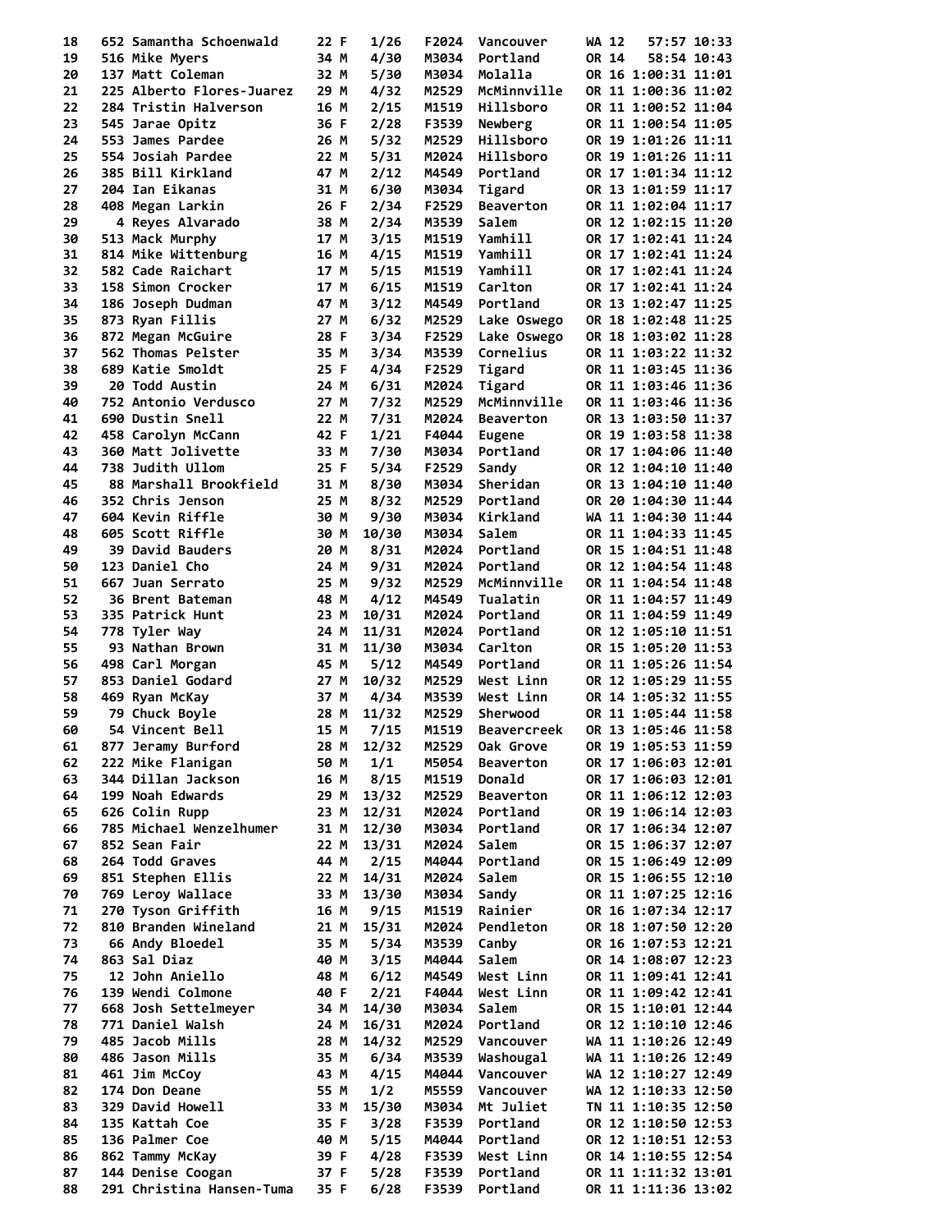| Place | Bib | Name | Age | Sex | Div Place | Division | City | State | Age Grade | Time | Pace |
|---|---|---|---|---|---|---|---|---|---|---|---|
| 18 | 652 | Samantha Schoenwald | 22 | F | 1/26 | F2024 | Vancouver | WA | 12 | 57:57 | 10:33 |
| 19 | 516 | Mike Myers | 34 | M | 4/30 | M3034 | Portland | OR | 14 | 58:54 | 10:43 |
| 20 | 137 | Matt Coleman | 32 | M | 5/30 | M3034 | Molalla | OR | 16 | 1:00:31 | 11:01 |
| 21 | 225 | Alberto Flores-Juarez | 29 | M | 4/32 | M2529 | McMinnville | OR | 11 | 1:00:36 | 11:02 |
| 22 | 284 | Tristin Halverson | 16 | M | 2/15 | M1519 | Hillsboro | OR | 11 | 1:00:52 | 11:04 |
| 23 | 545 | Jarae Opitz | 36 | F | 2/28 | F3539 | Newberg | OR | 11 | 1:00:54 | 11:05 |
| 24 | 553 | James Pardee | 26 | M | 5/32 | M2529 | Hillsboro | OR | 19 | 1:01:26 | 11:11 |
| 25 | 554 | Josiah Pardee | 22 | M | 5/31 | M2024 | Hillsboro | OR | 19 | 1:01:26 | 11:11 |
| 26 | 385 | Bill Kirkland | 47 | M | 2/12 | M4549 | Portland | OR | 17 | 1:01:34 | 11:12 |
| 27 | 204 | Ian Eikanas | 31 | M | 6/30 | M3034 | Tigard | OR | 13 | 1:01:59 | 11:17 |
| 28 | 408 | Megan Larkin | 26 | F | 2/34 | F2529 | Beaverton | OR | 11 | 1:02:04 | 11:17 |
| 29 | 4 | Reyes Alvarado | 38 | M | 2/34 | M3539 | Salem | OR | 12 | 1:02:15 | 11:20 |
| 30 | 513 | Mack Murphy | 17 | M | 3/15 | M1519 | Yamhill | OR | 17 | 1:02:41 | 11:24 |
| 31 | 814 | Mike Wittenburg | 16 | M | 4/15 | M1519 | Yamhill | OR | 17 | 1:02:41 | 11:24 |
| 32 | 582 | Cade Raichart | 17 | M | 5/15 | M1519 | Yamhill | OR | 17 | 1:02:41 | 11:24 |
| 33 | 158 | Simon Crocker | 17 | M | 6/15 | M1519 | Carlton | OR | 17 | 1:02:41 | 11:24 |
| 34 | 186 | Joseph Dudman | 47 | M | 3/12 | M4549 | Portland | OR | 13 | 1:02:47 | 11:25 |
| 35 | 873 | Ryan Fillis | 27 | M | 6/32 | M2529 | Lake Oswego | OR | 18 | 1:02:48 | 11:25 |
| 36 | 872 | Megan McGuire | 28 | F | 3/34 | F2529 | Lake Oswego | OR | 18 | 1:03:02 | 11:28 |
| 37 | 562 | Thomas Pelster | 35 | M | 3/34 | M3539 | Cornelius | OR | 11 | 1:03:22 | 11:32 |
| 38 | 689 | Katie Smoldt | 25 | F | 4/34 | F2529 | Tigard | OR | 11 | 1:03:45 | 11:36 |
| 39 | 20 | Todd Austin | 24 | M | 6/31 | M2024 | Tigard | OR | 11 | 1:03:46 | 11:36 |
| 40 | 752 | Antonio Verdusco | 27 | M | 7/32 | M2529 | McMinnville | OR | 11 | 1:03:46 | 11:36 |
| 41 | 690 | Dustin Snell | 22 | M | 7/31 | M2024 | Beaverton | OR | 13 | 1:03:50 | 11:37 |
| 42 | 458 | Carolyn McCann | 42 | F | 1/21 | F4044 | Eugene | OR | 19 | 1:03:58 | 11:38 |
| 43 | 360 | Matt Jolivette | 33 | M | 7/30 | M3034 | Portland | OR | 17 | 1:04:06 | 11:40 |
| 44 | 738 | Judith Ullom | 25 | F | 5/34 | F2529 | Sandy | OR | 12 | 1:04:10 | 11:40 |
| 45 | 88 | Marshall Brookfield | 31 | M | 8/30 | M3034 | Sheridan | OR | 13 | 1:04:10 | 11:40 |
| 46 | 352 | Chris Jenson | 25 | M | 8/32 | M2529 | Portland | OR | 20 | 1:04:30 | 11:44 |
| 47 | 604 | Kevin Riffle | 30 | M | 9/30 | M3034 | Kirkland | WA | 11 | 1:04:30 | 11:44 |
| 48 | 605 | Scott Riffle | 30 | M | 10/30 | M3034 | Salem | OR | 11 | 1:04:33 | 11:45 |
| 49 | 39 | David Bauders | 20 | M | 8/31 | M2024 | Portland | OR | 15 | 1:04:51 | 11:48 |
| 50 | 123 | Daniel Cho | 24 | M | 9/31 | M2024 | Portland | OR | 12 | 1:04:54 | 11:48 |
| 51 | 667 | Juan Serrato | 25 | M | 9/32 | M2529 | McMinnville | OR | 11 | 1:04:54 | 11:48 |
| 52 | 36 | Brent Bateman | 48 | M | 4/12 | M4549 | Tualatin | OR | 11 | 1:04:57 | 11:49 |
| 53 | 335 | Patrick Hunt | 23 | M | 10/31 | M2024 | Portland | OR | 11 | 1:04:59 | 11:49 |
| 54 | 778 | Tyler Way | 24 | M | 11/31 | M2024 | Portland | OR | 12 | 1:05:10 | 11:51 |
| 55 | 93 | Nathan Brown | 31 | M | 11/30 | M3034 | Carlton | OR | 15 | 1:05:20 | 11:53 |
| 56 | 498 | Carl Morgan | 45 | M | 5/12 | M4549 | Portland | OR | 11 | 1:05:26 | 11:54 |
| 57 | 853 | Daniel Godard | 27 | M | 10/32 | M2529 | West Linn | OR | 12 | 1:05:29 | 11:55 |
| 58 | 469 | Ryan McKay | 37 | M | 4/34 | M3539 | West Linn | OR | 14 | 1:05:32 | 11:55 |
| 59 | 79 | Chuck Boyle | 28 | M | 11/32 | M2529 | Sherwood | OR | 11 | 1:05:44 | 11:58 |
| 60 | 54 | Vincent Bell | 15 | M | 7/15 | M1519 | Beavercreek | OR | 13 | 1:05:46 | 11:58 |
| 61 | 877 | Jeramy Burford | 28 | M | 12/32 | M2529 | Oak Grove | OR | 19 | 1:05:53 | 11:59 |
| 62 | 222 | Mike Flanigan | 50 | M | 1/1 | M5054 | Beaverton | OR | 17 | 1:06:03 | 12:01 |
| 63 | 344 | Dillan Jackson | 16 | M | 8/15 | M1519 | Donald | OR | 17 | 1:06:03 | 12:01 |
| 64 | 199 | Noah Edwards | 29 | M | 13/32 | M2529 | Beaverton | OR | 11 | 1:06:12 | 12:03 |
| 65 | 626 | Colin Rupp | 23 | M | 12/31 | M2024 | Portland | OR | 19 | 1:06:14 | 12:03 |
| 66 | 785 | Michael Wenzelhumer | 31 | M | 12/30 | M3034 | Portland | OR | 17 | 1:06:34 | 12:07 |
| 67 | 852 | Sean Fair | 22 | M | 13/31 | M2024 | Salem | OR | 15 | 1:06:37 | 12:07 |
| 68 | 264 | Todd Graves | 44 | M | 2/15 | M4044 | Portland | OR | 15 | 1:06:49 | 12:09 |
| 69 | 851 | Stephen Ellis | 22 | M | 14/31 | M2024 | Salem | OR | 15 | 1:06:55 | 12:10 |
| 70 | 769 | Leroy Wallace | 33 | M | 13/30 | M3034 | Sandy | OR | 11 | 1:07:25 | 12:16 |
| 71 | 270 | Tyson Griffith | 16 | M | 9/15 | M1519 | Rainier | OR | 16 | 1:07:34 | 12:17 |
| 72 | 810 | Branden Wineland | 21 | M | 15/31 | M2024 | Pendleton | OR | 18 | 1:07:50 | 12:20 |
| 73 | 66 | Andy Bloedel | 35 | M | 5/34 | M3539 | Canby | OR | 16 | 1:07:53 | 12:21 |
| 74 | 863 | Sal Diaz | 40 | M | 3/15 | M4044 | Salem | OR | 14 | 1:08:07 | 12:23 |
| 75 | 12 | John Aniello | 48 | M | 6/12 | M4549 | West Linn | OR | 11 | 1:09:41 | 12:41 |
| 76 | 139 | Wendi Colmone | 40 | F | 2/21 | F4044 | West Linn | OR | 11 | 1:09:42 | 12:41 |
| 77 | 668 | Josh Settelmeyer | 34 | M | 14/30 | M3034 | Salem | OR | 15 | 1:10:01 | 12:44 |
| 78 | 771 | Daniel Walsh | 24 | M | 16/31 | M2024 | Portland | OR | 12 | 1:10:10 | 12:46 |
| 79 | 485 | Jacob Mills | 28 | M | 14/32 | M2529 | Vancouver | WA | 11 | 1:10:26 | 12:49 |
| 80 | 486 | Jason Mills | 35 | M | 6/34 | M3539 | Washougal | WA | 11 | 1:10:26 | 12:49 |
| 81 | 461 | Jim McCoy | 43 | M | 4/15 | M4044 | Vancouver | WA | 12 | 1:10:27 | 12:49 |
| 82 | 174 | Don Deane | 55 | M | 1/2 | M5559 | Vancouver | WA | 12 | 1:10:33 | 12:50 |
| 83 | 329 | David Howell | 33 | M | 15/30 | M3034 | Mt Juliet | TN | 11 | 1:10:35 | 12:50 |
| 84 | 135 | Kattah Coe | 35 | F | 3/28 | F3539 | Portland | OR | 12 | 1:10:50 | 12:53 |
| 85 | 136 | Palmer Coe | 40 | M | 5/15 | M4044 | Portland | OR | 12 | 1:10:51 | 12:53 |
| 86 | 862 | Tammy McKay | 39 | F | 4/28 | F3539 | West Linn | OR | 14 | 1:10:55 | 12:54 |
| 87 | 144 | Denise Coogan | 37 | F | 5/28 | F3539 | Portland | OR | 11 | 1:11:32 | 13:01 |
| 88 | 291 | Christina Hansen-Tuma | 35 | F | 6/28 | F3539 | Portland | OR | 11 | 1:11:36 | 13:02 |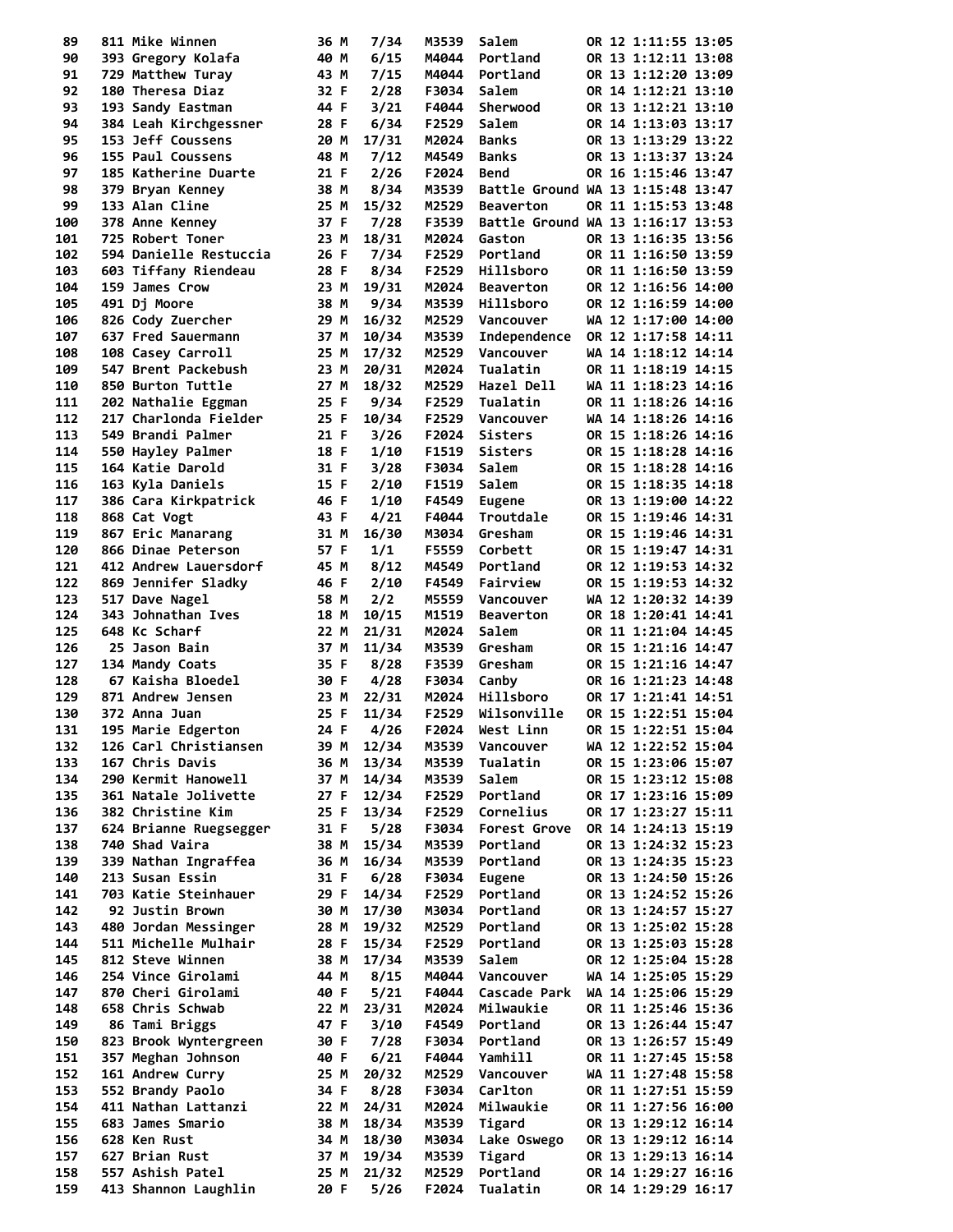```
 89    811 Mike Winnen           36 M    7/34    M3539  Salem          OR 12 1:11:55 13:05
 90    393 Gregory Kolafa        40 M    6/15    M4044  Portland       OR 13 1:12:11 13:08
 91    729 Matthew Turay         43 M    7/15    M4044  Portland       OR 13 1:12:20 13:09
 92    180 Theresa Diaz          32 F    2/28    F3034  Salem          OR 14 1:12:21 13:10
 93    193 Sandy Eastman         44 F    3/21    F4044  Sherwood       OR 13 1:12:21 13:10
 94    384 Leah Kirchgessner     28 F    6/34    F2529  Salem          OR 14 1:13:03 13:17
 95    153 Jeff Coussens         20 M   17/31    M2024  Banks          OR 13 1:13:29 13:22
 96    155 Paul Coussens         48 M    7/12    M4549  Banks          OR 13 1:13:37 13:24
 97    185 Katherine Duarte      21 F    2/26    F2024  Bend           OR 16 1:15:46 13:47
 98    379 Bryan Kenney          38 M    8/34    M3539  Battle Ground WA 13 1:15:48 13:47
 99    133 Alan Cline            25 M   15/32    M2529  Beaverton      OR 11 1:15:53 13:48
100    378 Anne Kenney           37 F    7/28    F3539  Battle Ground WA 13 1:16:17 13:53
101    725 Robert Toner          23 M   18/31    M2024  Gaston         OR 13 1:16:35 13:56
102    594 Danielle Restuccia    26 F    7/34    F2529  Portland       OR 11 1:16:50 13:59
103    603 Tiffany Riendeau      28 F    8/34    F2529  Hillsboro      OR 11 1:16:50 13:59
104    159 James Crow            23 M   19/31    M2024  Beaverton      OR 12 1:16:56 14:00
105    491 Dj Moore              38 M    9/34    M3539  Hillsboro      OR 12 1:16:59 14:00
106    826 Cody Zuercher         29 M   16/32    M2529  Vancouver      WA 12 1:17:00 14:00
107    637 Fred Sauermann        37 M   10/34    M3539  Independence   OR 12 1:17:58 14:11
108    108 Casey Carroll         25 M   17/32    M2529  Vancouver      WA 14 1:18:12 14:14
109    547 Brent Packebush       23 M   20/31    M2024  Tualatin       OR 11 1:18:19 14:15
110    850 Burton Tuttle         27 M   18/32    M2529  Hazel Dell     WA 11 1:18:23 14:16
111    202 Nathalie Eggman       25 F    9/34    F2529  Tualatin       OR 11 1:18:26 14:16
112    217 Charlonda Fielder     25 F   10/34    F2529  Vancouver      WA 14 1:18:26 14:16
113    549 Brandi Palmer         21 F    3/26    F2024  Sisters        OR 15 1:18:26 14:16
114    550 Hayley Palmer         18 F    1/10    F1519  Sisters        OR 15 1:18:28 14:16
115    164 Katie Darold          31 F    3/28    F3034  Salem          OR 15 1:18:28 14:16
116    163 Kyla Daniels          15 F    2/10    F1519  Salem          OR 15 1:18:35 14:18
117    386 Cara Kirkpatrick      46 F    1/10    F4549  Eugene         OR 13 1:19:00 14:22
118    868 Cat Vogt              43 F    4/21    F4044  Troutdale      OR 15 1:19:46 14:31
119    867 Eric Manarang         31 M   16/30    M3034  Gresham        OR 15 1:19:46 14:31
120    866 Dinae Peterson        57 F    1/1     F5559  Corbett        OR 15 1:19:47 14:31
121    412 Andrew Lauersdorf     45 M    8/12    M4549  Portland       OR 12 1:19:53 14:32
122    869 Jennifer Sladky       46 F    2/10    F4549  Fairview       OR 15 1:19:53 14:32
123    517 Dave Nagel            58 M    2/2     M5559  Vancouver      WA 12 1:20:32 14:39
124    343 Johnathan Ives        18 M   10/15    M1519  Beaverton      OR 18 1:20:41 14:41
125    648 Kc Scharf             22 M   21/31    M2024  Salem          OR 11 1:21:04 14:45
126     25 Jason Bain            37 M   11/34    M3539  Gresham        OR 15 1:21:16 14:47
127    134 Mandy Coats           35 F    8/28    F3539  Gresham        OR 15 1:21:16 14:47
128     67 Kaisha Bloedel        30 F    4/28    F3034  Canby          OR 16 1:21:23 14:48
129    871 Andrew Jensen         23 M   22/31    M2024  Hillsboro      OR 17 1:21:41 14:51
130    372 Anna Juan             25 F   11/34    F2529  Wilsonville    OR 15 1:22:51 15:04
131    195 Marie Edgerton        24 F    4/26    F2024  West Linn      OR 15 1:22:51 15:04
132    126 Carl Christiansen     39 M   12/34    M3539  Vancouver      WA 12 1:22:52 15:04
133    167 Chris Davis           36 M   13/34    M3539  Tualatin       OR 15 1:23:06 15:07
134    290 Kermit Hanowell       37 M   14/34    M3539  Salem          OR 15 1:23:12 15:08
135    361 Natale Jolivette      27 F   12/34    F2529  Portland       OR 17 1:23:16 15:09
136    382 Christine Kim         25 F   13/34    F2529  Cornelius      OR 17 1:23:27 15:11
137    624 Brianne Ruegsegger    31 F    5/28    F3034  Forest Grove   OR 14 1:24:13 15:19
138    740 Shad Vaira            38 M   15/34    M3539  Portland       OR 13 1:24:32 15:23
139    339 Nathan Ingraffea      36 M   16/34    M3539  Portland       OR 13 1:24:35 15:23
140    213 Susan Essin           31 F    6/28    F3034  Eugene         OR 13 1:24:50 15:26
141    703 Katie Steinhauer      29 F   14/34    F2529  Portland       OR 13 1:24:52 15:26
142     92 Justin Brown          30 M   17/30    M3034  Portland       OR 13 1:24:57 15:27
143    480 Jordan Messinger      28 M   19/32    M2529  Portland       OR 13 1:25:02 15:28
144    511 Michelle Mulhair      28 F   15/34    F2529  Portland       OR 13 1:25:03 15:28
145    812 Steve Winnen          38 M   17/34    M3539  Salem          OR 12 1:25:04 15:28
146    254 Vince Girolami        44 M    8/15    M4044  Vancouver      WA 14 1:25:05 15:29
147    870 Cheri Girolami        40 F    5/21    F4044  Cascade Park   WA 14 1:25:06 15:29
148    658 Chris Schwab          22 M   23/31    M2024  Milwaukie      OR 11 1:25:46 15:36
149     86 Tami Briggs           47 F    3/10    F4549  Portland       OR 13 1:26:44 15:47
150    823 Brook Wyntergreen     30 F    7/28    F3034  Portland       OR 13 1:26:57 15:49
151    357 Meghan Johnson        40 F    6/21    F4044  Yamhill        OR 11 1:27:45 15:58
152    161 Andrew Curry          25 M   20/32    M2529  Vancouver      WA 11 1:27:48 15:58
153    552 Brandy Paolo          34 F    8/28    F3034  Carlton        OR 11 1:27:51 15:59
154    411 Nathan Lattanzi       22 M   24/31    M2024  Milwaukie      OR 11 1:27:56 16:00
155    683 James Smario          38 M   18/34    M3539  Tigard         OR 13 1:29:12 16:14
156    628 Ken Rust              34 M   18/30    M3034  Lake Oswego    OR 13 1:29:12 16:14
157    627 Brian Rust            37 M   19/34    M3539  Tigard         OR 13 1:29:13 16:14
158    557 Ashish Patel          25 M   21/32    M2529  Portland       OR 14 1:29:27 16:16
159    413 Shannon Laughlin      20 F    5/26    F2024  Tualatin       OR 14 1:29:29 16:17
```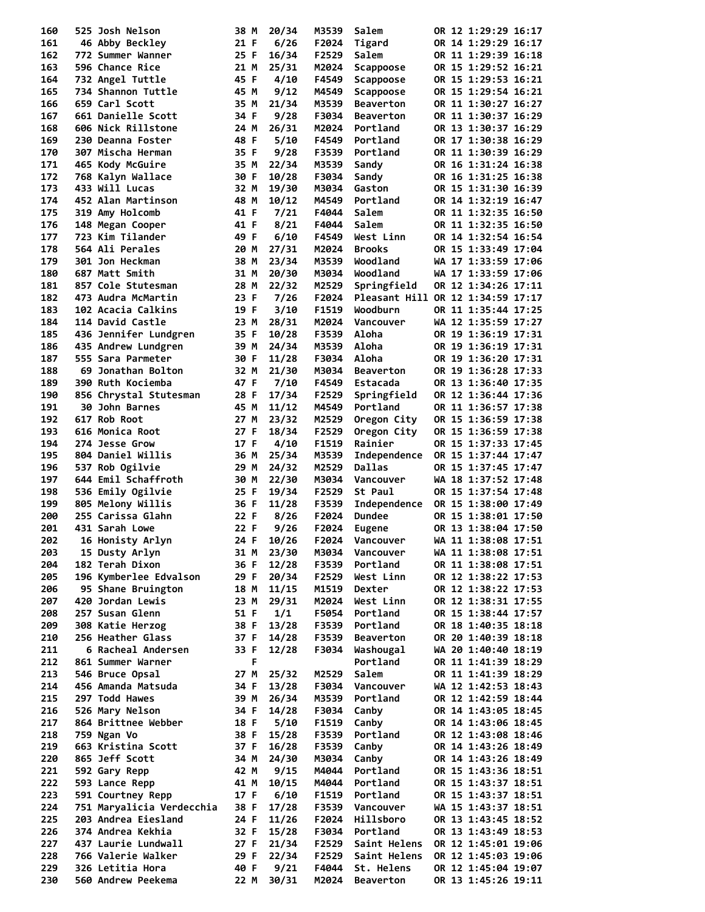| Place | Bib | Name | Age | Sex | Div Place | Division | City | State | | Time | Pace |
|---|---|---|---|---|---|---|---|---|---|---|---|
| 160 | 525 | Josh Nelson | 38 | M | 20/34 | M3539 | Salem | OR | 12 | 1:29:29 | 16:17 |
| 161 | 46 | Abby Beckley | 21 | F | 6/26 | F2024 | Tigard | OR | 14 | 1:29:29 | 16:17 |
| 162 | 772 | Summer Wanner | 25 | F | 16/34 | F2529 | Salem | OR | 11 | 1:29:39 | 16:18 |
| 163 | 596 | Chance Rice | 21 | M | 25/31 | M2024 | Scappoose | OR | 15 | 1:29:52 | 16:21 |
| 164 | 732 | Angel Tuttle | 45 | F | 4/10 | F4549 | Scappoose | OR | 15 | 1:29:53 | 16:21 |
| 165 | 734 | Shannon Tuttle | 45 | M | 9/12 | M4549 | Scappoose | OR | 15 | 1:29:54 | 16:21 |
| 166 | 659 | Carl Scott | 35 | M | 21/34 | M3539 | Beaverton | OR | 11 | 1:30:27 | 16:27 |
| 167 | 661 | Danielle Scott | 34 | F | 9/28 | F3034 | Beaverton | OR | 11 | 1:30:37 | 16:29 |
| 168 | 606 | Nick Rillstone | 24 | M | 26/31 | M2024 | Portland | OR | 13 | 1:30:37 | 16:29 |
| 169 | 230 | Deanna Foster | 48 | F | 5/10 | F4549 | Portland | OR | 17 | 1:30:38 | 16:29 |
| 170 | 307 | Mischa Herman | 35 | F | 9/28 | F3539 | Portland | OR | 11 | 1:30:39 | 16:29 |
| 171 | 465 | Kody McGuire | 35 | M | 22/34 | M3539 | Sandy | OR | 16 | 1:31:24 | 16:38 |
| 172 | 768 | Kalyn Wallace | 30 | F | 10/28 | F3034 | Sandy | OR | 16 | 1:31:25 | 16:38 |
| 173 | 433 | Will Lucas | 32 | M | 19/30 | M3034 | Gaston | OR | 15 | 1:31:30 | 16:39 |
| 174 | 452 | Alan Martinson | 48 | M | 10/12 | M4549 | Portland | OR | 14 | 1:32:19 | 16:47 |
| 175 | 319 | Amy Holcomb | 41 | F | 7/21 | F4044 | Salem | OR | 11 | 1:32:35 | 16:50 |
| 176 | 148 | Megan Cooper | 41 | F | 8/21 | F4044 | Salem | OR | 11 | 1:32:35 | 16:50 |
| 177 | 723 | Kim Tilander | 49 | F | 6/10 | F4549 | West Linn | OR | 14 | 1:32:54 | 16:54 |
| 178 | 564 | Ali Perales | 20 | M | 27/31 | M2024 | Brooks | OR | 15 | 1:33:49 | 17:04 |
| 179 | 301 | Jon Heckman | 38 | M | 23/34 | M3539 | Woodland | WA | 17 | 1:33:59 | 17:06 |
| 180 | 687 | Matt Smith | 31 | M | 20/30 | M3034 | Woodland | WA | 17 | 1:33:59 | 17:06 |
| 181 | 857 | Cole Stutesman | 28 | M | 22/32 | M2529 | Springfield | OR | 12 | 1:34:26 | 17:11 |
| 182 | 473 | Audra McMartin | 23 | F | 7/26 | F2024 | Pleasant Hill | OR | 12 | 1:34:59 | 17:17 |
| 183 | 102 | Acacia Calkins | 19 | F | 3/10 | F1519 | Woodburn | OR | 11 | 1:35:44 | 17:25 |
| 184 | 114 | David Castle | 23 | M | 28/31 | M2024 | Vancouver | WA | 12 | 1:35:59 | 17:27 |
| 185 | 436 | Jennifer Lundgren | 35 | F | 10/28 | F3539 | Aloha | OR | 19 | 1:36:19 | 17:31 |
| 186 | 435 | Andrew Lundgren | 39 | M | 24/34 | M3539 | Aloha | OR | 19 | 1:36:19 | 17:31 |
| 187 | 555 | Sara Parmeter | 30 | F | 11/28 | F3034 | Aloha | OR | 19 | 1:36:20 | 17:31 |
| 188 | 69 | Jonathan Bolton | 32 | M | 21/30 | M3034 | Beaverton | OR | 19 | 1:36:28 | 17:33 |
| 189 | 390 | Ruth Kociemba | 47 | F | 7/10 | F4549 | Estacada | OR | 13 | 1:36:40 | 17:35 |
| 190 | 856 | Chrystal Stutesman | 28 | F | 17/34 | F2529 | Springfield | OR | 12 | 1:36:44 | 17:36 |
| 191 | 30 | John Barnes | 45 | M | 11/12 | M4549 | Portland | OR | 11 | 1:36:57 | 17:38 |
| 192 | 617 | Rob Root | 27 | M | 23/32 | M2529 | Oregon City | OR | 15 | 1:36:59 | 17:38 |
| 193 | 616 | Monica Root | 27 | F | 18/34 | F2529 | Oregon City | OR | 15 | 1:36:59 | 17:38 |
| 194 | 274 | Jesse Grow | 17 | F | 4/10 | F1519 | Rainier | OR | 15 | 1:37:33 | 17:45 |
| 195 | 804 | Daniel Willis | 36 | M | 25/34 | M3539 | Independence | OR | 15 | 1:37:44 | 17:47 |
| 196 | 537 | Rob Ogilvie | 29 | M | 24/32 | M2529 | Dallas | OR | 15 | 1:37:45 | 17:47 |
| 197 | 644 | Emil Schaffroth | 30 | M | 22/30 | M3034 | Vancouver | WA | 18 | 1:37:52 | 17:48 |
| 198 | 536 | Emily Ogilvie | 25 | F | 19/34 | F2529 | St Paul | OR | 15 | 1:37:54 | 17:48 |
| 199 | 805 | Melony Willis | 36 | F | 11/28 | F3539 | Independence | OR | 15 | 1:38:00 | 17:49 |
| 200 | 255 | Carissa Glahn | 22 | F | 8/26 | F2024 | Dundee | OR | 15 | 1:38:01 | 17:50 |
| 201 | 431 | Sarah Lowe | 22 | F | 9/26 | F2024 | Eugene | OR | 13 | 1:38:04 | 17:50 |
| 202 | 16 | Honisty Arlyn | 24 | F | 10/26 | F2024 | Vancouver | WA | 11 | 1:38:08 | 17:51 |
| 203 | 15 | Dusty Arlyn | 31 | M | 23/30 | M3034 | Vancouver | WA | 11 | 1:38:08 | 17:51 |
| 204 | 182 | Terah Dixon | 36 | F | 12/28 | F3539 | Portland | OR | 11 | 1:38:08 | 17:51 |
| 205 | 196 | Kymberlee Edvalson | 29 | F | 20/34 | F2529 | West Linn | OR | 12 | 1:38:22 | 17:53 |
| 206 | 95 | Shane Bruington | 18 | M | 11/15 | M1519 | Dexter | OR | 12 | 1:38:22 | 17:53 |
| 207 | 420 | Jordan Lewis | 23 | M | 29/31 | M2024 | West Linn | OR | 12 | 1:38:31 | 17:55 |
| 208 | 257 | Susan Glenn | 51 | F | 1/1 | F5054 | Portland | OR | 15 | 1:38:44 | 17:57 |
| 209 | 308 | Katie Herzog | 38 | F | 13/28 | F3539 | Portland | OR | 18 | 1:40:35 | 18:18 |
| 210 | 256 | Heather Glass | 37 | F | 14/28 | F3539 | Beaverton | OR | 20 | 1:40:39 | 18:18 |
| 211 | 6 | Racheal Andersen | 33 | F | 12/28 | F3034 | Washougal | WA | 20 | 1:40:40 | 18:19 |
| 212 | 861 | Summer Warner | | F | | | Portland | OR | 11 | 1:41:39 | 18:29 |
| 213 | 546 | Bruce Opsal | 27 | M | 25/32 | M2529 | Salem | OR | 11 | 1:41:39 | 18:29 |
| 214 | 456 | Amanda Matsuda | 34 | F | 13/28 | F3034 | Vancouver | WA | 12 | 1:42:53 | 18:43 |
| 215 | 297 | Todd Hawes | 39 | M | 26/34 | M3539 | Portland | OR | 12 | 1:42:59 | 18:44 |
| 216 | 526 | Mary Nelson | 34 | F | 14/28 | F3034 | Canby | OR | 14 | 1:43:05 | 18:45 |
| 217 | 864 | Brittnee Webber | 18 | F | 5/10 | F1519 | Canby | OR | 14 | 1:43:06 | 18:45 |
| 218 | 759 | Ngan Vo | 38 | F | 15/28 | F3539 | Portland | OR | 12 | 1:43:08 | 18:46 |
| 219 | 663 | Kristina Scott | 37 | F | 16/28 | F3539 | Canby | OR | 14 | 1:43:26 | 18:49 |
| 220 | 865 | Jeff Scott | 34 | M | 24/30 | M3034 | Canby | OR | 14 | 1:43:26 | 18:49 |
| 221 | 592 | Gary Repp | 42 | M | 9/15 | M4044 | Portland | OR | 15 | 1:43:36 | 18:51 |
| 222 | 593 | Lance Repp | 41 | M | 10/15 | M4044 | Portland | OR | 15 | 1:43:37 | 18:51 |
| 223 | 591 | Courtney Repp | 17 | F | 6/10 | F1519 | Portland | OR | 15 | 1:43:37 | 18:51 |
| 224 | 751 | Maryalicia Verdecchia | 38 | F | 17/28 | F3539 | Vancouver | WA | 15 | 1:43:37 | 18:51 |
| 225 | 203 | Andrea Eiesland | 24 | F | 11/26 | F2024 | Hillsboro | OR | 13 | 1:43:45 | 18:52 |
| 226 | 374 | Andrea Kekhia | 32 | F | 15/28 | F3034 | Portland | OR | 13 | 1:43:49 | 18:53 |
| 227 | 437 | Laurie Lundwall | 27 | F | 21/34 | F2529 | Saint Helens | OR | 12 | 1:45:01 | 19:06 |
| 228 | 766 | Valerie Walker | 29 | F | 22/34 | F2529 | Saint Helens | OR | 12 | 1:45:03 | 19:06 |
| 229 | 326 | Letitia Hora | 40 | F | 9/21 | F4044 | St. Helens | OR | 12 | 1:45:04 | 19:07 |
| 230 | 560 | Andrew Peekema | 22 | M | 30/31 | M2024 | Beaverton | OR | 13 | 1:45:26 | 19:11 |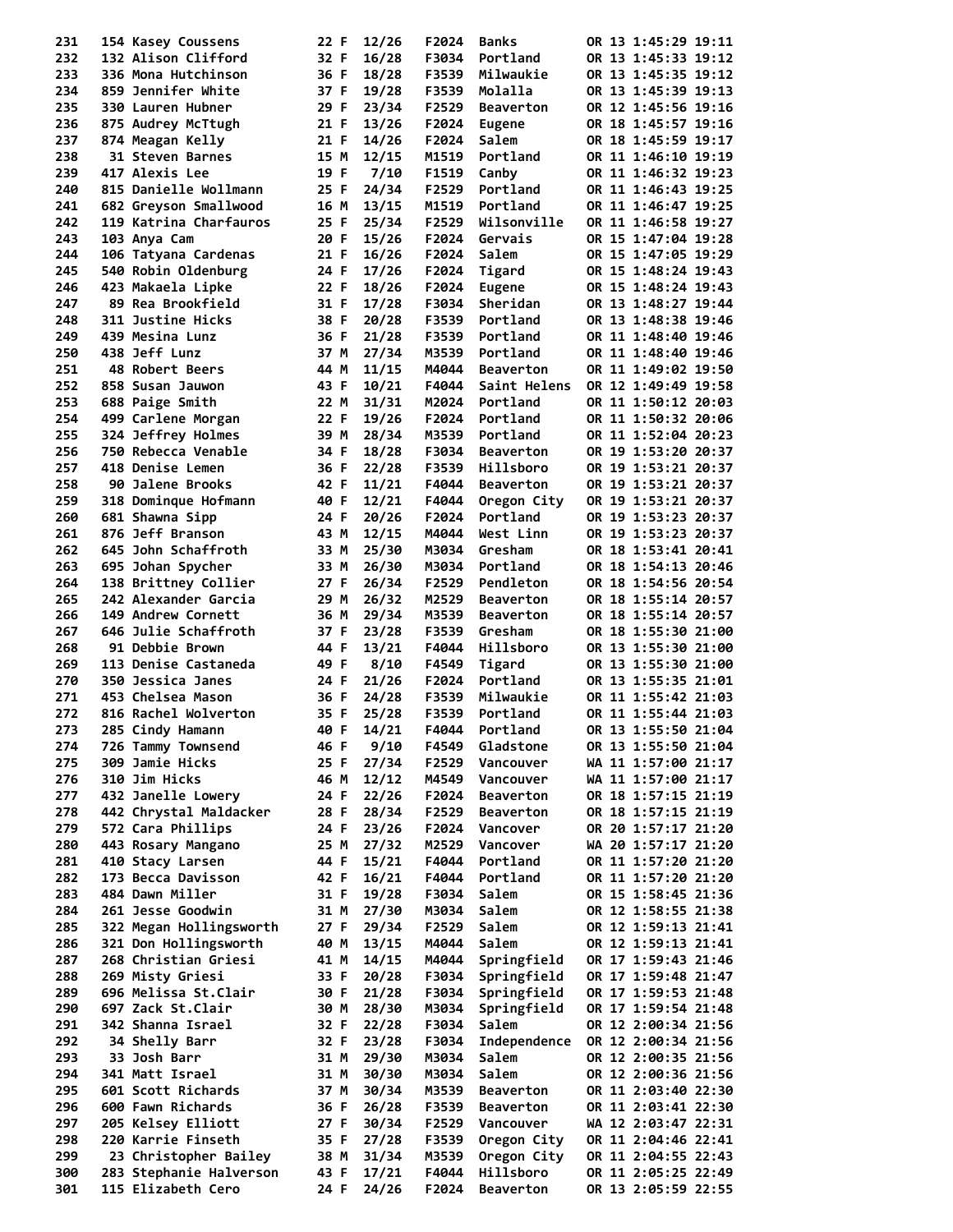| Place | Bib | Name | Age | Sex | Div Place | Div | City | State | ? | Time | Pace |
|---|---|---|---|---|---|---|---|---|---|---|---|
| 231 | 154 | Kasey Coussens | 22 | F | 12/26 | F2024 | Banks | OR | 13 | 1:45:29 | 19:11 |
| 232 | 132 | Alison Clifford | 32 | F | 16/28 | F3034 | Portland | OR | 13 | 1:45:33 | 19:12 |
| 233 | 336 | Mona Hutchinson | 36 | F | 18/28 | F3539 | Milwaukie | OR | 13 | 1:45:35 | 19:12 |
| 234 | 859 | Jennifer White | 37 | F | 19/28 | F3539 | Molalla | OR | 13 | 1:45:39 | 19:13 |
| 235 | 330 | Lauren Hubner | 29 | F | 23/34 | F2529 | Beaverton | OR | 12 | 1:45:56 | 19:16 |
| 236 | 875 | Audrey McTtugh | 21 | F | 13/26 | F2024 | Eugene | OR | 18 | 1:45:57 | 19:16 |
| 237 | 874 | Meagan Kelly | 21 | F | 14/26 | F2024 | Salem | OR | 18 | 1:45:59 | 19:17 |
| 238 | 31 | Steven Barnes | 15 | M | 12/15 | M1519 | Portland | OR | 11 | 1:46:10 | 19:19 |
| 239 | 417 | Alexis Lee | 19 | F | 7/10 | F1519 | Canby | OR | 11 | 1:46:32 | 19:23 |
| 240 | 815 | Danielle Wollmann | 25 | F | 24/34 | F2529 | Portland | OR | 11 | 1:46:43 | 19:25 |
| 241 | 682 | Greyson Smallwood | 16 | M | 13/15 | M1519 | Portland | OR | 11 | 1:46:47 | 19:25 |
| 242 | 119 | Katrina Charfauros | 25 | F | 25/34 | F2529 | Wilsonville | OR | 11 | 1:46:58 | 19:27 |
| 243 | 103 | Anya Cam | 20 | F | 15/26 | F2024 | Gervais | OR | 15 | 1:47:04 | 19:28 |
| 244 | 106 | Tatyana Cardenas | 21 | F | 16/26 | F2024 | Salem | OR | 15 | 1:47:05 | 19:29 |
| 245 | 540 | Robin Oldenburg | 24 | F | 17/26 | F2024 | Tigard | OR | 15 | 1:48:24 | 19:43 |
| 246 | 423 | Makaela Lipke | 22 | F | 18/26 | F2024 | Eugene | OR | 15 | 1:48:24 | 19:43 |
| 247 | 89 | Rea Brookfield | 31 | F | 17/28 | F3034 | Sheridan | OR | 13 | 1:48:27 | 19:44 |
| 248 | 311 | Justine Hicks | 38 | F | 20/28 | F3539 | Portland | OR | 13 | 1:48:38 | 19:46 |
| 249 | 439 | Mesina Lunz | 36 | F | 21/28 | F3539 | Portland | OR | 11 | 1:48:40 | 19:46 |
| 250 | 438 | Jeff Lunz | 37 | M | 27/34 | M3539 | Portland | OR | 11 | 1:48:40 | 19:46 |
| 251 | 48 | Robert Beers | 44 | M | 11/15 | M4044 | Beaverton | OR | 11 | 1:49:02 | 19:50 |
| 252 | 858 | Susan Jauwon | 43 | F | 10/21 | F4044 | Saint Helens | OR | 12 | 1:49:49 | 19:58 |
| 253 | 688 | Paige Smith | 22 | M | 31/31 | M2024 | Portland | OR | 11 | 1:50:12 | 20:03 |
| 254 | 499 | Carlene Morgan | 22 | F | 19/26 | F2024 | Portland | OR | 11 | 1:50:32 | 20:06 |
| 255 | 324 | Jeffrey Holmes | 39 | M | 28/34 | M3539 | Portland | OR | 11 | 1:52:04 | 20:23 |
| 256 | 750 | Rebecca Venable | 34 | F | 18/28 | F3034 | Beaverton | OR | 19 | 1:53:20 | 20:37 |
| 257 | 418 | Denise Lemen | 36 | F | 22/28 | F3539 | Hillsboro | OR | 19 | 1:53:21 | 20:37 |
| 258 | 90 | Jalene Brooks | 42 | F | 11/21 | F4044 | Beaverton | OR | 19 | 1:53:21 | 20:37 |
| 259 | 318 | Dominque Hofmann | 40 | F | 12/21 | F4044 | Oregon City | OR | 19 | 1:53:21 | 20:37 |
| 260 | 681 | Shawna Sipp | 24 | F | 20/26 | F2024 | Portland | OR | 19 | 1:53:23 | 20:37 |
| 261 | 876 | Jeff Branson | 43 | M | 12/15 | M4044 | West Linn | OR | 19 | 1:53:23 | 20:37 |
| 262 | 645 | John Schaffroth | 33 | M | 25/30 | M3034 | Gresham | OR | 18 | 1:53:41 | 20:41 |
| 263 | 695 | Johan Spycher | 33 | M | 26/30 | M3034 | Portland | OR | 18 | 1:54:13 | 20:46 |
| 264 | 138 | Brittney Collier | 27 | F | 26/34 | F2529 | Pendleton | OR | 18 | 1:54:56 | 20:54 |
| 265 | 242 | Alexander Garcia | 29 | M | 26/32 | M2529 | Beaverton | OR | 18 | 1:55:14 | 20:57 |
| 266 | 149 | Andrew Cornett | 36 | M | 29/34 | M3539 | Beaverton | OR | 18 | 1:55:14 | 20:57 |
| 267 | 646 | Julie Schaffroth | 37 | F | 23/28 | F3539 | Gresham | OR | 18 | 1:55:30 | 21:00 |
| 268 | 91 | Debbie Brown | 44 | F | 13/21 | F4044 | Hillsboro | OR | 13 | 1:55:30 | 21:00 |
| 269 | 113 | Denise Castaneda | 49 | F | 8/10 | F4549 | Tigard | OR | 13 | 1:55:30 | 21:00 |
| 270 | 350 | Jessica Janes | 24 | F | 21/26 | F2024 | Portland | OR | 13 | 1:55:35 | 21:01 |
| 271 | 453 | Chelsea Mason | 36 | F | 24/28 | F3539 | Milwaukie | OR | 11 | 1:55:42 | 21:03 |
| 272 | 816 | Rachel Wolverton | 35 | F | 25/28 | F3539 | Portland | OR | 11 | 1:55:44 | 21:03 |
| 273 | 285 | Cindy Hamann | 40 | F | 14/21 | F4044 | Portland | OR | 13 | 1:55:50 | 21:04 |
| 274 | 726 | Tammy Townsend | 46 | F | 9/10 | F4549 | Gladstone | OR | 13 | 1:55:50 | 21:04 |
| 275 | 309 | Jamie Hicks | 25 | F | 27/34 | F2529 | Vancouver | WA | 11 | 1:57:00 | 21:17 |
| 276 | 310 | Jim Hicks | 46 | M | 12/12 | M4549 | Vancouver | WA | 11 | 1:57:00 | 21:17 |
| 277 | 432 | Janelle Lowery | 24 | F | 22/26 | F2024 | Beaverton | OR | 18 | 1:57:15 | 21:19 |
| 278 | 442 | Chrystal Maldacker | 28 | F | 28/34 | F2529 | Beaverton | OR | 18 | 1:57:15 | 21:19 |
| 279 | 572 | Cara Phillips | 24 | F | 23/26 | F2024 | Vancover | OR | 20 | 1:57:17 | 21:20 |
| 280 | 443 | Rosary Mangano | 25 | M | 27/32 | M2529 | Vancover | WA | 20 | 1:57:17 | 21:20 |
| 281 | 410 | Stacy Larsen | 44 | F | 15/21 | F4044 | Portland | OR | 11 | 1:57:20 | 21:20 |
| 282 | 173 | Becca Davisson | 42 | F | 16/21 | F4044 | Portland | OR | 11 | 1:57:20 | 21:20 |
| 283 | 484 | Dawn Miller | 31 | F | 19/28 | F3034 | Salem | OR | 15 | 1:58:45 | 21:36 |
| 284 | 261 | Jesse Goodwin | 31 | M | 27/30 | M3034 | Salem | OR | 12 | 1:58:55 | 21:38 |
| 285 | 322 | Megan Hollingsworth | 27 | F | 29/34 | F2529 | Salem | OR | 12 | 1:59:13 | 21:41 |
| 286 | 321 | Don Hollingsworth | 40 | M | 13/15 | M4044 | Salem | OR | 12 | 1:59:13 | 21:41 |
| 287 | 268 | Christian Griesi | 41 | M | 14/15 | M4044 | Springfield | OR | 17 | 1:59:43 | 21:46 |
| 288 | 269 | Misty Griesi | 33 | F | 20/28 | F3034 | Springfield | OR | 17 | 1:59:48 | 21:47 |
| 289 | 696 | Melissa St.Clair | 30 | F | 21/28 | F3034 | Springfield | OR | 17 | 1:59:53 | 21:48 |
| 290 | 697 | Zack St.Clair | 30 | M | 28/30 | M3034 | Springfield | OR | 17 | 1:59:54 | 21:48 |
| 291 | 342 | Shanna Israel | 32 | F | 22/28 | F3034 | Salem | OR | 12 | 2:00:34 | 21:56 |
| 292 | 34 | Shelly Barr | 32 | F | 23/28 | F3034 | Independence | OR | 12 | 2:00:34 | 21:56 |
| 293 | 33 | Josh Barr | 31 | M | 29/30 | M3034 | Salem | OR | 12 | 2:00:35 | 21:56 |
| 294 | 341 | Matt Israel | 31 | M | 30/30 | M3034 | Salem | OR | 12 | 2:00:36 | 21:56 |
| 295 | 601 | Scott Richards | 37 | M | 30/34 | M3539 | Beaverton | OR | 11 | 2:03:40 | 22:30 |
| 296 | 600 | Fawn Richards | 36 | F | 26/28 | F3539 | Beaverton | OR | 11 | 2:03:41 | 22:30 |
| 297 | 205 | Kelsey Elliott | 27 | F | 30/34 | F2529 | Vancouver | WA | 12 | 2:03:47 | 22:31 |
| 298 | 220 | Karrie Finseth | 35 | F | 27/28 | F3539 | Oregon City | OR | 11 | 2:04:46 | 22:41 |
| 299 | 23 | Christopher Bailey | 38 | M | 31/34 | M3539 | Oregon City | OR | 11 | 2:04:55 | 22:43 |
| 300 | 283 | Stephanie Halverson | 43 | F | 17/21 | F4044 | Hillsboro | OR | 11 | 2:05:25 | 22:49 |
| 301 | 115 | Elizabeth Cero | 24 | F | 24/26 | F2024 | Beaverton | OR | 13 | 2:05:59 | 22:55 |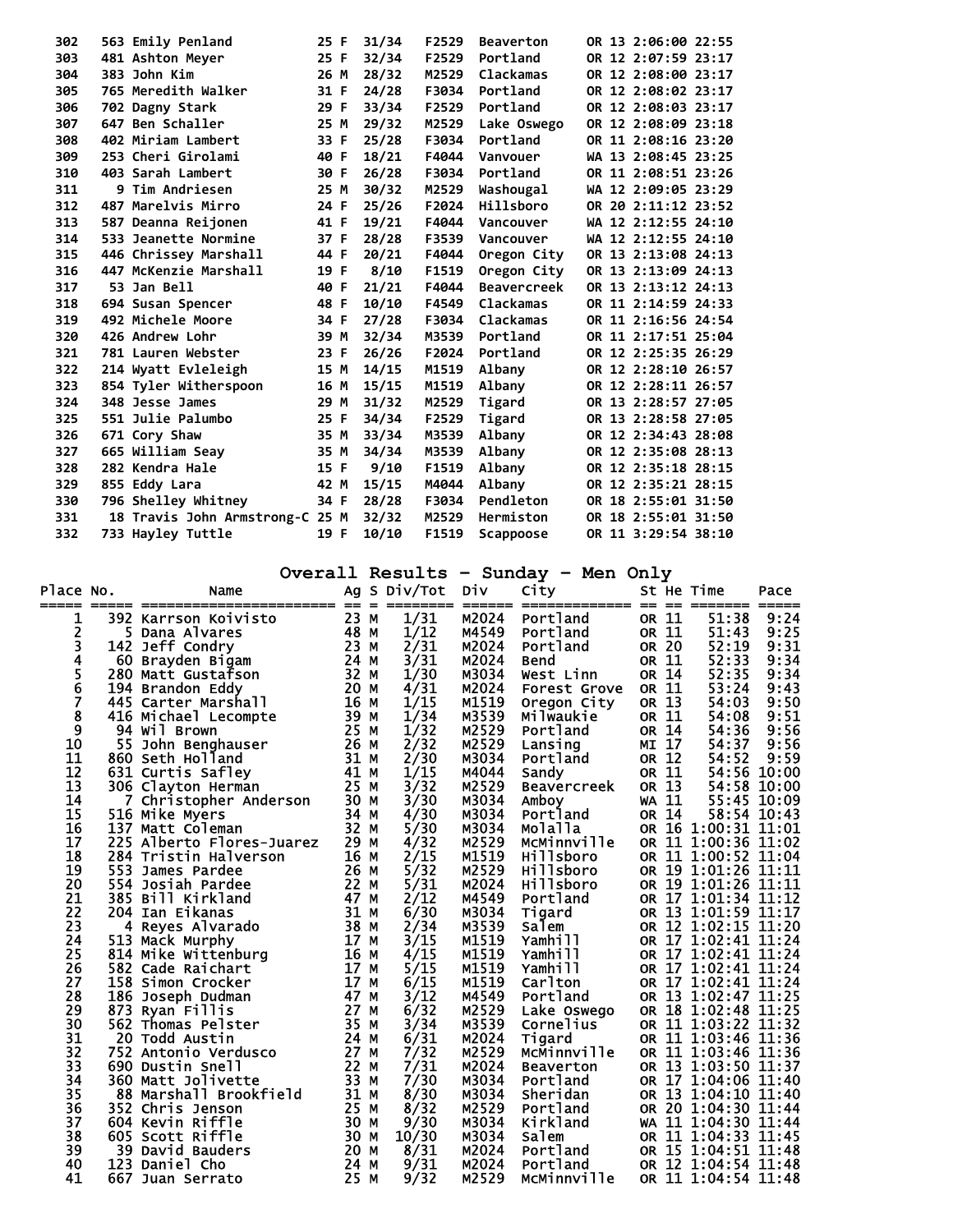| | | | | | | | | | | | |
|---|---|---|---|---|---|---|---|---|---|---|---|
| 302 | 563 | Emily Penland | 25 | F | 31/34 | F2529 | Beaverton | OR | 13 | 2:06:00 | 22:55 |
| 303 | 481 | Ashton Meyer | 25 | F | 32/34 | F2529 | Portland | OR | 12 | 2:07:59 | 23:17 |
| 304 | 383 | John Kim | 26 | M | 28/32 | M2529 | Clackamas | OR | 12 | 2:08:00 | 23:17 |
| 305 | 765 | Meredith Walker | 31 | F | 24/28 | F3034 | Portland | OR | 12 | 2:08:02 | 23:17 |
| 306 | 702 | Dagny Stark | 29 | F | 33/34 | F2529 | Portland | OR | 12 | 2:08:03 | 23:17 |
| 307 | 647 | Ben Schaller | 25 | M | 29/32 | M2529 | Lake Oswego | OR | 12 | 2:08:09 | 23:18 |
| 308 | 402 | Miriam Lambert | 33 | F | 25/28 | F3034 | Portland | OR | 11 | 2:08:16 | 23:20 |
| 309 | 253 | Cheri Girolami | 40 | F | 18/21 | F4044 | Vanvouer | WA | 13 | 2:08:45 | 23:25 |
| 310 | 403 | Sarah Lambert | 30 | F | 26/28 | F3034 | Portland | OR | 11 | 2:08:51 | 23:26 |
| 311 | 9 | Tim Andriesen | 25 | M | 30/32 | M2529 | Washougal | WA | 12 | 2:09:05 | 23:29 |
| 312 | 487 | Marelvis Mirro | 24 | F | 25/26 | F2024 | Hillsboro | OR | 20 | 2:11:12 | 23:52 |
| 313 | 587 | Deanna Reijonen | 41 | F | 19/21 | F4044 | Vancouver | WA | 12 | 2:12:55 | 24:10 |
| 314 | 533 | Jeanette Normine | 37 | F | 28/28 | F3539 | Vancouver | WA | 12 | 2:12:55 | 24:10 |
| 315 | 446 | Chrissey Marshall | 44 | F | 20/21 | F4044 | Oregon City | OR | 13 | 2:13:08 | 24:13 |
| 316 | 447 | McKenzie Marshall | 19 | F | 8/10 | F1519 | Oregon City | OR | 13 | 2:13:09 | 24:13 |
| 317 | 53 | Jan Bell | 40 | F | 21/21 | F4044 | Beavercreek | OR | 13 | 2:13:12 | 24:13 |
| 318 | 694 | Susan Spencer | 48 | F | 10/10 | F4549 | Clackamas | OR | 11 | 2:14:59 | 24:33 |
| 319 | 492 | Michele Moore | 34 | F | 27/28 | F3034 | Clackamas | OR | 11 | 2:16:56 | 24:54 |
| 320 | 426 | Andrew Lohr | 39 | M | 32/34 | M3539 | Portland | OR | 11 | 2:17:51 | 25:04 |
| 321 | 781 | Lauren Webster | 23 | F | 26/26 | F2024 | Portland | OR | 12 | 2:25:35 | 26:29 |
| 322 | 214 | Wyatt Evleleigh | 15 | M | 14/15 | M1519 | Albany | OR | 12 | 2:28:10 | 26:57 |
| 323 | 854 | Tyler Witherspoon | 16 | M | 15/15 | M1519 | Albany | OR | 12 | 2:28:11 | 26:57 |
| 324 | 348 | Jesse James | 29 | M | 31/32 | M2529 | Tigard | OR | 13 | 2:28:57 | 27:05 |
| 325 | 551 | Julie Palumbo | 25 | F | 34/34 | F2529 | Tigard | OR | 13 | 2:28:58 | 27:05 |
| 326 | 671 | Cory Shaw | 35 | M | 33/34 | M3539 | Albany | OR | 12 | 2:34:43 | 28:08 |
| 327 | 665 | William Seay | 35 | M | 34/34 | M3539 | Albany | OR | 12 | 2:35:08 | 28:13 |
| 328 | 282 | Kendra Hale | 15 | F | 9/10 | F1519 | Albany | OR | 12 | 2:35:18 | 28:15 |
| 329 | 855 | Eddy Lara | 42 | M | 15/15 | M4044 | Albany | OR | 12 | 2:35:21 | 28:15 |
| 330 | 796 | Shelley Whitney | 34 | F | 28/28 | F3034 | Pendleton | OR | 18 | 2:55:01 | 31:50 |
| 331 | 18 | Travis John Armstrong-C | 25 | M | 32/32 | M2529 | Hermiston | OR | 18 | 2:55:01 | 31:50 |
| 332 | 733 | Hayley Tuttle | 19 | F | 10/10 | F1519 | Scappoose | OR | 11 | 3:29:54 | 38:10 |

## Overall Results - Sunday - Men Only

| Place | No. | Name | Ag | S | Div/Tot | Div | City | St | He | Time | Pace |
|---|---|---|---|---|---|---|---|---|---|---|---|
| 1 | 392 | Karrson Koivisto | 23 | M | 1/31 | M2024 | Portland | OR | 11 | 51:38 | 9:24 |
| 2 | 5 | Dana Alvares | 48 | M | 1/12 | M4549 | Portland | OR | 11 | 51:43 | 9:25 |
| 3 | 142 | Jeff Condry | 23 | M | 2/31 | M2024 | Portland | OR | 20 | 52:19 | 9:31 |
| 4 | 60 | Brayden Bigam | 24 | M | 3/31 | M2024 | Bend | OR | 11 | 52:33 | 9:34 |
| 5 | 280 | Matt Gustafson | 32 | M | 1/30 | M3034 | West Linn | OR | 14 | 52:35 | 9:34 |
| 6 | 194 | Brandon Eddy | 20 | M | 4/31 | M2024 | Forest Grove | OR | 11 | 53:24 | 9:43 |
| 7 | 445 | Carter Marshall | 16 | M | 1/15 | M1519 | Oregon City | OR | 13 | 54:03 | 9:50 |
| 8 | 416 | Michael Lecompte | 39 | M | 1/34 | M3539 | Milwaukie | OR | 11 | 54:08 | 9:51 |
| 9 | 94 | Wil Brown | 25 | M | 1/32 | M2529 | Portland | OR | 14 | 54:36 | 9:56 |
| 10 | 55 | John Benghauser | 26 | M | 2/32 | M2529 | Lansing | MI | 17 | 54:37 | 9:56 |
| 11 | 860 | Seth Holland | 31 | M | 2/30 | M3034 | Portland | OR | 12 | 54:52 | 9:59 |
| 12 | 631 | Curtis Safley | 41 | M | 1/15 | M4044 | Sandy | OR | 11 | 54:56 | 10:00 |
| 13 | 306 | Clayton Herman | 25 | M | 3/32 | M2529 | Beavercreek | OR | 13 | 54:58 | 10:00 |
| 14 | 7 | Christopher Anderson | 30 | M | 3/30 | M3034 | Amboy | WA | 11 | 55:45 | 10:09 |
| 15 | 516 | Mike Myers | 34 | M | 4/30 | M3034 | Portland | OR | 14 | 58:54 | 10:43 |
| 16 | 137 | Matt Coleman | 32 | M | 5/30 | M3034 | Molalla | OR | 16 | 1:00:31 | 11:01 |
| 17 | 225 | Alberto Flores-Juarez | 29 | M | 4/32 | M2529 | McMinnville | OR | 11 | 1:00:36 | 11:02 |
| 18 | 284 | Tristin Halverson | 16 | M | 2/15 | M1519 | Hillsboro | OR | 11 | 1:00:52 | 11:04 |
| 19 | 553 | James Pardee | 26 | M | 5/32 | M2529 | Hillsboro | OR | 19 | 1:01:26 | 11:11 |
| 20 | 554 | Josiah Pardee | 22 | M | 5/31 | M2024 | Hillsboro | OR | 19 | 1:01:26 | 11:11 |
| 21 | 385 | Bill Kirkland | 47 | M | 2/12 | M4549 | Portland | OR | 17 | 1:01:34 | 11:12 |
| 22 | 204 | Ian Eikanas | 31 | M | 6/30 | M3034 | Tigard | OR | 13 | 1:01:59 | 11:17 |
| 23 | 4 | Reyes Alvarado | 38 | M | 2/34 | M3539 | Salem | OR | 12 | 1:02:15 | 11:20 |
| 24 | 513 | Mack Murphy | 17 | M | 3/15 | M1519 | Yamhill | OR | 17 | 1:02:41 | 11:24 |
| 25 | 814 | Mike Wittenburg | 16 | M | 4/15 | M1519 | Yamhill | OR | 17 | 1:02:41 | 11:24 |
| 26 | 582 | Cade Raichart | 17 | M | 5/15 | M1519 | Yamhill | OR | 17 | 1:02:41 | 11:24 |
| 27 | 158 | Simon Crocker | 17 | M | 6/15 | M1519 | Carlton | OR | 17 | 1:02:41 | 11:24 |
| 28 | 186 | Joseph Dudman | 47 | M | 3/12 | M4549 | Portland | OR | 13 | 1:02:47 | 11:25 |
| 29 | 873 | Ryan Fillis | 27 | M | 6/32 | M2529 | Lake Oswego | OR | 18 | 1:02:48 | 11:25 |
| 30 | 562 | Thomas Pelster | 35 | M | 3/34 | M3539 | Cornelius | OR | 11 | 1:03:22 | 11:32 |
| 31 | 20 | Todd Austin | 24 | M | 6/31 | M2024 | Tigard | OR | 11 | 1:03:46 | 11:36 |
| 32 | 752 | Antonio Verdusco | 27 | M | 7/32 | M2529 | McMinnville | OR | 11 | 1:03:46 | 11:36 |
| 33 | 690 | Dustin Snell | 22 | M | 7/31 | M2024 | Beaverton | OR | 13 | 1:03:50 | 11:37 |
| 34 | 360 | Matt Jolivette | 33 | M | 7/30 | M3034 | Portland | OR | 17 | 1:04:06 | 11:40 |
| 35 | 88 | Marshall Brookfield | 31 | M | 8/30 | M3034 | Sheridan | OR | 13 | 1:04:10 | 11:40 |
| 36 | 352 | Chris Jenson | 25 | M | 8/32 | M2529 | Portland | OR | 20 | 1:04:30 | 11:44 |
| 37 | 604 | Kevin Riffle | 30 | M | 9/30 | M3034 | Kirkland | WA | 11 | 1:04:30 | 11:44 |
| 38 | 605 | Scott Riffle | 30 | M | 10/30 | M3034 | Salem | OR | 11 | 1:04:33 | 11:45 |
| 39 | 39 | David Bauders | 20 | M | 8/31 | M2024 | Portland | OR | 15 | 1:04:51 | 11:48 |
| 40 | 123 | Daniel Cho | 24 | M | 9/31 | M2024 | Portland | OR | 12 | 1:04:54 | 11:48 |
| 41 | 667 | Juan Serrato | 25 | M | 9/32 | M2529 | McMinnville | OR | 11 | 1:04:54 | 11:48 |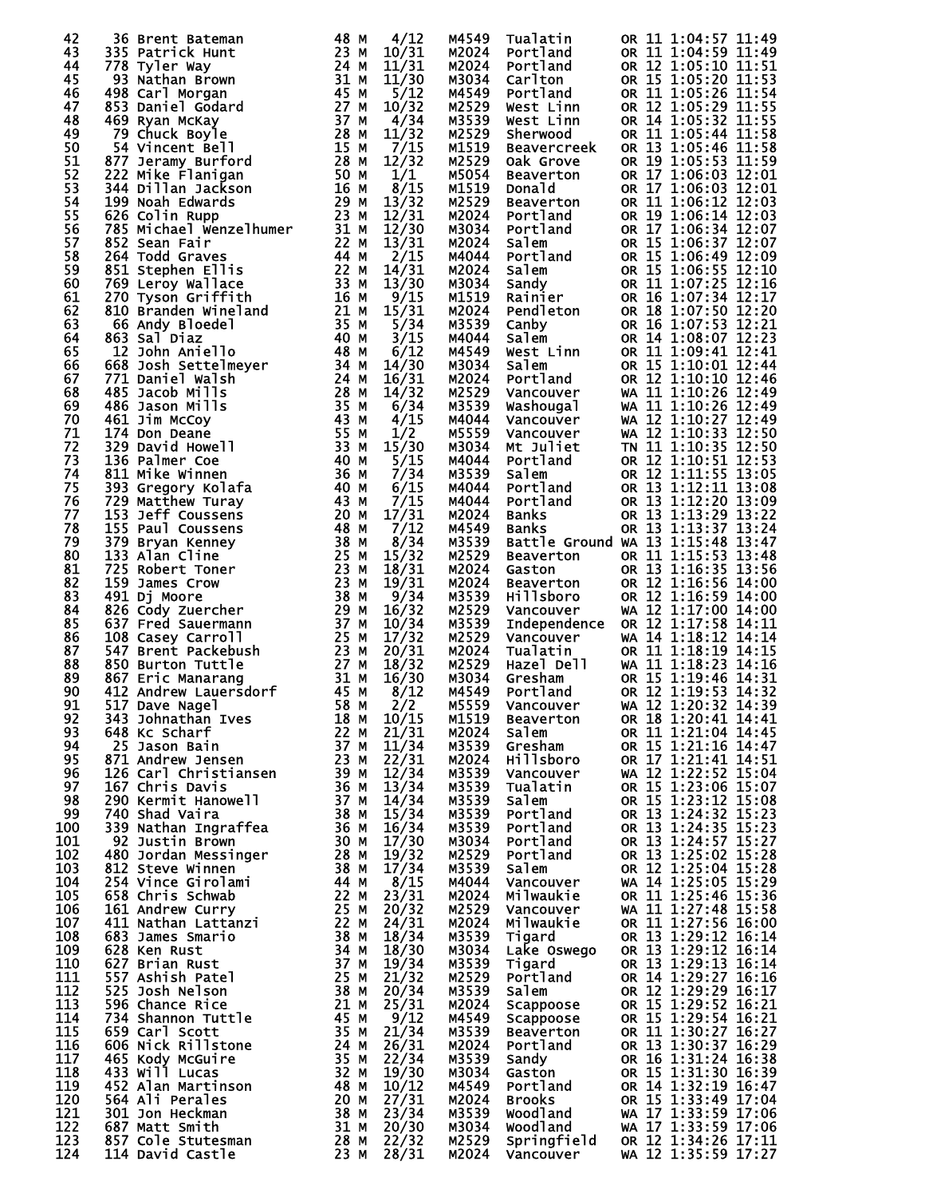```
 42    36 Brent Bateman          48 M   4/12   M4549  Tualatin      OR 11 1:04:57 11:49
 43   335 Patrick Hunt           23 M  10/31   M2024  Portland      OR 11 1:04:59 11:49
 44   778 Tyler Way              24 M  11/31   M2024  Portland      OR 12 1:05:10 11:51
 45    93 Nathan Brown           31 M  11/30   M3034  Carlton       OR 15 1:05:20 11:53
 46   498 Carl Morgan            45 M   5/12   M4549  Portland      OR 11 1:05:26 11:54
 47   853 Daniel Godard          27 M  10/32   M2529  West Linn     OR 12 1:05:29 11:55
 48   469 Ryan McKay             37 M   4/34   M3539  West Linn     OR 14 1:05:32 11:55
 49    79 Chuck Boyle            28 M  11/32   M2529  Sherwood      OR 11 1:05:44 11:58
 50    54 Vincent Bell           15 M   7/15   M1519  Beavercreek   OR 13 1:05:46 11:58
 51   877 Jeramy Burford         28 M  12/32   M2529  Oak Grove     OR 19 1:05:53 11:59
 52   222 Mike Flanigan          50 M   1/1    M5054  Beaverton     OR 17 1:06:03 12:01
 53   344 Dillan Jackson         16 M   8/15   M1519  Donald        OR 17 1:06:03 12:01
 54   199 Noah Edwards           29 M  13/32   M2529  Beaverton     OR 11 1:06:12 12:03
 55   626 Colin Rupp             23 M  12/31   M2024  Portland      OR 19 1:06:14 12:03
 56   785 Michael Wenzelhumer    31 M  12/30   M3034  Portland      OR 17 1:06:34 12:07
 57   852 Sean Fair              22 M  13/31   M2024  Salem         OR 15 1:06:37 12:07
 58   264 Todd Graves            44 M   2/15   M4044  Portland      OR 15 1:06:49 12:09
 59   851 Stephen Ellis          22 M  14/31   M2024  Salem         OR 15 1:06:55 12:10
 60   769 Leroy Wallace          33 M  13/30   M3034  Sandy         OR 11 1:07:25 12:16
 61   270 Tyson Griffith         16 M   9/15   M1519  Rainier       OR 16 1:07:34 12:17
 62   810 Branden Wineland       21 M  15/31   M2024  Pendleton     OR 18 1:07:50 12:20
 63    66 Andy Bloedel           35 M   5/34   M3539  Canby         OR 16 1:07:53 12:21
 64   863 Sal Diaz               40 M   3/15   M4044  Salem         OR 14 1:08:07 12:23
 65    12 John Aniello           48 M   6/12   M4549  West Linn     OR 11 1:09:41 12:41
 66   668 Josh Settelmeyer       34 M  14/30   M3034  Salem         OR 15 1:10:01 12:44
 67   771 Daniel Walsh           24 M  16/31   M2024  Portland      OR 12 1:10:10 12:46
 68   485 Jacob Mills            28 M  14/32   M2529  Vancouver     WA 11 1:10:26 12:49
 69   486 Jason Mills            35 M   6/34   M3539  Washougal     WA 11 1:10:26 12:49
 70   461 Jim McCoy              43 M   4/15   M4044  Vancouver     WA 12 1:10:27 12:49
 71   174 Don Deane              55 M   1/2    M5559  Vancouver     WA 12 1:10:33 12:50
 72   329 David Howell           33 M  15/30   M3034  Mt Juliet     TN 11 1:10:35 12:50
 73   136 Palmer Coe             40 M   5/15   M4044  Portland      OR 12 1:10:51 12:53
 74   811 Mike Winnen            36 M   7/34   M3539  Salem         OR 12 1:11:55 13:05
 75   393 Gregory Kolafa         40 M   6/15   M4044  Portland      OR 13 1:12:11 13:08
 76   729 Matthew Turay          43 M   7/15   M4044  Portland      OR 13 1:12:20 13:09
 77   153 Jeff Coussens          20 M  17/31   M2024  Banks         OR 13 1:13:29 13:22
 78   155 Paul Coussens          48 M   7/12   M4549  Banks         OR 13 1:13:37 13:24
 79   379 Bryan Kenney           38 M   8/34   M3539  Battle Ground WA 13 1:15:48 13:47
 80   133 Alan Cline             25 M  15/32   M2529  Beaverton     OR 11 1:15:53 13:48
 81   725 Robert Toner           23 M  18/31   M2024  Gaston        OR 13 1:16:35 13:56
 82   159 James Crow             23 M  19/31   M2024  Beaverton     OR 12 1:16:56 14:00
 83   491 Dj Moore               38 M   9/34   M3539  Hillsboro     OR 12 1:16:59 14:00
 84   826 Cody Zuercher          29 M  16/32   M2529  Vancouver     WA 12 1:17:00 14:00
 85   637 Fred Sauermann         37 M  10/34   M3539  Independence  OR 12 1:17:58 14:11
 86   108 Casey Carroll          25 M  17/32   M2529  Vancouver     WA 14 1:18:12 14:14
 87   547 Brent Packebush        23 M  20/31   M2024  Tualatin      OR 11 1:18:19 14:15
 88   850 Burton Tuttle          27 M  18/32   M2529  Hazel Dell    WA 11 1:18:23 14:16
 89   867 Eric Manarang          31 M  16/30   M3034  Gresham       OR 15 1:19:46 14:31
 90   412 Andrew Lauersdorf      45 M   8/12   M4549  Portland      OR 12 1:19:53 14:32
 91   517 Dave Nagel             58 M   2/2    M5559  Vancouver     WA 12 1:20:32 14:39
 92   343 Johnathan Ives         18 M  10/15   M1519  Beaverton     OR 18 1:20:41 14:41
 93   648 Kc Scharf              22 M  21/31   M2024  Salem         OR 11 1:21:04 14:45
 94    25 Jason Bain             37 M  11/34   M3539  Gresham       OR 15 1:21:16 14:47
 95   871 Andrew Jensen          23 M  22/31   M2024  Hillsboro     OR 17 1:21:41 14:51
 96   126 Carl Christiansen      39 M  12/34   M3539  Vancouver     WA 12 1:22:52 15:04
 97   167 Chris Davis            36 M  13/34   M3539  Tualatin      OR 15 1:23:06 15:07
 98   290 Kermit Hanowell        37 M  14/34   M3539  Salem         OR 15 1:23:12 15:08
 99   740 Shad Vaira             38 M  15/34   M3539  Portland      OR 13 1:24:32 15:23
100   339 Nathan Ingraffea       36 M  16/34   M3539  Portland      OR 13 1:24:35 15:23
101    92 Justin Brown           30 M  17/30   M3034  Portland      OR 13 1:24:57 15:27
102   480 Jordan Messinger       28 M  19/32   M2529  Portland      OR 13 1:25:02 15:28
103   812 Steve Winnen           38 M  17/34   M3539  Salem         OR 12 1:25:04 15:28
104   254 Vince Girolami         44 M   8/15   M4044  Vancouver     WA 14 1:25:05 15:29
105   658 Chris Schwab           22 M  23/31   M2024  Milwaukie     OR 11 1:25:46 15:36
106   161 Andrew Curry           25 M  20/32   M2529  Vancouver     WA 11 1:27:48 15:58
107   411 Nathan Lattanzi        22 M  24/31   M2024  Milwaukie     OR 11 1:27:56 16:00
108   683 James Smario           38 M  18/34   M3539  Tigard        OR 13 1:29:12 16:14
109   628 Ken Rust               34 M  18/30   M3034  Lake Oswego   OR 13 1:29:12 16:14
110   627 Brian Rust             37 M  19/34   M3539  Tigard        OR 13 1:29:13 16:14
111   557 Ashish Patel           25 M  21/32   M2529  Portland      OR 14 1:29:27 16:16
112   525 Josh Nelson            38 M  20/34   M3539  Salem         OR 12 1:29:29 16:17
113   596 Chance Rice            21 M  25/31   M2024  Scappoose     OR 15 1:29:52 16:21
114   734 Shannon Tuttle         45 M   9/12   M4549  Scappoose     OR 15 1:29:54 16:21
115   659 Carl Scott             35 M  21/34   M3539  Beaverton     OR 11 1:30:27 16:27
116   606 Nick Rillstone         24 M  26/31   M2024  Portland      OR 13 1:30:37 16:29
117   465 Kody McGuire           35 M  22/34   M3539  Sandy         OR 16 1:31:24 16:38
118   433 Will Lucas             32 M  19/30   M3034  Gaston        OR 15 1:31:30 16:39
119   452 Alan Martinson         48 M  10/12   M4549  Portland      OR 14 1:32:19 16:47
120   564 Ali Perales            20 M  27/31   M2024  Brooks        OR 15 1:33:49 17:04
121   301 Jon Heckman            38 M  23/34   M3539  Woodland      WA 17 1:33:59 17:06
122   687 Matt Smith             31 M  20/30   M3034  Woodland      WA 17 1:33:59 17:06
123   857 Cole Stutesman         28 M  22/32   M2529  Springfield   OR 12 1:34:26 17:11
124   114 David Castle           23 M  28/31   M2024  Vancouver     WA 12 1:35:59 17:27
```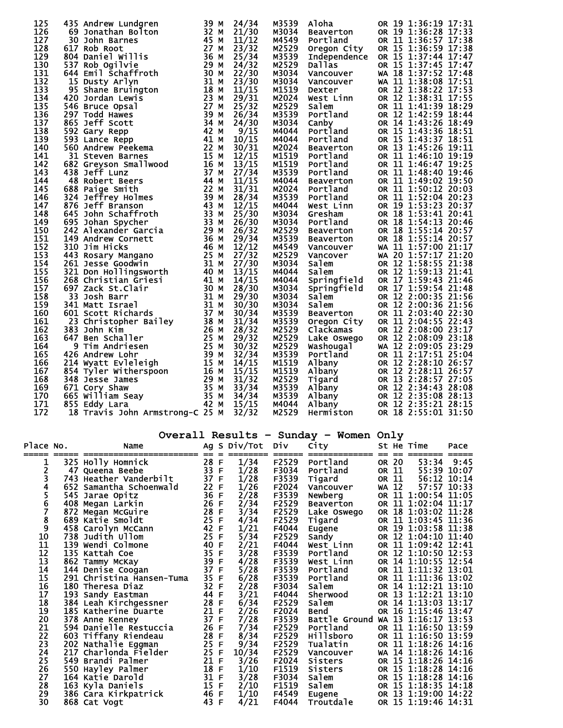| Place | No. | Name | Ag | S | Div/Tot | Div | City | St | He | Time | Pace |
|---|---|---|---|---|---|---|---|---|---|---|---|
| 125 | 435 | Andrew Lundgren | 39 | M | 24/34 | M3539 | Aloha | OR | 19 | 1:36:19 | 17:31 |
| 126 | 69 | Jonathan Bolton | 32 | M | 21/30 | M3034 | Beaverton | OR | 19 | 1:36:28 | 17:33 |
| 127 | 30 | John Barnes | 45 | M | 11/12 | M4549 | Portland | OR | 11 | 1:36:57 | 17:38 |
| 128 | 617 | Rob Root | 27 | M | 23/32 | M2529 | Oregon City | OR | 15 | 1:36:59 | 17:38 |
| 129 | 804 | Daniel Willis | 36 | M | 25/34 | M3539 | Independence | OR | 15 | 1:37:44 | 17:47 |
| 130 | 537 | Rob Ogilvie | 29 | M | 24/32 | M2529 | Dallas | OR | 15 | 1:37:45 | 17:47 |
| 131 | 644 | Emil Schaffroth | 30 | M | 22/30 | M3034 | Vancouver | WA | 18 | 1:37:52 | 17:48 |
| 132 | 15 | Dusty Arlyn | 31 | M | 23/30 | M3034 | Vancouver | WA | 11 | 1:38:08 | 17:51 |
| 133 | 95 | Shane Bruington | 18 | M | 11/15 | M1519 | Dexter | OR | 12 | 1:38:22 | 17:53 |
| 134 | 420 | Jordan Lewis | 23 | M | 29/31 | M2024 | West Linn | OR | 12 | 1:38:31 | 17:55 |
| 135 | 546 | Bruce Opsal | 27 | M | 25/32 | M2529 | Salem | OR | 11 | 1:41:39 | 18:29 |
| 136 | 297 | Todd Hawes | 39 | M | 26/34 | M3539 | Portland | OR | 12 | 1:42:59 | 18:44 |
| 137 | 865 | Jeff Scott | 34 | M | 24/30 | M3034 | Canby | OR | 14 | 1:43:26 | 18:49 |
| 138 | 592 | Gary Repp | 42 | M | 9/15 | M4044 | Portland | OR | 15 | 1:43:36 | 18:51 |
| 139 | 593 | Lance Repp | 41 | M | 10/15 | M4044 | Portland | OR | 15 | 1:43:37 | 18:51 |
| 140 | 560 | Andrew Peekema | 22 | M | 30/31 | M2024 | Beaverton | OR | 13 | 1:45:26 | 19:11 |
| 141 | 31 | Steven Barnes | 15 | M | 12/15 | M1519 | Portland | OR | 11 | 1:46:10 | 19:19 |
| 142 | 682 | Greyson Smallwood | 16 | M | 13/15 | M1519 | Portland | OR | 11 | 1:46:47 | 19:25 |
| 143 | 438 | Jeff Lunz | 37 | M | 27/34 | M3539 | Portland | OR | 11 | 1:48:40 | 19:46 |
| 144 | 48 | Robert Beers | 44 | M | 11/15 | M4044 | Beaverton | OR | 11 | 1:49:02 | 19:50 |
| 145 | 688 | Paige Smith | 22 | M | 31/31 | M2024 | Portland | OR | 11 | 1:50:12 | 20:03 |
| 146 | 324 | Jeffrey Holmes | 39 | M | 28/34 | M3539 | Portland | OR | 11 | 1:52:04 | 20:23 |
| 147 | 876 | Jeff Branson | 43 | M | 12/15 | M4044 | West Linn | OR | 19 | 1:53:23 | 20:37 |
| 148 | 645 | John Schaffroth | 33 | M | 25/30 | M3034 | Gresham | OR | 18 | 1:53:41 | 20:41 |
| 149 | 695 | Johan Spycher | 33 | M | 26/30 | M3034 | Portland | OR | 18 | 1:54:13 | 20:46 |
| 150 | 242 | Alexander Garcia | 29 | M | 26/32 | M2529 | Beaverton | OR | 18 | 1:55:14 | 20:57 |
| 151 | 149 | Andrew Cornett | 36 | M | 29/34 | M3539 | Beaverton | OR | 18 | 1:55:14 | 20:57 |
| 152 | 310 | Jim Hicks | 46 | M | 12/12 | M4549 | Vancouver | WA | 11 | 1:57:00 | 21:17 |
| 153 | 443 | Rosary Mangano | 25 | M | 27/32 | M2529 | Vancover | WA | 20 | 1:57:17 | 21:20 |
| 154 | 261 | Jesse Goodwin | 31 | M | 27/30 | M3034 | Salem | OR | 12 | 1:58:55 | 21:38 |
| 155 | 321 | Don Hollingsworth | 40 | M | 13/15 | M4044 | Salem | OR | 12 | 1:59:13 | 21:41 |
| 156 | 268 | Christian Griesi | 41 | M | 14/15 | M4044 | Springfield | OR | 17 | 1:59:43 | 21:46 |
| 157 | 697 | Zack St.Clair | 30 | M | 28/30 | M3034 | Springfield | OR | 17 | 1:59:54 | 21:48 |
| 158 | 33 | Josh Barr | 31 | M | 29/30 | M3034 | Salem | OR | 12 | 2:00:35 | 21:56 |
| 159 | 341 | Matt Israel | 31 | M | 30/30 | M3034 | Salem | OR | 12 | 2:00:36 | 21:56 |
| 160 | 601 | Scott Richards | 37 | M | 30/34 | M3539 | Beaverton | OR | 11 | 2:03:40 | 22:30 |
| 161 | 23 | Christopher Bailey | 38 | M | 31/34 | M3539 | Oregon City | OR | 11 | 2:04:55 | 22:43 |
| 162 | 383 | John Kim | 26 | M | 28/32 | M2529 | Clackamas | OR | 12 | 2:08:00 | 23:17 |
| 163 | 647 | Ben Schaller | 25 | M | 29/32 | M2529 | Lake Oswego | OR | 12 | 2:08:09 | 23:18 |
| 164 | 9 | Tim Andriesen | 25 | M | 30/32 | M2529 | Washougal | WA | 12 | 2:09:05 | 23:29 |
| 165 | 426 | Andrew Lohr | 39 | M | 32/34 | M3539 | Portland | OR | 11 | 2:17:51 | 25:04 |
| 166 | 214 | Wyatt Evleleigh | 15 | M | 14/15 | M1519 | Albany | OR | 12 | 2:28:10 | 26:57 |
| 167 | 854 | Tyler Witherspoon | 16 | M | 15/15 | M1519 | Albany | OR | 12 | 2:28:11 | 26:57 |
| 168 | 348 | Jesse James | 29 | M | 31/32 | M2529 | Tigard | OR | 13 | 2:28:57 | 27:05 |
| 169 | 671 | Cory Shaw | 35 | M | 33/34 | M3539 | Albany | OR | 12 | 2:34:43 | 28:08 |
| 170 | 665 | William Seay | 35 | M | 34/34 | M3539 | Albany | OR | 12 | 2:35:08 | 28:13 |
| 171 | 855 | Eddy Lara | 42 | M | 15/15 | M4044 | Albany | OR | 12 | 2:35:21 | 28:15 |
| 172 | 18 | Travis John Armstrong-C | 25 | M | 32/32 | M2529 | Hermiston | OR | 18 | 2:55:01 | 31:50 |

## Overall Results - Sunday - Women Only

| Place | No. | Name | Ag | S | Div/Tot | Div | City | St | He | Time | Pace |
|---|---|---|---|---|---|---|---|---|---|---|---|
| 1 | 325 | Holly Homnick | 28 | F | 1/34 | F2529 | Portland | OR | 20 | 53:34 | 9:45 |
| 2 | 47 | Queena Beebe | 33 | F | 1/28 | F3034 | Portland | OR | 11 | 55:39 | 10:07 |
| 3 | 743 | Heather Vanderbilt | 37 | F | 1/28 | F3539 | Tigard | OR | 11 | 56:12 | 10:14 |
| 4 | 652 | Samantha Schoenwald | 22 | F | 1/26 | F2024 | Vancouver | WA | 12 | 57:57 | 10:33 |
| 5 | 545 | Jarae Opitz | 36 | F | 2/28 | F3539 | Newberg | OR | 11 | 1:00:54 | 11:05 |
| 6 | 408 | Megan Larkin | 26 | F | 2/34 | F2529 | Beaverton | OR | 11 | 1:02:04 | 11:17 |
| 7 | 872 | Megan McGuire | 28 | F | 3/34 | F2529 | Lake Oswego | OR | 18 | 1:03:02 | 11:28 |
| 8 | 689 | Katie Smoldt | 25 | F | 4/34 | F2529 | Tigard | OR | 11 | 1:03:45 | 11:36 |
| 9 | 458 | Carolyn McCann | 42 | F | 1/21 | F4044 | Eugene | OR | 19 | 1:03:58 | 11:38 |
| 10 | 738 | Judith Ullom | 25 | F | 5/34 | F2529 | Sandy | OR | 12 | 1:04:10 | 11:40 |
| 11 | 139 | Wendi Colmone | 40 | F | 2/21 | F4044 | West Linn | OR | 11 | 1:09:42 | 12:41 |
| 12 | 135 | Kattah Coe | 35 | F | 3/28 | F3539 | Portland | OR | 12 | 1:10:50 | 12:53 |
| 13 | 862 | Tammy McKay | 39 | F | 4/28 | F3539 | West Linn | OR | 14 | 1:10:55 | 12:54 |
| 14 | 144 | Denise Coogan | 37 | F | 5/28 | F3539 | Portland | OR | 11 | 1:11:32 | 13:01 |
| 15 | 291 | Christina Hansen-Tuma | 35 | F | 6/28 | F3539 | Portland | OR | 11 | 1:11:36 | 13:02 |
| 16 | 180 | Theresa Diaz | 32 | F | 2/28 | F3034 | Salem | OR | 14 | 1:12:21 | 13:10 |
| 17 | 193 | Sandy Eastman | 44 | F | 3/21 | F4044 | Sherwood | OR | 13 | 1:12:21 | 13:10 |
| 18 | 384 | Leah Kirchgessner | 28 | F | 6/34 | F2529 | Salem | OR | 14 | 1:13:03 | 13:17 |
| 19 | 185 | Katherine Duarte | 21 | F | 2/26 | F2024 | Bend | OR | 16 | 1:15:46 | 13:47 |
| 20 | 378 | Anne Kenney | 37 | F | 7/28 | F3539 | Battle Ground | WA | 13 | 1:16:17 | 13:53 |
| 21 | 594 | Danielle Restuccia | 26 | F | 7/34 | F2529 | Portland | OR | 11 | 1:16:50 | 13:59 |
| 22 | 603 | Tiffany Riendeau | 28 | F | 8/34 | F2529 | Hillsboro | OR | 11 | 1:16:50 | 13:59 |
| 23 | 202 | Nathalie Eggman | 25 | F | 9/34 | F2529 | Tualatin | OR | 11 | 1:18:26 | 14:16 |
| 24 | 217 | Charlonda Fielder | 25 | F | 10/34 | F2529 | Vancouver | WA | 14 | 1:18:26 | 14:16 |
| 25 | 549 | Brandi Palmer | 21 | F | 3/26 | F2024 | Sisters | OR | 15 | 1:18:26 | 14:16 |
| 26 | 550 | Hayley Palmer | 18 | F | 1/10 | F1519 | Sisters | OR | 15 | 1:18:28 | 14:16 |
| 27 | 164 | Katie Darold | 31 | F | 3/28 | F3034 | Salem | OR | 15 | 1:18:28 | 14:16 |
| 28 | 163 | Kyla Daniels | 15 | F | 2/10 | F1519 | Salem | OR | 15 | 1:18:35 | 14:18 |
| 29 | 386 | Cara Kirkpatrick | 46 | F | 1/10 | F4549 | Eugene | OR | 13 | 1:19:00 | 14:22 |
| 30 | 868 | Cat Vogt | 43 | F | 4/21 | F4044 | Troutdale | OR | 15 | 1:19:46 | 14:31 |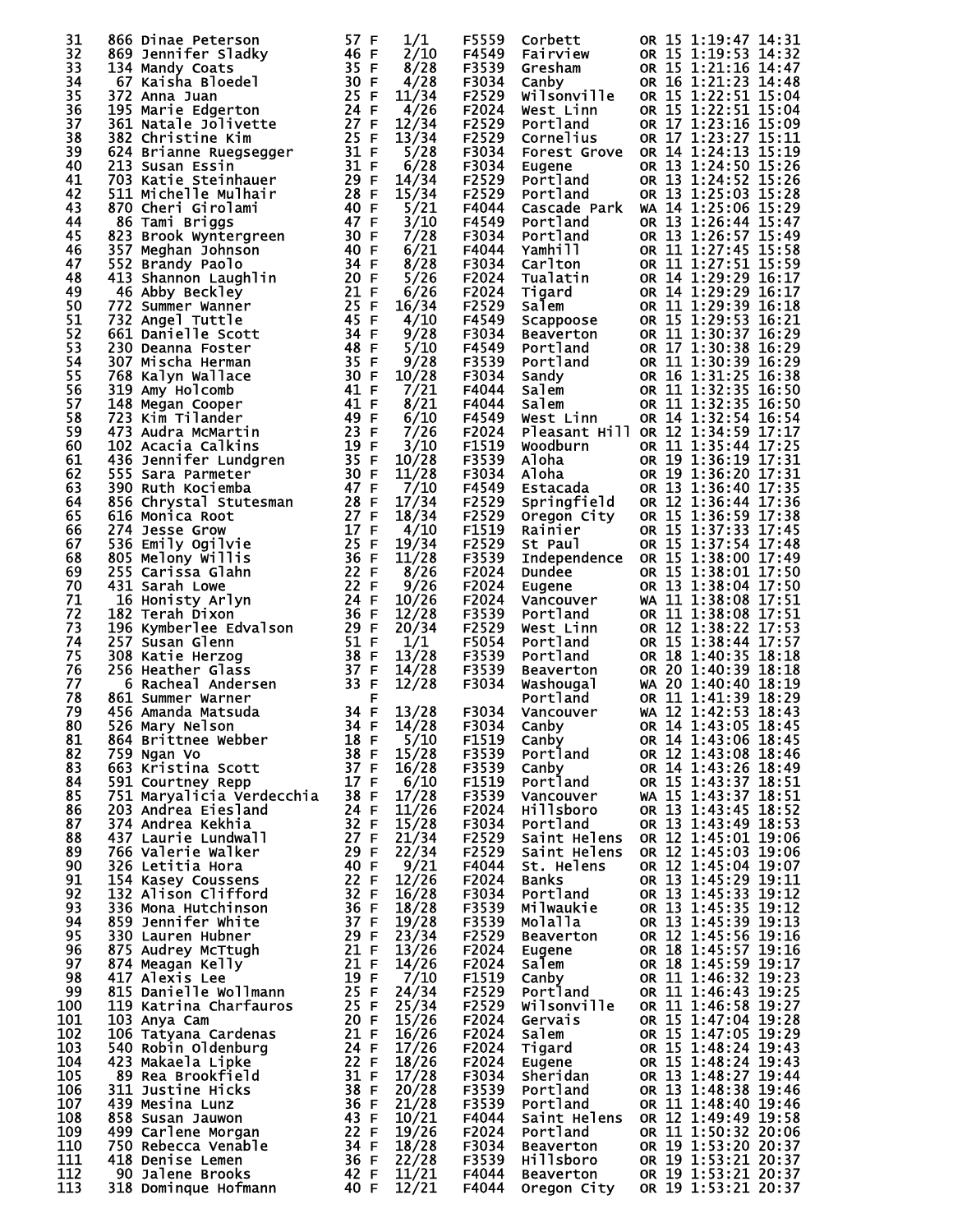| Place | Bib | Name | Age | Sex | Div Place | Division | City | State | Ag | Time | Pace |
|---|---|---|---|---|---|---|---|---|---|---|---|
| 31 | 866 | Dinae Peterson | 57 | F | 1/1 | F5559 | Corbett | OR | 15 | 1:19:47 | 14:31 |
| 32 | 869 | Jennifer Sladky | 46 | F | 2/10 | F4549 | Fairview | OR | 15 | 1:19:53 | 14:32 |
| 33 | 134 | Mandy Coats | 35 | F | 8/28 | F3539 | Gresham | OR | 15 | 1:21:16 | 14:47 |
| 34 | 67 | Kaisha Bloedel | 30 | F | 4/28 | F3034 | Canby | OR | 16 | 1:21:23 | 14:48 |
| 35 | 372 | Anna Juan | 25 | F | 11/34 | F2529 | Wilsonville | OR | 15 | 1:22:51 | 15:04 |
| 36 | 195 | Marie Edgerton | 24 | F | 4/26 | F2024 | West Linn | OR | 15 | 1:22:51 | 15:04 |
| 37 | 361 | Natale Jolivette | 27 | F | 12/34 | F2529 | Portland | OR | 17 | 1:23:16 | 15:09 |
| 38 | 382 | Christine Kim | 25 | F | 13/34 | F2529 | Cornelius | OR | 17 | 1:23:27 | 15:11 |
| 39 | 624 | Brianne Ruegsegger | 31 | F | 5/28 | F3034 | Forest Grove | OR | 14 | 1:24:13 | 15:19 |
| 40 | 213 | Susan Essin | 31 | F | 6/28 | F3034 | Eugene | OR | 13 | 1:24:50 | 15:26 |
| 41 | 703 | Katie Steinhauer | 29 | F | 14/34 | F2529 | Portland | OR | 13 | 1:24:52 | 15:26 |
| 42 | 511 | Michelle Mulhair | 28 | F | 15/34 | F2529 | Portland | OR | 13 | 1:25:03 | 15:28 |
| 43 | 870 | Cheri Girolami | 40 | F | 5/21 | F4044 | Cascade Park | WA | 14 | 1:25:06 | 15:29 |
| 44 | 86 | Tami Briggs | 47 | F | 3/10 | F4549 | Portland | OR | 13 | 1:26:44 | 15:47 |
| 45 | 823 | Brook Wyntergreen | 30 | F | 7/28 | F3034 | Portland | OR | 13 | 1:26:57 | 15:49 |
| 46 | 357 | Meghan Johnson | 40 | F | 6/21 | F4044 | Yamhill | OR | 11 | 1:27:45 | 15:58 |
| 47 | 552 | Brandy Paolo | 34 | F | 8/28 | F3034 | Carlton | OR | 11 | 1:27:51 | 15:59 |
| 48 | 413 | Shannon Laughlin | 20 | F | 5/26 | F2024 | Tualatin | OR | 14 | 1:29:29 | 16:17 |
| 49 | 46 | Abby Beckley | 21 | F | 6/26 | F2024 | Tigard | OR | 14 | 1:29:29 | 16:17 |
| 50 | 772 | Summer Wanner | 25 | F | 16/34 | F2529 | Salem | OR | 11 | 1:29:39 | 16:18 |
| 51 | 732 | Angel Tuttle | 45 | F | 4/10 | F4549 | Scappoose | OR | 15 | 1:29:53 | 16:21 |
| 52 | 661 | Danielle Scott | 34 | F | 9/28 | F3034 | Beaverton | OR | 11 | 1:30:37 | 16:29 |
| 53 | 230 | Deanna Foster | 48 | F | 5/10 | F4549 | Portland | OR | 17 | 1:30:38 | 16:29 |
| 54 | 307 | Mischa Herman | 35 | F | 9/28 | F3539 | Portland | OR | 11 | 1:30:39 | 16:29 |
| 55 | 768 | Kalyn Wallace | 30 | F | 10/28 | F3034 | Sandy | OR | 16 | 1:31:25 | 16:38 |
| 56 | 319 | Amy Holcomb | 41 | F | 7/21 | F4044 | Salem | OR | 11 | 1:32:35 | 16:50 |
| 57 | 148 | Megan Cooper | 41 | F | 8/21 | F4044 | Salem | OR | 11 | 1:32:35 | 16:50 |
| 58 | 723 | Kim Tilander | 49 | F | 6/10 | F4549 | West Linn | OR | 14 | 1:32:54 | 16:54 |
| 59 | 473 | Audra McMartin | 23 | F | 7/26 | F2024 | Pleasant Hill | OR | 12 | 1:34:59 | 17:17 |
| 60 | 102 | Acacia Calkins | 19 | F | 3/10 | F1519 | Woodburn | OR | 11 | 1:35:44 | 17:25 |
| 61 | 436 | Jennifer Lundgren | 35 | F | 10/28 | F3539 | Aloha | OR | 19 | 1:36:19 | 17:31 |
| 62 | 555 | Sara Parmeter | 30 | F | 11/28 | F3034 | Aloha | OR | 19 | 1:36:20 | 17:31 |
| 63 | 390 | Ruth Kociemba | 47 | F | 7/10 | F4549 | Estacada | OR | 13 | 1:36:40 | 17:35 |
| 64 | 856 | Chrystal Stutesman | 28 | F | 17/34 | F2529 | Springfield | OR | 12 | 1:36:44 | 17:36 |
| 65 | 616 | Monica Root | 27 | F | 18/34 | F2529 | Oregon City | OR | 15 | 1:36:59 | 17:38 |
| 66 | 274 | Jesse Grow | 17 | F | 4/10 | F1519 | Rainier | OR | 15 | 1:37:33 | 17:45 |
| 67 | 536 | Emily Ogilvie | 25 | F | 19/34 | F2529 | St Paul | OR | 15 | 1:37:54 | 17:48 |
| 68 | 805 | Melony Willis | 36 | F | 11/28 | F3539 | Independence | OR | 15 | 1:38:00 | 17:49 |
| 69 | 255 | Carissa Glahn | 22 | F | 8/26 | F2024 | Dundee | OR | 15 | 1:38:01 | 17:50 |
| 70 | 431 | Sarah Lowe | 22 | F | 9/26 | F2024 | Eugene | OR | 13 | 1:38:04 | 17:50 |
| 71 | 16 | Honisty Arlyn | 24 | F | 10/26 | F2024 | Vancouver | WA | 11 | 1:38:08 | 17:51 |
| 72 | 182 | Terah Dixon | 36 | F | 12/28 | F3539 | Portland | OR | 11 | 1:38:08 | 17:51 |
| 73 | 196 | Kymberlee Edvalson | 29 | F | 20/34 | F2529 | West Linn | OR | 12 | 1:38:22 | 17:53 |
| 74 | 257 | Susan Glenn | 51 | F | 1/1 | F5054 | Portland | OR | 15 | 1:38:44 | 17:57 |
| 75 | 308 | Katie Herzog | 38 | F | 13/28 | F3539 | Portland | OR | 18 | 1:40:35 | 18:18 |
| 76 | 256 | Heather Glass | 37 | F | 14/28 | F3539 | Beaverton | OR | 20 | 1:40:39 | 18:18 |
| 77 | 6 | Racheal Andersen | 33 | F | 12/28 | F3034 | Washougal | WA | 20 | 1:40:40 | 18:19 |
| 78 | 861 | Summer Warner | | F | | | Portland | OR | 11 | 1:41:39 | 18:29 |
| 79 | 456 | Amanda Matsuda | 34 | F | 13/28 | F3034 | Vancouver | WA | 12 | 1:42:53 | 18:43 |
| 80 | 526 | Mary Nelson | 34 | F | 14/28 | F3034 | Canby | OR | 14 | 1:43:05 | 18:45 |
| 81 | 864 | Brittnee Webber | 18 | F | 5/10 | F1519 | Canby | OR | 14 | 1:43:06 | 18:45 |
| 82 | 759 | Ngan Vo | 38 | F | 15/28 | F3539 | Portland | OR | 12 | 1:43:08 | 18:46 |
| 83 | 663 | Kristina Scott | 37 | F | 16/28 | F3539 | Canby | OR | 14 | 1:43:26 | 18:49 |
| 84 | 591 | Courtney Repp | 17 | F | 6/10 | F1519 | Portland | OR | 15 | 1:43:37 | 18:51 |
| 85 | 751 | Maryalicia Verdecchia | 38 | F | 17/28 | F3539 | Vancouver | WA | 15 | 1:43:37 | 18:51 |
| 86 | 203 | Andrea Eiesland | 24 | F | 11/26 | F2024 | Hillsboro | OR | 13 | 1:43:45 | 18:52 |
| 87 | 374 | Andrea Kekhia | 32 | F | 15/28 | F3034 | Portland | OR | 13 | 1:43:49 | 18:53 |
| 88 | 437 | Laurie Lundwall | 27 | F | 21/34 | F2529 | Saint Helens | OR | 12 | 1:45:01 | 19:06 |
| 89 | 766 | Valerie Walker | 29 | F | 22/34 | F2529 | Saint Helens | OR | 12 | 1:45:03 | 19:06 |
| 90 | 326 | Letitia Hora | 40 | F | 9/21 | F4044 | St. Helens | OR | 12 | 1:45:04 | 19:07 |
| 91 | 154 | Kasey Coussens | 22 | F | 12/26 | F2024 | Banks | OR | 13 | 1:45:29 | 19:11 |
| 92 | 132 | Alison Clifford | 32 | F | 16/28 | F3034 | Portland | OR | 13 | 1:45:33 | 19:12 |
| 93 | 336 | Mona Hutchinson | 36 | F | 18/28 | F3539 | Milwaukie | OR | 13 | 1:45:35 | 19:12 |
| 94 | 859 | Jennifer White | 37 | F | 19/28 | F3539 | Molalla | OR | 13 | 1:45:39 | 19:13 |
| 95 | 330 | Lauren Hubner | 29 | F | 23/34 | F2529 | Beaverton | OR | 12 | 1:45:56 | 19:16 |
| 96 | 875 | Audrey McTtugh | 21 | F | 13/26 | F2024 | Eugene | OR | 18 | 1:45:57 | 19:16 |
| 97 | 874 | Meagan Kelly | 21 | F | 14/26 | F2024 | Salem | OR | 18 | 1:45:59 | 19:17 |
| 98 | 417 | Alexis Lee | 19 | F | 7/10 | F1519 | Canby | OR | 11 | 1:46:32 | 19:23 |
| 99 | 815 | Danielle Wollmann | 25 | F | 24/34 | F2529 | Portland | OR | 11 | 1:46:43 | 19:25 |
| 100 | 119 | Katrina Charfauros | 25 | F | 25/34 | F2529 | Wilsonville | OR | 11 | 1:46:58 | 19:27 |
| 101 | 103 | Anya Cam | 20 | F | 15/26 | F2024 | Gervais | OR | 15 | 1:47:04 | 19:28 |
| 102 | 106 | Tatyana Cardenas | 21 | F | 16/26 | F2024 | Salem | OR | 15 | 1:47:05 | 19:29 |
| 103 | 540 | Robin Oldenburg | 24 | F | 17/26 | F2024 | Tigard | OR | 15 | 1:48:24 | 19:43 |
| 104 | 423 | Makaela Lipke | 22 | F | 18/26 | F2024 | Eugene | OR | 15 | 1:48:24 | 19:43 |
| 105 | 89 | Rea Brookfield | 31 | F | 17/28 | F3034 | Sheridan | OR | 13 | 1:48:27 | 19:44 |
| 106 | 311 | Justine Hicks | 38 | F | 20/28 | F3539 | Portland | OR | 13 | 1:48:38 | 19:46 |
| 107 | 439 | Mesina Lunz | 36 | F | 21/28 | F3539 | Portland | OR | 11 | 1:48:40 | 19:46 |
| 108 | 858 | Susan Jauwon | 43 | F | 10/21 | F4044 | Saint Helens | OR | 12 | 1:49:49 | 19:58 |
| 109 | 499 | Carlene Morgan | 22 | F | 19/26 | F2024 | Portland | OR | 11 | 1:50:32 | 20:06 |
| 110 | 750 | Rebecca Venable | 34 | F | 18/28 | F3034 | Beaverton | OR | 19 | 1:53:20 | 20:37 |
| 111 | 418 | Denise Lemen | 36 | F | 22/28 | F3539 | Hillsboro | OR | 19 | 1:53:21 | 20:37 |
| 112 | 90 | Jalene Brooks | 42 | F | 11/21 | F4044 | Beaverton | OR | 19 | 1:53:21 | 20:37 |
| 113 | 318 | Dominque Hofmann | 40 | F | 12/21 | F4044 | Oregon City | OR | 19 | 1:53:21 | 20:37 |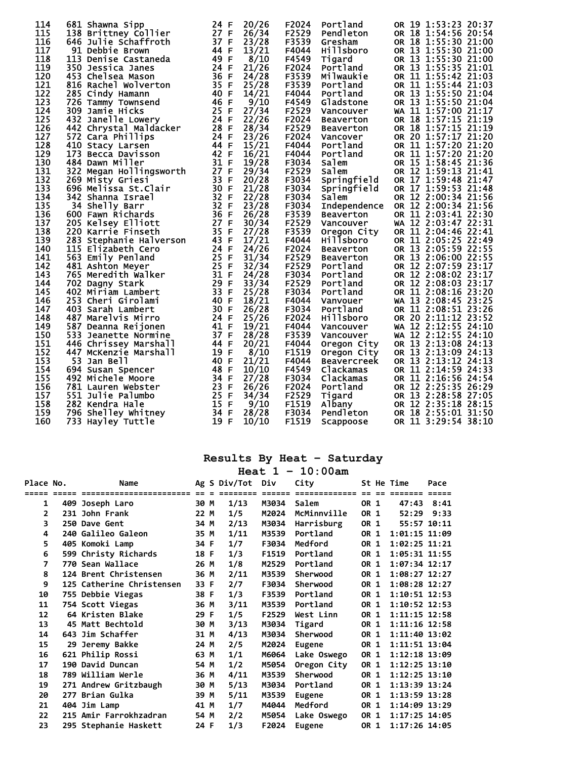| | | | | | | | | | | | |
|---|---|---|---|---|---|---|---|---|---|---|---|
| 114 | 681 | Shawna Sipp | 24 | F | 20/26 | F2024 | Portland | OR | 19 | 1:53:23 | 20:37 |
| 115 | 138 | Brittney Collier | 27 | F | 26/34 | F2529 | Pendleton | OR | 18 | 1:54:56 | 20:54 |
| 116 | 646 | Julie Schaffroth | 37 | F | 23/28 | F3539 | Gresham | OR | 18 | 1:55:30 | 21:00 |
| 117 | 91 | Debbie Brown | 44 | F | 13/21 | F4044 | Hillsboro | OR | 13 | 1:55:30 | 21:00 |
| 118 | 113 | Denise Castaneda | 49 | F | 8/10 | F4549 | Tigard | OR | 13 | 1:55:30 | 21:00 |
| 119 | 350 | Jessica Janes | 24 | F | 21/26 | F2024 | Portland | OR | 13 | 1:55:35 | 21:01 |
| 120 | 453 | Chelsea Mason | 36 | F | 24/28 | F3539 | Milwaukie | OR | 11 | 1:55:42 | 21:03 |
| 121 | 816 | Rachel Wolverton | 35 | F | 25/28 | F3539 | Portland | OR | 11 | 1:55:44 | 21:03 |
| 122 | 285 | Cindy Hamann | 40 | F | 14/21 | F4044 | Portland | OR | 13 | 1:55:50 | 21:04 |
| 123 | 726 | Tammy Townsend | 46 | F | 9/10 | F4549 | Gladstone | OR | 13 | 1:55:50 | 21:04 |
| 124 | 309 | Jamie Hicks | 25 | F | 27/34 | F2529 | Vancouver | WA | 11 | 1:57:00 | 21:17 |
| 125 | 432 | Janelle Lowery | 24 | F | 22/26 | F2024 | Beaverton | OR | 18 | 1:57:15 | 21:19 |
| 126 | 442 | Chrystal Maldacker | 28 | F | 28/34 | F2529 | Beaverton | OR | 18 | 1:57:15 | 21:19 |
| 127 | 572 | Cara Phillips | 24 | F | 23/26 | F2024 | Vancover | OR | 20 | 1:57:17 | 21:20 |
| 128 | 410 | Stacy Larsen | 44 | F | 15/21 | F4044 | Portland | OR | 11 | 1:57:20 | 21:20 |
| 129 | 173 | Becca Davisson | 42 | F | 16/21 | F4044 | Portland | OR | 11 | 1:57:20 | 21:20 |
| 130 | 484 | Dawn Miller | 31 | F | 19/28 | F3034 | Salem | OR | 15 | 1:58:45 | 21:36 |
| 131 | 322 | Megan Hollingsworth | 27 | F | 29/34 | F2529 | Salem | OR | 12 | 1:59:13 | 21:41 |
| 132 | 269 | Misty Griesi | 33 | F | 20/28 | F3034 | Springfield | OR | 17 | 1:59:48 | 21:47 |
| 133 | 696 | Melissa St.Clair | 30 | F | 21/28 | F3034 | Springfield | OR | 17 | 1:59:53 | 21:48 |
| 134 | 342 | Shanna Israel | 32 | F | 22/28 | F3034 | Salem | OR | 12 | 2:00:34 | 21:56 |
| 135 | 34 | Shelly Barr | 32 | F | 23/28 | F3034 | Independence | OR | 12 | 2:00:34 | 21:56 |
| 136 | 600 | Fawn Richards | 36 | F | 26/28 | F3539 | Beaverton | OR | 11 | 2:03:41 | 22:30 |
| 137 | 205 | Kelsey Elliott | 27 | F | 30/34 | F2529 | Vancouver | WA | 12 | 2:03:47 | 22:31 |
| 138 | 220 | Karrie Finseth | 35 | F | 27/28 | F3539 | Oregon City | OR | 11 | 2:04:46 | 22:41 |
| 139 | 283 | Stephanie Halverson | 43 | F | 17/21 | F4044 | Hillsboro | OR | 11 | 2:05:25 | 22:49 |
| 140 | 115 | Elizabeth Cero | 24 | F | 24/26 | F2024 | Beaverton | OR | 13 | 2:05:59 | 22:55 |
| 141 | 563 | Emily Penland | 25 | F | 31/34 | F2529 | Beaverton | OR | 13 | 2:06:00 | 22:55 |
| 142 | 481 | Ashton Meyer | 25 | F | 32/34 | F2529 | Portland | OR | 12 | 2:07:59 | 23:17 |
| 143 | 765 | Meredith Walker | 31 | F | 24/28 | F3034 | Portland | OR | 12 | 2:08:02 | 23:17 |
| 144 | 702 | Dagny Stark | 29 | F | 33/34 | F2529 | Portland | OR | 12 | 2:08:03 | 23:17 |
| 145 | 402 | Miriam Lambert | 33 | F | 25/28 | F3034 | Portland | OR | 11 | 2:08:16 | 23:20 |
| 146 | 253 | Cheri Girolami | 40 | F | 18/21 | F4044 | Vanvouer | WA | 13 | 2:08:45 | 23:25 |
| 147 | 403 | Sarah Lambert | 30 | F | 26/28 | F3034 | Portland | OR | 11 | 2:08:51 | 23:26 |
| 148 | 487 | Marelvis Mirro | 24 | F | 25/26 | F2024 | Hillsboro | OR | 20 | 2:11:12 | 23:52 |
| 149 | 587 | Deanna Reijonen | 41 | F | 19/21 | F4044 | Vancouver | WA | 12 | 2:12:55 | 24:10 |
| 150 | 533 | Jeanette Normine | 37 | F | 28/28 | F3539 | Vancouver | WA | 12 | 2:12:55 | 24:10 |
| 151 | 446 | Chrissey Marshall | 44 | F | 20/21 | F4044 | Oregon City | OR | 13 | 2:13:08 | 24:13 |
| 152 | 447 | McKenzie Marshall | 19 | F | 8/10 | F1519 | Oregon City | OR | 13 | 2:13:09 | 24:13 |
| 153 | 53 | Jan Bell | 40 | F | 21/21 | F4044 | Beavercreek | OR | 13 | 2:13:12 | 24:13 |
| 154 | 694 | Susan Spencer | 48 | F | 10/10 | F4549 | Clackamas | OR | 11 | 2:14:59 | 24:33 |
| 155 | 492 | Michele Moore | 34 | F | 27/28 | F3034 | Clackamas | OR | 11 | 2:16:56 | 24:54 |
| 156 | 781 | Lauren Webster | 23 | F | 26/26 | F2024 | Portland | OR | 12 | 2:25:35 | 26:29 |
| 157 | 551 | Julie Palumbo | 25 | F | 34/34 | F2529 | Tigard | OR | 13 | 2:28:58 | 27:05 |
| 158 | 282 | Kendra Hale | 15 | F | 9/10 | F1519 | Albany | OR | 12 | 2:35:18 | 28:15 |
| 159 | 796 | Shelley Whitney | 34 | F | 28/28 | F3034 | Pendleton | OR | 18 | 2:55:01 | 31:50 |
| 160 | 733 | Hayley Tuttle | 19 | F | 10/10 | F1519 | Scappoose | OR | 11 | 3:29:54 | 38:10 |

## Results By Heat - Saturday

### Heat 1 - 10:00am

| Place | No. | Name | Ag | S | Div/Tot | Div | City | St | He | Time | Pace |
|---|---|---|---|---|---|---|---|---|---|---|---|
| 1 | 409 | Joseph Laro | 30 | M | 1/13 | M3034 | Salem | OR | 1 | 47:43 | 8:41 |
| 2 | 231 | John Frank | 22 | M | 1/5 | M2024 | McMinnville | OR | 1 | 52:29 | 9:33 |
| 3 | 250 | Dave Gent | 34 | M | 2/13 | M3034 | Harrisburg | OR | 1 | 55:57 | 10:11 |
| 4 | 240 | Galileo Galeon | 35 | M | 1/11 | M3539 | Portland | OR | 1 | 1:01:15 | 11:09 |
| 5 | 405 | Komoki Lamp | 34 | F | 1/7 | F3034 | Medford | OR | 1 | 1:02:25 | 11:21 |
| 6 | 599 | Christy Richards | 18 | F | 1/3 | F1519 | Portland | OR | 1 | 1:05:31 | 11:55 |
| 7 | 770 | Sean Wallace | 26 | M | 1/8 | M2529 | Portland | OR | 1 | 1:07:34 | 12:17 |
| 8 | 124 | Brent Christensen | 36 | M | 2/11 | M3539 | Sherwood | OR | 1 | 1:08:27 | 12:27 |
| 9 | 125 | Catherine Christensen | 33 | F | 2/7 | F3034 | Sherwood | OR | 1 | 1:08:28 | 12:27 |
| 10 | 755 | Debbie Viegas | 38 | F | 1/3 | F3539 | Portland | OR | 1 | 1:10:51 | 12:53 |
| 11 | 754 | Scott Viegas | 36 | M | 3/11 | M3539 | Portland | OR | 1 | 1:10:52 | 12:53 |
| 12 | 64 | Kristen Blake | 29 | F | 1/5 | F2529 | West Linn | OR | 1 | 1:11:15 | 12:58 |
| 13 | 45 | Matt Bechtold | 30 | M | 3/13 | M3034 | Tigard | OR | 1 | 1:11:16 | 12:58 |
| 14 | 643 | Jim Schaffer | 31 | M | 4/13 | M3034 | Sherwood | OR | 1 | 1:11:40 | 13:02 |
| 15 | 29 | Jeremy Bakke | 24 | M | 2/5 | M2024 | Eugene | OR | 1 | 1:11:51 | 13:04 |
| 16 | 621 | Philip Rossi | 63 | M | 1/1 | M6064 | Lake Oswego | OR | 1 | 1:12:18 | 13:09 |
| 17 | 190 | David Duncan | 54 | M | 1/2 | M5054 | Oregon City | OR | 1 | 1:12:25 | 13:10 |
| 18 | 789 | William Werle | 36 | M | 4/11 | M3539 | Sherwood | OR | 1 | 1:12:25 | 13:10 |
| 19 | 271 | Andrew Gritzbaugh | 30 | M | 5/13 | M3034 | Portland | OR | 1 | 1:13:39 | 13:24 |
| 20 | 277 | Brian Gulka | 39 | M | 5/11 | M3539 | Eugene | OR | 1 | 1:13:59 | 13:28 |
| 21 | 404 | Jim Lamp | 41 | M | 1/7 | M4044 | Medford | OR | 1 | 1:14:09 | 13:29 |
| 22 | 215 | Amir Farrokhzadran | 54 | M | 2/2 | M5054 | Lake Oswego | OR | 1 | 1:17:25 | 14:05 |
| 23 | 295 | Stephanie Haskett | 24 | F | 1/3 | F2024 | Eugene | OR | 1 | 1:17:26 | 14:05 |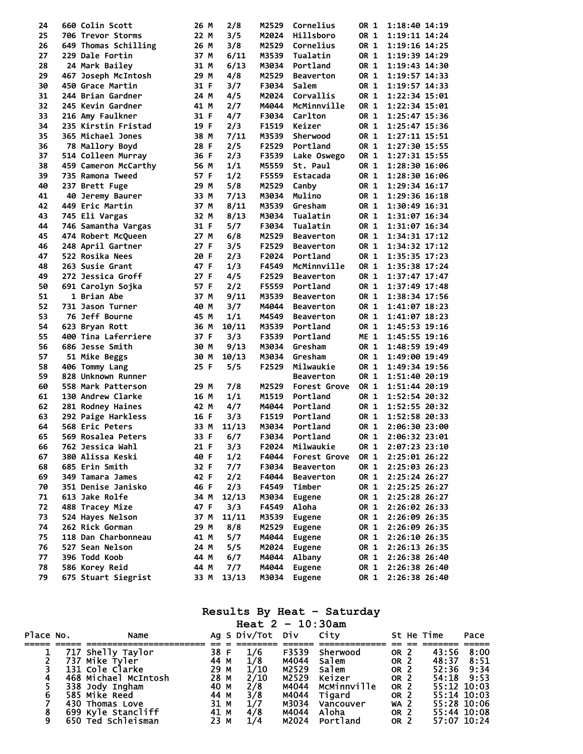| Place | No. | Name | Ag | S | Div/Tot | Div | City | St | He | Time | Pace |
|---|---|---|---|---|---|---|---|---|---|---|---|
| 24 | 660 | Colin Scott | 26 | M | 2/8 | M2529 | Cornelius | OR | 1 | 1:18:40 | 14:19 |
| 25 | 706 | Trevor Storms | 22 | M | 3/5 | M2024 | Hillsboro | OR | 1 | 1:19:11 | 14:24 |
| 26 | 649 | Thomas Schilling | 26 | M | 3/8 | M2529 | Cornelius | OR | 1 | 1:19:16 | 14:25 |
| 27 | 229 | Dale Fortin | 37 | M | 6/11 | M3539 | Tualatin | OR | 1 | 1:19:39 | 14:29 |
| 28 | 24 | Mark Bailey | 31 | M | 6/13 | M3034 | Portland | OR | 1 | 1:19:43 | 14:30 |
| 29 | 467 | Joseph McIntosh | 29 | M | 4/8 | M2529 | Beaverton | OR | 1 | 1:19:57 | 14:33 |
| 30 | 450 | Grace Martin | 31 | F | 3/7 | F3034 | Salem | OR | 1 | 1:19:57 | 14:33 |
| 31 | 244 | Brian Gardner | 24 | M | 4/5 | M2024 | Corvallis | OR | 1 | 1:22:34 | 15:01 |
| 32 | 245 | Kevin Gardner | 41 | M | 2/7 | M4044 | McMinnville | OR | 1 | 1:22:34 | 15:01 |
| 33 | 216 | Amy Faulkner | 31 | F | 4/7 | F3034 | Carlton | OR | 1 | 1:25:47 | 15:36 |
| 34 | 235 | Kirstin Fristad | 19 | F | 2/3 | F1519 | Keizer | OR | 1 | 1:25:47 | 15:36 |
| 35 | 365 | Michael Jones | 38 | M | 7/11 | M3539 | Sherwood | OR | 1 | 1:27:11 | 15:51 |
| 36 | 78 | Mallory Boyd | 28 | F | 2/5 | F2529 | Portland | OR | 1 | 1:27:30 | 15:55 |
| 37 | 514 | Colleen Murray | 36 | F | 2/3 | F3539 | Lake Oswego | OR | 1 | 1:27:31 | 15:55 |
| 38 | 459 | Cameron McCarthy | 56 | M | 1/1 | M5559 | St. Paul | OR | 1 | 1:28:30 | 16:06 |
| 39 | 735 | Ramona Tweed | 57 | F | 1/2 | F5559 | Estacada | OR | 1 | 1:28:30 | 16:06 |
| 40 | 237 | Brett Fuge | 29 | M | 5/8 | M2529 | Canby | OR | 1 | 1:29:34 | 16:17 |
| 41 | 40 | Jeremy Baurer | 33 | M | 7/13 | M3034 | Mulino | OR | 1 | 1:29:36 | 16:18 |
| 42 | 449 | Eric Martin | 37 | M | 8/11 | M3539 | Gresham | OR | 1 | 1:30:49 | 16:31 |
| 43 | 745 | Eli Vargas | 32 | M | 8/13 | M3034 | Tualatin | OR | 1 | 1:31:07 | 16:34 |
| 44 | 746 | Samantha Vargas | 31 | F | 5/7 | F3034 | Tualatin | OR | 1 | 1:31:07 | 16:34 |
| 45 | 474 | Robert McQueen | 27 | M | 6/8 | M2529 | Beaverton | OR | 1 | 1:34:31 | 17:12 |
| 46 | 248 | April Gartner | 27 | F | 3/5 | F2529 | Beaverton | OR | 1 | 1:34:32 | 17:12 |
| 47 | 522 | Rosika Nees | 20 | F | 2/3 | F2024 | Portland | OR | 1 | 1:35:35 | 17:23 |
| 48 | 263 | Susie Grant | 47 | F | 1/3 | F4549 | McMinnville | OR | 1 | 1:35:38 | 17:24 |
| 49 | 272 | Jessica Groff | 27 | F | 4/5 | F2529 | Beaverton | OR | 1 | 1:37:47 | 17:47 |
| 50 | 691 | Carolyn Sojka | 57 | F | 2/2 | F5559 | Portland | OR | 1 | 1:37:49 | 17:48 |
| 51 | 1 | Brian Abe | 37 | M | 9/11 | M3539 | Beaverton | OR | 1 | 1:38:34 | 17:56 |
| 52 | 731 | Jason Turner | 40 | M | 3/7 | M4044 | Beaverton | OR | 1 | 1:41:07 | 18:23 |
| 53 | 76 | Jeff Bourne | 45 | M | 1/1 | M4549 | Beaverton | OR | 1 | 1:41:07 | 18:23 |
| 54 | 623 | Bryan Rott | 36 | M | 10/11 | M3539 | Portland | OR | 1 | 1:45:53 | 19:16 |
| 55 | 400 | Tina Laferriere | 37 | F | 3/3 | F3539 | Portland | ME | 1 | 1:45:55 | 19:16 |
| 56 | 686 | Jesse Smith | 30 | M | 9/13 | M3034 | Gresham | OR | 1 | 1:48:59 | 19:49 |
| 57 | 51 | Mike Beggs | 30 | M | 10/13 | M3034 | Gresham | OR | 1 | 1:49:00 | 19:49 |
| 58 | 406 | Tommy Lang | 25 | F | 5/5 | F2529 | Milwaukie | OR | 1 | 1:49:34 | 19:56 |
| 59 | 828 | Unknown Runner | | | | | Beaverton | OR | 1 | 1:51:40 | 20:19 |
| 60 | 558 | Mark Patterson | 29 | M | 7/8 | M2529 | Forest Grove | OR | 1 | 1:51:44 | 20:19 |
| 61 | 130 | Andrew Clarke | 16 | M | 1/1 | M1519 | Portland | OR | 1 | 1:52:54 | 20:32 |
| 62 | 281 | Rodney Haines | 42 | M | 4/7 | M4044 | Portland | OR | 1 | 1:52:55 | 20:32 |
| 63 | 292 | Paige Harkless | 16 | F | 3/3 | F1519 | Portland | OR | 1 | 1:52:58 | 20:33 |
| 64 | 568 | Eric Peters | 33 | M | 11/13 | M3034 | Portland | OR | 1 | 2:06:30 | 23:00 |
| 65 | 569 | Rosalea Peters | 33 | F | 6/7 | F3034 | Portland | OR | 1 | 2:06:32 | 23:01 |
| 66 | 762 | Jessica Wahl | 21 | F | 3/3 | F2024 | Milwaukie | OR | 1 | 2:07:23 | 23:10 |
| 67 | 380 | Alissa Keski | 40 | F | 1/2 | F4044 | Forest Grove | OR | 1 | 2:25:01 | 26:22 |
| 68 | 685 | Erin Smith | 32 | F | 7/7 | F3034 | Beaverton | OR | 1 | 2:25:03 | 26:23 |
| 69 | 349 | Tamara James | 42 | F | 2/2 | F4044 | Beaverton | OR | 1 | 2:25:24 | 26:27 |
| 70 | 351 | Denise Janisko | 46 | F | 2/3 | F4549 | Timber | OR | 1 | 2:25:25 | 26:27 |
| 71 | 613 | Jake Rolfe | 34 | M | 12/13 | M3034 | Eugene | OR | 1 | 2:25:28 | 26:27 |
| 72 | 488 | Tracey Mize | 47 | F | 3/3 | F4549 | Aloha | OR | 1 | 2:26:02 | 26:33 |
| 73 | 524 | Hayes Nelson | 37 | M | 11/11 | M3539 | Eugene | OR | 1 | 2:26:09 | 26:35 |
| 74 | 262 | Rick Gorman | 29 | M | 8/8 | M2529 | Eugene | OR | 1 | 2:26:09 | 26:35 |
| 75 | 118 | Dan Charbonneau | 41 | M | 5/7 | M4044 | Eugene | OR | 1 | 2:26:10 | 26:35 |
| 76 | 527 | Sean Nelson | 24 | M | 5/5 | M2024 | Eugene | OR | 1 | 2:26:13 | 26:35 |
| 77 | 396 | Todd Koob | 44 | M | 6/7 | M4044 | Albany | OR | 1 | 2:26:38 | 26:40 |
| 78 | 586 | Korey Reid | 44 | M | 7/7 | M4044 | Eugene | OR | 1 | 2:26:38 | 26:40 |
| 79 | 675 | Stuart Siegrist | 33 | M | 13/13 | M3034 | Eugene | OR | 1 | 2:26:38 | 26:40 |

## Results By Heat - Saturday

### Heat 2 - 10:30am

| Place | No. | Name | Ag | S | Div/Tot | Div | City | St | He | Time | Pace |
|---|---|---|---|---|---|---|---|---|---|---|---|
| 1 | 717 | Shelly Taylor | 38 | F | 1/6 | F3539 | Sherwood | OR | 2 | 43:56 | 8:00 |
| 2 | 737 | Mike Tyler | 44 | M | 1/8 | M4044 | Salem | OR | 2 | 48:37 | 8:51 |
| 3 | 131 | Cole Clarke | 29 | M | 1/10 | M2529 | Salem | OR | 2 | 52:36 | 9:34 |
| 4 | 468 | Michael McIntosh | 28 | M | 2/10 | M2529 | Keizer | OR | 2 | 54:18 | 9:53 |
| 5 | 338 | Jody Ingham | 40 | M | 2/8 | M4044 | McMinnville | OR | 2 | 55:12 | 10:03 |
| 6 | 585 | Mike Reed | 44 | M | 3/8 | M4044 | Tigard | OR | 2 | 55:14 | 10:03 |
| 7 | 430 | Thomas Love | 31 | M | 1/7 | M3034 | Vancouver | WA | 2 | 55:28 | 10:06 |
| 8 | 699 | Kyle Stancliff | 41 | M | 4/8 | M4044 | Aloha | OR | 2 | 55:44 | 10:08 |
| 9 | 650 | Ted Schleisman | 23 | M | 1/4 | M2024 | Portland | OR | 2 | 57:07 | 10:24 |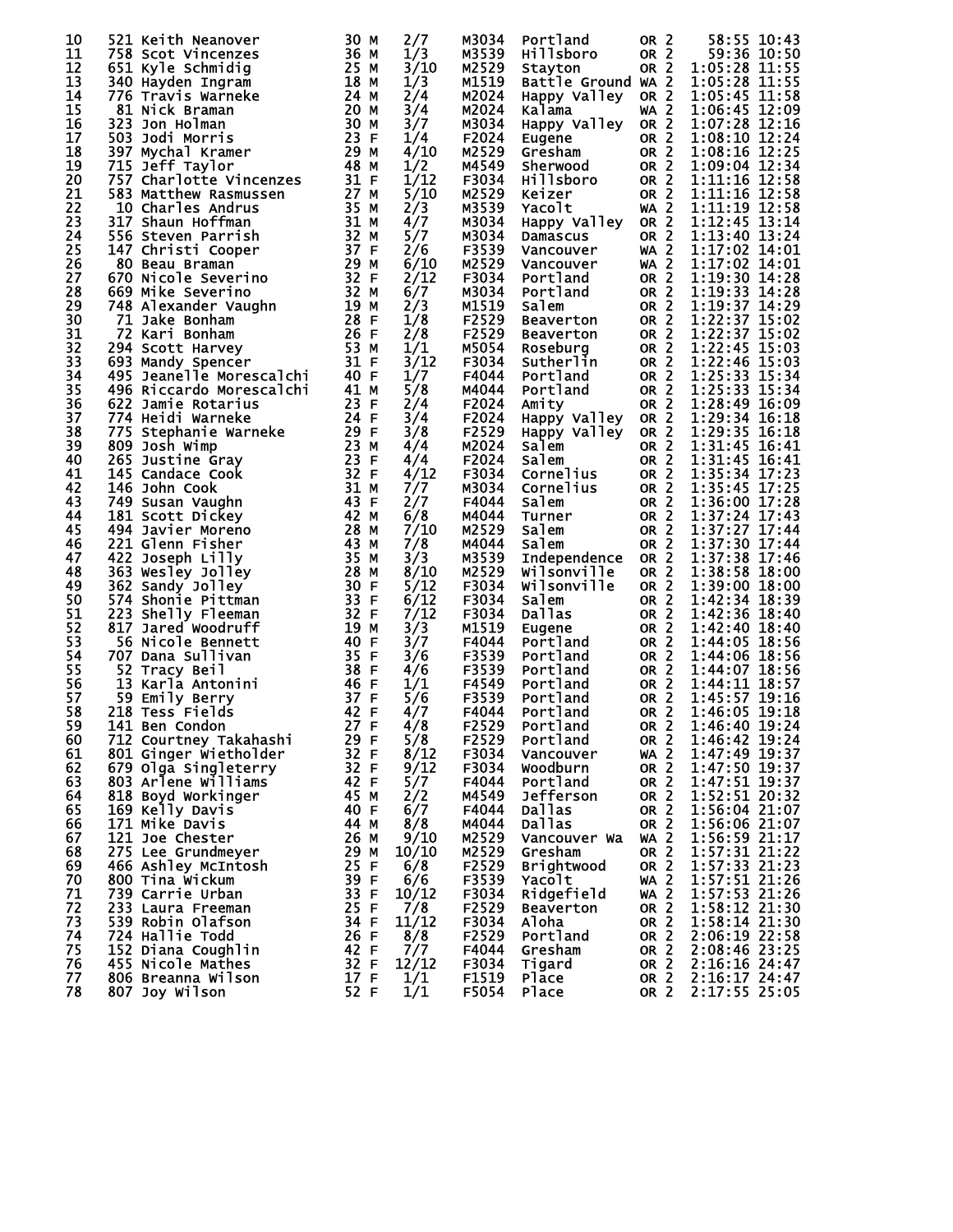| Place | Bib | Name | Age | Sex | Div Place | Division | City | State | | Time | Pace |
|---|---|---|---|---|---|---|---|---|---|---|---|
| 10 | 521 | Keith Neanover | 30 | M | 2/7 | M3034 | Portland | OR | 2 | 58:55 | 10:43 |
| 11 | 758 | Scot Vincenzes | 36 | M | 1/3 | M3539 | Hillsboro | OR | 2 | 59:36 | 10:50 |
| 12 | 651 | Kyle Schmidig | 25 | M | 3/10 | M2529 | Stayton | OR | 2 | 1:05:28 | 11:55 |
| 13 | 340 | Hayden Ingram | 18 | M | 1/3 | M1519 | Battle Ground | WA | 2 | 1:05:28 | 11:55 |
| 14 | 776 | Travis Warneke | 24 | M | 2/4 | M2024 | Happy Valley | OR | 2 | 1:05:45 | 11:58 |
| 15 | 81 | Nick Braman | 20 | M | 3/4 | M2024 | Kalama | WA | 2 | 1:06:45 | 12:09 |
| 16 | 323 | Jon Holman | 30 | M | 3/7 | M3034 | Happy Valley | OR | 2 | 1:07:28 | 12:16 |
| 17 | 503 | Jodi Morris | 23 | F | 1/4 | F2024 | Eugene | OR | 2 | 1:08:10 | 12:24 |
| 18 | 397 | Mychal Kramer | 29 | M | 4/10 | M2529 | Gresham | OR | 2 | 1:08:16 | 12:25 |
| 19 | 715 | Jeff Taylor | 48 | M | 1/2 | M4549 | Sherwood | OR | 2 | 1:09:04 | 12:34 |
| 20 | 757 | Charlotte Vincenzes | 31 | F | 1/12 | F3034 | Hillsboro | OR | 2 | 1:11:16 | 12:58 |
| 21 | 583 | Matthew Rasmussen | 27 | M | 5/10 | M2529 | Keizer | OR | 2 | 1:11:16 | 12:58 |
| 22 | 10 | Charles Andrus | 35 | M | 2/3 | M3539 | Yacolt | WA | 2 | 1:11:19 | 12:58 |
| 23 | 317 | Shaun Hoffman | 31 | M | 4/7 | M3034 | Happy Valley | OR | 2 | 1:12:45 | 13:14 |
| 24 | 556 | Steven Parrish | 32 | M | 5/7 | M3034 | Damascus | OR | 2 | 1:13:40 | 13:24 |
| 25 | 147 | Christi Cooper | 37 | F | 2/6 | F3539 | Vancouver | WA | 2 | 1:17:02 | 14:01 |
| 26 | 80 | Beau Braman | 29 | M | 6/10 | M2529 | Vancouver | WA | 2 | 1:17:02 | 14:01 |
| 27 | 670 | Nicole Severino | 32 | F | 2/12 | F3034 | Portland | OR | 2 | 1:19:30 | 14:28 |
| 28 | 669 | Mike Severino | 32 | M | 6/7 | M3034 | Portland | OR | 2 | 1:19:33 | 14:28 |
| 29 | 748 | Alexander Vaughn | 19 | M | 2/3 | M1519 | Salem | OR | 2 | 1:19:37 | 14:29 |
| 30 | 71 | Jake Bonham | 28 | F | 1/8 | F2529 | Beaverton | OR | 2 | 1:22:37 | 15:02 |
| 31 | 72 | Kari Bonham | 26 | F | 2/8 | F2529 | Beaverton | OR | 2 | 1:22:37 | 15:02 |
| 32 | 294 | Scott Harvey | 53 | M | 1/1 | M5054 | Roseburg | OR | 2 | 1:22:45 | 15:03 |
| 33 | 693 | Mandy Spencer | 31 | F | 3/12 | F3034 | Sutherlin | OR | 2 | 1:22:46 | 15:03 |
| 34 | 495 | Jeanelle Morescalchi | 40 | F | 1/7 | F4044 | Portland | OR | 2 | 1:25:33 | 15:34 |
| 35 | 496 | Riccardo Morescalchi | 41 | M | 5/8 | M4044 | Portland | OR | 2 | 1:25:33 | 15:34 |
| 36 | 622 | Jamie Rotarius | 23 | F | 2/4 | F2024 | Amity | OR | 2 | 1:28:49 | 16:09 |
| 37 | 774 | Heidi Warneke | 24 | F | 3/4 | F2024 | Happy Valley | OR | 2 | 1:29:34 | 16:18 |
| 38 | 775 | Stephanie Warneke | 29 | F | 3/8 | F2529 | Happy Valley | OR | 2 | 1:29:35 | 16:18 |
| 39 | 809 | Josh Wimp | 23 | M | 4/4 | M2024 | Salem | OR | 2 | 1:31:45 | 16:41 |
| 40 | 265 | Justine Gray | 23 | F | 4/4 | F2024 | Salem | OR | 2 | 1:31:45 | 16:41 |
| 41 | 145 | Candace Cook | 32 | F | 4/12 | F3034 | Cornelius | OR | 2 | 1:35:34 | 17:23 |
| 42 | 146 | John Cook | 31 | M | 7/7 | M3034 | Cornelius | OR | 2 | 1:35:45 | 17:25 |
| 43 | 749 | Susan Vaughn | 43 | F | 2/7 | F4044 | Salem | OR | 2 | 1:36:00 | 17:28 |
| 44 | 181 | Scott Dickey | 42 | M | 6/8 | M4044 | Turner | OR | 2 | 1:37:24 | 17:43 |
| 45 | 494 | Javier Moreno | 28 | M | 7/10 | M2529 | Salem | OR | 2 | 1:37:27 | 17:44 |
| 46 | 221 | Glenn Fisher | 43 | M | 7/8 | M4044 | Salem | OR | 2 | 1:37:30 | 17:44 |
| 47 | 422 | Joseph Lilly | 35 | M | 3/3 | M3539 | Independence | OR | 2 | 1:37:38 | 17:46 |
| 48 | 363 | Wesley Jolley | 28 | M | 8/10 | M2529 | Wilsonville | OR | 2 | 1:38:58 | 18:00 |
| 49 | 362 | Sandy Jolley | 30 | F | 5/12 | F3034 | Wilsonville | OR | 2 | 1:39:00 | 18:00 |
| 50 | 574 | Shonie Pittman | 33 | F | 6/12 | F3034 | Salem | OR | 2 | 1:42:34 | 18:39 |
| 51 | 223 | Shelly Fleeman | 32 | F | 7/12 | F3034 | Dallas | OR | 2 | 1:42:36 | 18:40 |
| 52 | 817 | Jared Woodruff | 19 | M | 3/3 | M1519 | Eugene | OR | 2 | 1:42:40 | 18:40 |
| 53 | 56 | Nicole Bennett | 40 | F | 3/7 | F4044 | Portland | OR | 2 | 1:44:05 | 18:56 |
| 54 | 707 | Dana Sullivan | 35 | F | 3/6 | F3539 | Portland | OR | 2 | 1:44:06 | 18:56 |
| 55 | 52 | Tracy Beil | 38 | F | 4/6 | F3539 | Portland | OR | 2 | 1:44:07 | 18:56 |
| 56 | 13 | Karla Antonini | 46 | F | 1/1 | F4549 | Portland | OR | 2 | 1:44:11 | 18:57 |
| 57 | 59 | Emily Berry | 37 | F | 5/6 | F3539 | Portland | OR | 2 | 1:45:57 | 19:16 |
| 58 | 218 | Tess Fields | 42 | F | 4/7 | F4044 | Portland | OR | 2 | 1:46:05 | 19:18 |
| 59 | 141 | Ben Condon | 27 | F | 4/8 | F2529 | Portland | OR | 2 | 1:46:40 | 19:24 |
| 60 | 712 | Courtney Takahashi | 29 | F | 5/8 | F2529 | Portland | OR | 2 | 1:46:42 | 19:24 |
| 61 | 801 | Ginger Wietholder | 32 | F | 8/12 | F3034 | Vancouver | WA | 2 | 1:47:49 | 19:37 |
| 62 | 679 | Olga Singleterry | 32 | F | 9/12 | F3034 | Woodburn | OR | 2 | 1:47:50 | 19:37 |
| 63 | 803 | Arlene Williams | 42 | F | 5/7 | F4044 | Portland | OR | 2 | 1:47:51 | 19:37 |
| 64 | 818 | Boyd Workinger | 45 | M | 2/2 | M4549 | Jefferson | OR | 2 | 1:52:51 | 20:32 |
| 65 | 169 | Kelly Davis | 40 | F | 6/7 | F4044 | Dallas | OR | 2 | 1:56:04 | 21:07 |
| 66 | 171 | Mike Davis | 44 | M | 8/8 | M4044 | Dallas | OR | 2 | 1:56:06 | 21:07 |
| 67 | 121 | Joe Chester | 26 | M | 9/10 | M2529 | Vancouver Wa | WA | 2 | 1:56:59 | 21:17 |
| 68 | 275 | Lee Grundmeyer | 29 | M | 10/10 | M2529 | Gresham | OR | 2 | 1:57:31 | 21:22 |
| 69 | 466 | Ashley McIntosh | 25 | F | 6/8 | F2529 | Brightwood | OR | 2 | 1:57:33 | 21:23 |
| 70 | 800 | Tina Wickum | 39 | F | 6/6 | F3539 | Yacolt | WA | 2 | 1:57:51 | 21:26 |
| 71 | 739 | Carrie Urban | 33 | F | 10/12 | F3034 | Ridgefield | WA | 2 | 1:57:53 | 21:26 |
| 72 | 233 | Laura Freeman | 25 | F | 7/8 | F2529 | Beaverton | OR | 2 | 1:58:12 | 21:30 |
| 73 | 539 | Robin Olafson | 34 | F | 11/12 | F3034 | Aloha | OR | 2 | 1:58:14 | 21:30 |
| 74 | 724 | Hallie Todd | 26 | F | 8/8 | F2529 | Portland | OR | 2 | 2:06:19 | 22:58 |
| 75 | 152 | Diana Coughlin | 42 | F | 7/7 | F4044 | Gresham | OR | 2 | 2:08:46 | 23:25 |
| 76 | 455 | Nicole Mathes | 32 | F | 12/12 | F3034 | Tigard | OR | 2 | 2:16:16 | 24:47 |
| 77 | 806 | Breanna Wilson | 17 | F | 1/1 | F1519 | Place | OR | 2 | 2:16:17 | 24:47 |
| 78 | 807 | Joy Wilson | 52 | F | 1/1 | F5054 | Place | OR | 2 | 2:17:55 | 25:05 |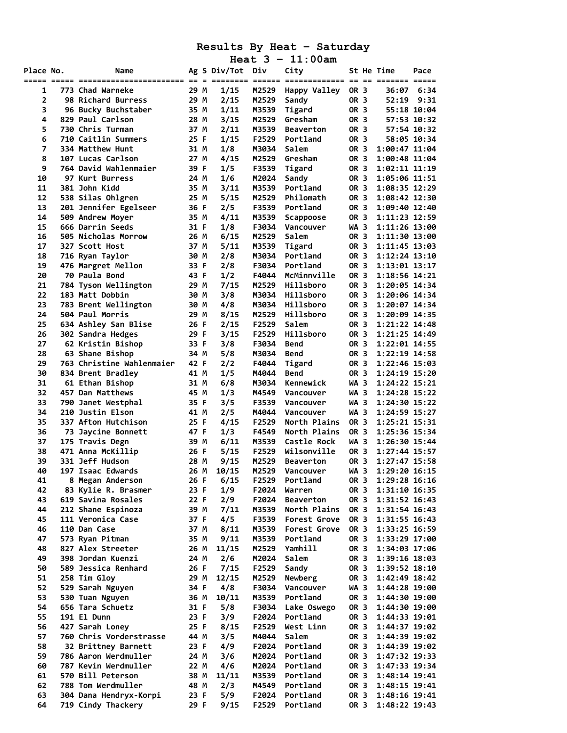# Results By Heat - Saturday

## Heat 3 - 11:00am

| Place | No. | Name | Ag | S | Div/Tot | Div | City | St | He | Time | Pace |
|---|---|---|---|---|---|---|---|---|---|---|---|
| 1 | 773 | Chad Warneke | 29 | M | 1/15 | M2529 | Happy Valley | OR | 3 | 36:07 | 6:34 |
| 2 | 98 | Richard Burress | 29 | M | 2/15 | M2529 | Sandy | OR | 3 | 52:19 | 9:31 |
| 3 | 96 | Bucky Buchstaber | 35 | M | 1/11 | M3539 | Tigard | OR | 3 | 55:18 | 10:04 |
| 4 | 829 | Paul Carlson | 28 | M | 3/15 | M2529 | Gresham | OR | 3 | 57:53 | 10:32 |
| 5 | 730 | Chris Turman | 37 | M | 2/11 | M3539 | Beaverton | OR | 3 | 57:54 | 10:32 |
| 6 | 710 | Caitlin Summers | 25 | F | 1/15 | F2529 | Portland | OR | 3 | 58:05 | 10:34 |
| 7 | 334 | Matthew Hunt | 31 | M | 1/8 | M3034 | Salem | OR | 3 | 1:00:47 | 11:04 |
| 8 | 107 | Lucas Carlson | 27 | M | 4/15 | M2529 | Gresham | OR | 3 | 1:00:48 | 11:04 |
| 9 | 764 | David Wahlenmaier | 39 | F | 1/5 | F3539 | Tigard | OR | 3 | 1:02:11 | 11:19 |
| 10 | 97 | Kurt Burress | 24 | M | 1/6 | M2024 | Sandy | OR | 3 | 1:05:06 | 11:51 |
| 11 | 381 | John Kidd | 35 | M | 3/11 | M3539 | Portland | OR | 3 | 1:08:35 | 12:29 |
| 12 | 538 | Silas Ohlgren | 25 | M | 5/15 | M2529 | Philomath | OR | 3 | 1:08:42 | 12:30 |
| 13 | 201 | Jennifer Egelseer | 36 | F | 2/5 | F3539 | Portland | OR | 3 | 1:09:40 | 12:40 |
| 14 | 509 | Andrew Moyer | 35 | M | 4/11 | M3539 | Scappoose | OR | 3 | 1:11:23 | 12:59 |
| 15 | 666 | Darrin Seeds | 31 | F | 1/8 | F3034 | Vancouver | WA | 3 | 1:11:26 | 13:00 |
| 16 | 505 | Nicholas Morrow | 26 | M | 6/15 | M2529 | Salem | OR | 3 | 1:11:30 | 13:00 |
| 17 | 327 | Scott Host | 37 | M | 5/11 | M3539 | Tigard | OR | 3 | 1:11:45 | 13:03 |
| 18 | 716 | Ryan Taylor | 30 | M | 2/8 | M3034 | Portland | OR | 3 | 1:12:24 | 13:10 |
| 19 | 476 | Margret Mellon | 33 | F | 2/8 | F3034 | Portland | OR | 3 | 1:13:01 | 13:17 |
| 20 | 70 | Paula Bond | 43 | F | 1/2 | F4044 | McMinnville | OR | 3 | 1:18:56 | 14:21 |
| 21 | 784 | Tyson Wellington | 29 | M | 7/15 | M2529 | Hillsboro | OR | 3 | 1:20:05 | 14:34 |
| 22 | 183 | Matt Dobbin | 30 | M | 3/8 | M3034 | Hillsboro | OR | 3 | 1:20:06 | 14:34 |
| 23 | 783 | Brent Wellington | 30 | M | 4/8 | M3034 | Hillsboro | OR | 3 | 1:20:07 | 14:34 |
| 24 | 504 | Paul Morris | 29 | M | 8/15 | M2529 | Hillsboro | OR | 3 | 1:20:09 | 14:35 |
| 25 | 634 | Ashley San Blise | 26 | F | 2/15 | F2529 | Salem | OR | 3 | 1:21:22 | 14:48 |
| 26 | 302 | Sandra Hedges | 29 | F | 3/15 | F2529 | Hillsboro | OR | 3 | 1:21:25 | 14:49 |
| 27 | 62 | Kristin Bishop | 33 | F | 3/8 | F3034 | Bend | OR | 3 | 1:22:01 | 14:55 |
| 28 | 63 | Shane Bishop | 34 | M | 5/8 | M3034 | Bend | OR | 3 | 1:22:19 | 14:58 |
| 29 | 763 | Christine Wahlenmaier | 42 | F | 2/2 | F4044 | Tigard | OR | 3 | 1:22:46 | 15:03 |
| 30 | 834 | Brent Bradley | 41 | M | 1/5 | M4044 | Bend | OR | 3 | 1:24:19 | 15:20 |
| 31 | 61 | Ethan Bishop | 31 | M | 6/8 | M3034 | Kennewick | WA | 3 | 1:24:22 | 15:21 |
| 32 | 457 | Dan Matthews | 45 | M | 1/3 | M4549 | Vancouver | WA | 3 | 1:24:28 | 15:22 |
| 33 | 790 | Janet Westphal | 35 | F | 3/5 | F3539 | Vancouver | WA | 3 | 1:24:30 | 15:22 |
| 34 | 210 | Justin Elson | 41 | M | 2/5 | M4044 | Vancouver | WA | 3 | 1:24:59 | 15:27 |
| 35 | 337 | Afton Hutchison | 25 | F | 4/15 | F2529 | North Plains | OR | 3 | 1:25:21 | 15:31 |
| 36 | 73 | Jaycine Bonnett | 47 | F | 1/3 | F4549 | North Plains | OR | 3 | 1:25:36 | 15:34 |
| 37 | 175 | Travis Degn | 39 | M | 6/11 | M3539 | Castle Rock | WA | 3 | 1:26:30 | 15:44 |
| 38 | 471 | Anna McKillip | 26 | F | 5/15 | F2529 | Wilsonville | OR | 3 | 1:27:44 | 15:57 |
| 39 | 331 | Jeff Hudson | 28 | M | 9/15 | M2529 | Beaverton | OR | 3 | 1:27:47 | 15:58 |
| 40 | 197 | Isaac Edwards | 26 | M | 10/15 | M2529 | Vancouver | WA | 3 | 1:29:20 | 16:15 |
| 41 | 8 | Megan Anderson | 26 | F | 6/15 | F2529 | Portland | OR | 3 | 1:29:28 | 16:16 |
| 42 | 83 | Kylie R. Brasmer | 23 | F | 1/9 | F2024 | Warren | OR | 3 | 1:31:10 | 16:35 |
| 43 | 619 | Savina Rosales | 22 | F | 2/9 | F2024 | Beaverton | OR | 3 | 1:31:52 | 16:43 |
| 44 | 212 | Shane Espinoza | 39 | M | 7/11 | M3539 | North Plains | OR | 3 | 1:31:54 | 16:43 |
| 45 | 111 | Veronica Case | 37 | F | 4/5 | F3539 | Forest Grove | OR | 3 | 1:31:55 | 16:43 |
| 46 | 110 | Dan Case | 37 | M | 8/11 | M3539 | Forest Grove | OR | 3 | 1:33:25 | 16:59 |
| 47 | 573 | Ryan Pitman | 35 | M | 9/11 | M3539 | Portland | OR | 3 | 1:33:29 | 17:00 |
| 48 | 827 | Alex Streeter | 26 | M | 11/15 | M2529 | Yamhill | OR | 3 | 1:34:03 | 17:06 |
| 49 | 398 | Jordan Kuenzi | 24 | M | 2/6 | M2024 | Salem | OR | 3 | 1:39:16 | 18:03 |
| 50 | 589 | Jessica Renhard | 26 | F | 7/15 | F2529 | Sandy | OR | 3 | 1:39:52 | 18:10 |
| 51 | 258 | Tim Gloy | 29 | M | 12/15 | M2529 | Newberg | OR | 3 | 1:42:49 | 18:42 |
| 52 | 529 | Sarah Nguyen | 34 | F | 4/8 | F3034 | Vancouver | WA | 3 | 1:44:28 | 19:00 |
| 53 | 530 | Tuan Nguyen | 36 | M | 10/11 | M3539 | Portland | OR | 3 | 1:44:30 | 19:00 |
| 54 | 656 | Tara Schuetz | 31 | F | 5/8 | F3034 | Lake Oswego | OR | 3 | 1:44:30 | 19:00 |
| 55 | 191 | El Dunn | 23 | F | 3/9 | F2024 | Portland | OR | 3 | 1:44:33 | 19:01 |
| 56 | 427 | Sarah Loney | 25 | F | 8/15 | F2529 | West Linn | OR | 3 | 1:44:37 | 19:02 |
| 57 | 760 | Chris Vorderstrasse | 44 | M | 3/5 | M4044 | Salem | OR | 3 | 1:44:39 | 19:02 |
| 58 | 32 | Brittney Barnett | 23 | F | 4/9 | F2024 | Portland | OR | 3 | 1:44:39 | 19:02 |
| 59 | 786 | Aaron Werdmuller | 24 | M | 3/6 | M2024 | Portland | OR | 3 | 1:47:32 | 19:33 |
| 60 | 787 | Kevin Werdmuller | 22 | M | 4/6 | M2024 | Portland | OR | 3 | 1:47:33 | 19:34 |
| 61 | 570 | Bill Peterson | 38 | M | 11/11 | M3539 | Portland | OR | 3 | 1:48:14 | 19:41 |
| 62 | 788 | Tom Werdmuller | 48 | M | 2/3 | M4549 | Portland | OR | 3 | 1:48:15 | 19:41 |
| 63 | 304 | Dana Hendryx-Korpi | 23 | F | 5/9 | F2024 | Portland | OR | 3 | 1:48:16 | 19:41 |
| 64 | 719 | Cindy Thackery | 29 | F | 9/15 | F2529 | Portland | OR | 3 | 1:48:22 | 19:43 |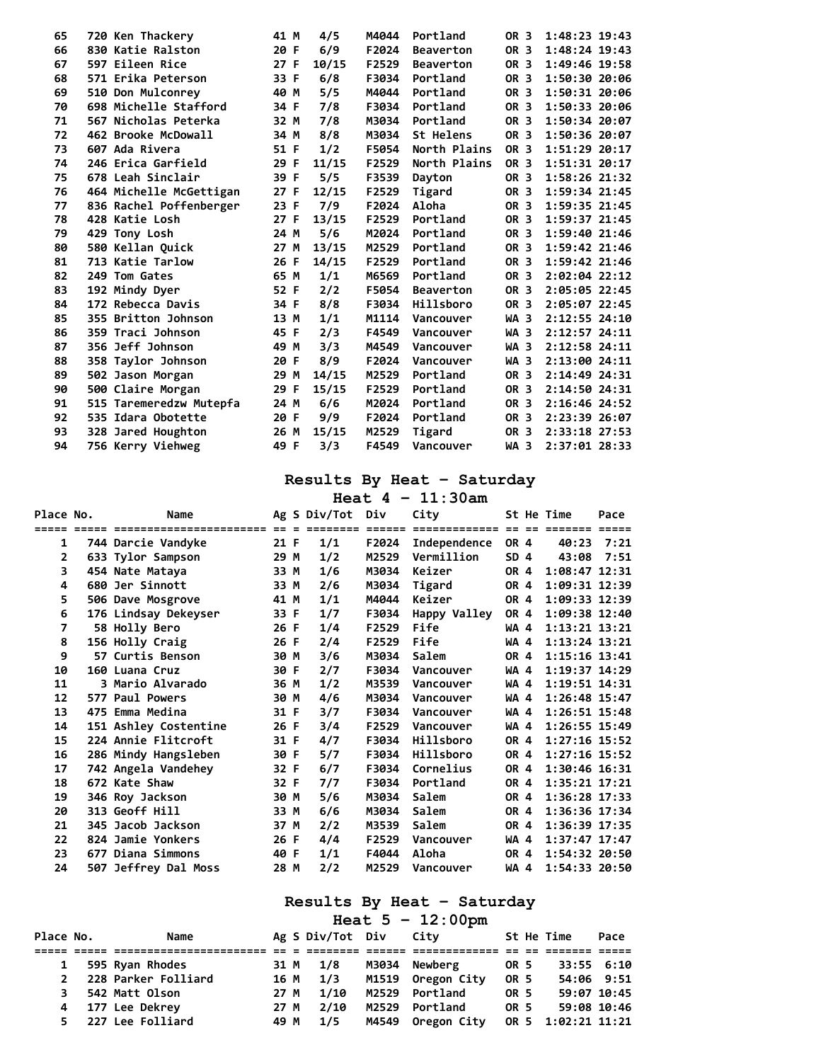| Place | No. | Name | Ag | S | Div/Tot | Div | City | St | He | Time | Pace |
|---|---|---|---|---|---|---|---|---|---|---|---|
| 65 | 720 | Ken Thackery | 41 | M | 4/5 | M4044 | Portland | OR | 3 | 1:48:23 | 19:43 |
| 66 | 830 | Katie Ralston | 20 | F | 6/9 | F2024 | Beaverton | OR | 3 | 1:48:24 | 19:43 |
| 67 | 597 | Eileen Rice | 27 | F | 10/15 | F2529 | Beaverton | OR | 3 | 1:49:46 | 19:58 |
| 68 | 571 | Erika Peterson | 33 | F | 6/8 | F3034 | Portland | OR | 3 | 1:50:30 | 20:06 |
| 69 | 510 | Don Mulconrey | 40 | M | 5/5 | M4044 | Portland | OR | 3 | 1:50:31 | 20:06 |
| 70 | 698 | Michelle Stafford | 34 | F | 7/8 | F3034 | Portland | OR | 3 | 1:50:33 | 20:06 |
| 71 | 567 | Nicholas Peterka | 32 | M | 7/8 | M3034 | Portland | OR | 3 | 1:50:34 | 20:07 |
| 72 | 462 | Brooke McDowall | 34 | M | 8/8 | M3034 | St Helens | OR | 3 | 1:50:36 | 20:07 |
| 73 | 607 | Ada Rivera | 51 | F | 1/2 | F5054 | North Plains | OR | 3 | 1:51:29 | 20:17 |
| 74 | 246 | Erica Garfield | 29 | F | 11/15 | F2529 | North Plains | OR | 3 | 1:51:31 | 20:17 |
| 75 | 678 | Leah Sinclair | 39 | F | 5/5 | F3539 | Dayton | OR | 3 | 1:58:26 | 21:32 |
| 76 | 464 | Michelle McGettigan | 27 | F | 12/15 | F2529 | Tigard | OR | 3 | 1:59:34 | 21:45 |
| 77 | 836 | Rachel Poffenberger | 23 | F | 7/9 | F2024 | Aloha | OR | 3 | 1:59:35 | 21:45 |
| 78 | 428 | Katie Losh | 27 | F | 13/15 | F2529 | Portland | OR | 3 | 1:59:37 | 21:45 |
| 79 | 429 | Tony Losh | 24 | M | 5/6 | M2024 | Portland | OR | 3 | 1:59:40 | 21:46 |
| 80 | 580 | Kellan Quick | 27 | M | 13/15 | M2529 | Portland | OR | 3 | 1:59:42 | 21:46 |
| 81 | 713 | Katie Tarlow | 26 | F | 14/15 | F2529 | Portland | OR | 3 | 1:59:42 | 21:46 |
| 82 | 249 | Tom Gates | 65 | M | 1/1 | M6569 | Portland | OR | 3 | 2:02:04 | 22:12 |
| 83 | 192 | Mindy Dyer | 52 | F | 2/2 | F5054 | Beaverton | OR | 3 | 2:05:05 | 22:45 |
| 84 | 172 | Rebecca Davis | 34 | F | 8/8 | F3034 | Hillsboro | OR | 3 | 2:05:07 | 22:45 |
| 85 | 355 | Britton Johnson | 13 | M | 1/1 | M1114 | Vancouver | WA | 3 | 2:12:55 | 24:10 |
| 86 | 359 | Traci Johnson | 45 | F | 2/3 | F4549 | Vancouver | WA | 3 | 2:12:57 | 24:11 |
| 87 | 356 | Jeff Johnson | 49 | M | 3/3 | M4549 | Vancouver | WA | 3 | 2:12:58 | 24:11 |
| 88 | 358 | Taylor Johnson | 20 | F | 8/9 | F2024 | Vancouver | WA | 3 | 2:13:00 | 24:11 |
| 89 | 502 | Jason Morgan | 29 | M | 14/15 | M2529 | Portland | OR | 3 | 2:14:49 | 24:31 |
| 90 | 500 | Claire Morgan | 29 | F | 15/15 | F2529 | Portland | OR | 3 | 2:14:50 | 24:31 |
| 91 | 515 | Taremeredzw Mutepfa | 24 | M | 6/6 | M2024 | Portland | OR | 3 | 2:16:46 | 24:52 |
| 92 | 535 | Idara Obotette | 20 | F | 9/9 | F2024 | Portland | OR | 3 | 2:23:39 | 26:07 |
| 93 | 328 | Jared Houghton | 26 | M | 15/15 | M2529 | Tigard | OR | 3 | 2:33:18 | 27:53 |
| 94 | 756 | Kerry Viehweg | 49 | F | 3/3 | F4549 | Vancouver | WA | 3 | 2:37:01 | 28:33 |

## Results By Heat - Saturday

### Heat 4 - 11:30am

| Place | No. | Name | Ag | S | Div/Tot | Div | City | St | He | Time | Pace |
|---|---|---|---|---|---|---|---|---|---|---|---|
| 1 | 744 | Darcie Vandyke | 21 | F | 1/1 | F2024 | Independence | OR | 4 | 40:23 | 7:21 |
| 2 | 633 | Tylor Sampson | 29 | M | 1/2 | M2529 | Vermillion | SD | 4 | 43:08 | 7:51 |
| 3 | 454 | Nate Mataya | 33 | M | 1/6 | M3034 | Keizer | OR | 4 | 1:08:47 | 12:31 |
| 4 | 680 | Jer Sinnott | 33 | M | 2/6 | M3034 | Tigard | OR | 4 | 1:09:31 | 12:39 |
| 5 | 506 | Dave Mosgrove | 41 | M | 1/1 | M4044 | Keizer | OR | 4 | 1:09:33 | 12:39 |
| 6 | 176 | Lindsay Dekeyser | 33 | F | 1/7 | F3034 | Happy Valley | OR | 4 | 1:09:38 | 12:40 |
| 7 | 58 | Holly Bero | 26 | F | 1/4 | F2529 | Fife | WA | 4 | 1:13:21 | 13:21 |
| 8 | 156 | Holly Craig | 26 | F | 2/4 | F2529 | Fife | WA | 4 | 1:13:24 | 13:21 |
| 9 | 57 | Curtis Benson | 30 | M | 3/6 | M3034 | Salem | OR | 4 | 1:15:16 | 13:41 |
| 10 | 160 | Luana Cruz | 30 | F | 2/7 | F3034 | Vancouver | WA | 4 | 1:19:37 | 14:29 |
| 11 | 3 | Mario Alvarado | 36 | M | 1/2 | M3539 | Vancouver | WA | 4 | 1:19:51 | 14:31 |
| 12 | 577 | Paul Powers | 30 | M | 4/6 | M3034 | Vancouver | WA | 4 | 1:26:48 | 15:47 |
| 13 | 475 | Emma Medina | 31 | F | 3/7 | F3034 | Vancouver | WA | 4 | 1:26:51 | 15:48 |
| 14 | 151 | Ashley Costentine | 26 | F | 3/4 | F2529 | Vancouver | WA | 4 | 1:26:55 | 15:49 |
| 15 | 224 | Annie Flitcroft | 31 | F | 4/7 | F3034 | Hillsboro | OR | 4 | 1:27:16 | 15:52 |
| 16 | 286 | Mindy Hangsleben | 30 | F | 5/7 | F3034 | Hillsboro | OR | 4 | 1:27:16 | 15:52 |
| 17 | 742 | Angela Vandehey | 32 | F | 6/7 | F3034 | Cornelius | OR | 4 | 1:30:46 | 16:31 |
| 18 | 672 | Kate Shaw | 32 | F | 7/7 | F3034 | Portland | OR | 4 | 1:35:21 | 17:21 |
| 19 | 346 | Roy Jackson | 30 | M | 5/6 | M3034 | Salem | OR | 4 | 1:36:28 | 17:33 |
| 20 | 313 | Geoff Hill | 33 | M | 6/6 | M3034 | Salem | OR | 4 | 1:36:36 | 17:34 |
| 21 | 345 | Jacob Jackson | 37 | M | 2/2 | M3539 | Salem | OR | 4 | 1:36:39 | 17:35 |
| 22 | 824 | Jamie Yonkers | 26 | F | 4/4 | F2529 | Vancouver | WA | 4 | 1:37:47 | 17:47 |
| 23 | 677 | Diana Simmons | 40 | F | 1/1 | F4044 | Aloha | OR | 4 | 1:54:32 | 20:50 |
| 24 | 507 | Jeffrey Dal Moss | 28 | M | 2/2 | M2529 | Vancouver | WA | 4 | 1:54:33 | 20:50 |

## Results By Heat - Saturday

### Heat 5 - 12:00pm

| Place | No. | Name | Ag | S | Div/Tot | Div | City | St | He | Time | Pace |
|---|---|---|---|---|---|---|---|---|---|---|---|
| 1 | 595 | Ryan Rhodes | 31 | M | 1/8 | M3034 | Newberg | OR | 5 | 33:55 | 6:10 |
| 2 | 228 | Parker Folliard | 16 | M | 1/3 | M1519 | Oregon City | OR | 5 | 54:06 | 9:51 |
| 3 | 542 | Matt Olson | 27 | M | 1/10 | M2529 | Portland | OR | 5 | 59:07 | 10:45 |
| 4 | 177 | Lee Dekrey | 27 | M | 2/10 | M2529 | Portland | OR | 5 | 59:08 | 10:46 |
| 5 | 227 | Lee Folliard | 49 | M | 1/5 | M4549 | Oregon City | OR | 5 | 1:02:21 | 11:21 |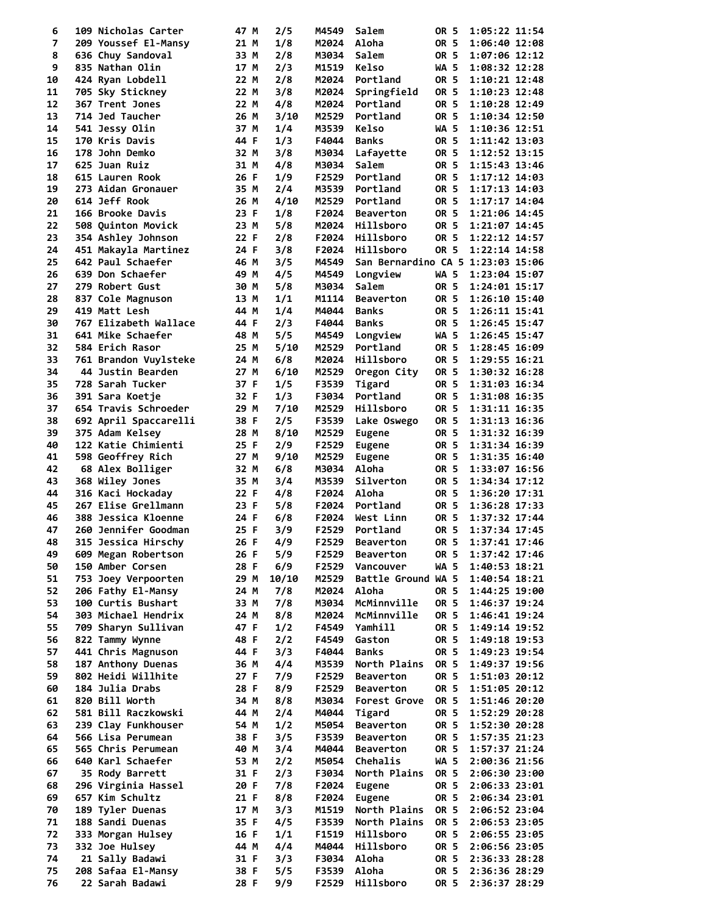| Place | Bib | Name | Age | Sex | Div Place | Division | City | State | | Time | Pace |
|---|---|---|---|---|---|---|---|---|---|---|---|
| 6 | 109 | Nicholas Carter | 47 | M | 2/5 | M4549 | Salem | OR | 5 | 1:05:22 | 11:54 |
| 7 | 209 | Youssef El-Mansy | 21 | M | 1/8 | M2024 | Aloha | OR | 5 | 1:06:40 | 12:08 |
| 8 | 636 | Chuy Sandoval | 33 | M | 2/8 | M3034 | Salem | OR | 5 | 1:07:06 | 12:12 |
| 9 | 835 | Nathan Olin | 17 | M | 2/3 | M1519 | Kelso | WA | 5 | 1:08:32 | 12:28 |
| 10 | 424 | Ryan Lobdell | 22 | M | 2/8 | M2024 | Portland | OR | 5 | 1:10:21 | 12:48 |
| 11 | 705 | Sky Stickney | 22 | M | 3/8 | M2024 | Springfield | OR | 5 | 1:10:23 | 12:48 |
| 12 | 367 | Trent Jones | 22 | M | 4/8 | M2024 | Portland | OR | 5 | 1:10:28 | 12:49 |
| 13 | 714 | Jed Taucher | 26 | M | 3/10 | M2529 | Portland | OR | 5 | 1:10:34 | 12:50 |
| 14 | 541 | Jessy Olin | 37 | M | 1/4 | M3539 | Kelso | WA | 5 | 1:10:36 | 12:51 |
| 15 | 170 | Kris Davis | 44 | F | 1/3 | F4044 | Banks | OR | 5 | 1:11:42 | 13:03 |
| 16 | 178 | John Demko | 32 | M | 3/8 | M3034 | Lafayette | OR | 5 | 1:12:52 | 13:15 |
| 17 | 625 | Juan Ruiz | 31 | M | 4/8 | M3034 | Salem | OR | 5 | 1:15:43 | 13:46 |
| 18 | 615 | Lauren Rook | 26 | F | 1/9 | F2529 | Portland | OR | 5 | 1:17:12 | 14:03 |
| 19 | 273 | Aidan Gronauer | 35 | M | 2/4 | M3539 | Portland | OR | 5 | 1:17:13 | 14:03 |
| 20 | 614 | Jeff Rook | 26 | M | 4/10 | M2529 | Portland | OR | 5 | 1:17:17 | 14:04 |
| 21 | 166 | Brooke Davis | 23 | F | 1/8 | F2024 | Beaverton | OR | 5 | 1:21:06 | 14:45 |
| 22 | 508 | Quinton Movick | 23 | M | 5/8 | M2024 | Hillsboro | OR | 5 | 1:21:07 | 14:45 |
| 23 | 354 | Ashley Johnson | 22 | F | 2/8 | F2024 | Hillsboro | OR | 5 | 1:22:12 | 14:57 |
| 24 | 451 | Makayla Martinez | 24 | F | 3/8 | F2024 | Hillsboro | OR | 5 | 1:22:14 | 14:58 |
| 25 | 642 | Paul Schaefer | 46 | M | 3/5 | M4549 | San Bernardino | CA | 5 | 1:23:03 | 15:06 |
| 26 | 639 | Don Schaefer | 49 | M | 4/5 | M4549 | Longview | WA | 5 | 1:23:04 | 15:07 |
| 27 | 279 | Robert Gust | 30 | M | 5/8 | M3034 | Salem | OR | 5 | 1:24:01 | 15:17 |
| 28 | 837 | Cole Magnuson | 13 | M | 1/1 | M1114 | Beaverton | OR | 5 | 1:26:10 | 15:40 |
| 29 | 419 | Matt Lesh | 44 | M | 1/4 | M4044 | Banks | OR | 5 | 1:26:11 | 15:41 |
| 30 | 767 | Elizabeth Wallace | 44 | F | 2/3 | F4044 | Banks | OR | 5 | 1:26:45 | 15:47 |
| 31 | 641 | Mike Schaefer | 48 | M | 5/5 | M4549 | Longview | WA | 5 | 1:26:45 | 15:47 |
| 32 | 584 | Erich Rasor | 25 | M | 5/10 | M2529 | Portland | OR | 5 | 1:28:45 | 16:09 |
| 33 | 761 | Brandon Vuylsteke | 24 | M | 6/8 | M2024 | Hillsboro | OR | 5 | 1:29:55 | 16:21 |
| 34 | 44 | Justin Bearden | 27 | M | 6/10 | M2529 | Oregon City | OR | 5 | 1:30:32 | 16:28 |
| 35 | 728 | Sarah Tucker | 37 | F | 1/5 | F3539 | Tigard | OR | 5 | 1:31:03 | 16:34 |
| 36 | 391 | Sara Koetje | 32 | F | 1/3 | F3034 | Portland | OR | 5 | 1:31:08 | 16:35 |
| 37 | 654 | Travis Schroeder | 29 | M | 7/10 | M2529 | Hillsboro | OR | 5 | 1:31:11 | 16:35 |
| 38 | 692 | April Spaccarelli | 38 | F | 2/5 | F3539 | Lake Oswego | OR | 5 | 1:31:13 | 16:36 |
| 39 | 375 | Adam Kelsey | 28 | M | 8/10 | M2529 | Eugene | OR | 5 | 1:31:32 | 16:39 |
| 40 | 122 | Katie Chimienti | 25 | F | 2/9 | F2529 | Eugene | OR | 5 | 1:31:34 | 16:39 |
| 41 | 598 | Geoffrey Rich | 27 | M | 9/10 | M2529 | Eugene | OR | 5 | 1:31:35 | 16:40 |
| 42 | 68 | Alex Bolliger | 32 | M | 6/8 | M3034 | Aloha | OR | 5 | 1:33:07 | 16:56 |
| 43 | 368 | Wiley Jones | 35 | M | 3/4 | M3539 | Silverton | OR | 5 | 1:34:34 | 17:12 |
| 44 | 316 | Kaci Hockaday | 22 | F | 4/8 | F2024 | Aloha | OR | 5 | 1:36:20 | 17:31 |
| 45 | 267 | Elise Grellmann | 23 | F | 5/8 | F2024 | Portland | OR | 5 | 1:36:28 | 17:33 |
| 46 | 388 | Jessica Kloenne | 24 | F | 6/8 | F2024 | West Linn | OR | 5 | 1:37:32 | 17:44 |
| 47 | 260 | Jennifer Goodman | 25 | F | 3/9 | F2529 | Portland | OR | 5 | 1:37:34 | 17:45 |
| 48 | 315 | Jessica Hirschy | 26 | F | 4/9 | F2529 | Beaverton | OR | 5 | 1:37:41 | 17:46 |
| 49 | 609 | Megan Robertson | 26 | F | 5/9 | F2529 | Beaverton | OR | 5 | 1:37:42 | 17:46 |
| 50 | 150 | Amber Corsen | 28 | F | 6/9 | F2529 | Vancouver | WA | 5 | 1:40:53 | 18:21 |
| 51 | 753 | Joey Verpoorten | 29 | M | 10/10 | M2529 | Battle Ground | WA | 5 | 1:40:54 | 18:21 |
| 52 | 206 | Fathy El-Mansy | 24 | M | 7/8 | M2024 | Aloha | OR | 5 | 1:44:25 | 19:00 |
| 53 | 100 | Curtis Bushart | 33 | M | 7/8 | M3034 | McMinnville | OR | 5 | 1:46:37 | 19:24 |
| 54 | 303 | Michael Hendrix | 24 | M | 8/8 | M2024 | McMinnville | OR | 5 | 1:46:41 | 19:24 |
| 55 | 709 | Sharyn Sullivan | 47 | F | 1/2 | F4549 | Yamhill | OR | 5 | 1:49:14 | 19:52 |
| 56 | 822 | Tammy Wynne | 48 | F | 2/2 | F4549 | Gaston | OR | 5 | 1:49:18 | 19:53 |
| 57 | 441 | Chris Magnuson | 44 | F | 3/3 | F4044 | Banks | OR | 5 | 1:49:23 | 19:54 |
| 58 | 187 | Anthony Duenas | 36 | M | 4/4 | M3539 | North Plains | OR | 5 | 1:49:37 | 19:56 |
| 59 | 802 | Heidi Willhite | 27 | F | 7/9 | F2529 | Beaverton | OR | 5 | 1:51:03 | 20:12 |
| 60 | 184 | Julia Drabs | 28 | F | 8/9 | F2529 | Beaverton | OR | 5 | 1:51:05 | 20:12 |
| 61 | 820 | Bill Worth | 34 | M | 8/8 | M3034 | Forest Grove | OR | 5 | 1:51:46 | 20:20 |
| 62 | 581 | Bill Raczkowski | 44 | M | 2/4 | M4044 | Tigard | OR | 5 | 1:52:29 | 20:28 |
| 63 | 239 | Clay Funkhouser | 54 | M | 1/2 | M5054 | Beaverton | OR | 5 | 1:52:30 | 20:28 |
| 64 | 566 | Lisa Perumean | 38 | F | 3/5 | F3539 | Beaverton | OR | 5 | 1:57:35 | 21:23 |
| 65 | 565 | Chris Perumean | 40 | M | 3/4 | M4044 | Beaverton | OR | 5 | 1:57:37 | 21:24 |
| 66 | 640 | Karl Schaefer | 53 | M | 2/2 | M5054 | Chehalis | WA | 5 | 2:00:36 | 21:56 |
| 67 | 35 | Rody Barrett | 31 | F | 2/3 | F3034 | North Plains | OR | 5 | 2:06:30 | 23:00 |
| 68 | 296 | Virginia Hassel | 20 | F | 7/8 | F2024 | Eugene | OR | 5 | 2:06:33 | 23:01 |
| 69 | 657 | Kim Schultz | 21 | F | 8/8 | F2024 | Eugene | OR | 5 | 2:06:34 | 23:01 |
| 70 | 189 | Tyler Duenas | 17 | M | 3/3 | M1519 | North Plains | OR | 5 | 2:06:52 | 23:04 |
| 71 | 188 | Sandi Duenas | 35 | F | 4/5 | F3539 | North Plains | OR | 5 | 2:06:53 | 23:05 |
| 72 | 333 | Morgan Hulsey | 16 | F | 1/1 | F1519 | Hillsboro | OR | 5 | 2:06:55 | 23:05 |
| 73 | 332 | Joe Hulsey | 44 | M | 4/4 | M4044 | Hillsboro | OR | 5 | 2:06:56 | 23:05 |
| 74 | 21 | Sally Badawi | 31 | F | 3/3 | F3034 | Aloha | OR | 5 | 2:36:33 | 28:28 |
| 75 | 208 | Safaa El-Mansy | 38 | F | 5/5 | F3539 | Aloha | OR | 5 | 2:36:36 | 28:29 |
| 76 | 22 | Sarah Badawi | 28 | F | 9/9 | F2529 | Hillsboro | OR | 5 | 2:36:37 | 28:29 |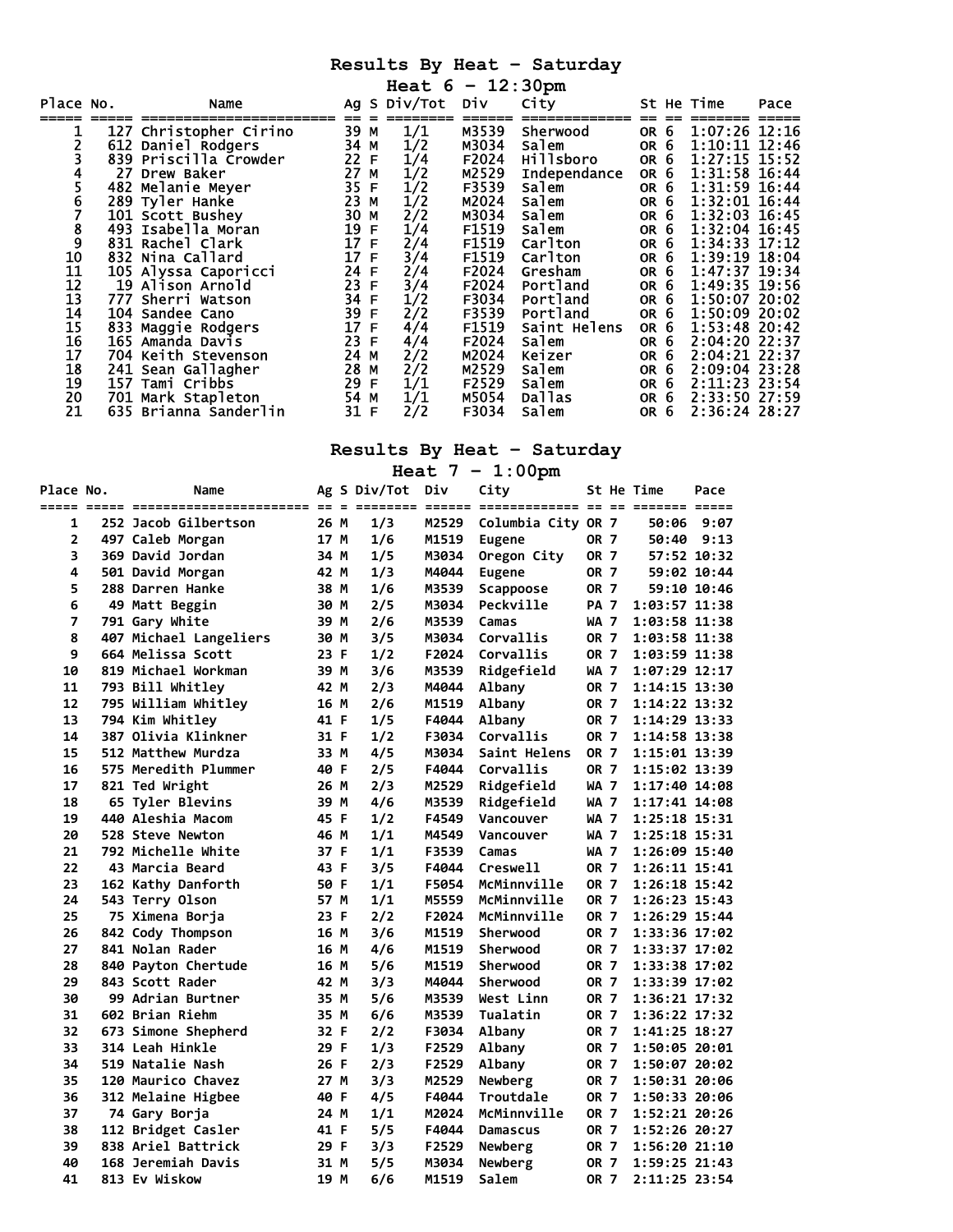## Results By Heat - Saturday

### Heat 6 - 12:30pm

| Place | No. | Name | Ag | S | Div/Tot | Div | City | St | He | Time | Pace |
|---|---|---|---|---|---|---|---|---|---|---|---|
| 1 | 127 | Christopher Cirino | 39 | M | 1/1 | M3539 | Sherwood | OR | 6 | 1:07:26 | 12:16 |
| 2 | 612 | Daniel Rodgers | 34 | M | 1/2 | M3034 | Salem | OR | 6 | 1:10:11 | 12:46 |
| 3 | 839 | Priscilla Crowder | 22 | F | 1/4 | F2024 | Hillsboro | OR | 6 | 1:27:15 | 15:52 |
| 4 | 27 | Drew Baker | 27 | M | 1/2 | M2529 | Independance | OR | 6 | 1:31:58 | 16:44 |
| 5 | 482 | Melanie Meyer | 35 | F | 1/2 | F3539 | Salem | OR | 6 | 1:31:59 | 16:44 |
| 6 | 289 | Tyler Hanke | 23 | M | 1/2 | M2024 | Salem | OR | 6 | 1:32:01 | 16:44 |
| 7 | 101 | Scott Bushey | 30 | M | 2/2 | M3034 | Salem | OR | 6 | 1:32:03 | 16:45 |
| 8 | 493 | Isabella Moran | 19 | F | 1/4 | F1519 | Salem | OR | 6 | 1:32:04 | 16:45 |
| 9 | 831 | Rachel Clark | 17 | F | 2/4 | F1519 | Carlton | OR | 6 | 1:34:33 | 17:12 |
| 10 | 832 | Nina Callard | 17 | F | 3/4 | F1519 | Carlton | OR | 6 | 1:39:19 | 18:04 |
| 11 | 105 | Alyssa Caporicci | 24 | F | 2/4 | F2024 | Gresham | OR | 6 | 1:47:37 | 19:34 |
| 12 | 19 | Alison Arnold | 23 | F | 3/4 | F2024 | Portland | OR | 6 | 1:49:35 | 19:56 |
| 13 | 777 | Sherri Watson | 34 | F | 1/2 | F3034 | Portland | OR | 6 | 1:50:07 | 20:02 |
| 14 | 104 | Sandee Cano | 39 | F | 2/2 | F3539 | Portland | OR | 6 | 1:50:09 | 20:02 |
| 15 | 833 | Maggie Rodgers | 17 | F | 4/4 | F1519 | Saint Helens | OR | 6 | 1:53:48 | 20:42 |
| 16 | 165 | Amanda Davis | 23 | F | 4/4 | F2024 | Salem | OR | 6 | 2:04:20 | 22:37 |
| 17 | 704 | Keith Stevenson | 24 | M | 2/2 | M2024 | Keizer | OR | 6 | 2:04:21 | 22:37 |
| 18 | 241 | Sean Gallagher | 28 | M | 2/2 | M2529 | Salem | OR | 6 | 2:09:04 | 23:28 |
| 19 | 157 | Tami Cribbs | 29 | F | 1/1 | F2529 | Salem | OR | 6 | 2:11:23 | 23:54 |
| 20 | 701 | Mark Stapleton | 54 | M | 1/1 | M5054 | Dallas | OR | 6 | 2:33:50 | 27:59 |
| 21 | 635 | Brianna Sanderlin | 31 | F | 2/2 | F3034 | Salem | OR | 6 | 2:36:24 | 28:27 |

## Results By Heat - Saturday

### Heat 7 - 1:00pm

| Place | No. | Name | Ag | S | Div/Tot | Div | City | St | He | Time | Pace |
|---|---|---|---|---|---|---|---|---|---|---|---|
| 1 | 252 | Jacob Gilbertson | 26 | M | 1/3 | M2529 | Columbia City | OR | 7 | 50:06 | 9:07 |
| 2 | 497 | Caleb Morgan | 17 | M | 1/6 | M1519 | Eugene | OR | 7 | 50:40 | 9:13 |
| 3 | 369 | David Jordan | 34 | M | 1/5 | M3034 | Oregon City | OR | 7 | 57:52 | 10:32 |
| 4 | 501 | David Morgan | 42 | M | 1/3 | M4044 | Eugene | OR | 7 | 59:02 | 10:44 |
| 5 | 288 | Darren Hanke | 38 | M | 1/6 | M3539 | Scappoose | OR | 7 | 59:10 | 10:46 |
| 6 | 49 | Matt Beggin | 30 | M | 2/5 | M3034 | Peckville | PA | 7 | 1:03:57 | 11:38 |
| 7 | 791 | Gary White | 39 | M | 2/6 | M3539 | Camas | WA | 7 | 1:03:58 | 11:38 |
| 8 | 407 | Michael Langeliers | 30 | M | 3/5 | M3034 | Corvallis | OR | 7 | 1:03:58 | 11:38 |
| 9 | 664 | Melissa Scott | 23 | F | 1/2 | F2024 | Corvallis | OR | 7 | 1:03:59 | 11:38 |
| 10 | 819 | Michael Workman | 39 | M | 3/6 | M3539 | Ridgefield | WA | 7 | 1:07:29 | 12:17 |
| 11 | 793 | Bill Whitley | 42 | M | 2/3 | M4044 | Albany | OR | 7 | 1:14:15 | 13:30 |
| 12 | 795 | William Whitley | 16 | M | 2/6 | M1519 | Albany | OR | 7 | 1:14:22 | 13:32 |
| 13 | 794 | Kim Whitley | 41 | F | 1/5 | F4044 | Albany | OR | 7 | 1:14:29 | 13:33 |
| 14 | 387 | Olivia Klinkner | 31 | F | 1/2 | F3034 | Corvallis | OR | 7 | 1:14:58 | 13:38 |
| 15 | 512 | Matthew Murdza | 33 | M | 4/5 | M3034 | Saint Helens | OR | 7 | 1:15:01 | 13:39 |
| 16 | 575 | Meredith Plummer | 40 | F | 2/5 | F4044 | Corvallis | OR | 7 | 1:15:02 | 13:39 |
| 17 | 821 | Ted Wright | 26 | M | 2/3 | M2529 | Ridgefield | WA | 7 | 1:17:40 | 14:08 |
| 18 | 65 | Tyler Blevins | 39 | M | 4/6 | M3539 | Ridgefield | WA | 7 | 1:17:41 | 14:08 |
| 19 | 440 | Aleshia Macom | 45 | F | 1/2 | F4549 | Vancouver | WA | 7 | 1:25:18 | 15:31 |
| 20 | 528 | Steve Newton | 46 | M | 1/1 | M4549 | Vancouver | WA | 7 | 1:25:18 | 15:31 |
| 21 | 792 | Michelle White | 37 | F | 1/1 | F3539 | Camas | WA | 7 | 1:26:09 | 15:40 |
| 22 | 43 | Marcia Beard | 43 | F | 3/5 | F4044 | Creswell | OR | 7 | 1:26:11 | 15:41 |
| 23 | 162 | Kathy Danforth | 50 | F | 1/1 | F5054 | McMinnville | OR | 7 | 1:26:18 | 15:42 |
| 24 | 543 | Terry Olson | 57 | M | 1/1 | M5559 | McMinnville | OR | 7 | 1:26:23 | 15:43 |
| 25 | 75 | Ximena Borja | 23 | F | 2/2 | F2024 | McMinnville | OR | 7 | 1:26:29 | 15:44 |
| 26 | 842 | Cody Thompson | 16 | M | 3/6 | M1519 | Sherwood | OR | 7 | 1:33:36 | 17:02 |
| 27 | 841 | Nolan Rader | 16 | M | 4/6 | M1519 | Sherwood | OR | 7 | 1:33:37 | 17:02 |
| 28 | 840 | Payton Chertude | 16 | M | 5/6 | M1519 | Sherwood | OR | 7 | 1:33:38 | 17:02 |
| 29 | 843 | Scott Rader | 42 | M | 3/3 | M4044 | Sherwood | OR | 7 | 1:33:39 | 17:02 |
| 30 | 99 | Adrian Burtner | 35 | M | 5/6 | M3539 | West Linn | OR | 7 | 1:36:21 | 17:32 |
| 31 | 602 | Brian Riehm | 35 | M | 6/6 | M3539 | Tualatin | OR | 7 | 1:36:22 | 17:32 |
| 32 | 673 | Simone Shepherd | 32 | F | 2/2 | F3034 | Albany | OR | 7 | 1:41:25 | 18:27 |
| 33 | 314 | Leah Hinkle | 29 | F | 1/3 | F2529 | Albany | OR | 7 | 1:50:05 | 20:01 |
| 34 | 519 | Natalie Nash | 26 | F | 2/3 | F2529 | Albany | OR | 7 | 1:50:07 | 20:02 |
| 35 | 120 | Maurico Chavez | 27 | M | 3/3 | M2529 | Newberg | OR | 7 | 1:50:31 | 20:06 |
| 36 | 312 | Melaine Higbee | 40 | F | 4/5 | F4044 | Troutdale | OR | 7 | 1:50:33 | 20:06 |
| 37 | 74 | Gary Borja | 24 | M | 1/1 | M2024 | McMinnville | OR | 7 | 1:52:21 | 20:26 |
| 38 | 112 | Bridget Casler | 41 | F | 5/5 | F4044 | Damascus | OR | 7 | 1:52:26 | 20:27 |
| 39 | 838 | Ariel Battrick | 29 | F | 3/3 | F2529 | Newberg | OR | 7 | 1:56:20 | 21:10 |
| 40 | 168 | Jeremiah Davis | 31 | M | 5/5 | M3034 | Newberg | OR | 7 | 1:59:25 | 21:43 |
| 41 | 813 | Ev Wiskow | 19 | M | 6/6 | M1519 | Salem | OR | 7 | 2:11:25 | 23:54 |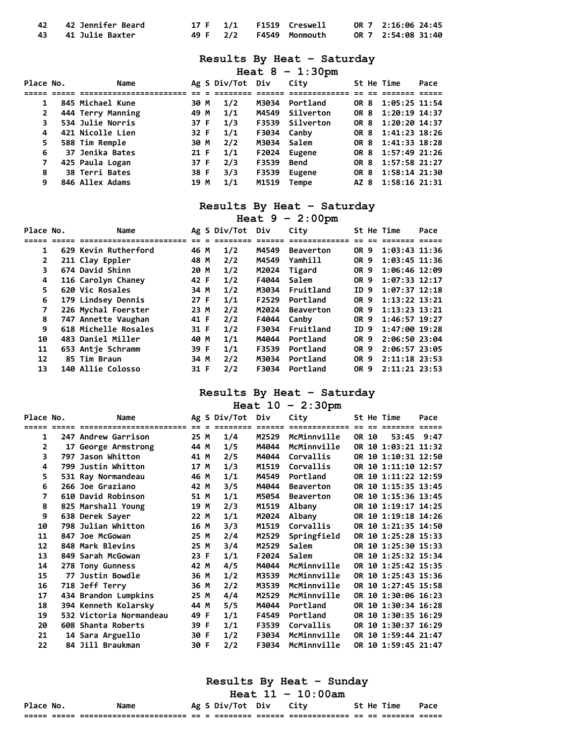| Place | No. | Name | Ag | S | Div/Tot | Div | City | St | He | Time | Pace |
|---|---|---|---|---|---|---|---|---|---|---|---|
| 42 | 42 | Jennifer Beard | 17 | F | 1/1 | F1519 | Creswell | OR | 7 | 2:16:06 | 24:45 |
| 43 | 41 | Julie Baxter | 49 | F | 2/2 | F4549 | Monmouth | OR | 7 | 2:54:08 | 31:40 |

## Results By Heat - Saturday

### Heat 8 - 1:30pm

| Place | No. | Name | Ag | S | Div/Tot | Div | City | St | He | Time | Pace |
|---|---|---|---|---|---|---|---|---|---|---|---|
| 1 | 845 | Michael Kune | 30 | M | 1/2 | M3034 | Portland | OR | 8 | 1:05:25 | 11:54 |
| 2 | 444 | Terry Manning | 49 | M | 1/1 | M4549 | Silverton | OR | 8 | 1:20:19 | 14:37 |
| 3 | 534 | Julie Norris | 37 | F | 1/3 | F3539 | Silverton | OR | 8 | 1:20:20 | 14:37 |
| 4 | 421 | Nicolle Lien | 32 | F | 1/1 | F3034 | Canby | OR | 8 | 1:41:23 | 18:26 |
| 5 | 588 | Tim Remple | 30 | M | 2/2 | M3034 | Salem | OR | 8 | 1:41:33 | 18:28 |
| 6 | 37 | Jenika Bates | 21 | F | 1/1 | F2024 | Eugene | OR | 8 | 1:57:49 | 21:26 |
| 7 | 425 | Paula Logan | 37 | F | 2/3 | F3539 | Bend | OR | 8 | 1:57:58 | 21:27 |
| 8 | 38 | Terri Bates | 38 | F | 3/3 | F3539 | Eugene | OR | 8 | 1:58:14 | 21:30 |
| 9 | 846 | Allex Adams | 19 | M | 1/1 | M1519 | Tempe | AZ | 8 | 1:58:16 | 21:31 |

## Results By Heat - Saturday

### Heat 9 - 2:00pm

| Place | No. | Name | Ag | S | Div/Tot | Div | City | St | He | Time | Pace |
|---|---|---|---|---|---|---|---|---|---|---|---|
| 1 | 629 | Kevin Rutherford | 46 | M | 1/2 | M4549 | Beaverton | OR | 9 | 1:03:43 | 11:36 |
| 2 | 211 | Clay Eppler | 48 | M | 2/2 | M4549 | Yamhill | OR | 9 | 1:03:45 | 11:36 |
| 3 | 674 | David Shinn | 20 | M | 1/2 | M2024 | Tigard | OR | 9 | 1:06:46 | 12:09 |
| 4 | 116 | Carolyn Chaney | 42 | F | 1/2 | F4044 | Salem | OR | 9 | 1:07:33 | 12:17 |
| 5 | 620 | Vic Rosales | 34 | M | 1/2 | M3034 | Fruitland | ID | 9 | 1:07:37 | 12:18 |
| 6 | 179 | Lindsey Dennis | 27 | F | 1/1 | F2529 | Portland | OR | 9 | 1:13:22 | 13:21 |
| 7 | 226 | Mychal Foerster | 23 | M | 2/2 | M2024 | Beaverton | OR | 9 | 1:13:23 | 13:21 |
| 8 | 747 | Annette Vaughan | 41 | F | 2/2 | F4044 | Canby | OR | 9 | 1:46:57 | 19:27 |
| 9 | 618 | Michelle Rosales | 31 | F | 1/2 | F3034 | Fruitland | ID | 9 | 1:47:00 | 19:28 |
| 10 | 483 | Daniel Miller | 40 | M | 1/1 | M4044 | Portland | OR | 9 | 2:06:50 | 23:04 |
| 11 | 653 | Antje Schramm | 39 | F | 1/1 | F3539 | Portland | OR | 9 | 2:06:57 | 23:05 |
| 12 | 85 | Tim Braun | 34 | M | 2/2 | M3034 | Portland | OR | 9 | 2:11:18 | 23:53 |
| 13 | 140 | Allie Colosso | 31 | F | 2/2 | F3034 | Portland | OR | 9 | 2:11:21 | 23:53 |

## Results By Heat - Saturday

### Heat 10 - 2:30pm

| Place | No. | Name | Ag | S | Div/Tot | Div | City | St | He | Time | Pace |
|---|---|---|---|---|---|---|---|---|---|---|---|
| 1 | 247 | Andrew Garrison | 25 | M | 1/4 | M2529 | McMinnville | OR | 10 | 53:45 | 9:47 |
| 2 | 17 | George Armstrong | 44 | M | 1/5 | M4044 | McMinnville | OR | 10 | 1:03:21 | 11:32 |
| 3 | 797 | Jason Whitton | 41 | M | 2/5 | M4044 | Corvallis | OR | 10 | 1:10:31 | 12:50 |
| 4 | 799 | Justin Whitton | 17 | M | 1/3 | M1519 | Corvallis | OR | 10 | 1:11:10 | 12:57 |
| 5 | 531 | Ray Normandeau | 46 | M | 1/1 | M4549 | Portland | OR | 10 | 1:11:22 | 12:59 |
| 6 | 266 | Joe Graziano | 42 | M | 3/5 | M4044 | Beaverton | OR | 10 | 1:15:35 | 13:45 |
| 7 | 610 | David Robinson | 51 | M | 1/1 | M5054 | Beaverton | OR | 10 | 1:15:36 | 13:45 |
| 8 | 825 | Marshall Young | 19 | M | 2/3 | M1519 | Albany | OR | 10 | 1:19:17 | 14:25 |
| 9 | 638 | Derek Sayer | 22 | M | 1/1 | M2024 | Albany | OR | 10 | 1:19:18 | 14:26 |
| 10 | 798 | Julian Whitton | 16 | M | 3/3 | M1519 | Corvallis | OR | 10 | 1:21:35 | 14:50 |
| 11 | 847 | Joe McGowan | 25 | M | 2/4 | M2529 | Springfield | OR | 10 | 1:25:28 | 15:33 |
| 12 | 848 | Mark Blevins | 25 | M | 3/4 | M2529 | Salem | OR | 10 | 1:25:30 | 15:33 |
| 13 | 849 | Sarah McGowan | 23 | F | 1/1 | F2024 | Salem | OR | 10 | 1:25:32 | 15:34 |
| 14 | 278 | Tony Gunness | 42 | M | 4/5 | M4044 | McMinnville | OR | 10 | 1:25:42 | 15:35 |
| 15 | 77 | Justin Bowdle | 36 | M | 1/2 | M3539 | McMinnville | OR | 10 | 1:25:43 | 15:36 |
| 16 | 718 | Jeff Terry | 36 | M | 2/2 | M3539 | McMinnville | OR | 10 | 1:27:45 | 15:58 |
| 17 | 434 | Brandon Lumpkins | 25 | M | 4/4 | M2529 | McMinnville | OR | 10 | 1:30:06 | 16:23 |
| 18 | 394 | Kenneth Kolarsky | 44 | M | 5/5 | M4044 | Portland | OR | 10 | 1:30:34 | 16:28 |
| 19 | 532 | Victoria Normandeau | 49 | F | 1/1 | F4549 | Portland | OR | 10 | 1:30:35 | 16:29 |
| 20 | 608 | Shanta Roberts | 39 | F | 1/1 | F3539 | Corvallis | OR | 10 | 1:30:37 | 16:29 |
| 21 | 14 | Sara Arguello | 30 | F | 1/2 | F3034 | McMinnville | OR | 10 | 1:59:44 | 21:47 |
| 22 | 84 | Jill Braukman | 30 | F | 2/2 | F3034 | McMinnville | OR | 10 | 1:59:45 | 21:47 |

## Results By Heat - Sunday

### Heat 11 - 10:00am

| Place | No. | Name | Ag | S | Div/Tot | Div | City | St | He | Time | Pace |
|---|---|---|---|---|---|---|---|---|---|---|---|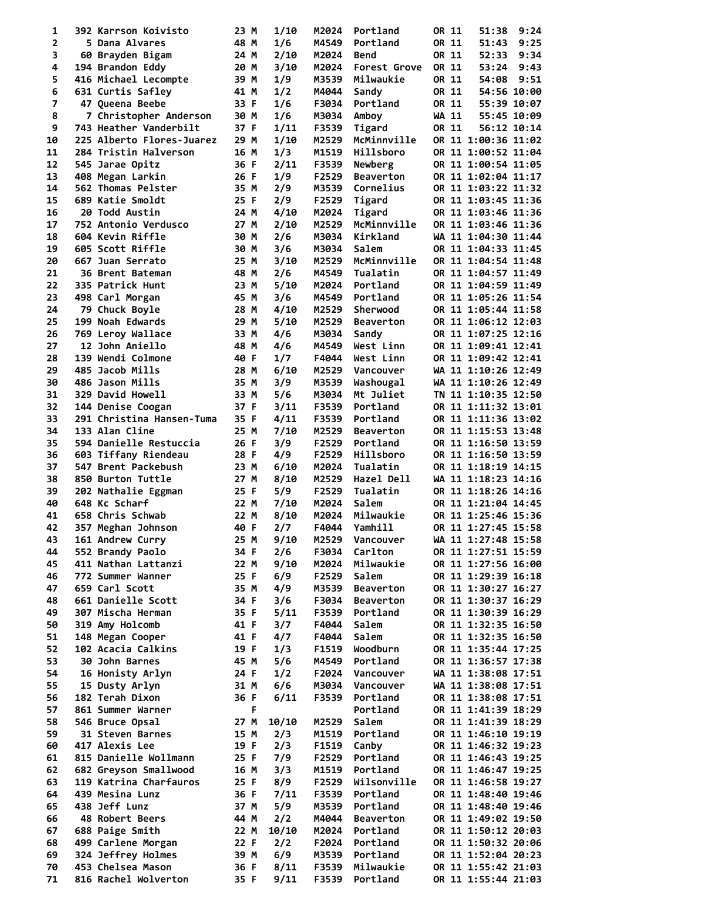| Place | Bib | Name | Age | Sex | Div Place | Division | City | State | Time | Pace |
|---|---|---|---|---|---|---|---|---|---|---|
| 1 | 392 | Karrson Koivisto | 23 | M | 1/10 | M2024 | Portland | OR 11 | 51:38 | 9:24 |
| 2 | 5 | Dana Alvares | 48 | M | 1/6 | M4549 | Portland | OR 11 | 51:43 | 9:25 |
| 3 | 60 | Brayden Bigam | 24 | M | 2/10 | M2024 | Bend | OR 11 | 52:33 | 9:34 |
| 4 | 194 | Brandon Eddy | 20 | M | 3/10 | M2024 | Forest Grove | OR 11 | 53:24 | 9:43 |
| 5 | 416 | Michael Lecompte | 39 | M | 1/9 | M3539 | Milwaukie | OR 11 | 54:08 | 9:51 |
| 6 | 631 | Curtis Safley | 41 | M | 1/2 | M4044 | Sandy | OR 11 | 54:56 | 10:00 |
| 7 | 47 | Queena Beebe | 33 | F | 1/6 | F3034 | Portland | OR 11 | 55:39 | 10:07 |
| 8 | 7 | Christopher Anderson | 30 | M | 1/6 | M3034 | Amboy | WA 11 | 55:45 | 10:09 |
| 9 | 743 | Heather Vanderbilt | 37 | F | 1/11 | F3539 | Tigard | OR 11 | 56:12 | 10:14 |
| 10 | 225 | Alberto Flores-Juarez | 29 | M | 1/10 | M2529 | McMinnville | OR 11 | 1:00:36 | 11:02 |
| 11 | 284 | Tristin Halverson | 16 | M | 1/3 | M1519 | Hillsboro | OR 11 | 1:00:52 | 11:04 |
| 12 | 545 | Jarae Opitz | 36 | F | 2/11 | F3539 | Newberg | OR 11 | 1:00:54 | 11:05 |
| 13 | 408 | Megan Larkin | 26 | F | 1/9 | F2529 | Beaverton | OR 11 | 1:02:04 | 11:17 |
| 14 | 562 | Thomas Pelster | 35 | M | 2/9 | M3539 | Cornelius | OR 11 | 1:03:22 | 11:32 |
| 15 | 689 | Katie Smoldt | 25 | F | 2/9 | F2529 | Tigard | OR 11 | 1:03:45 | 11:36 |
| 16 | 20 | Todd Austin | 24 | M | 4/10 | M2024 | Tigard | OR 11 | 1:03:46 | 11:36 |
| 17 | 752 | Antonio Verdusco | 27 | M | 2/10 | M2529 | McMinnville | OR 11 | 1:03:46 | 11:36 |
| 18 | 604 | Kevin Riffle | 30 | M | 2/6 | M3034 | Kirkland | WA 11 | 1:04:30 | 11:44 |
| 19 | 605 | Scott Riffle | 30 | M | 3/6 | M3034 | Salem | OR 11 | 1:04:33 | 11:45 |
| 20 | 667 | Juan Serrato | 25 | M | 3/10 | M2529 | McMinnville | OR 11 | 1:04:54 | 11:48 |
| 21 | 36 | Brent Bateman | 48 | M | 2/6 | M4549 | Tualatin | OR 11 | 1:04:57 | 11:49 |
| 22 | 335 | Patrick Hunt | 23 | M | 5/10 | M2024 | Portland | OR 11 | 1:04:59 | 11:49 |
| 23 | 498 | Carl Morgan | 45 | M | 3/6 | M4549 | Portland | OR 11 | 1:05:26 | 11:54 |
| 24 | 79 | Chuck Boyle | 28 | M | 4/10 | M2529 | Sherwood | OR 11 | 1:05:44 | 11:58 |
| 25 | 199 | Noah Edwards | 29 | M | 5/10 | M2529 | Beaverton | OR 11 | 1:06:12 | 12:03 |
| 26 | 769 | Leroy Wallace | 33 | M | 4/6 | M3034 | Sandy | OR 11 | 1:07:25 | 12:16 |
| 27 | 12 | John Aniello | 48 | M | 4/6 | M4549 | West Linn | OR 11 | 1:09:41 | 12:41 |
| 28 | 139 | Wendi Colmone | 40 | F | 1/7 | F4044 | West Linn | OR 11 | 1:09:42 | 12:41 |
| 29 | 485 | Jacob Mills | 28 | M | 6/10 | M2529 | Vancouver | WA 11 | 1:10:26 | 12:49 |
| 30 | 486 | Jason Mills | 35 | M | 3/9 | M3539 | Washougal | WA 11 | 1:10:26 | 12:49 |
| 31 | 329 | David Howell | 33 | M | 5/6 | M3034 | Mt Juliet | TN 11 | 1:10:35 | 12:50 |
| 32 | 144 | Denise Coogan | 37 | F | 3/11 | F3539 | Portland | OR 11 | 1:11:32 | 13:01 |
| 33 | 291 | Christina Hansen-Tuma | 35 | F | 4/11 | F3539 | Portland | OR 11 | 1:11:36 | 13:02 |
| 34 | 133 | Alan Cline | 25 | M | 7/10 | M2529 | Beaverton | OR 11 | 1:15:53 | 13:48 |
| 35 | 594 | Danielle Restuccia | 26 | F | 3/9 | F2529 | Portland | OR 11 | 1:16:50 | 13:59 |
| 36 | 603 | Tiffany Riendeau | 28 | F | 4/9 | F2529 | Hillsboro | OR 11 | 1:16:50 | 13:59 |
| 37 | 547 | Brent Packebush | 23 | M | 6/10 | M2024 | Tualatin | OR 11 | 1:18:19 | 14:15 |
| 38 | 850 | Burton Tuttle | 27 | M | 8/10 | M2529 | Hazel Dell | WA 11 | 1:18:23 | 14:16 |
| 39 | 202 | Nathalie Eggman | 25 | F | 5/9 | F2529 | Tualatin | OR 11 | 1:18:26 | 14:16 |
| 40 | 648 | Kc Scharf | 22 | M | 7/10 | M2024 | Salem | OR 11 | 1:21:04 | 14:45 |
| 41 | 658 | Chris Schwab | 22 | M | 8/10 | M2024 | Milwaukie | OR 11 | 1:25:46 | 15:36 |
| 42 | 357 | Meghan Johnson | 40 | F | 2/7 | F4044 | Yamhill | OR 11 | 1:27:45 | 15:58 |
| 43 | 161 | Andrew Curry | 25 | M | 9/10 | M2529 | Vancouver | WA 11 | 1:27:48 | 15:58 |
| 44 | 552 | Brandy Paolo | 34 | F | 2/6 | F3034 | Carlton | OR 11 | 1:27:51 | 15:59 |
| 45 | 411 | Nathan Lattanzi | 22 | M | 9/10 | M2024 | Milwaukie | OR 11 | 1:27:56 | 16:00 |
| 46 | 772 | Summer Wanner | 25 | F | 6/9 | F2529 | Salem | OR 11 | 1:29:39 | 16:18 |
| 47 | 659 | Carl Scott | 35 | M | 4/9 | M3539 | Beaverton | OR 11 | 1:30:27 | 16:27 |
| 48 | 661 | Danielle Scott | 34 | F | 3/6 | F3034 | Beaverton | OR 11 | 1:30:37 | 16:29 |
| 49 | 307 | Mischa Herman | 35 | F | 5/11 | F3539 | Portland | OR 11 | 1:30:39 | 16:29 |
| 50 | 319 | Amy Holcomb | 41 | F | 3/7 | F4044 | Salem | OR 11 | 1:32:35 | 16:50 |
| 51 | 148 | Megan Cooper | 41 | F | 4/7 | F4044 | Salem | OR 11 | 1:32:35 | 16:50 |
| 52 | 102 | Acacia Calkins | 19 | F | 1/3 | F1519 | Woodburn | OR 11 | 1:35:44 | 17:25 |
| 53 | 30 | John Barnes | 45 | M | 5/6 | M4549 | Portland | OR 11 | 1:36:57 | 17:38 |
| 54 | 16 | Honisty Arlyn | 24 | F | 1/2 | F2024 | Vancouver | WA 11 | 1:38:08 | 17:51 |
| 55 | 15 | Dusty Arlyn | 31 | M | 6/6 | M3034 | Vancouver | WA 11 | 1:38:08 | 17:51 |
| 56 | 182 | Terah Dixon | 36 | F | 6/11 | F3539 | Portland | OR 11 | 1:38:08 | 17:51 |
| 57 | 861 | Summer Warner | | F | | | Portland | OR 11 | 1:41:39 | 18:29 |
| 58 | 546 | Bruce Opsal | 27 | M | 10/10 | M2529 | Salem | OR 11 | 1:41:39 | 18:29 |
| 59 | 31 | Steven Barnes | 15 | M | 2/3 | M1519 | Portland | OR 11 | 1:46:10 | 19:19 |
| 60 | 417 | Alexis Lee | 19 | F | 2/3 | F1519 | Canby | OR 11 | 1:46:32 | 19:23 |
| 61 | 815 | Danielle Wollmann | 25 | F | 7/9 | F2529 | Portland | OR 11 | 1:46:43 | 19:25 |
| 62 | 682 | Greyson Smallwood | 16 | M | 3/3 | M1519 | Portland | OR 11 | 1:46:47 | 19:25 |
| 63 | 119 | Katrina Charfauros | 25 | F | 8/9 | F2529 | Wilsonville | OR 11 | 1:46:58 | 19:27 |
| 64 | 439 | Mesina Lunz | 36 | F | 7/11 | F3539 | Portland | OR 11 | 1:48:40 | 19:46 |
| 65 | 438 | Jeff Lunz | 37 | M | 5/9 | M3539 | Portland | OR 11 | 1:48:40 | 19:46 |
| 66 | 48 | Robert Beers | 44 | M | 2/2 | M4044 | Beaverton | OR 11 | 1:49:02 | 19:50 |
| 67 | 688 | Paige Smith | 22 | M | 10/10 | M2024 | Portland | OR 11 | 1:50:12 | 20:03 |
| 68 | 499 | Carlene Morgan | 22 | F | 2/2 | F2024 | Portland | OR 11 | 1:50:32 | 20:06 |
| 69 | 324 | Jeffrey Holmes | 39 | M | 6/9 | M3539 | Portland | OR 11 | 1:52:04 | 20:23 |
| 70 | 453 | Chelsea Mason | 36 | F | 8/11 | F3539 | Milwaukie | OR 11 | 1:55:42 | 21:03 |
| 71 | 816 | Rachel Wolverton | 35 | F | 9/11 | F3539 | Portland | OR 11 | 1:55:44 | 21:03 |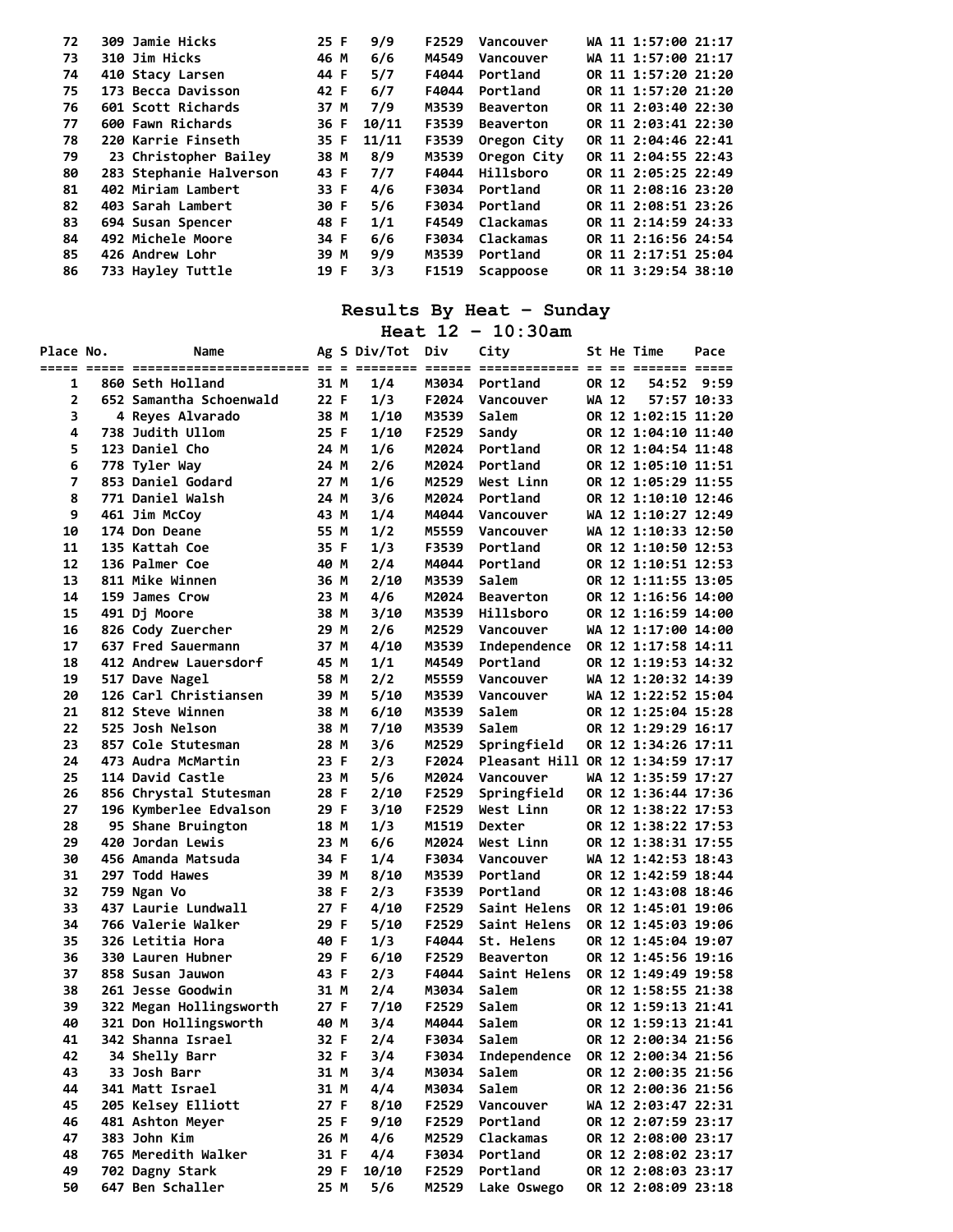| Place | No. | Name | Ag | S | Div/Tot | Div | City | St | He | Time | Pace |
|---|---|---|---|---|---|---|---|---|---|---|---|
| 72 | 309 | Jamie Hicks | 25 | F | 9/9 | F2529 | Vancouver | WA | 11 | 1:57:00 | 21:17 |
| 73 | 310 | Jim Hicks | 46 | M | 6/6 | M4549 | Vancouver | WA | 11 | 1:57:00 | 21:17 |
| 74 | 410 | Stacy Larsen | 44 | F | 5/7 | F4044 | Portland | OR | 11 | 1:57:20 | 21:20 |
| 75 | 173 | Becca Davisson | 42 | F | 6/7 | F4044 | Portland | OR | 11 | 1:57:20 | 21:20 |
| 76 | 601 | Scott Richards | 37 | M | 7/9 | M3539 | Beaverton | OR | 11 | 2:03:40 | 22:30 |
| 77 | 600 | Fawn Richards | 36 | F | 10/11 | F3539 | Beaverton | OR | 11 | 2:03:41 | 22:30 |
| 78 | 220 | Karrie Finseth | 35 | F | 11/11 | F3539 | Oregon City | OR | 11 | 2:04:46 | 22:41 |
| 79 | 23 | Christopher Bailey | 38 | M | 8/9 | M3539 | Oregon City | OR | 11 | 2:04:55 | 22:43 |
| 80 | 283 | Stephanie Halverson | 43 | F | 7/7 | F4044 | Hillsboro | OR | 11 | 2:05:25 | 22:49 |
| 81 | 402 | Miriam Lambert | 33 | F | 4/6 | F3034 | Portland | OR | 11 | 2:08:16 | 23:20 |
| 82 | 403 | Sarah Lambert | 30 | F | 5/6 | F3034 | Portland | OR | 11 | 2:08:51 | 23:26 |
| 83 | 694 | Susan Spencer | 48 | F | 1/1 | F4549 | Clackamas | OR | 11 | 2:14:59 | 24:33 |
| 84 | 492 | Michele Moore | 34 | F | 6/6 | F3034 | Clackamas | OR | 11 | 2:16:56 | 24:54 |
| 85 | 426 | Andrew Lohr | 39 | M | 9/9 | M3539 | Portland | OR | 11 | 2:17:51 | 25:04 |
| 86 | 733 | Hayley Tuttle | 19 | F | 3/3 | F1519 | Scappoose | OR | 11 | 3:29:54 | 38:10 |

## Results By Heat - Sunday

### Heat 12 - 10:30am

| Place | No. | Name | Ag | S | Div/Tot | Div | City | St | He | Time | Pace |
|---|---|---|---|---|---|---|---|---|---|---|---|
| 1 | 860 | Seth Holland | 31 | M | 1/4 | M3034 | Portland | OR | 12 | 54:52 | 9:59 |
| 2 | 652 | Samantha Schoenwald | 22 | F | 1/3 | F2024 | Vancouver | WA | 12 | 57:57 | 10:33 |
| 3 | 4 | Reyes Alvarado | 38 | M | 1/10 | M3539 | Salem | OR | 12 | 1:02:15 | 11:20 |
| 4 | 738 | Judith Ullom | 25 | F | 1/10 | F2529 | Sandy | OR | 12 | 1:04:10 | 11:40 |
| 5 | 123 | Daniel Cho | 24 | M | 1/6 | M2024 | Portland | OR | 12 | 1:04:54 | 11:48 |
| 6 | 778 | Tyler Way | 24 | M | 2/6 | M2024 | Portland | OR | 12 | 1:05:10 | 11:51 |
| 7 | 853 | Daniel Godard | 27 | M | 1/6 | M2529 | West Linn | OR | 12 | 1:05:29 | 11:55 |
| 8 | 771 | Daniel Walsh | 24 | M | 3/6 | M2024 | Portland | OR | 12 | 1:10:10 | 12:46 |
| 9 | 461 | Jim McCoy | 43 | M | 1/4 | M4044 | Vancouver | WA | 12 | 1:10:27 | 12:49 |
| 10 | 174 | Don Deane | 55 | M | 1/2 | M5559 | Vancouver | WA | 12 | 1:10:33 | 12:50 |
| 11 | 135 | Kattah Coe | 35 | F | 1/3 | F3539 | Portland | OR | 12 | 1:10:50 | 12:53 |
| 12 | 136 | Palmer Coe | 40 | M | 2/4 | M4044 | Portland | OR | 12 | 1:10:51 | 12:53 |
| 13 | 811 | Mike Winnen | 36 | M | 2/10 | M3539 | Salem | OR | 12 | 1:11:55 | 13:05 |
| 14 | 159 | James Crow | 23 | M | 4/6 | M2024 | Beaverton | OR | 12 | 1:16:56 | 14:00 |
| 15 | 491 | Dj Moore | 38 | M | 3/10 | M3539 | Hillsboro | OR | 12 | 1:16:59 | 14:00 |
| 16 | 826 | Cody Zuercher | 29 | M | 2/6 | M2529 | Vancouver | WA | 12 | 1:17:00 | 14:00 |
| 17 | 637 | Fred Sauermann | 37 | M | 4/10 | M3539 | Independence | OR | 12 | 1:17:58 | 14:11 |
| 18 | 412 | Andrew Lauersdorf | 45 | M | 1/1 | M4549 | Portland | OR | 12 | 1:19:53 | 14:32 |
| 19 | 517 | Dave Nagel | 58 | M | 2/2 | M5559 | Vancouver | WA | 12 | 1:20:32 | 14:39 |
| 20 | 126 | Carl Christiansen | 39 | M | 5/10 | M3539 | Vancouver | WA | 12 | 1:22:52 | 15:04 |
| 21 | 812 | Steve Winnen | 38 | M | 6/10 | M3539 | Salem | OR | 12 | 1:25:04 | 15:28 |
| 22 | 525 | Josh Nelson | 38 | M | 7/10 | M3539 | Salem | OR | 12 | 1:29:29 | 16:17 |
| 23 | 857 | Cole Stutesman | 28 | M | 3/6 | M2529 | Springfield | OR | 12 | 1:34:26 | 17:11 |
| 24 | 473 | Audra McMartin | 23 | F | 2/3 | F2024 | Pleasant Hill | OR | 12 | 1:34:59 | 17:17 |
| 25 | 114 | David Castle | 23 | M | 5/6 | M2024 | Vancouver | WA | 12 | 1:35:59 | 17:27 |
| 26 | 856 | Chrystal Stutesman | 28 | F | 2/10 | F2529 | Springfield | OR | 12 | 1:36:44 | 17:36 |
| 27 | 196 | Kymberlee Edvalson | 29 | F | 3/10 | F2529 | West Linn | OR | 12 | 1:38:22 | 17:53 |
| 28 | 95 | Shane Bruington | 18 | M | 1/3 | M1519 | Dexter | OR | 12 | 1:38:22 | 17:53 |
| 29 | 420 | Jordan Lewis | 23 | M | 6/6 | M2024 | West Linn | OR | 12 | 1:38:31 | 17:55 |
| 30 | 456 | Amanda Matsuda | 34 | F | 1/4 | F3034 | Vancouver | WA | 12 | 1:42:53 | 18:43 |
| 31 | 297 | Todd Hawes | 39 | M | 8/10 | M3539 | Portland | OR | 12 | 1:42:59 | 18:44 |
| 32 | 759 | Ngan Vo | 38 | F | 2/3 | F3539 | Portland | OR | 12 | 1:43:08 | 18:46 |
| 33 | 437 | Laurie Lundwall | 27 | F | 4/10 | F2529 | Saint Helens | OR | 12 | 1:45:01 | 19:06 |
| 34 | 766 | Valerie Walker | 29 | F | 5/10 | F2529 | Saint Helens | OR | 12 | 1:45:03 | 19:06 |
| 35 | 326 | Letitia Hora | 40 | F | 1/3 | F4044 | St. Helens | OR | 12 | 1:45:04 | 19:07 |
| 36 | 330 | Lauren Hubner | 29 | F | 6/10 | F2529 | Beaverton | OR | 12 | 1:45:56 | 19:16 |
| 37 | 858 | Susan Jauwon | 43 | F | 2/3 | F4044 | Saint Helens | OR | 12 | 1:49:49 | 19:58 |
| 38 | 261 | Jesse Goodwin | 31 | M | 2/4 | M3034 | Salem | OR | 12 | 1:58:55 | 21:38 |
| 39 | 322 | Megan Hollingsworth | 27 | F | 7/10 | F2529 | Salem | OR | 12 | 1:59:13 | 21:41 |
| 40 | 321 | Don Hollingsworth | 40 | M | 3/4 | M4044 | Salem | OR | 12 | 1:59:13 | 21:41 |
| 41 | 342 | Shanna Israel | 32 | F | 2/4 | F3034 | Salem | OR | 12 | 2:00:34 | 21:56 |
| 42 | 34 | Shelly Barr | 32 | F | 3/4 | F3034 | Independence | OR | 12 | 2:00:34 | 21:56 |
| 43 | 33 | Josh Barr | 31 | M | 3/4 | M3034 | Salem | OR | 12 | 2:00:35 | 21:56 |
| 44 | 341 | Matt Israel | 31 | M | 4/4 | M3034 | Salem | OR | 12 | 2:00:36 | 21:56 |
| 45 | 205 | Kelsey Elliott | 27 | F | 8/10 | F2529 | Vancouver | WA | 12 | 2:03:47 | 22:31 |
| 46 | 481 | Ashton Meyer | 25 | F | 9/10 | F2529 | Portland | OR | 12 | 2:07:59 | 23:17 |
| 47 | 383 | John Kim | 26 | M | 4/6 | M2529 | Clackamas | OR | 12 | 2:08:00 | 23:17 |
| 48 | 765 | Meredith Walker | 31 | F | 4/4 | F3034 | Portland | OR | 12 | 2:08:02 | 23:17 |
| 49 | 702 | Dagny Stark | 29 | F | 10/10 | F2529 | Portland | OR | 12 | 2:08:03 | 23:17 |
| 50 | 647 | Ben Schaller | 25 | M | 5/6 | M2529 | Lake Oswego | OR | 12 | 2:08:09 | 23:18 |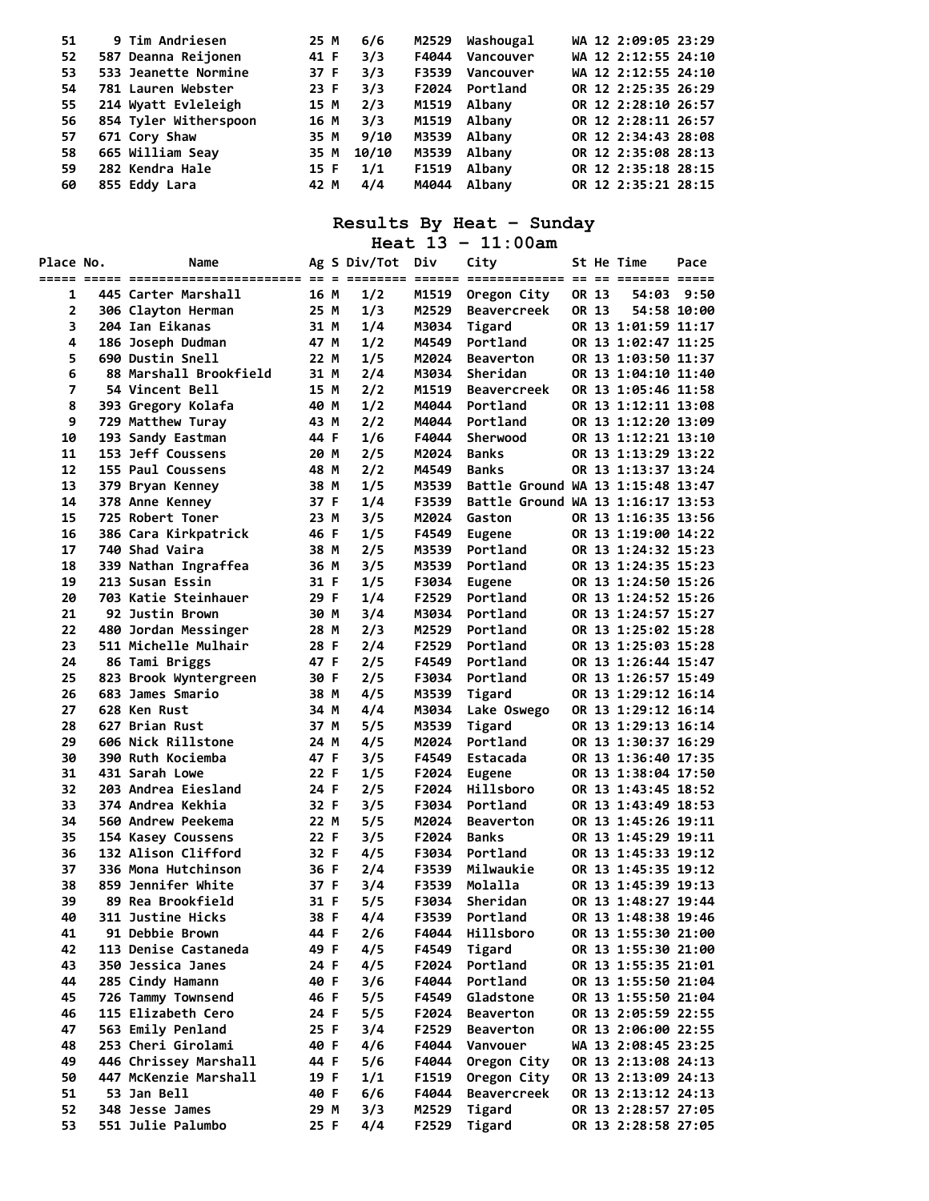| Place | No. | Name | Ag | S | Div/Tot | Div | City | St | He | Time | Pace |
|---|---|---|---|---|---|---|---|---|---|---|---|
| 51 | 9 | Tim Andriesen | 25 | M | 6/6 | M2529 | Washougal | WA | 12 | 2:09:05 | 23:29 |
| 52 | 587 | Deanna Reijonen | 41 | F | 3/3 | F4044 | Vancouver | WA | 12 | 2:12:55 | 24:10 |
| 53 | 533 | Jeanette Normine | 37 | F | 3/3 | F3539 | Vancouver | WA | 12 | 2:12:55 | 24:10 |
| 54 | 781 | Lauren Webster | 23 | F | 3/3 | F2024 | Portland | OR | 12 | 2:25:35 | 26:29 |
| 55 | 214 | Wyatt Evleleigh | 15 | M | 2/3 | M1519 | Albany | OR | 12 | 2:28:10 | 26:57 |
| 56 | 854 | Tyler Witherspoon | 16 | M | 3/3 | M1519 | Albany | OR | 12 | 2:28:11 | 26:57 |
| 57 | 671 | Cory Shaw | 35 | M | 9/10 | M3539 | Albany | OR | 12 | 2:34:43 | 28:08 |
| 58 | 665 | William Seay | 35 | M | 10/10 | M3539 | Albany | OR | 12 | 2:35:08 | 28:13 |
| 59 | 282 | Kendra Hale | 15 | F | 1/1 | F1519 | Albany | OR | 12 | 2:35:18 | 28:15 |
| 60 | 855 | Eddy Lara | 42 | M | 4/4 | M4044 | Albany | OR | 12 | 2:35:21 | 28:15 |

## Results By Heat - Sunday

### Heat 13 - 11:00am

| Place | No. | Name | Ag | S | Div/Tot | Div | City | St | He | Time | Pace |
|---|---|---|---|---|---|---|---|---|---|---|---|
| 1 | 445 | Carter Marshall | 16 | M | 1/2 | M1519 | Oregon City | OR | 13 | 54:03 | 9:50 |
| 2 | 306 | Clayton Herman | 25 | M | 1/3 | M2529 | Beavercreek | OR | 13 | 54:58 | 10:00 |
| 3 | 204 | Ian Eikanas | 31 | M | 1/4 | M3034 | Tigard | OR | 13 | 1:01:59 | 11:17 |
| 4 | 186 | Joseph Dudman | 47 | M | 1/2 | M4549 | Portland | OR | 13 | 1:02:47 | 11:25 |
| 5 | 690 | Dustin Snell | 22 | M | 1/5 | M2024 | Beaverton | OR | 13 | 1:03:50 | 11:37 |
| 6 | 88 | Marshall Brookfield | 31 | M | 2/4 | M3034 | Sheridan | OR | 13 | 1:04:10 | 11:40 |
| 7 | 54 | Vincent Bell | 15 | M | 2/2 | M1519 | Beavercreek | OR | 13 | 1:05:46 | 11:58 |
| 8 | 393 | Gregory Kolafa | 40 | M | 1/2 | M4044 | Portland | OR | 13 | 1:12:11 | 13:08 |
| 9 | 729 | Matthew Turay | 43 | M | 2/2 | M4044 | Portland | OR | 13 | 1:12:20 | 13:09 |
| 10 | 193 | Sandy Eastman | 44 | F | 1/6 | F4044 | Sherwood | OR | 13 | 1:12:21 | 13:10 |
| 11 | 153 | Jeff Coussens | 20 | M | 2/5 | M2024 | Banks | OR | 13 | 1:13:29 | 13:22 |
| 12 | 155 | Paul Coussens | 48 | M | 2/2 | M4549 | Banks | OR | 13 | 1:13:37 | 13:24 |
| 13 | 379 | Bryan Kenney | 38 | M | 1/5 | M3539 | Battle Ground | WA | 13 | 1:15:48 | 13:47 |
| 14 | 378 | Anne Kenney | 37 | F | 1/4 | F3539 | Battle Ground | WA | 13 | 1:16:17 | 13:53 |
| 15 | 725 | Robert Toner | 23 | M | 3/5 | M2024 | Gaston | OR | 13 | 1:16:35 | 13:56 |
| 16 | 386 | Cara Kirkpatrick | 46 | F | 1/5 | F4549 | Eugene | OR | 13 | 1:19:00 | 14:22 |
| 17 | 740 | Shad Vaira | 38 | M | 2/5 | M3539 | Portland | OR | 13 | 1:24:32 | 15:23 |
| 18 | 339 | Nathan Ingraffea | 36 | M | 3/5 | M3539 | Portland | OR | 13 | 1:24:35 | 15:23 |
| 19 | 213 | Susan Essin | 31 | F | 1/5 | F3034 | Eugene | OR | 13 | 1:24:50 | 15:26 |
| 20 | 703 | Katie Steinhauer | 29 | F | 1/4 | F2529 | Portland | OR | 13 | 1:24:52 | 15:26 |
| 21 | 92 | Justin Brown | 30 | M | 3/4 | M3034 | Portland | OR | 13 | 1:24:57 | 15:27 |
| 22 | 480 | Jordan Messinger | 28 | M | 2/3 | M2529 | Portland | OR | 13 | 1:25:02 | 15:28 |
| 23 | 511 | Michelle Mulhair | 28 | F | 2/4 | F2529 | Portland | OR | 13 | 1:25:03 | 15:28 |
| 24 | 86 | Tami Briggs | 47 | F | 2/5 | F4549 | Portland | OR | 13 | 1:26:44 | 15:47 |
| 25 | 823 | Brook Wyntergreen | 30 | F | 2/5 | F3034 | Portland | OR | 13 | 1:26:57 | 15:49 |
| 26 | 683 | James Smario | 38 | M | 4/5 | M3539 | Tigard | OR | 13 | 1:29:12 | 16:14 |
| 27 | 628 | Ken Rust | 34 | M | 4/4 | M3034 | Lake Oswego | OR | 13 | 1:29:12 | 16:14 |
| 28 | 627 | Brian Rust | 37 | M | 5/5 | M3539 | Tigard | OR | 13 | 1:29:13 | 16:14 |
| 29 | 606 | Nick Rillstone | 24 | M | 4/5 | M2024 | Portland | OR | 13 | 1:30:37 | 16:29 |
| 30 | 390 | Ruth Kociemba | 47 | F | 3/5 | F4549 | Estacada | OR | 13 | 1:36:40 | 17:35 |
| 31 | 431 | Sarah Lowe | 22 | F | 1/5 | F2024 | Eugene | OR | 13 | 1:38:04 | 17:50 |
| 32 | 203 | Andrea Eiesland | 24 | F | 2/5 | F2024 | Hillsboro | OR | 13 | 1:43:45 | 18:52 |
| 33 | 374 | Andrea Kekhia | 32 | F | 3/5 | F3034 | Portland | OR | 13 | 1:43:49 | 18:53 |
| 34 | 560 | Andrew Peekema | 22 | M | 5/5 | M2024 | Beaverton | OR | 13 | 1:45:26 | 19:11 |
| 35 | 154 | Kasey Coussens | 22 | F | 3/5 | F2024 | Banks | OR | 13 | 1:45:29 | 19:11 |
| 36 | 132 | Alison Clifford | 32 | F | 4/5 | F3034 | Portland | OR | 13 | 1:45:33 | 19:12 |
| 37 | 336 | Mona Hutchinson | 36 | F | 2/4 | F3539 | Milwaukie | OR | 13 | 1:45:35 | 19:12 |
| 38 | 859 | Jennifer White | 37 | F | 3/4 | F3539 | Molalla | OR | 13 | 1:45:39 | 19:13 |
| 39 | 89 | Rea Brookfield | 31 | F | 5/5 | F3034 | Sheridan | OR | 13 | 1:48:27 | 19:44 |
| 40 | 311 | Justine Hicks | 38 | F | 4/4 | F3539 | Portland | OR | 13 | 1:48:38 | 19:46 |
| 41 | 91 | Debbie Brown | 44 | F | 2/6 | F4044 | Hillsboro | OR | 13 | 1:55:30 | 21:00 |
| 42 | 113 | Denise Castaneda | 49 | F | 4/5 | F4549 | Tigard | OR | 13 | 1:55:30 | 21:00 |
| 43 | 350 | Jessica Janes | 24 | F | 4/5 | F2024 | Portland | OR | 13 | 1:55:35 | 21:01 |
| 44 | 285 | Cindy Hamann | 40 | F | 3/6 | F4044 | Portland | OR | 13 | 1:55:50 | 21:04 |
| 45 | 726 | Tammy Townsend | 46 | F | 5/5 | F4549 | Gladstone | OR | 13 | 1:55:50 | 21:04 |
| 46 | 115 | Elizabeth Cero | 24 | F | 5/5 | F2024 | Beaverton | OR | 13 | 2:05:59 | 22:55 |
| 47 | 563 | Emily Penland | 25 | F | 3/4 | F2529 | Beaverton | OR | 13 | 2:06:00 | 22:55 |
| 48 | 253 | Cheri Girolami | 40 | F | 4/6 | F4044 | Vanvouer | WA | 13 | 2:08:45 | 23:25 |
| 49 | 446 | Chrissey Marshall | 44 | F | 5/6 | F4044 | Oregon City | OR | 13 | 2:13:08 | 24:13 |
| 50 | 447 | McKenzie Marshall | 19 | F | 1/1 | F1519 | Oregon City | OR | 13 | 2:13:09 | 24:13 |
| 51 | 53 | Jan Bell | 40 | F | 6/6 | F4044 | Beavercreek | OR | 13 | 2:13:12 | 24:13 |
| 52 | 348 | Jesse James | 29 | M | 3/3 | M2529 | Tigard | OR | 13 | 2:28:57 | 27:05 |
| 53 | 551 | Julie Palumbo | 25 | F | 4/4 | F2529 | Tigard | OR | 13 | 2:28:58 | 27:05 |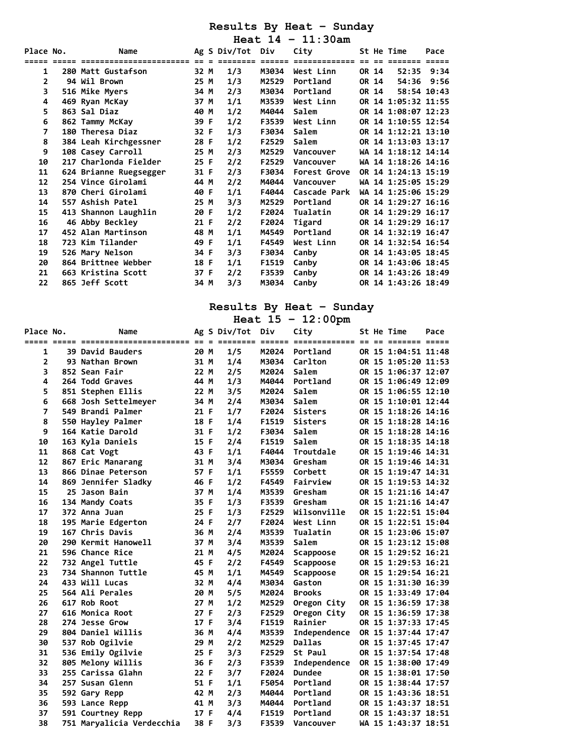## Results By Heat - Sunday

### Heat 14 - 11:30am

| Place | No. | Name | Ag | S | Div/Tot | Div | City | St | He | Time | Pace |
|---|---|---|---|---|---|---|---|---|---|---|---|
| 1 | 280 | Matt Gustafson | 32 | M | 1/3 | M3034 | West Linn | OR | 14 | 52:35 | 9:34 |
| 2 | 94 | Wil Brown | 25 | M | 1/3 | M2529 | Portland | OR | 14 | 54:36 | 9:56 |
| 3 | 516 | Mike Myers | 34 | M | 2/3 | M3034 | Portland | OR | 14 | 58:54 | 10:43 |
| 4 | 469 | Ryan McKay | 37 | M | 1/1 | M3539 | West Linn | OR | 14 | 1:05:32 | 11:55 |
| 5 | 863 | Sal Diaz | 40 | M | 1/2 | M4044 | Salem | OR | 14 | 1:08:07 | 12:23 |
| 6 | 862 | Tammy McKay | 39 | F | 1/2 | F3539 | West Linn | OR | 14 | 1:10:55 | 12:54 |
| 7 | 180 | Theresa Diaz | 32 | F | 1/3 | F3034 | Salem | OR | 14 | 1:12:21 | 13:10 |
| 8 | 384 | Leah Kirchgessner | 28 | F | 1/2 | F2529 | Salem | OR | 14 | 1:13:03 | 13:17 |
| 9 | 108 | Casey Carroll | 25 | M | 2/3 | M2529 | Vancouver | WA | 14 | 1:18:12 | 14:14 |
| 10 | 217 | Charlonda Fielder | 25 | F | 2/2 | F2529 | Vancouver | WA | 14 | 1:18:26 | 14:16 |
| 11 | 624 | Brianne Ruegsegger | 31 | F | 2/3 | F3034 | Forest Grove | OR | 14 | 1:24:13 | 15:19 |
| 12 | 254 | Vince Girolami | 44 | M | 2/2 | M4044 | Vancouver | WA | 14 | 1:25:05 | 15:29 |
| 13 | 870 | Cheri Girolami | 40 | F | 1/1 | F4044 | Cascade Park | WA | 14 | 1:25:06 | 15:29 |
| 14 | 557 | Ashish Patel | 25 | M | 3/3 | M2529 | Portland | OR | 14 | 1:29:27 | 16:16 |
| 15 | 413 | Shannon Laughlin | 20 | F | 1/2 | F2024 | Tualatin | OR | 14 | 1:29:29 | 16:17 |
| 16 | 46 | Abby Beckley | 21 | F | 2/2 | F2024 | Tigard | OR | 14 | 1:29:29 | 16:17 |
| 17 | 452 | Alan Martinson | 48 | M | 1/1 | M4549 | Portland | OR | 14 | 1:32:19 | 16:47 |
| 18 | 723 | Kim Tilander | 49 | F | 1/1 | F4549 | West Linn | OR | 14 | 1:32:54 | 16:54 |
| 19 | 526 | Mary Nelson | 34 | F | 3/3 | F3034 | Canby | OR | 14 | 1:43:05 | 18:45 |
| 20 | 864 | Brittnee Webber | 18 | F | 1/1 | F1519 | Canby | OR | 14 | 1:43:06 | 18:45 |
| 21 | 663 | Kristina Scott | 37 | F | 2/2 | F3539 | Canby | OR | 14 | 1:43:26 | 18:49 |
| 22 | 865 | Jeff Scott | 34 | M | 3/3 | M3034 | Canby | OR | 14 | 1:43:26 | 18:49 |

## Results By Heat - Sunday

### Heat 15 - 12:00pm

| Place | No. | Name | Ag | S | Div/Tot | Div | City | St | He | Time | Pace |
|---|---|---|---|---|---|---|---|---|---|---|---|
| 1 | 39 | David Bauders | 20 | M | 1/5 | M2024 | Portland | OR | 15 | 1:04:51 | 11:48 |
| 2 | 93 | Nathan Brown | 31 | M | 1/4 | M3034 | Carlton | OR | 15 | 1:05:20 | 11:53 |
| 3 | 852 | Sean Fair | 22 | M | 2/5 | M2024 | Salem | OR | 15 | 1:06:37 | 12:07 |
| 4 | 264 | Todd Graves | 44 | M | 1/3 | M4044 | Portland | OR | 15 | 1:06:49 | 12:09 |
| 5 | 851 | Stephen Ellis | 22 | M | 3/5 | M2024 | Salem | OR | 15 | 1:06:55 | 12:10 |
| 6 | 668 | Josh Settelmeyer | 34 | M | 2/4 | M3034 | Salem | OR | 15 | 1:10:01 | 12:44 |
| 7 | 549 | Brandi Palmer | 21 | F | 1/7 | F2024 | Sisters | OR | 15 | 1:18:26 | 14:16 |
| 8 | 550 | Hayley Palmer | 18 | F | 1/4 | F1519 | Sisters | OR | 15 | 1:18:28 | 14:16 |
| 9 | 164 | Katie Darold | 31 | F | 1/2 | F3034 | Salem | OR | 15 | 1:18:28 | 14:16 |
| 10 | 163 | Kyla Daniels | 15 | F | 2/4 | F1519 | Salem | OR | 15 | 1:18:35 | 14:18 |
| 11 | 868 | Cat Vogt | 43 | F | 1/1 | F4044 | Troutdale | OR | 15 | 1:19:46 | 14:31 |
| 12 | 867 | Eric Manarang | 31 | M | 3/4 | M3034 | Gresham | OR | 15 | 1:19:46 | 14:31 |
| 13 | 866 | Dinae Peterson | 57 | F | 1/1 | F5559 | Corbett | OR | 15 | 1:19:47 | 14:31 |
| 14 | 869 | Jennifer Sladky | 46 | F | 1/2 | F4549 | Fairview | OR | 15 | 1:19:53 | 14:32 |
| 15 | 25 | Jason Bain | 37 | M | 1/4 | M3539 | Gresham | OR | 15 | 1:21:16 | 14:47 |
| 16 | 134 | Mandy Coats | 35 | F | 1/3 | F3539 | Gresham | OR | 15 | 1:21:16 | 14:47 |
| 17 | 372 | Anna Juan | 25 | F | 1/3 | F2529 | Wilsonville | OR | 15 | 1:22:51 | 15:04 |
| 18 | 195 | Marie Edgerton | 24 | F | 2/7 | F2024 | West Linn | OR | 15 | 1:22:51 | 15:04 |
| 19 | 167 | Chris Davis | 36 | M | 2/4 | M3539 | Tualatin | OR | 15 | 1:23:06 | 15:07 |
| 20 | 290 | Kermit Hanowell | 37 | M | 3/4 | M3539 | Salem | OR | 15 | 1:23:12 | 15:08 |
| 21 | 596 | Chance Rice | 21 | M | 4/5 | M2024 | Scappoose | OR | 15 | 1:29:52 | 16:21 |
| 22 | 732 | Angel Tuttle | 45 | F | 2/2 | F4549 | Scappoose | OR | 15 | 1:29:53 | 16:21 |
| 23 | 734 | Shannon Tuttle | 45 | M | 1/1 | M4549 | Scappoose | OR | 15 | 1:29:54 | 16:21 |
| 24 | 433 | Will Lucas | 32 | M | 4/4 | M3034 | Gaston | OR | 15 | 1:31:30 | 16:39 |
| 25 | 564 | Ali Perales | 20 | M | 5/5 | M2024 | Brooks | OR | 15 | 1:33:49 | 17:04 |
| 26 | 617 | Rob Root | 27 | M | 1/2 | M2529 | Oregon City | OR | 15 | 1:36:59 | 17:38 |
| 27 | 616 | Monica Root | 27 | F | 2/3 | F2529 | Oregon City | OR | 15 | 1:36:59 | 17:38 |
| 28 | 274 | Jesse Grow | 17 | F | 3/4 | F1519 | Rainier | OR | 15 | 1:37:33 | 17:45 |
| 29 | 804 | Daniel Willis | 36 | M | 4/4 | M3539 | Independence | OR | 15 | 1:37:44 | 17:47 |
| 30 | 537 | Rob Ogilvie | 29 | M | 2/2 | M2529 | Dallas | OR | 15 | 1:37:45 | 17:47 |
| 31 | 536 | Emily Ogilvie | 25 | F | 3/3 | F2529 | St Paul | OR | 15 | 1:37:54 | 17:48 |
| 32 | 805 | Melony Willis | 36 | F | 2/3 | F3539 | Independence | OR | 15 | 1:38:00 | 17:49 |
| 33 | 255 | Carissa Glahn | 22 | F | 3/7 | F2024 | Dundee | OR | 15 | 1:38:01 | 17:50 |
| 34 | 257 | Susan Glenn | 51 | F | 1/1 | F5054 | Portland | OR | 15 | 1:38:44 | 17:57 |
| 35 | 592 | Gary Repp | 42 | M | 2/3 | M4044 | Portland | OR | 15 | 1:43:36 | 18:51 |
| 36 | 593 | Lance Repp | 41 | M | 3/3 | M4044 | Portland | OR | 15 | 1:43:37 | 18:51 |
| 37 | 591 | Courtney Repp | 17 | F | 4/4 | F1519 | Portland | OR | 15 | 1:43:37 | 18:51 |
| 38 | 751 | Maryalicia Verdecchia | 38 | F | 3/3 | F3539 | Vancouver | WA | 15 | 1:43:37 | 18:51 |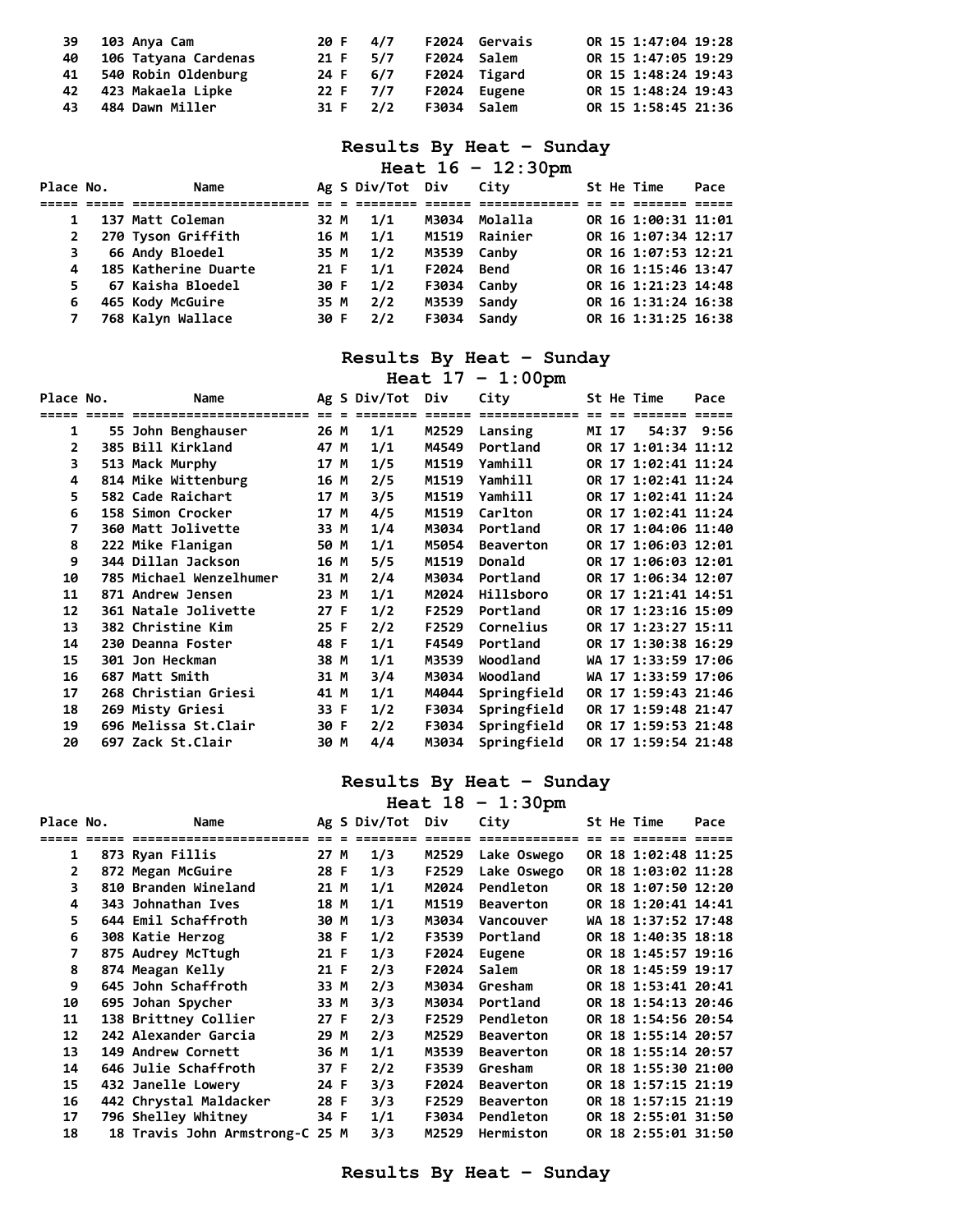| Place | No. | Name | Ag | S | Div/Tot | Div | City | St | He | Time | Pace |
|---|---|---|---|---|---|---|---|---|---|---|---|
| 39 | 103 | Anya Cam | 20 | F | 4/7 | F2024 | Gervais | OR | 15 | 1:47:04 | 19:28 |
| 40 | 106 | Tatyana Cardenas | 21 | F | 5/7 | F2024 | Salem | OR | 15 | 1:47:05 | 19:29 |
| 41 | 540 | Robin Oldenburg | 24 | F | 6/7 | F2024 | Tigard | OR | 15 | 1:48:24 | 19:43 |
| 42 | 423 | Makaela Lipke | 22 | F | 7/7 | F2024 | Eugene | OR | 15 | 1:48:24 | 19:43 |
| 43 | 484 | Dawn Miller | 31 | F | 2/2 | F3034 | Salem | OR | 15 | 1:58:45 | 21:36 |

## Results By Heat – Sunday

### Heat 16 – 12:30pm

| Place | No. | Name | Ag | S | Div/Tot | Div | City | St | He | Time | Pace |
|---|---|---|---|---|---|---|---|---|---|---|---|
| 1 | 137 | Matt Coleman | 32 | M | 1/1 | M3034 | Molalla | OR | 16 | 1:00:31 | 11:01 |
| 2 | 270 | Tyson Griffith | 16 | M | 1/1 | M1519 | Rainier | OR | 16 | 1:07:34 | 12:17 |
| 3 | 66 | Andy Bloedel | 35 | M | 1/2 | M3539 | Canby | OR | 16 | 1:07:53 | 12:21 |
| 4 | 185 | Katherine Duarte | 21 | F | 1/1 | F2024 | Bend | OR | 16 | 1:15:46 | 13:47 |
| 5 | 67 | Kaisha Bloedel | 30 | F | 1/2 | F3034 | Canby | OR | 16 | 1:21:23 | 14:48 |
| 6 | 465 | Kody McGuire | 35 | M | 2/2 | M3539 | Sandy | OR | 16 | 1:31:24 | 16:38 |
| 7 | 768 | Kalyn Wallace | 30 | F | 2/2 | F3034 | Sandy | OR | 16 | 1:31:25 | 16:38 |

## Results By Heat – Sunday

### Heat 17 – 1:00pm

| Place | No. | Name | Ag | S | Div/Tot | Div | City | St | He | Time | Pace |
|---|---|---|---|---|---|---|---|---|---|---|---|
| 1 | 55 | John Benghauser | 26 | M | 1/1 | M2529 | Lansing | MI | 17 | 54:37 | 9:56 |
| 2 | 385 | Bill Kirkland | 47 | M | 1/1 | M4549 | Portland | OR | 17 | 1:01:34 | 11:12 |
| 3 | 513 | Mack Murphy | 17 | M | 1/5 | M1519 | Yamhill | OR | 17 | 1:02:41 | 11:24 |
| 4 | 814 | Mike Wittenburg | 16 | M | 2/5 | M1519 | Yamhill | OR | 17 | 1:02:41 | 11:24 |
| 5 | 582 | Cade Raichart | 17 | M | 3/5 | M1519 | Yamhill | OR | 17 | 1:02:41 | 11:24 |
| 6 | 158 | Simon Crocker | 17 | M | 4/5 | M1519 | Carlton | OR | 17 | 1:02:41 | 11:24 |
| 7 | 360 | Matt Jolivette | 33 | M | 1/4 | M3034 | Portland | OR | 17 | 1:04:06 | 11:40 |
| 8 | 222 | Mike Flanigan | 50 | M | 1/1 | M5054 | Beaverton | OR | 17 | 1:06:03 | 12:01 |
| 9 | 344 | Dillan Jackson | 16 | M | 5/5 | M1519 | Donald | OR | 17 | 1:06:03 | 12:01 |
| 10 | 785 | Michael Wenzelhumer | 31 | M | 2/4 | M3034 | Portland | OR | 17 | 1:06:34 | 12:07 |
| 11 | 871 | Andrew Jensen | 23 | M | 1/1 | M2024 | Hillsboro | OR | 17 | 1:21:41 | 14:51 |
| 12 | 361 | Natale Jolivette | 27 | F | 1/2 | F2529 | Portland | OR | 17 | 1:23:16 | 15:09 |
| 13 | 382 | Christine Kim | 25 | F | 2/2 | F2529 | Cornelius | OR | 17 | 1:23:27 | 15:11 |
| 14 | 230 | Deanna Foster | 48 | F | 1/1 | F4549 | Portland | OR | 17 | 1:30:38 | 16:29 |
| 15 | 301 | Jon Heckman | 38 | M | 1/1 | M3539 | Woodland | WA | 17 | 1:33:59 | 17:06 |
| 16 | 687 | Matt Smith | 31 | M | 3/4 | M3034 | Woodland | WA | 17 | 1:33:59 | 17:06 |
| 17 | 268 | Christian Griesi | 41 | M | 1/1 | M4044 | Springfield | OR | 17 | 1:59:43 | 21:46 |
| 18 | 269 | Misty Griesi | 33 | F | 1/2 | F3034 | Springfield | OR | 17 | 1:59:48 | 21:47 |
| 19 | 696 | Melissa St.Clair | 30 | F | 2/2 | F3034 | Springfield | OR | 17 | 1:59:53 | 21:48 |
| 20 | 697 | Zack St.Clair | 30 | M | 4/4 | M3034 | Springfield | OR | 17 | 1:59:54 | 21:48 |

## Results By Heat – Sunday

### Heat 18 – 1:30pm

| Place | No. | Name | Ag | S | Div/Tot | Div | City | St | He | Time | Pace |
|---|---|---|---|---|---|---|---|---|---|---|---|
| 1 | 873 | Ryan Fillis | 27 | M | 1/3 | M2529 | Lake Oswego | OR | 18 | 1:02:48 | 11:25 |
| 2 | 872 | Megan McGuire | 28 | F | 1/3 | F2529 | Lake Oswego | OR | 18 | 1:03:02 | 11:28 |
| 3 | 810 | Branden Wineland | 21 | M | 1/1 | M2024 | Pendleton | OR | 18 | 1:07:50 | 12:20 |
| 4 | 343 | Johnathan Ives | 18 | M | 1/1 | M1519 | Beaverton | OR | 18 | 1:20:41 | 14:41 |
| 5 | 644 | Emil Schaffroth | 30 | M | 1/3 | M3034 | Vancouver | WA | 18 | 1:37:52 | 17:48 |
| 6 | 308 | Katie Herzog | 38 | F | 1/2 | F3539 | Portland | OR | 18 | 1:40:35 | 18:18 |
| 7 | 875 | Audrey McTtugh | 21 | F | 1/3 | F2024 | Eugene | OR | 18 | 1:45:57 | 19:16 |
| 8 | 874 | Meagan Kelly | 21 | F | 2/3 | F2024 | Salem | OR | 18 | 1:45:59 | 19:17 |
| 9 | 645 | John Schaffroth | 33 | M | 2/3 | M3034 | Gresham | OR | 18 | 1:53:41 | 20:41 |
| 10 | 695 | Johan Spycher | 33 | M | 3/3 | M3034 | Portland | OR | 18 | 1:54:13 | 20:46 |
| 11 | 138 | Brittney Collier | 27 | F | 2/3 | F2529 | Pendleton | OR | 18 | 1:54:56 | 20:54 |
| 12 | 242 | Alexander Garcia | 29 | M | 2/3 | M2529 | Beaverton | OR | 18 | 1:55:14 | 20:57 |
| 13 | 149 | Andrew Cornett | 36 | M | 1/1 | M3539 | Beaverton | OR | 18 | 1:55:14 | 20:57 |
| 14 | 646 | Julie Schaffroth | 37 | F | 2/2 | F3539 | Gresham | OR | 18 | 1:55:30 | 21:00 |
| 15 | 432 | Janelle Lowery | 24 | F | 3/3 | F2024 | Beaverton | OR | 18 | 1:57:15 | 21:19 |
| 16 | 442 | Chrystal Maldacker | 28 | F | 3/3 | F2529 | Beaverton | OR | 18 | 1:57:15 | 21:19 |
| 17 | 796 | Shelley Whitney | 34 | F | 1/1 | F3034 | Pendleton | OR | 18 | 2:55:01 | 31:50 |
| 18 | 18 | Travis John Armstrong-C | 25 | M | 3/3 | M2529 | Hermiston | OR | 18 | 2:55:01 | 31:50 |

## Results By Heat – Sunday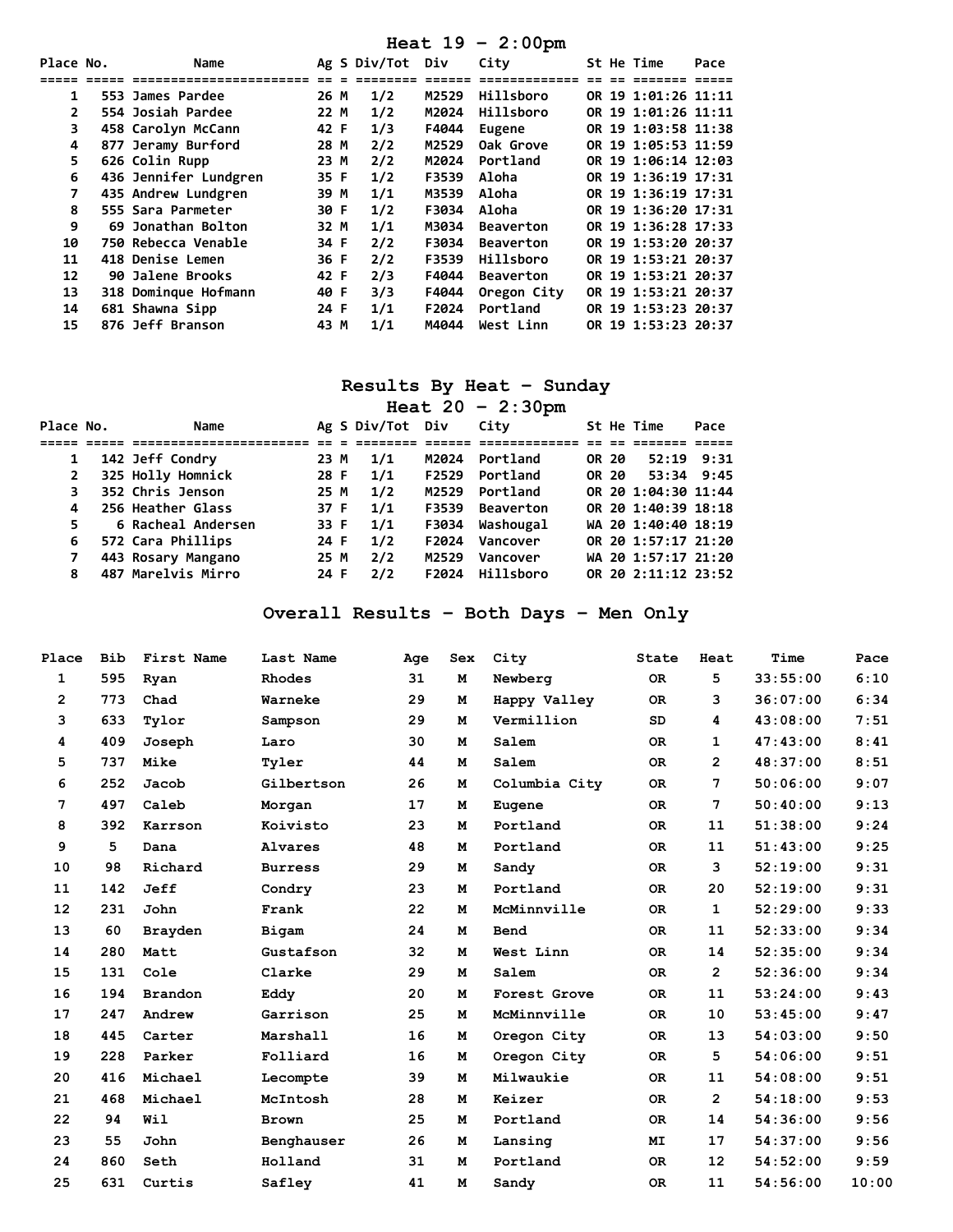## Heat 19 - 2:00pm

| Place | No. | Name | Ag | S | Div/Tot | Div | City | St | He | Time | Pace |
|---|---|---|---|---|---|---|---|---|---|---|---|
| 1 | 553 | James Pardee | 26 | M | 1/2 | M2529 | Hillsboro | OR | 19 | 1:01:26 | 11:11 |
| 2 | 554 | Josiah Pardee | 22 | M | 1/2 | M2024 | Hillsboro | OR | 19 | 1:01:26 | 11:11 |
| 3 | 458 | Carolyn McCann | 42 | F | 1/3 | F4044 | Eugene | OR | 19 | 1:03:58 | 11:38 |
| 4 | 877 | Jeramy Burford | 28 | M | 2/2 | M2529 | Oak Grove | OR | 19 | 1:05:53 | 11:59 |
| 5 | 626 | Colin Rupp | 23 | M | 2/2 | M2024 | Portland | OR | 19 | 1:06:14 | 12:03 |
| 6 | 436 | Jennifer Lundgren | 35 | F | 1/2 | F3539 | Aloha | OR | 19 | 1:36:19 | 17:31 |
| 7 | 435 | Andrew Lundgren | 39 | M | 1/1 | M3539 | Aloha | OR | 19 | 1:36:19 | 17:31 |
| 8 | 555 | Sara Parmeter | 30 | F | 1/2 | F3034 | Aloha | OR | 19 | 1:36:20 | 17:31 |
| 9 | 69 | Jonathan Bolton | 32 | M | 1/1 | M3034 | Beaverton | OR | 19 | 1:36:28 | 17:33 |
| 10 | 750 | Rebecca Venable | 34 | F | 2/2 | F3034 | Beaverton | OR | 19 | 1:53:20 | 20:37 |
| 11 | 418 | Denise Lemen | 36 | F | 2/2 | F3539 | Hillsboro | OR | 19 | 1:53:21 | 20:37 |
| 12 | 90 | Jalene Brooks | 42 | F | 2/3 | F4044 | Beaverton | OR | 19 | 1:53:21 | 20:37 |
| 13 | 318 | Dominque Hofmann | 40 | F | 3/3 | F4044 | Oregon City | OR | 19 | 1:53:21 | 20:37 |
| 14 | 681 | Shawna Sipp | 24 | F | 1/1 | F2024 | Portland | OR | 19 | 1:53:23 | 20:37 |
| 15 | 876 | Jeff Branson | 43 | M | 1/1 | M4044 | West Linn | OR | 19 | 1:53:23 | 20:37 |

## Results By Heat - Sunday

## Heat 20 - 2:30pm

| Place | No. | Name | Ag | S | Div/Tot | Div | City | St | He | Time | Pace |
|---|---|---|---|---|---|---|---|---|---|---|---|
| 1 | 142 | Jeff Condry | 23 | M | 1/1 | M2024 | Portland | OR | 20 | 52:19 | 9:31 |
| 2 | 325 | Holly Homnick | 28 | F | 1/1 | F2529 | Portland | OR | 20 | 53:34 | 9:45 |
| 3 | 352 | Chris Jenson | 25 | M | 1/2 | M2529 | Portland | OR | 20 | 1:04:30 | 11:44 |
| 4 | 256 | Heather Glass | 37 | F | 1/1 | F3539 | Beaverton | OR | 20 | 1:40:39 | 18:18 |
| 5 | 6 | Racheal Andersen | 33 | F | 1/1 | F3034 | Washougal | WA | 20 | 1:40:40 | 18:19 |
| 6 | 572 | Cara Phillips | 24 | F | 1/2 | F2024 | Vancover | OR | 20 | 1:57:17 | 21:20 |
| 7 | 443 | Rosary Mangano | 25 | M | 2/2 | M2529 | Vancover | WA | 20 | 1:57:17 | 21:20 |
| 8 | 487 | Marelvis Mirro | 24 | F | 2/2 | F2024 | Hillsboro | OR | 20 | 2:11:12 | 23:52 |

## Overall Results - Both Days - Men Only

| Place | Bib | First Name | Last Name | Age | Sex | City | State | Heat | Time | Pace |
|---|---|---|---|---|---|---|---|---|---|---|
| 1 | 595 | Ryan | Rhodes | 31 | M | Newberg | OR | 5 | 33:55:00 | 6:10 |
| 2 | 773 | Chad | Warneke | 29 | M | Happy Valley | OR | 3 | 36:07:00 | 6:34 |
| 3 | 633 | Tylor | Sampson | 29 | M | Vermillion | SD | 4 | 43:08:00 | 7:51 |
| 4 | 409 | Joseph | Laro | 30 | M | Salem | OR | 1 | 47:43:00 | 8:41 |
| 5 | 737 | Mike | Tyler | 44 | M | Salem | OR | 2 | 48:37:00 | 8:51 |
| 6 | 252 | Jacob | Gilbertson | 26 | M | Columbia City | OR | 7 | 50:06:00 | 9:07 |
| 7 | 497 | Caleb | Morgan | 17 | M | Eugene | OR | 7 | 50:40:00 | 9:13 |
| 8 | 392 | Karrson | Koivisto | 23 | M | Portland | OR | 11 | 51:38:00 | 9:24 |
| 9 | 5 | Dana | Alvares | 48 | M | Portland | OR | 11 | 51:43:00 | 9:25 |
| 10 | 98 | Richard | Burress | 29 | M | Sandy | OR | 3 | 52:19:00 | 9:31 |
| 11 | 142 | Jeff | Condry | 23 | M | Portland | OR | 20 | 52:19:00 | 9:31 |
| 12 | 231 | John | Frank | 22 | M | McMinnville | OR | 1 | 52:29:00 | 9:33 |
| 13 | 60 | Brayden | Bigam | 24 | M | Bend | OR | 11 | 52:33:00 | 9:34 |
| 14 | 280 | Matt | Gustafson | 32 | M | West Linn | OR | 14 | 52:35:00 | 9:34 |
| 15 | 131 | Cole | Clarke | 29 | M | Salem | OR | 2 | 52:36:00 | 9:34 |
| 16 | 194 | Brandon | Eddy | 20 | M | Forest Grove | OR | 11 | 53:24:00 | 9:43 |
| 17 | 247 | Andrew | Garrison | 25 | M | McMinnville | OR | 10 | 53:45:00 | 9:47 |
| 18 | 445 | Carter | Marshall | 16 | M | Oregon City | OR | 13 | 54:03:00 | 9:50 |
| 19 | 228 | Parker | Folliard | 16 | M | Oregon City | OR | 5 | 54:06:00 | 9:51 |
| 20 | 416 | Michael | Lecompte | 39 | M | Milwaukie | OR | 11 | 54:08:00 | 9:51 |
| 21 | 468 | Michael | McIntosh | 28 | M | Keizer | OR | 2 | 54:18:00 | 9:53 |
| 22 | 94 | Wil | Brown | 25 | M | Portland | OR | 14 | 54:36:00 | 9:56 |
| 23 | 55 | John | Benghauser | 26 | M | Lansing | MI | 17 | 54:37:00 | 9:56 |
| 24 | 860 | Seth | Holland | 31 | M | Portland | OR | 12 | 54:52:00 | 9:59 |
| 25 | 631 | Curtis | Safley | 41 | M | Sandy | OR | 11 | 54:56:00 | 10:00 |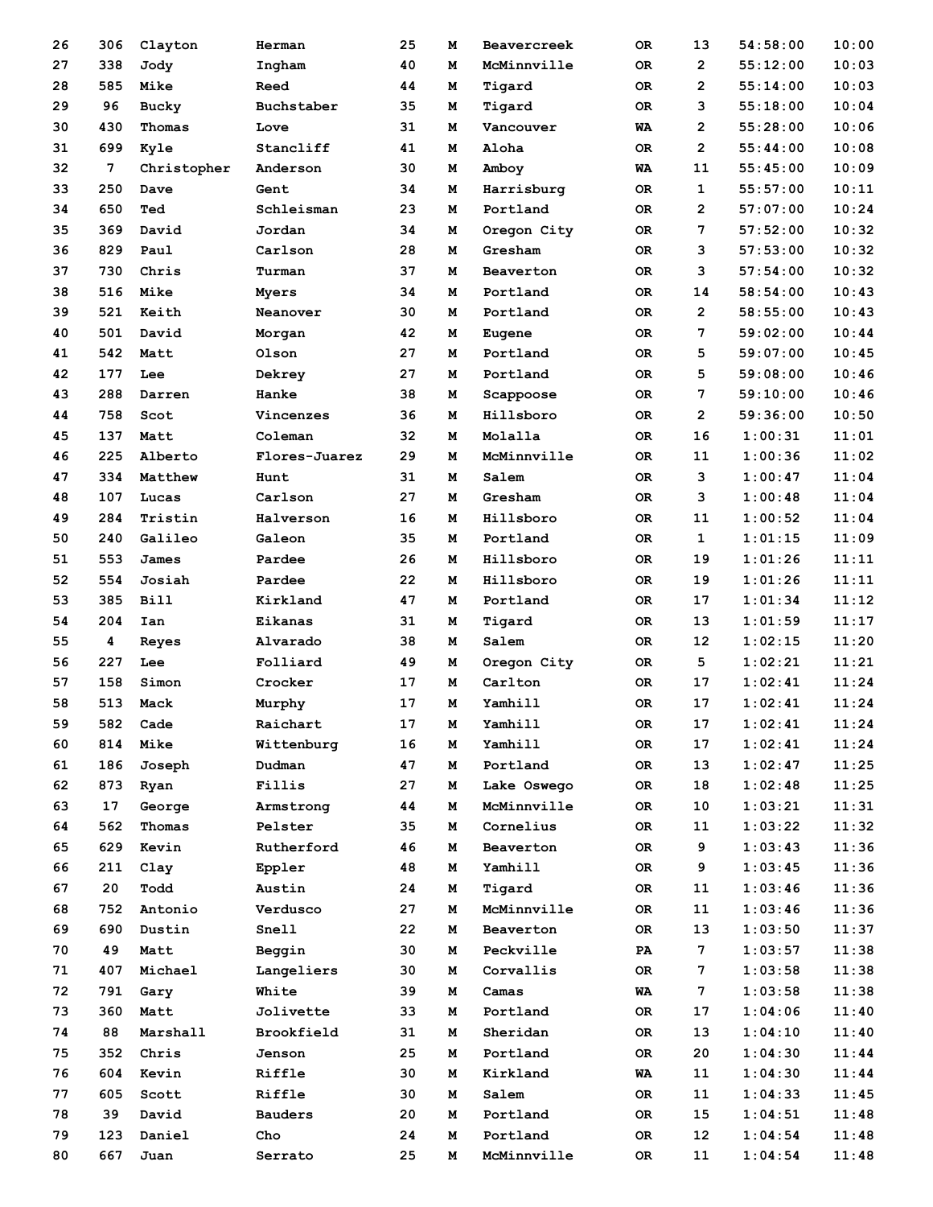| | | | | | | | | | | |
|---|---|---|---|---|---|---|---|---|---|---|
| 26 | 306 | Clayton | Herman | 25 | M | Beavercreek | OR | 13 | 54:58:00 | 10:00 |
| 27 | 338 | Jody | Ingham | 40 | M | McMinnville | OR | 2 | 55:12:00 | 10:03 |
| 28 | 585 | Mike | Reed | 44 | M | Tigard | OR | 2 | 55:14:00 | 10:03 |
| 29 | 96 | Bucky | Buchstaber | 35 | M | Tigard | OR | 3 | 55:18:00 | 10:04 |
| 30 | 430 | Thomas | Love | 31 | M | Vancouver | WA | 2 | 55:28:00 | 10:06 |
| 31 | 699 | Kyle | Stancliff | 41 | M | Aloha | OR | 2 | 55:44:00 | 10:08 |
| 32 | 7 | Christopher | Anderson | 30 | M | Amboy | WA | 11 | 55:45:00 | 10:09 |
| 33 | 250 | Dave | Gent | 34 | M | Harrisburg | OR | 1 | 55:57:00 | 10:11 |
| 34 | 650 | Ted | Schleisman | 23 | M | Portland | OR | 2 | 57:07:00 | 10:24 |
| 35 | 369 | David | Jordan | 34 | M | Oregon City | OR | 7 | 57:52:00 | 10:32 |
| 36 | 829 | Paul | Carlson | 28 | M | Gresham | OR | 3 | 57:53:00 | 10:32 |
| 37 | 730 | Chris | Turman | 37 | M | Beaverton | OR | 3 | 57:54:00 | 10:32 |
| 38 | 516 | Mike | Myers | 34 | M | Portland | OR | 14 | 58:54:00 | 10:43 |
| 39 | 521 | Keith | Neanover | 30 | M | Portland | OR | 2 | 58:55:00 | 10:43 |
| 40 | 501 | David | Morgan | 42 | M | Eugene | OR | 7 | 59:02:00 | 10:44 |
| 41 | 542 | Matt | Olson | 27 | M | Portland | OR | 5 | 59:07:00 | 10:45 |
| 42 | 177 | Lee | Dekrey | 27 | M | Portland | OR | 5 | 59:08:00 | 10:46 |
| 43 | 288 | Darren | Hanke | 38 | M | Scappoose | OR | 7 | 59:10:00 | 10:46 |
| 44 | 758 | Scot | Vincenzes | 36 | M | Hillsboro | OR | 2 | 59:36:00 | 10:50 |
| 45 | 137 | Matt | Coleman | 32 | M | Molalla | OR | 16 | 1:00:31 | 11:01 |
| 46 | 225 | Alberto | Flores-Juarez | 29 | M | McMinnville | OR | 11 | 1:00:36 | 11:02 |
| 47 | 334 | Matthew | Hunt | 31 | M | Salem | OR | 3 | 1:00:47 | 11:04 |
| 48 | 107 | Lucas | Carlson | 27 | M | Gresham | OR | 3 | 1:00:48 | 11:04 |
| 49 | 284 | Tristin | Halverson | 16 | M | Hillsboro | OR | 11 | 1:00:52 | 11:04 |
| 50 | 240 | Galileo | Galeon | 35 | M | Portland | OR | 1 | 1:01:15 | 11:09 |
| 51 | 553 | James | Pardee | 26 | M | Hillsboro | OR | 19 | 1:01:26 | 11:11 |
| 52 | 554 | Josiah | Pardee | 22 | M | Hillsboro | OR | 19 | 1:01:26 | 11:11 |
| 53 | 385 | Bill | Kirkland | 47 | M | Portland | OR | 17 | 1:01:34 | 11:12 |
| 54 | 204 | Ian | Eikanas | 31 | M | Tigard | OR | 13 | 1:01:59 | 11:17 |
| 55 | 4 | Reyes | Alvarado | 38 | M | Salem | OR | 12 | 1:02:15 | 11:20 |
| 56 | 227 | Lee | Folliard | 49 | M | Oregon City | OR | 5 | 1:02:21 | 11:21 |
| 57 | 158 | Simon | Crocker | 17 | M | Carlton | OR | 17 | 1:02:41 | 11:24 |
| 58 | 513 | Mack | Murphy | 17 | M | Yamhill | OR | 17 | 1:02:41 | 11:24 |
| 59 | 582 | Cade | Raichart | 17 | M | Yamhill | OR | 17 | 1:02:41 | 11:24 |
| 60 | 814 | Mike | Wittenburg | 16 | M | Yamhill | OR | 17 | 1:02:41 | 11:24 |
| 61 | 186 | Joseph | Dudman | 47 | M | Portland | OR | 13 | 1:02:47 | 11:25 |
| 62 | 873 | Ryan | Fillis | 27 | M | Lake Oswego | OR | 18 | 1:02:48 | 11:25 |
| 63 | 17 | George | Armstrong | 44 | M | McMinnville | OR | 10 | 1:03:21 | 11:31 |
| 64 | 562 | Thomas | Pelster | 35 | M | Cornelius | OR | 11 | 1:03:22 | 11:32 |
| 65 | 629 | Kevin | Rutherford | 46 | M | Beaverton | OR | 9 | 1:03:43 | 11:36 |
| 66 | 211 | Clay | Eppler | 48 | M | Yamhill | OR | 9 | 1:03:45 | 11:36 |
| 67 | 20 | Todd | Austin | 24 | M | Tigard | OR | 11 | 1:03:46 | 11:36 |
| 68 | 752 | Antonio | Verdusco | 27 | M | McMinnville | OR | 11 | 1:03:46 | 11:36 |
| 69 | 690 | Dustin | Snell | 22 | M | Beaverton | OR | 13 | 1:03:50 | 11:37 |
| 70 | 49 | Matt | Beggin | 30 | M | Peckville | PA | 7 | 1:03:57 | 11:38 |
| 71 | 407 | Michael | Langeliers | 30 | M | Corvallis | OR | 7 | 1:03:58 | 11:38 |
| 72 | 791 | Gary | White | 39 | M | Camas | WA | 7 | 1:03:58 | 11:38 |
| 73 | 360 | Matt | Jolivette | 33 | M | Portland | OR | 17 | 1:04:06 | 11:40 |
| 74 | 88 | Marshall | Brookfield | 31 | M | Sheridan | OR | 13 | 1:04:10 | 11:40 |
| 75 | 352 | Chris | Jenson | 25 | M | Portland | OR | 20 | 1:04:30 | 11:44 |
| 76 | 604 | Kevin | Riffle | 30 | M | Kirkland | WA | 11 | 1:04:30 | 11:44 |
| 77 | 605 | Scott | Riffle | 30 | M | Salem | OR | 11 | 1:04:33 | 11:45 |
| 78 | 39 | David | Bauders | 20 | M | Portland | OR | 15 | 1:04:51 | 11:48 |
| 79 | 123 | Daniel | Cho | 24 | M | Portland | OR | 12 | 1:04:54 | 11:48 |
| 80 | 667 | Juan | Serrato | 25 | M | McMinnville | OR | 11 | 1:04:54 | 11:48 |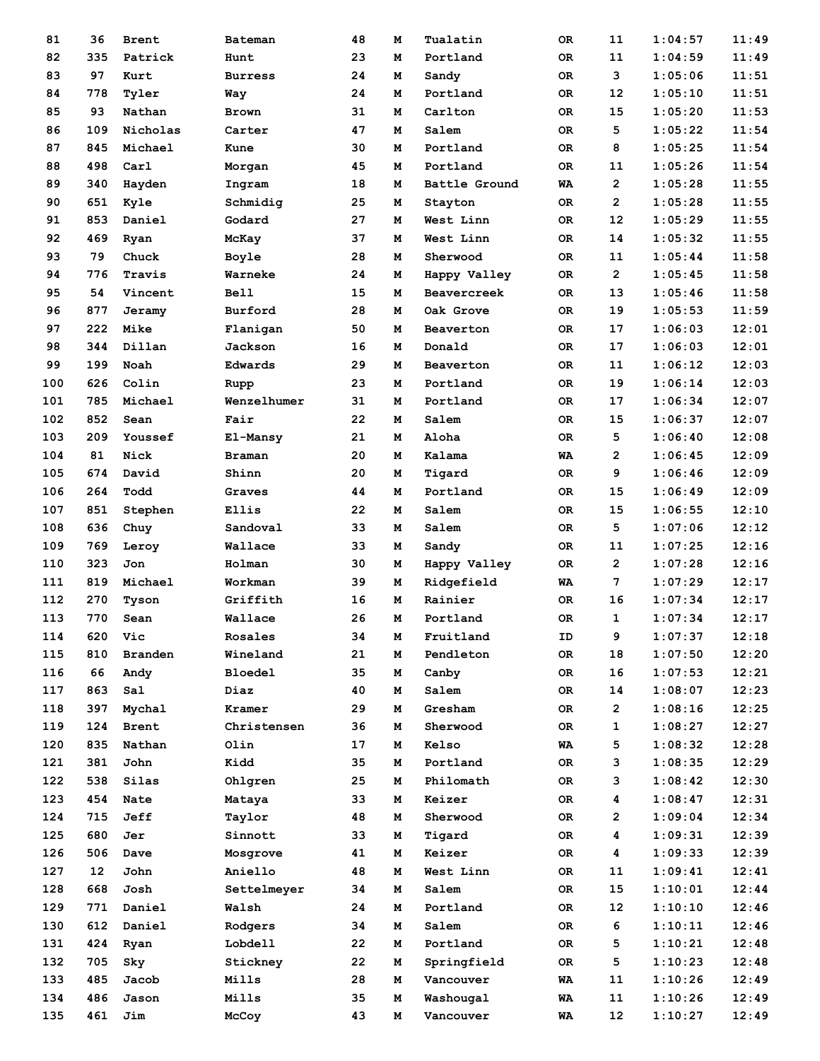| | | | | | | | | | | |
|---|---|---|---|---|---|---|---|---|---|---|
| 81 | 36 | Brent | Bateman | 48 | M | Tualatin | OR | 11 | 1:04:57 | 11:49 |
| 82 | 335 | Patrick | Hunt | 23 | M | Portland | OR | 11 | 1:04:59 | 11:49 |
| 83 | 97 | Kurt | Burress | 24 | M | Sandy | OR | 3 | 1:05:06 | 11:51 |
| 84 | 778 | Tyler | Way | 24 | M | Portland | OR | 12 | 1:05:10 | 11:51 |
| 85 | 93 | Nathan | Brown | 31 | M | Carlton | OR | 15 | 1:05:20 | 11:53 |
| 86 | 109 | Nicholas | Carter | 47 | M | Salem | OR | 5 | 1:05:22 | 11:54 |
| 87 | 845 | Michael | Kune | 30 | M | Portland | OR | 8 | 1:05:25 | 11:54 |
| 88 | 498 | Carl | Morgan | 45 | M | Portland | OR | 11 | 1:05:26 | 11:54 |
| 89 | 340 | Hayden | Ingram | 18 | M | Battle Ground | WA | 2 | 1:05:28 | 11:55 |
| 90 | 651 | Kyle | Schmidig | 25 | M | Stayton | OR | 2 | 1:05:28 | 11:55 |
| 91 | 853 | Daniel | Godard | 27 | M | West Linn | OR | 12 | 1:05:29 | 11:55 |
| 92 | 469 | Ryan | McKay | 37 | M | West Linn | OR | 14 | 1:05:32 | 11:55 |
| 93 | 79 | Chuck | Boyle | 28 | M | Sherwood | OR | 11 | 1:05:44 | 11:58 |
| 94 | 776 | Travis | Warneke | 24 | M | Happy Valley | OR | 2 | 1:05:45 | 11:58 |
| 95 | 54 | Vincent | Bell | 15 | M | Beavercreek | OR | 13 | 1:05:46 | 11:58 |
| 96 | 877 | Jeramy | Burford | 28 | M | Oak Grove | OR | 19 | 1:05:53 | 11:59 |
| 97 | 222 | Mike | Flanigan | 50 | M | Beaverton | OR | 17 | 1:06:03 | 12:01 |
| 98 | 344 | Dillan | Jackson | 16 | M | Donald | OR | 17 | 1:06:03 | 12:01 |
| 99 | 199 | Noah | Edwards | 29 | M | Beaverton | OR | 11 | 1:06:12 | 12:03 |
| 100 | 626 | Colin | Rupp | 23 | M | Portland | OR | 19 | 1:06:14 | 12:03 |
| 101 | 785 | Michael | Wenzelhumer | 31 | M | Portland | OR | 17 | 1:06:34 | 12:07 |
| 102 | 852 | Sean | Fair | 22 | M | Salem | OR | 15 | 1:06:37 | 12:07 |
| 103 | 209 | Youssef | El-Mansy | 21 | M | Aloha | OR | 5 | 1:06:40 | 12:08 |
| 104 | 81 | Nick | Braman | 20 | M | Kalama | WA | 2 | 1:06:45 | 12:09 |
| 105 | 674 | David | Shinn | 20 | M | Tigard | OR | 9 | 1:06:46 | 12:09 |
| 106 | 264 | Todd | Graves | 44 | M | Portland | OR | 15 | 1:06:49 | 12:09 |
| 107 | 851 | Stephen | Ellis | 22 | M | Salem | OR | 15 | 1:06:55 | 12:10 |
| 108 | 636 | Chuy | Sandoval | 33 | M | Salem | OR | 5 | 1:07:06 | 12:12 |
| 109 | 769 | Leroy | Wallace | 33 | M | Sandy | OR | 11 | 1:07:25 | 12:16 |
| 110 | 323 | Jon | Holman | 30 | M | Happy Valley | OR | 2 | 1:07:28 | 12:16 |
| 111 | 819 | Michael | Workman | 39 | M | Ridgefield | WA | 7 | 1:07:29 | 12:17 |
| 112 | 270 | Tyson | Griffith | 16 | M | Rainier | OR | 16 | 1:07:34 | 12:17 |
| 113 | 770 | Sean | Wallace | 26 | M | Portland | OR | 1 | 1:07:34 | 12:17 |
| 114 | 620 | Vic | Rosales | 34 | M | Fruitland | ID | 9 | 1:07:37 | 12:18 |
| 115 | 810 | Branden | Wineland | 21 | M | Pendleton | OR | 18 | 1:07:50 | 12:20 |
| 116 | 66 | Andy | Bloedel | 35 | M | Canby | OR | 16 | 1:07:53 | 12:21 |
| 117 | 863 | Sal | Diaz | 40 | M | Salem | OR | 14 | 1:08:07 | 12:23 |
| 118 | 397 | Mychal | Kramer | 29 | M | Gresham | OR | 2 | 1:08:16 | 12:25 |
| 119 | 124 | Brent | Christensen | 36 | M | Sherwood | OR | 1 | 1:08:27 | 12:27 |
| 120 | 835 | Nathan | Olin | 17 | M | Kelso | WA | 5 | 1:08:32 | 12:28 |
| 121 | 381 | John | Kidd | 35 | M | Portland | OR | 3 | 1:08:35 | 12:29 |
| 122 | 538 | Silas | Ohlgren | 25 | M | Philomath | OR | 3 | 1:08:42 | 12:30 |
| 123 | 454 | Nate | Mataya | 33 | M | Keizer | OR | 4 | 1:08:47 | 12:31 |
| 124 | 715 | Jeff | Taylor | 48 | M | Sherwood | OR | 2 | 1:09:04 | 12:34 |
| 125 | 680 | Jer | Sinnott | 33 | M | Tigard | OR | 4 | 1:09:31 | 12:39 |
| 126 | 506 | Dave | Mosgrove | 41 | M | Keizer | OR | 4 | 1:09:33 | 12:39 |
| 127 | 12 | John | Aniello | 48 | M | West Linn | OR | 11 | 1:09:41 | 12:41 |
| 128 | 668 | Josh | Settelmeyer | 34 | M | Salem | OR | 15 | 1:10:01 | 12:44 |
| 129 | 771 | Daniel | Walsh | 24 | M | Portland | OR | 12 | 1:10:10 | 12:46 |
| 130 | 612 | Daniel | Rodgers | 34 | M | Salem | OR | 6 | 1:10:11 | 12:46 |
| 131 | 424 | Ryan | Lobdell | 22 | M | Portland | OR | 5 | 1:10:21 | 12:48 |
| 132 | 705 | Sky | Stickney | 22 | M | Springfield | OR | 5 | 1:10:23 | 12:48 |
| 133 | 485 | Jacob | Mills | 28 | M | Vancouver | WA | 11 | 1:10:26 | 12:49 |
| 134 | 486 | Jason | Mills | 35 | M | Washougal | WA | 11 | 1:10:26 | 12:49 |
| 135 | 461 | Jim | McCoy | 43 | M | Vancouver | WA | 12 | 1:10:27 | 12:49 |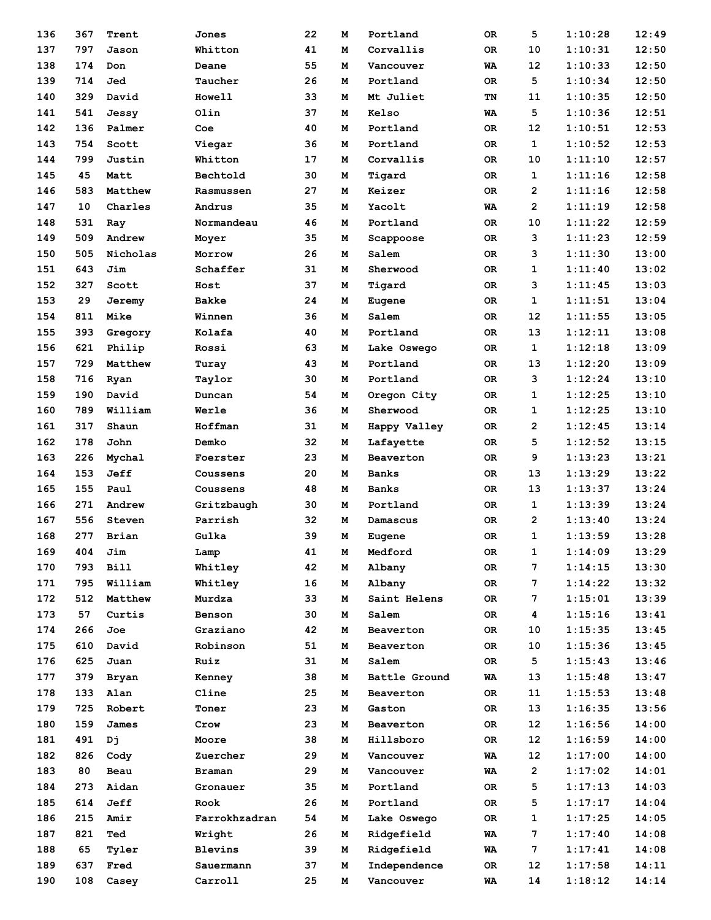| | | | | | | | | | | |
|---|---|---|---|---|---|---|---|---|---|---|
| 136 | 367 | Trent | Jones | 22 | M | Portland | OR | 5 | 1:10:28 | 12:49 |
| 137 | 797 | Jason | Whitton | 41 | M | Corvallis | OR | 10 | 1:10:31 | 12:50 |
| 138 | 174 | Don | Deane | 55 | M | Vancouver | WA | 12 | 1:10:33 | 12:50 |
| 139 | 714 | Jed | Taucher | 26 | M | Portland | OR | 5 | 1:10:34 | 12:50 |
| 140 | 329 | David | Howell | 33 | M | Mt Juliet | TN | 11 | 1:10:35 | 12:50 |
| 141 | 541 | Jessy | Olin | 37 | M | Kelso | WA | 5 | 1:10:36 | 12:51 |
| 142 | 136 | Palmer | Coe | 40 | M | Portland | OR | 12 | 1:10:51 | 12:53 |
| 143 | 754 | Scott | Viegar | 36 | M | Portland | OR | 1 | 1:10:52 | 12:53 |
| 144 | 799 | Justin | Whitton | 17 | M | Corvallis | OR | 10 | 1:11:10 | 12:57 |
| 145 | 45 | Matt | Bechtold | 30 | M | Tigard | OR | 1 | 1:11:16 | 12:58 |
| 146 | 583 | Matthew | Rasmussen | 27 | M | Keizer | OR | 2 | 1:11:16 | 12:58 |
| 147 | 10 | Charles | Andrus | 35 | M | Yacolt | WA | 2 | 1:11:19 | 12:58 |
| 148 | 531 | Ray | Normandeau | 46 | M | Portland | OR | 10 | 1:11:22 | 12:59 |
| 149 | 509 | Andrew | Moyer | 35 | M | Scappoose | OR | 3 | 1:11:23 | 12:59 |
| 150 | 505 | Nicholas | Morrow | 26 | M | Salem | OR | 3 | 1:11:30 | 13:00 |
| 151 | 643 | Jim | Schaffer | 31 | M | Sherwood | OR | 1 | 1:11:40 | 13:02 |
| 152 | 327 | Scott | Host | 37 | M | Tigard | OR | 3 | 1:11:45 | 13:03 |
| 153 | 29 | Jeremy | Bakke | 24 | M | Eugene | OR | 1 | 1:11:51 | 13:04 |
| 154 | 811 | Mike | Winnen | 36 | M | Salem | OR | 12 | 1:11:55 | 13:05 |
| 155 | 393 | Gregory | Kolafa | 40 | M | Portland | OR | 13 | 1:12:11 | 13:08 |
| 156 | 621 | Philip | Rossi | 63 | M | Lake Oswego | OR | 1 | 1:12:18 | 13:09 |
| 157 | 729 | Matthew | Turay | 43 | M | Portland | OR | 13 | 1:12:20 | 13:09 |
| 158 | 716 | Ryan | Taylor | 30 | M | Portland | OR | 3 | 1:12:24 | 13:10 |
| 159 | 190 | David | Duncan | 54 | M | Oregon City | OR | 1 | 1:12:25 | 13:10 |
| 160 | 789 | William | Werle | 36 | M | Sherwood | OR | 1 | 1:12:25 | 13:10 |
| 161 | 317 | Shaun | Hoffman | 31 | M | Happy Valley | OR | 2 | 1:12:45 | 13:14 |
| 162 | 178 | John | Demko | 32 | M | Lafayette | OR | 5 | 1:12:52 | 13:15 |
| 163 | 226 | Mychal | Foerster | 23 | M | Beaverton | OR | 9 | 1:13:23 | 13:21 |
| 164 | 153 | Jeff | Coussens | 20 | M | Banks | OR | 13 | 1:13:29 | 13:22 |
| 165 | 155 | Paul | Coussens | 48 | M | Banks | OR | 13 | 1:13:37 | 13:24 |
| 166 | 271 | Andrew | Gritzbaugh | 30 | M | Portland | OR | 1 | 1:13:39 | 13:24 |
| 167 | 556 | Steven | Parrish | 32 | M | Damascus | OR | 2 | 1:13:40 | 13:24 |
| 168 | 277 | Brian | Gulka | 39 | M | Eugene | OR | 1 | 1:13:59 | 13:28 |
| 169 | 404 | Jim | Lamp | 41 | M | Medford | OR | 1 | 1:14:09 | 13:29 |
| 170 | 793 | Bill | Whitley | 42 | M | Albany | OR | 7 | 1:14:15 | 13:30 |
| 171 | 795 | William | Whitley | 16 | M | Albany | OR | 7 | 1:14:22 | 13:32 |
| 172 | 512 | Matthew | Murdza | 33 | M | Saint Helens | OR | 7 | 1:15:01 | 13:39 |
| 173 | 57 | Curtis | Benson | 30 | M | Salem | OR | 4 | 1:15:16 | 13:41 |
| 174 | 266 | Joe | Graziano | 42 | M | Beaverton | OR | 10 | 1:15:35 | 13:45 |
| 175 | 610 | David | Robinson | 51 | M | Beaverton | OR | 10 | 1:15:36 | 13:45 |
| 176 | 625 | Juan | Ruiz | 31 | M | Salem | OR | 5 | 1:15:43 | 13:46 |
| 177 | 379 | Bryan | Kenney | 38 | M | Battle Ground | WA | 13 | 1:15:48 | 13:47 |
| 178 | 133 | Alan | Cline | 25 | M | Beaverton | OR | 11 | 1:15:53 | 13:48 |
| 179 | 725 | Robert | Toner | 23 | M | Gaston | OR | 13 | 1:16:35 | 13:56 |
| 180 | 159 | James | Crow | 23 | M | Beaverton | OR | 12 | 1:16:56 | 14:00 |
| 181 | 491 | Dj | Moore | 38 | M | Hillsboro | OR | 12 | 1:16:59 | 14:00 |
| 182 | 826 | Cody | Zuercher | 29 | M | Vancouver | WA | 12 | 1:17:00 | 14:00 |
| 183 | 80 | Beau | Braman | 29 | M | Vancouver | WA | 2 | 1:17:02 | 14:01 |
| 184 | 273 | Aidan | Gronauer | 35 | M | Portland | OR | 5 | 1:17:13 | 14:03 |
| 185 | 614 | Jeff | Rook | 26 | M | Portland | OR | 5 | 1:17:17 | 14:04 |
| 186 | 215 | Amir | Farrokhzadran | 54 | M | Lake Oswego | OR | 1 | 1:17:25 | 14:05 |
| 187 | 821 | Ted | Wright | 26 | M | Ridgefield | WA | 7 | 1:17:40 | 14:08 |
| 188 | 65 | Tyler | Blevins | 39 | M | Ridgefield | WA | 7 | 1:17:41 | 14:08 |
| 189 | 637 | Fred | Sauermann | 37 | M | Independence | OR | 12 | 1:17:58 | 14:11 |
| 190 | 108 | Casey | Carroll | 25 | M | Vancouver | WA | 14 | 1:18:12 | 14:14 |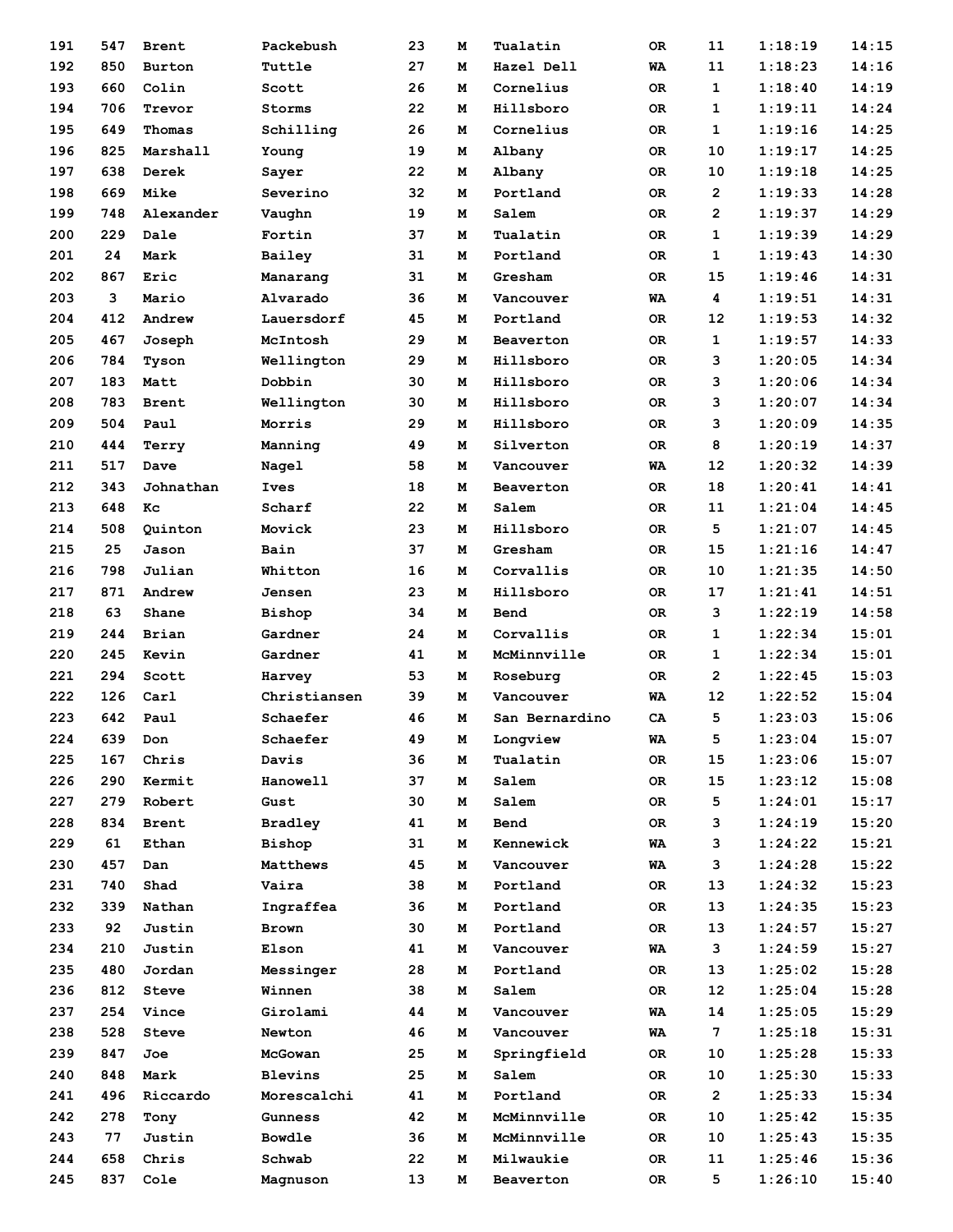| | | | | | | | | | | |
|---|---|---|---|---|---|---|---|---|---|---|
| 191 | 547 | Brent | Packebush | 23 | M | Tualatin | OR | 11 | 1:18:19 | 14:15 |
| 192 | 850 | Burton | Tuttle | 27 | M | Hazel Dell | WA | 11 | 1:18:23 | 14:16 |
| 193 | 660 | Colin | Scott | 26 | M | Cornelius | OR | 1 | 1:18:40 | 14:19 |
| 194 | 706 | Trevor | Storms | 22 | M | Hillsboro | OR | 1 | 1:19:11 | 14:24 |
| 195 | 649 | Thomas | Schilling | 26 | M | Cornelius | OR | 1 | 1:19:16 | 14:25 |
| 196 | 825 | Marshall | Young | 19 | M | Albany | OR | 10 | 1:19:17 | 14:25 |
| 197 | 638 | Derek | Sayer | 22 | M | Albany | OR | 10 | 1:19:18 | 14:25 |
| 198 | 669 | Mike | Severino | 32 | M | Portland | OR | 2 | 1:19:33 | 14:28 |
| 199 | 748 | Alexander | Vaughn | 19 | M | Salem | OR | 2 | 1:19:37 | 14:29 |
| 200 | 229 | Dale | Fortin | 37 | M | Tualatin | OR | 1 | 1:19:39 | 14:29 |
| 201 | 24 | Mark | Bailey | 31 | M | Portland | OR | 1 | 1:19:43 | 14:30 |
| 202 | 867 | Eric | Manarang | 31 | M | Gresham | OR | 15 | 1:19:46 | 14:31 |
| 203 | 3 | Mario | Alvarado | 36 | M | Vancouver | WA | 4 | 1:19:51 | 14:31 |
| 204 | 412 | Andrew | Lauersdorf | 45 | M | Portland | OR | 12 | 1:19:53 | 14:32 |
| 205 | 467 | Joseph | McIntosh | 29 | M | Beaverton | OR | 1 | 1:19:57 | 14:33 |
| 206 | 784 | Tyson | Wellington | 29 | M | Hillsboro | OR | 3 | 1:20:05 | 14:34 |
| 207 | 183 | Matt | Dobbin | 30 | M | Hillsboro | OR | 3 | 1:20:06 | 14:34 |
| 208 | 783 | Brent | Wellington | 30 | M | Hillsboro | OR | 3 | 1:20:07 | 14:34 |
| 209 | 504 | Paul | Morris | 29 | M | Hillsboro | OR | 3 | 1:20:09 | 14:35 |
| 210 | 444 | Terry | Manning | 49 | M | Silverton | OR | 8 | 1:20:19 | 14:37 |
| 211 | 517 | Dave | Nagel | 58 | M | Vancouver | WA | 12 | 1:20:32 | 14:39 |
| 212 | 343 | Johnathan | Ives | 18 | M | Beaverton | OR | 18 | 1:20:41 | 14:41 |
| 213 | 648 | Kc | Scharf | 22 | M | Salem | OR | 11 | 1:21:04 | 14:45 |
| 214 | 508 | Quinton | Movick | 23 | M | Hillsboro | OR | 5 | 1:21:07 | 14:45 |
| 215 | 25 | Jason | Bain | 37 | M | Gresham | OR | 15 | 1:21:16 | 14:47 |
| 216 | 798 | Julian | Whitton | 16 | M | Corvallis | OR | 10 | 1:21:35 | 14:50 |
| 217 | 871 | Andrew | Jensen | 23 | M | Hillsboro | OR | 17 | 1:21:41 | 14:51 |
| 218 | 63 | Shane | Bishop | 34 | M | Bend | OR | 3 | 1:22:19 | 14:58 |
| 219 | 244 | Brian | Gardner | 24 | M | Corvallis | OR | 1 | 1:22:34 | 15:01 |
| 220 | 245 | Kevin | Gardner | 41 | M | McMinnville | OR | 1 | 1:22:34 | 15:01 |
| 221 | 294 | Scott | Harvey | 53 | M | Roseburg | OR | 2 | 1:22:45 | 15:03 |
| 222 | 126 | Carl | Christiansen | 39 | M | Vancouver | WA | 12 | 1:22:52 | 15:04 |
| 223 | 642 | Paul | Schaefer | 46 | M | San Bernardino | CA | 5 | 1:23:03 | 15:06 |
| 224 | 639 | Don | Schaefer | 49 | M | Longview | WA | 5 | 1:23:04 | 15:07 |
| 225 | 167 | Chris | Davis | 36 | M | Tualatin | OR | 15 | 1:23:06 | 15:07 |
| 226 | 290 | Kermit | Hanowell | 37 | M | Salem | OR | 15 | 1:23:12 | 15:08 |
| 227 | 279 | Robert | Gust | 30 | M | Salem | OR | 5 | 1:24:01 | 15:17 |
| 228 | 834 | Brent | Bradley | 41 | M | Bend | OR | 3 | 1:24:19 | 15:20 |
| 229 | 61 | Ethan | Bishop | 31 | M | Kennewick | WA | 3 | 1:24:22 | 15:21 |
| 230 | 457 | Dan | Matthews | 45 | M | Vancouver | WA | 3 | 1:24:28 | 15:22 |
| 231 | 740 | Shad | Vaira | 38 | M | Portland | OR | 13 | 1:24:32 | 15:23 |
| 232 | 339 | Nathan | Ingraffea | 36 | M | Portland | OR | 13 | 1:24:35 | 15:23 |
| 233 | 92 | Justin | Brown | 30 | M | Portland | OR | 13 | 1:24:57 | 15:27 |
| 234 | 210 | Justin | Elson | 41 | M | Vancouver | WA | 3 | 1:24:59 | 15:27 |
| 235 | 480 | Jordan | Messinger | 28 | M | Portland | OR | 13 | 1:25:02 | 15:28 |
| 236 | 812 | Steve | Winnen | 38 | M | Salem | OR | 12 | 1:25:04 | 15:28 |
| 237 | 254 | Vince | Girolami | 44 | M | Vancouver | WA | 14 | 1:25:05 | 15:29 |
| 238 | 528 | Steve | Newton | 46 | M | Vancouver | WA | 7 | 1:25:18 | 15:31 |
| 239 | 847 | Joe | McGowan | 25 | M | Springfield | OR | 10 | 1:25:28 | 15:33 |
| 240 | 848 | Mark | Blevins | 25 | M | Salem | OR | 10 | 1:25:30 | 15:33 |
| 241 | 496 | Riccardo | Morescalchi | 41 | M | Portland | OR | 2 | 1:25:33 | 15:34 |
| 242 | 278 | Tony | Gunness | 42 | M | McMinnville | OR | 10 | 1:25:42 | 15:35 |
| 243 | 77 | Justin | Bowdle | 36 | M | McMinnville | OR | 10 | 1:25:43 | 15:35 |
| 244 | 658 | Chris | Schwab | 22 | M | Milwaukie | OR | 11 | 1:25:46 | 15:36 |
| 245 | 837 | Cole | Magnuson | 13 | M | Beaverton | OR | 5 | 1:26:10 | 15:40 |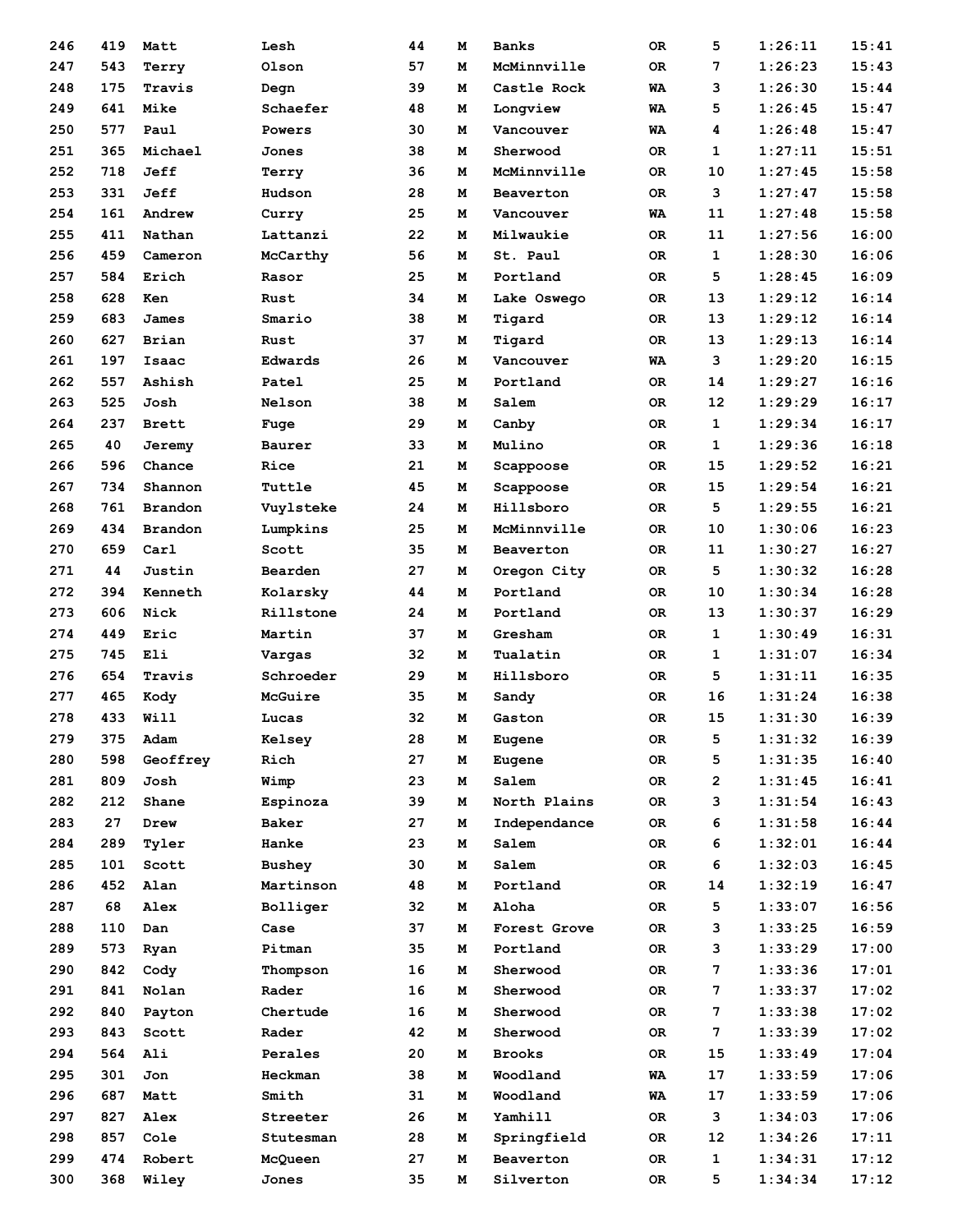| | | | | | | | | | | |
|---|---|---|---|---|---|---|---|---|---|---|
| 246 | 419 | Matt | Lesh | 44 | M | Banks | OR | 5 | 1:26:11 | 15:41 |
| 247 | 543 | Terry | Olson | 57 | M | McMinnville | OR | 7 | 1:26:23 | 15:43 |
| 248 | 175 | Travis | Degn | 39 | M | Castle Rock | WA | 3 | 1:26:30 | 15:44 |
| 249 | 641 | Mike | Schaefer | 48 | M | Longview | WA | 5 | 1:26:45 | 15:47 |
| 250 | 577 | Paul | Powers | 30 | M | Vancouver | WA | 4 | 1:26:48 | 15:47 |
| 251 | 365 | Michael | Jones | 38 | M | Sherwood | OR | 1 | 1:27:11 | 15:51 |
| 252 | 718 | Jeff | Terry | 36 | M | McMinnville | OR | 10 | 1:27:45 | 15:58 |
| 253 | 331 | Jeff | Hudson | 28 | M | Beaverton | OR | 3 | 1:27:47 | 15:58 |
| 254 | 161 | Andrew | Curry | 25 | M | Vancouver | WA | 11 | 1:27:48 | 15:58 |
| 255 | 411 | Nathan | Lattanzi | 22 | M | Milwaukie | OR | 11 | 1:27:56 | 16:00 |
| 256 | 459 | Cameron | McCarthy | 56 | M | St. Paul | OR | 1 | 1:28:30 | 16:06 |
| 257 | 584 | Erich | Rasor | 25 | M | Portland | OR | 5 | 1:28:45 | 16:09 |
| 258 | 628 | Ken | Rust | 34 | M | Lake Oswego | OR | 13 | 1:29:12 | 16:14 |
| 259 | 683 | James | Smario | 38 | M | Tigard | OR | 13 | 1:29:12 | 16:14 |
| 260 | 627 | Brian | Rust | 37 | M | Tigard | OR | 13 | 1:29:13 | 16:14 |
| 261 | 197 | Isaac | Edwards | 26 | M | Vancouver | WA | 3 | 1:29:20 | 16:15 |
| 262 | 557 | Ashish | Patel | 25 | M | Portland | OR | 14 | 1:29:27 | 16:16 |
| 263 | 525 | Josh | Nelson | 38 | M | Salem | OR | 12 | 1:29:29 | 16:17 |
| 264 | 237 | Brett | Fuge | 29 | M | Canby | OR | 1 | 1:29:34 | 16:17 |
| 265 | 40 | Jeremy | Baurer | 33 | M | Mulino | OR | 1 | 1:29:36 | 16:18 |
| 266 | 596 | Chance | Rice | 21 | M | Scappoose | OR | 15 | 1:29:52 | 16:21 |
| 267 | 734 | Shannon | Tuttle | 45 | M | Scappoose | OR | 15 | 1:29:54 | 16:21 |
| 268 | 761 | Brandon | Vuylsteke | 24 | M | Hillsboro | OR | 5 | 1:29:55 | 16:21 |
| 269 | 434 | Brandon | Lumpkins | 25 | M | McMinnville | OR | 10 | 1:30:06 | 16:23 |
| 270 | 659 | Carl | Scott | 35 | M | Beaverton | OR | 11 | 1:30:27 | 16:27 |
| 271 | 44 | Justin | Bearden | 27 | M | Oregon City | OR | 5 | 1:30:32 | 16:28 |
| 272 | 394 | Kenneth | Kolarsky | 44 | M | Portland | OR | 10 | 1:30:34 | 16:28 |
| 273 | 606 | Nick | Rillstone | 24 | M | Portland | OR | 13 | 1:30:37 | 16:29 |
| 274 | 449 | Eric | Martin | 37 | M | Gresham | OR | 1 | 1:30:49 | 16:31 |
| 275 | 745 | Eli | Vargas | 32 | M | Tualatin | OR | 1 | 1:31:07 | 16:34 |
| 276 | 654 | Travis | Schroeder | 29 | M | Hillsboro | OR | 5 | 1:31:11 | 16:35 |
| 277 | 465 | Kody | McGuire | 35 | M | Sandy | OR | 16 | 1:31:24 | 16:38 |
| 278 | 433 | Will | Lucas | 32 | M | Gaston | OR | 15 | 1:31:30 | 16:39 |
| 279 | 375 | Adam | Kelsey | 28 | M | Eugene | OR | 5 | 1:31:32 | 16:39 |
| 280 | 598 | Geoffrey | Rich | 27 | M | Eugene | OR | 5 | 1:31:35 | 16:40 |
| 281 | 809 | Josh | Wimp | 23 | M | Salem | OR | 2 | 1:31:45 | 16:41 |
| 282 | 212 | Shane | Espinoza | 39 | M | North Plains | OR | 3 | 1:31:54 | 16:43 |
| 283 | 27 | Drew | Baker | 27 | M | Independance | OR | 6 | 1:31:58 | 16:44 |
| 284 | 289 | Tyler | Hanke | 23 | M | Salem | OR | 6 | 1:32:01 | 16:44 |
| 285 | 101 | Scott | Bushey | 30 | M | Salem | OR | 6 | 1:32:03 | 16:45 |
| 286 | 452 | Alan | Martinson | 48 | M | Portland | OR | 14 | 1:32:19 | 16:47 |
| 287 | 68 | Alex | Bolliger | 32 | M | Aloha | OR | 5 | 1:33:07 | 16:56 |
| 288 | 110 | Dan | Case | 37 | M | Forest Grove | OR | 3 | 1:33:25 | 16:59 |
| 289 | 573 | Ryan | Pitman | 35 | M | Portland | OR | 3 | 1:33:29 | 17:00 |
| 290 | 842 | Cody | Thompson | 16 | M | Sherwood | OR | 7 | 1:33:36 | 17:01 |
| 291 | 841 | Nolan | Rader | 16 | M | Sherwood | OR | 7 | 1:33:37 | 17:02 |
| 292 | 840 | Payton | Chertude | 16 | M | Sherwood | OR | 7 | 1:33:38 | 17:02 |
| 293 | 843 | Scott | Rader | 42 | M | Sherwood | OR | 7 | 1:33:39 | 17:02 |
| 294 | 564 | Ali | Perales | 20 | M | Brooks | OR | 15 | 1:33:49 | 17:04 |
| 295 | 301 | Jon | Heckman | 38 | M | Woodland | WA | 17 | 1:33:59 | 17:06 |
| 296 | 687 | Matt | Smith | 31 | M | Woodland | WA | 17 | 1:33:59 | 17:06 |
| 297 | 827 | Alex | Streeter | 26 | M | Yamhill | OR | 3 | 1:34:03 | 17:06 |
| 298 | 857 | Cole | Stutesman | 28 | M | Springfield | OR | 12 | 1:34:26 | 17:11 |
| 299 | 474 | Robert | McQueen | 27 | M | Beaverton | OR | 1 | 1:34:31 | 17:12 |
| 300 | 368 | Wiley | Jones | 35 | M | Silverton | OR | 5 | 1:34:34 | 17:12 |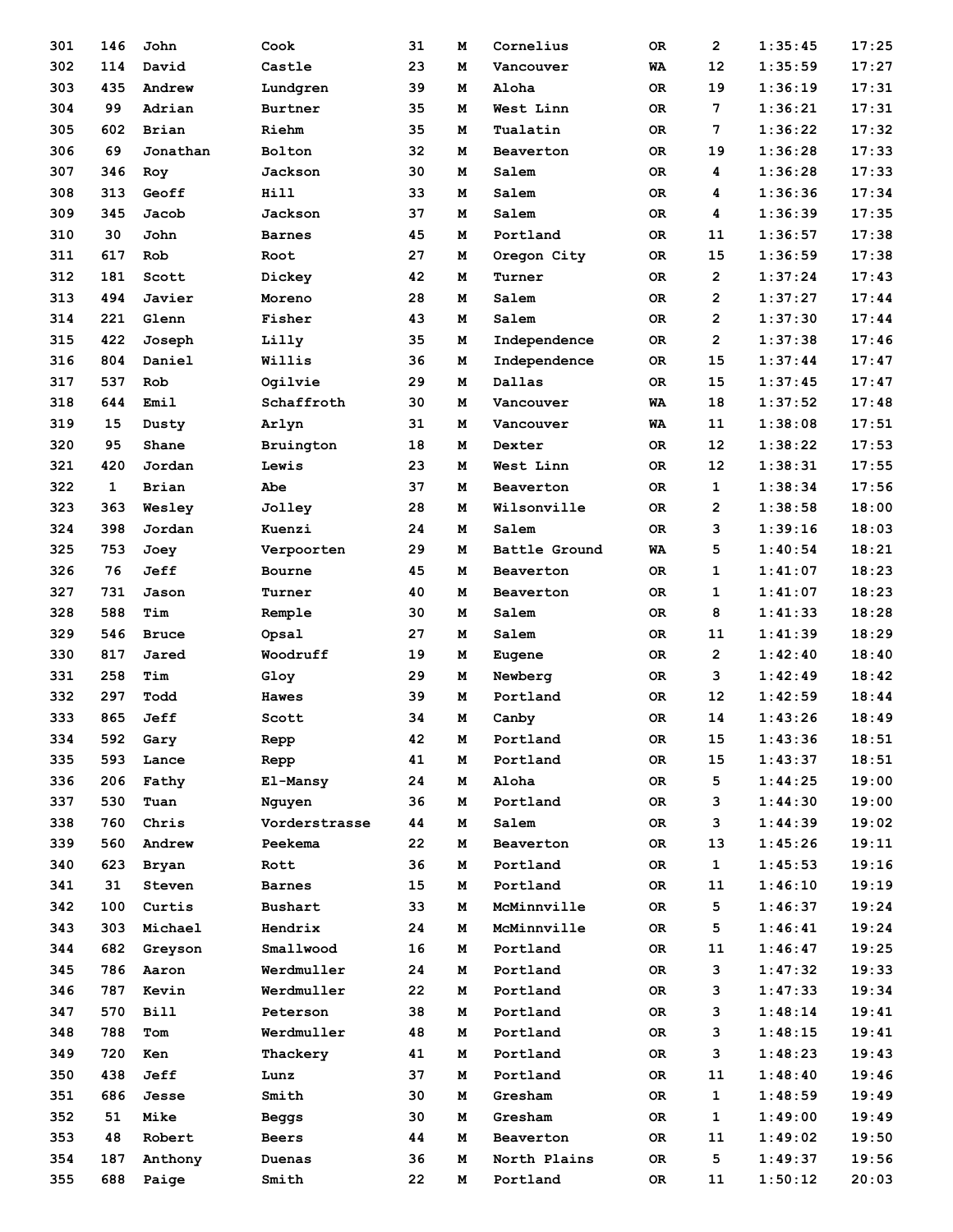| | | | | | | | | | | |
|---|---|---|---|---|---|---|---|---|---|---|
| 301 | 146 | John | Cook | 31 | M | Cornelius | OR | 2 | 1:35:45 | 17:25 |
| 302 | 114 | David | Castle | 23 | M | Vancouver | WA | 12 | 1:35:59 | 17:27 |
| 303 | 435 | Andrew | Lundgren | 39 | M | Aloha | OR | 19 | 1:36:19 | 17:31 |
| 304 | 99 | Adrian | Burtner | 35 | M | West Linn | OR | 7 | 1:36:21 | 17:31 |
| 305 | 602 | Brian | Riehm | 35 | M | Tualatin | OR | 7 | 1:36:22 | 17:32 |
| 306 | 69 | Jonathan | Bolton | 32 | M | Beaverton | OR | 19 | 1:36:28 | 17:33 |
| 307 | 346 | Roy | Jackson | 30 | M | Salem | OR | 4 | 1:36:28 | 17:33 |
| 308 | 313 | Geoff | Hill | 33 | M | Salem | OR | 4 | 1:36:36 | 17:34 |
| 309 | 345 | Jacob | Jackson | 37 | M | Salem | OR | 4 | 1:36:39 | 17:35 |
| 310 | 30 | John | Barnes | 45 | M | Portland | OR | 11 | 1:36:57 | 17:38 |
| 311 | 617 | Rob | Root | 27 | M | Oregon City | OR | 15 | 1:36:59 | 17:38 |
| 312 | 181 | Scott | Dickey | 42 | M | Turner | OR | 2 | 1:37:24 | 17:43 |
| 313 | 494 | Javier | Moreno | 28 | M | Salem | OR | 2 | 1:37:27 | 17:44 |
| 314 | 221 | Glenn | Fisher | 43 | M | Salem | OR | 2 | 1:37:30 | 17:44 |
| 315 | 422 | Joseph | Lilly | 35 | M | Independence | OR | 2 | 1:37:38 | 17:46 |
| 316 | 804 | Daniel | Willis | 36 | M | Independence | OR | 15 | 1:37:44 | 17:47 |
| 317 | 537 | Rob | Ogilvie | 29 | M | Dallas | OR | 15 | 1:37:45 | 17:47 |
| 318 | 644 | Emil | Schaffroth | 30 | M | Vancouver | WA | 18 | 1:37:52 | 17:48 |
| 319 | 15 | Dusty | Arlyn | 31 | M | Vancouver | WA | 11 | 1:38:08 | 17:51 |
| 320 | 95 | Shane | Bruington | 18 | M | Dexter | OR | 12 | 1:38:22 | 17:53 |
| 321 | 420 | Jordan | Lewis | 23 | M | West Linn | OR | 12 | 1:38:31 | 17:55 |
| 322 | 1 | Brian | Abe | 37 | M | Beaverton | OR | 1 | 1:38:34 | 17:56 |
| 323 | 363 | Wesley | Jolley | 28 | M | Wilsonville | OR | 2 | 1:38:58 | 18:00 |
| 324 | 398 | Jordan | Kuenzi | 24 | M | Salem | OR | 3 | 1:39:16 | 18:03 |
| 325 | 753 | Joey | Verpoorten | 29 | M | Battle Ground | WA | 5 | 1:40:54 | 18:21 |
| 326 | 76 | Jeff | Bourne | 45 | M | Beaverton | OR | 1 | 1:41:07 | 18:23 |
| 327 | 731 | Jason | Turner | 40 | M | Beaverton | OR | 1 | 1:41:07 | 18:23 |
| 328 | 588 | Tim | Remple | 30 | M | Salem | OR | 8 | 1:41:33 | 18:28 |
| 329 | 546 | Bruce | Opsal | 27 | M | Salem | OR | 11 | 1:41:39 | 18:29 |
| 330 | 817 | Jared | Woodruff | 19 | M | Eugene | OR | 2 | 1:42:40 | 18:40 |
| 331 | 258 | Tim | Gloy | 29 | M | Newberg | OR | 3 | 1:42:49 | 18:42 |
| 332 | 297 | Todd | Hawes | 39 | M | Portland | OR | 12 | 1:42:59 | 18:44 |
| 333 | 865 | Jeff | Scott | 34 | M | Canby | OR | 14 | 1:43:26 | 18:49 |
| 334 | 592 | Gary | Repp | 42 | M | Portland | OR | 15 | 1:43:36 | 18:51 |
| 335 | 593 | Lance | Repp | 41 | M | Portland | OR | 15 | 1:43:37 | 18:51 |
| 336 | 206 | Fathy | El-Mansy | 24 | M | Aloha | OR | 5 | 1:44:25 | 19:00 |
| 337 | 530 | Tuan | Nguyen | 36 | M | Portland | OR | 3 | 1:44:30 | 19:00 |
| 338 | 760 | Chris | Vorderstrasse | 44 | M | Salem | OR | 3 | 1:44:39 | 19:02 |
| 339 | 560 | Andrew | Peekema | 22 | M | Beaverton | OR | 13 | 1:45:26 | 19:11 |
| 340 | 623 | Bryan | Rott | 36 | M | Portland | OR | 1 | 1:45:53 | 19:16 |
| 341 | 31 | Steven | Barnes | 15 | M | Portland | OR | 11 | 1:46:10 | 19:19 |
| 342 | 100 | Curtis | Bushart | 33 | M | McMinnville | OR | 5 | 1:46:37 | 19:24 |
| 343 | 303 | Michael | Hendrix | 24 | M | McMinnville | OR | 5 | 1:46:41 | 19:24 |
| 344 | 682 | Greyson | Smallwood | 16 | M | Portland | OR | 11 | 1:46:47 | 19:25 |
| 345 | 786 | Aaron | Werdmuller | 24 | M | Portland | OR | 3 | 1:47:32 | 19:33 |
| 346 | 787 | Kevin | Werdmuller | 22 | M | Portland | OR | 3 | 1:47:33 | 19:34 |
| 347 | 570 | Bill | Peterson | 38 | M | Portland | OR | 3 | 1:48:14 | 19:41 |
| 348 | 788 | Tom | Werdmuller | 48 | M | Portland | OR | 3 | 1:48:15 | 19:41 |
| 349 | 720 | Ken | Thackery | 41 | M | Portland | OR | 3 | 1:48:23 | 19:43 |
| 350 | 438 | Jeff | Lunz | 37 | M | Portland | OR | 11 | 1:48:40 | 19:46 |
| 351 | 686 | Jesse | Smith | 30 | M | Gresham | OR | 1 | 1:48:59 | 19:49 |
| 352 | 51 | Mike | Beggs | 30 | M | Gresham | OR | 1 | 1:49:00 | 19:49 |
| 353 | 48 | Robert | Beers | 44 | M | Beaverton | OR | 11 | 1:49:02 | 19:50 |
| 354 | 187 | Anthony | Duenas | 36 | M | North Plains | OR | 5 | 1:49:37 | 19:56 |
| 355 | 688 | Paige | Smith | 22 | M | Portland | OR | 11 | 1:50:12 | 20:03 |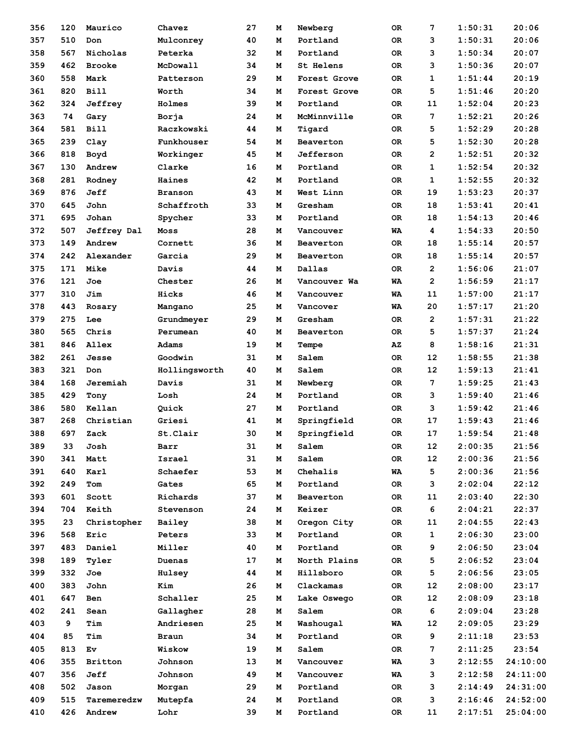| | | | | | | | | | | |
|---|---|---|---|---|---|---|---|---|---|---|
| 356 | 120 | Maurico | Chavez | 27 | M | Newberg | OR | 7 | 1:50:31 | 20:06 |
| 357 | 510 | Don | Mulconrey | 40 | M | Portland | OR | 3 | 1:50:31 | 20:06 |
| 358 | 567 | Nicholas | Peterka | 32 | M | Portland | OR | 3 | 1:50:34 | 20:07 |
| 359 | 462 | Brooke | McDowall | 34 | M | St Helens | OR | 3 | 1:50:36 | 20:07 |
| 360 | 558 | Mark | Patterson | 29 | M | Forest Grove | OR | 1 | 1:51:44 | 20:19 |
| 361 | 820 | Bill | Worth | 34 | M | Forest Grove | OR | 5 | 1:51:46 | 20:20 |
| 362 | 324 | Jeffrey | Holmes | 39 | M | Portland | OR | 11 | 1:52:04 | 20:23 |
| 363 | 74 | Gary | Borja | 24 | M | McMinnville | OR | 7 | 1:52:21 | 20:26 |
| 364 | 581 | Bill | Raczkowski | 44 | M | Tigard | OR | 5 | 1:52:29 | 20:28 |
| 365 | 239 | Clay | Funkhouser | 54 | M | Beaverton | OR | 5 | 1:52:30 | 20:28 |
| 366 | 818 | Boyd | Workinger | 45 | M | Jefferson | OR | 2 | 1:52:51 | 20:32 |
| 367 | 130 | Andrew | Clarke | 16 | M | Portland | OR | 1 | 1:52:54 | 20:32 |
| 368 | 281 | Rodney | Haines | 42 | M | Portland | OR | 1 | 1:52:55 | 20:32 |
| 369 | 876 | Jeff | Branson | 43 | M | West Linn | OR | 19 | 1:53:23 | 20:37 |
| 370 | 645 | John | Schaffroth | 33 | M | Gresham | OR | 18 | 1:53:41 | 20:41 |
| 371 | 695 | Johan | Spycher | 33 | M | Portland | OR | 18 | 1:54:13 | 20:46 |
| 372 | 507 | Jeffrey Dal | Moss | 28 | M | Vancouver | WA | 4 | 1:54:33 | 20:50 |
| 373 | 149 | Andrew | Cornett | 36 | M | Beaverton | OR | 18 | 1:55:14 | 20:57 |
| 374 | 242 | Alexander | Garcia | 29 | M | Beaverton | OR | 18 | 1:55:14 | 20:57 |
| 375 | 171 | Mike | Davis | 44 | M | Dallas | OR | 2 | 1:56:06 | 21:07 |
| 376 | 121 | Joe | Chester | 26 | M | Vancouver Wa | WA | 2 | 1:56:59 | 21:17 |
| 377 | 310 | Jim | Hicks | 46 | M | Vancouver | WA | 11 | 1:57:00 | 21:17 |
| 378 | 443 | Rosary | Mangano | 25 | M | Vancover | WA | 20 | 1:57:17 | 21:20 |
| 379 | 275 | Lee | Grundmeyer | 29 | M | Gresham | OR | 2 | 1:57:31 | 21:22 |
| 380 | 565 | Chris | Perumean | 40 | M | Beaverton | OR | 5 | 1:57:37 | 21:24 |
| 381 | 846 | Allex | Adams | 19 | M | Tempe | AZ | 8 | 1:58:16 | 21:31 |
| 382 | 261 | Jesse | Goodwin | 31 | M | Salem | OR | 12 | 1:58:55 | 21:38 |
| 383 | 321 | Don | Hollingsworth | 40 | M | Salem | OR | 12 | 1:59:13 | 21:41 |
| 384 | 168 | Jeremiah | Davis | 31 | M | Newberg | OR | 7 | 1:59:25 | 21:43 |
| 385 | 429 | Tony | Losh | 24 | M | Portland | OR | 3 | 1:59:40 | 21:46 |
| 386 | 580 | Kellan | Quick | 27 | M | Portland | OR | 3 | 1:59:42 | 21:46 |
| 387 | 268 | Christian | Griesi | 41 | M | Springfield | OR | 17 | 1:59:43 | 21:46 |
| 388 | 697 | Zack | St.Clair | 30 | M | Springfield | OR | 17 | 1:59:54 | 21:48 |
| 389 | 33 | Josh | Barr | 31 | M | Salem | OR | 12 | 2:00:35 | 21:56 |
| 390 | 341 | Matt | Israel | 31 | M | Salem | OR | 12 | 2:00:36 | 21:56 |
| 391 | 640 | Karl | Schaefer | 53 | M | Chehalis | WA | 5 | 2:00:36 | 21:56 |
| 392 | 249 | Tom | Gates | 65 | M | Portland | OR | 3 | 2:02:04 | 22:12 |
| 393 | 601 | Scott | Richards | 37 | M | Beaverton | OR | 11 | 2:03:40 | 22:30 |
| 394 | 704 | Keith | Stevenson | 24 | M | Keizer | OR | 6 | 2:04:21 | 22:37 |
| 395 | 23 | Christopher | Bailey | 38 | M | Oregon City | OR | 11 | 2:04:55 | 22:43 |
| 396 | 568 | Eric | Peters | 33 | M | Portland | OR | 1 | 2:06:30 | 23:00 |
| 397 | 483 | Daniel | Miller | 40 | M | Portland | OR | 9 | 2:06:50 | 23:04 |
| 398 | 189 | Tyler | Duenas | 17 | M | North Plains | OR | 5 | 2:06:52 | 23:04 |
| 399 | 332 | Joe | Hulsey | 44 | M | Hillsboro | OR | 5 | 2:06:56 | 23:05 |
| 400 | 383 | John | Kim | 26 | M | Clackamas | OR | 12 | 2:08:00 | 23:17 |
| 401 | 647 | Ben | Schaller | 25 | M | Lake Oswego | OR | 12 | 2:08:09 | 23:18 |
| 402 | 241 | Sean | Gallagher | 28 | M | Salem | OR | 6 | 2:09:04 | 23:28 |
| 403 | 9 | Tim | Andriesen | 25 | M | Washougal | WA | 12 | 2:09:05 | 23:29 |
| 404 | 85 | Tim | Braun | 34 | M | Portland | OR | 9 | 2:11:18 | 23:53 |
| 405 | 813 | Ev | Wiskow | 19 | M | Salem | OR | 7 | 2:11:25 | 23:54 |
| 406 | 355 | Britton | Johnson | 13 | M | Vancouver | WA | 3 | 2:12:55 | 24:10:00 |
| 407 | 356 | Jeff | Johnson | 49 | M | Vancouver | WA | 3 | 2:12:58 | 24:11:00 |
| 408 | 502 | Jason | Morgan | 29 | M | Portland | OR | 3 | 2:14:49 | 24:31:00 |
| 409 | 515 | Taremeredzw | Mutepfa | 24 | M | Portland | OR | 3 | 2:16:46 | 24:52:00 |
| 410 | 426 | Andrew | Lohr | 39 | M | Portland | OR | 11 | 2:17:51 | 25:04:00 |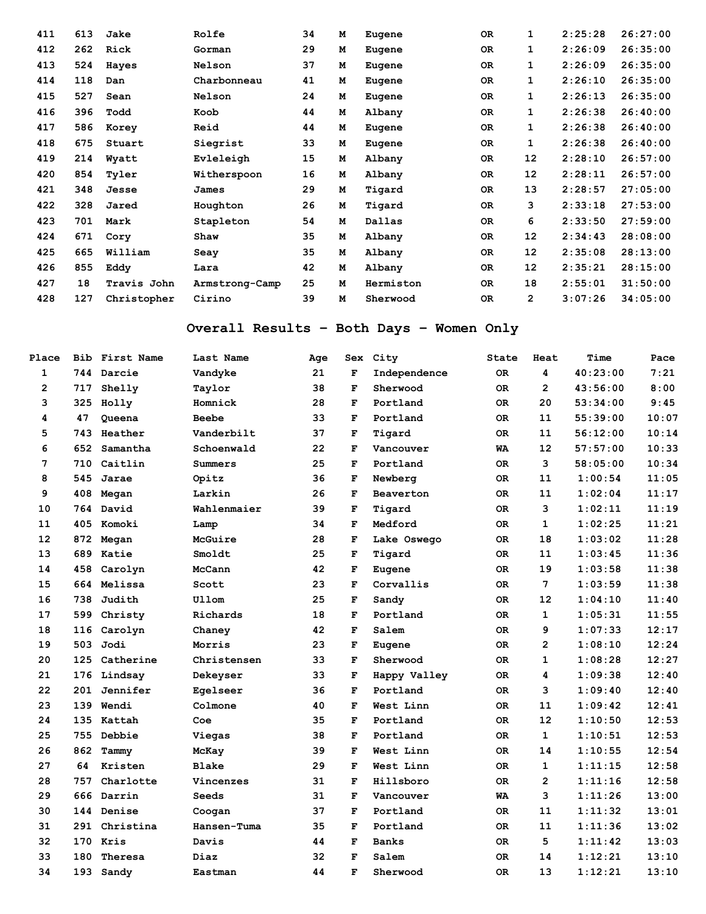| 411 | 613 | Jake | Rolfe | 34 | M | Eugene | OR | 1 | 2:25:28 | 26:27:00 |
|---|---|---|---|---|---|---|---|---|---|---|
| 412 | 262 | Rick | Gorman | 29 | M | Eugene | OR | 1 | 2:26:09 | 26:35:00 |
| 413 | 524 | Hayes | Nelson | 37 | M | Eugene | OR | 1 | 2:26:09 | 26:35:00 |
| 414 | 118 | Dan | Charbonneau | 41 | M | Eugene | OR | 1 | 2:26:10 | 26:35:00 |
| 415 | 527 | Sean | Nelson | 24 | M | Eugene | OR | 1 | 2:26:13 | 26:35:00 |
| 416 | 396 | Todd | Koob | 44 | M | Albany | OR | 1 | 2:26:38 | 26:40:00 |
| 417 | 586 | Korey | Reid | 44 | M | Eugene | OR | 1 | 2:26:38 | 26:40:00 |
| 418 | 675 | Stuart | Siegrist | 33 | M | Eugene | OR | 1 | 2:26:38 | 26:40:00 |
| 419 | 214 | Wyatt | Evleleigh | 15 | M | Albany | OR | 12 | 2:28:10 | 26:57:00 |
| 420 | 854 | Tyler | Witherspoon | 16 | M | Albany | OR | 12 | 2:28:11 | 26:57:00 |
| 421 | 348 | Jesse | James | 29 | M | Tigard | OR | 13 | 2:28:57 | 27:05:00 |
| 422 | 328 | Jared | Houghton | 26 | M | Tigard | OR | 3 | 2:33:18 | 27:53:00 |
| 423 | 701 | Mark | Stapleton | 54 | M | Dallas | OR | 6 | 2:33:50 | 27:59:00 |
| 424 | 671 | Cory | Shaw | 35 | M | Albany | OR | 12 | 2:34:43 | 28:08:00 |
| 425 | 665 | William | Seay | 35 | M | Albany | OR | 12 | 2:35:08 | 28:13:00 |
| 426 | 855 | Eddy | Lara | 42 | M | Albany | OR | 12 | 2:35:21 | 28:15:00 |
| 427 | 18 | Travis John | Armstrong-Camp | 25 | M | Hermiston | OR | 18 | 2:55:01 | 31:50:00 |
| 428 | 127 | Christopher | Cirino | 39 | M | Sherwood | OR | 2 | 3:07:26 | 34:05:00 |

## Overall Results - Both Days - Women Only

| Place | Bib | First Name | Last Name | Age | Sex | City | State | Heat | Time | Pace |
|---|---|---|---|---|---|---|---|---|---|---|
| 1 | 744 | Darcie | Vandyke | 21 | F | Independence | OR | 4 | 40:23:00 | 7:21 |
| 2 | 717 | Shelly | Taylor | 38 | F | Sherwood | OR | 2 | 43:56:00 | 8:00 |
| 3 | 325 | Holly | Homnick | 28 | F | Portland | OR | 20 | 53:34:00 | 9:45 |
| 4 | 47 | Queena | Beebe | 33 | F | Portland | OR | 11 | 55:39:00 | 10:07 |
| 5 | 743 | Heather | Vanderbilt | 37 | F | Tigard | OR | 11 | 56:12:00 | 10:14 |
| 6 | 652 | Samantha | Schoenwald | 22 | F | Vancouver | WA | 12 | 57:57:00 | 10:33 |
| 7 | 710 | Caitlin | Summers | 25 | F | Portland | OR | 3 | 58:05:00 | 10:34 |
| 8 | 545 | Jarae | Opitz | 36 | F | Newberg | OR | 11 | 1:00:54 | 11:05 |
| 9 | 408 | Megan | Larkin | 26 | F | Beaverton | OR | 11 | 1:02:04 | 11:17 |
| 10 | 764 | David | Wahlenmaier | 39 | F | Tigard | OR | 3 | 1:02:11 | 11:19 |
| 11 | 405 | Komoki | Lamp | 34 | F | Medford | OR | 1 | 1:02:25 | 11:21 |
| 12 | 872 | Megan | McGuire | 28 | F | Lake Oswego | OR | 18 | 1:03:02 | 11:28 |
| 13 | 689 | Katie | Smoldt | 25 | F | Tigard | OR | 11 | 1:03:45 | 11:36 |
| 14 | 458 | Carolyn | McCann | 42 | F | Eugene | OR | 19 | 1:03:58 | 11:38 |
| 15 | 664 | Melissa | Scott | 23 | F | Corvallis | OR | 7 | 1:03:59 | 11:38 |
| 16 | 738 | Judith | Ullom | 25 | F | Sandy | OR | 12 | 1:04:10 | 11:40 |
| 17 | 599 | Christy | Richards | 18 | F | Portland | OR | 1 | 1:05:31 | 11:55 |
| 18 | 116 | Carolyn | Chaney | 42 | F | Salem | OR | 9 | 1:07:33 | 12:17 |
| 19 | 503 | Jodi | Morris | 23 | F | Eugene | OR | 2 | 1:08:10 | 12:24 |
| 20 | 125 | Catherine | Christensen | 33 | F | Sherwood | OR | 1 | 1:08:28 | 12:27 |
| 21 | 176 | Lindsay | Dekeyser | 33 | F | Happy Valley | OR | 4 | 1:09:38 | 12:40 |
| 22 | 201 | Jennifer | Egelseer | 36 | F | Portland | OR | 3 | 1:09:40 | 12:40 |
| 23 | 139 | Wendi | Colmone | 40 | F | West Linn | OR | 11 | 1:09:42 | 12:41 |
| 24 | 135 | Kattah | Coe | 35 | F | Portland | OR | 12 | 1:10:50 | 12:53 |
| 25 | 755 | Debbie | Viegas | 38 | F | Portland | OR | 1 | 1:10:51 | 12:53 |
| 26 | 862 | Tammy | McKay | 39 | F | West Linn | OR | 14 | 1:10:55 | 12:54 |
| 27 | 64 | Kristen | Blake | 29 | F | West Linn | OR | 1 | 1:11:15 | 12:58 |
| 28 | 757 | Charlotte | Vincenzes | 31 | F | Hillsboro | OR | 2 | 1:11:16 | 12:58 |
| 29 | 666 | Darrin | Seeds | 31 | F | Vancouver | WA | 3 | 1:11:26 | 13:00 |
| 30 | 144 | Denise | Coogan | 37 | F | Portland | OR | 11 | 1:11:32 | 13:01 |
| 31 | 291 | Christina | Hansen-Tuma | 35 | F | Portland | OR | 11 | 1:11:36 | 13:02 |
| 32 | 170 | Kris | Davis | 44 | F | Banks | OR | 5 | 1:11:42 | 13:03 |
| 33 | 180 | Theresa | Diaz | 32 | F | Salem | OR | 14 | 1:12:21 | 13:10 |
| 34 | 193 | Sandy | Eastman | 44 | F | Sherwood | OR | 13 | 1:12:21 | 13:10 |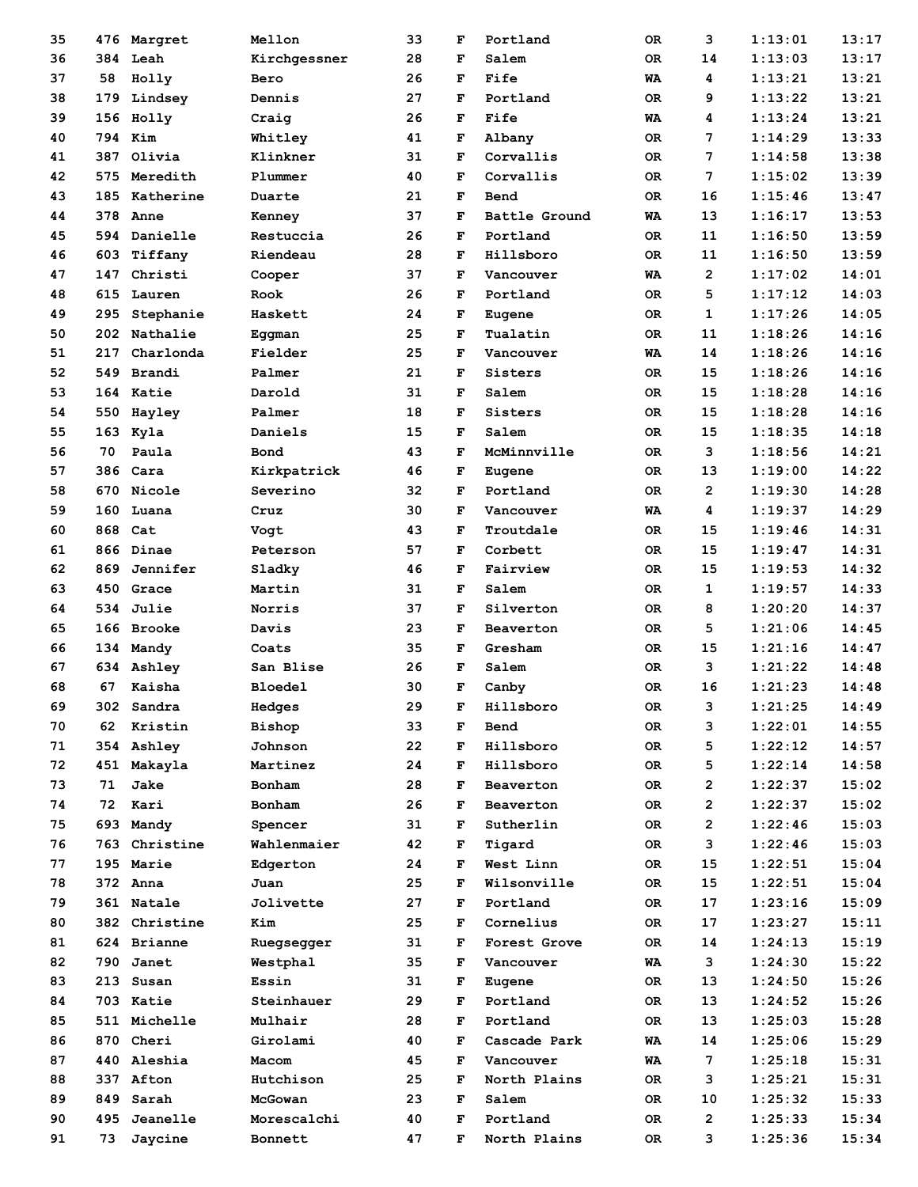| | | | | | | | | | | |
|---|---|---|---|---|---|---|---|---|---|---|
| 35 | 476 | Margret | Mellon | 33 | F | Portland | OR | 3 | 1:13:01 | 13:17 |
| 36 | 384 | Leah | Kirchgessner | 28 | F | Salem | OR | 14 | 1:13:03 | 13:17 |
| 37 | 58 | Holly | Bero | 26 | F | Fife | WA | 4 | 1:13:21 | 13:21 |
| 38 | 179 | Lindsey | Dennis | 27 | F | Portland | OR | 9 | 1:13:22 | 13:21 |
| 39 | 156 | Holly | Craig | 26 | F | Fife | WA | 4 | 1:13:24 | 13:21 |
| 40 | 794 | Kim | Whitley | 41 | F | Albany | OR | 7 | 1:14:29 | 13:33 |
| 41 | 387 | Olivia | Klinkner | 31 | F | Corvallis | OR | 7 | 1:14:58 | 13:38 |
| 42 | 575 | Meredith | Plummer | 40 | F | Corvallis | OR | 7 | 1:15:02 | 13:39 |
| 43 | 185 | Katherine | Duarte | 21 | F | Bend | OR | 16 | 1:15:46 | 13:47 |
| 44 | 378 | Anne | Kenney | 37 | F | Battle Ground | WA | 13 | 1:16:17 | 13:53 |
| 45 | 594 | Danielle | Restuccia | 26 | F | Portland | OR | 11 | 1:16:50 | 13:59 |
| 46 | 603 | Tiffany | Riendeau | 28 | F | Hillsboro | OR | 11 | 1:16:50 | 13:59 |
| 47 | 147 | Christi | Cooper | 37 | F | Vancouver | WA | 2 | 1:17:02 | 14:01 |
| 48 | 615 | Lauren | Rook | 26 | F | Portland | OR | 5 | 1:17:12 | 14:03 |
| 49 | 295 | Stephanie | Haskett | 24 | F | Eugene | OR | 1 | 1:17:26 | 14:05 |
| 50 | 202 | Nathalie | Eggman | 25 | F | Tualatin | OR | 11 | 1:18:26 | 14:16 |
| 51 | 217 | Charlonda | Fielder | 25 | F | Vancouver | WA | 14 | 1:18:26 | 14:16 |
| 52 | 549 | Brandi | Palmer | 21 | F | Sisters | OR | 15 | 1:18:26 | 14:16 |
| 53 | 164 | Katie | Darold | 31 | F | Salem | OR | 15 | 1:18:28 | 14:16 |
| 54 | 550 | Hayley | Palmer | 18 | F | Sisters | OR | 15 | 1:18:28 | 14:16 |
| 55 | 163 | Kyla | Daniels | 15 | F | Salem | OR | 15 | 1:18:35 | 14:18 |
| 56 | 70 | Paula | Bond | 43 | F | McMinnville | OR | 3 | 1:18:56 | 14:21 |
| 57 | 386 | Cara | Kirkpatrick | 46 | F | Eugene | OR | 13 | 1:19:00 | 14:22 |
| 58 | 670 | Nicole | Severino | 32 | F | Portland | OR | 2 | 1:19:30 | 14:28 |
| 59 | 160 | Luana | Cruz | 30 | F | Vancouver | WA | 4 | 1:19:37 | 14:29 |
| 60 | 868 | Cat | Vogt | 43 | F | Troutdale | OR | 15 | 1:19:46 | 14:31 |
| 61 | 866 | Dinae | Peterson | 57 | F | Corbett | OR | 15 | 1:19:47 | 14:31 |
| 62 | 869 | Jennifer | Sladky | 46 | F | Fairview | OR | 15 | 1:19:53 | 14:32 |
| 63 | 450 | Grace | Martin | 31 | F | Salem | OR | 1 | 1:19:57 | 14:33 |
| 64 | 534 | Julie | Norris | 37 | F | Silverton | OR | 8 | 1:20:20 | 14:37 |
| 65 | 166 | Brooke | Davis | 23 | F | Beaverton | OR | 5 | 1:21:06 | 14:45 |
| 66 | 134 | Mandy | Coats | 35 | F | Gresham | OR | 15 | 1:21:16 | 14:47 |
| 67 | 634 | Ashley | San Blise | 26 | F | Salem | OR | 3 | 1:21:22 | 14:48 |
| 68 | 67 | Kaisha | Bloedel | 30 | F | Canby | OR | 16 | 1:21:23 | 14:48 |
| 69 | 302 | Sandra | Hedges | 29 | F | Hillsboro | OR | 3 | 1:21:25 | 14:49 |
| 70 | 62 | Kristin | Bishop | 33 | F | Bend | OR | 3 | 1:22:01 | 14:55 |
| 71 | 354 | Ashley | Johnson | 22 | F | Hillsboro | OR | 5 | 1:22:12 | 14:57 |
| 72 | 451 | Makayla | Martinez | 24 | F | Hillsboro | OR | 5 | 1:22:14 | 14:58 |
| 73 | 71 | Jake | Bonham | 28 | F | Beaverton | OR | 2 | 1:22:37 | 15:02 |
| 74 | 72 | Kari | Bonham | 26 | F | Beaverton | OR | 2 | 1:22:37 | 15:02 |
| 75 | 693 | Mandy | Spencer | 31 | F | Sutherlin | OR | 2 | 1:22:46 | 15:03 |
| 76 | 763 | Christine | Wahlenmaier | 42 | F | Tigard | OR | 3 | 1:22:46 | 15:03 |
| 77 | 195 | Marie | Edgerton | 24 | F | West Linn | OR | 15 | 1:22:51 | 15:04 |
| 78 | 372 | Anna | Juan | 25 | F | Wilsonville | OR | 15 | 1:22:51 | 15:04 |
| 79 | 361 | Natale | Jolivette | 27 | F | Portland | OR | 17 | 1:23:16 | 15:09 |
| 80 | 382 | Christine | Kim | 25 | F | Cornelius | OR | 17 | 1:23:27 | 15:11 |
| 81 | 624 | Brianne | Ruegsegger | 31 | F | Forest Grove | OR | 14 | 1:24:13 | 15:19 |
| 82 | 790 | Janet | Westphal | 35 | F | Vancouver | WA | 3 | 1:24:30 | 15:22 |
| 83 | 213 | Susan | Essin | 31 | F | Eugene | OR | 13 | 1:24:50 | 15:26 |
| 84 | 703 | Katie | Steinhauer | 29 | F | Portland | OR | 13 | 1:24:52 | 15:26 |
| 85 | 511 | Michelle | Mulhair | 28 | F | Portland | OR | 13 | 1:25:03 | 15:28 |
| 86 | 870 | Cheri | Girolami | 40 | F | Cascade Park | WA | 14 | 1:25:06 | 15:29 |
| 87 | 440 | Aleshia | Macom | 45 | F | Vancouver | WA | 7 | 1:25:18 | 15:31 |
| 88 | 337 | Afton | Hutchison | 25 | F | North Plains | OR | 3 | 1:25:21 | 15:31 |
| 89 | 849 | Sarah | McGowan | 23 | F | Salem | OR | 10 | 1:25:32 | 15:33 |
| 90 | 495 | Jeanelle | Morescalchi | 40 | F | Portland | OR | 2 | 1:25:33 | 15:34 |
| 91 | 73 | Jaycine | Bonnett | 47 | F | North Plains | OR | 3 | 1:25:36 | 15:34 |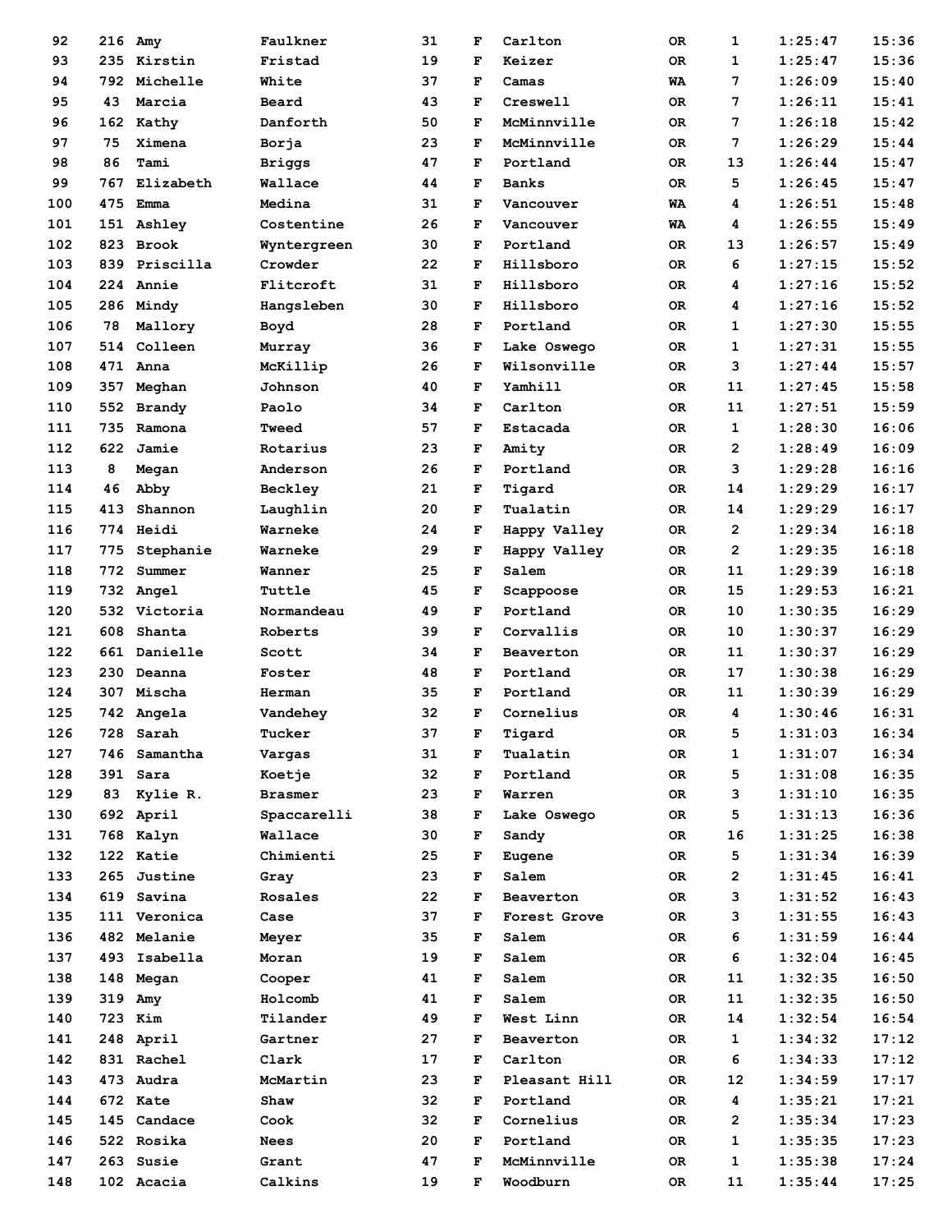| | | | | | | | | | | |
|---|---|---|---|---|---|---|---|---|---|---|
| 92 | 216 | Amy | Faulkner | 31 | F | Carlton | OR | 1 | 1:25:47 | 15:36 |
| 93 | 235 | Kirstin | Fristad | 19 | F | Keizer | OR | 1 | 1:25:47 | 15:36 |
| 94 | 792 | Michelle | White | 37 | F | Camas | WA | 7 | 1:26:09 | 15:40 |
| 95 | 43 | Marcia | Beard | 43 | F | Creswell | OR | 7 | 1:26:11 | 15:41 |
| 96 | 162 | Kathy | Danforth | 50 | F | McMinnville | OR | 7 | 1:26:18 | 15:42 |
| 97 | 75 | Ximena | Borja | 23 | F | McMinnville | OR | 7 | 1:26:29 | 15:44 |
| 98 | 86 | Tami | Briggs | 47 | F | Portland | OR | 13 | 1:26:44 | 15:47 |
| 99 | 767 | Elizabeth | Wallace | 44 | F | Banks | OR | 5 | 1:26:45 | 15:47 |
| 100 | 475 | Emma | Medina | 31 | F | Vancouver | WA | 4 | 1:26:51 | 15:48 |
| 101 | 151 | Ashley | Costentine | 26 | F | Vancouver | WA | 4 | 1:26:55 | 15:49 |
| 102 | 823 | Brook | Wyntergreen | 30 | F | Portland | OR | 13 | 1:26:57 | 15:49 |
| 103 | 839 | Priscilla | Crowder | 22 | F | Hillsboro | OR | 6 | 1:27:15 | 15:52 |
| 104 | 224 | Annie | Flitcroft | 31 | F | Hillsboro | OR | 4 | 1:27:16 | 15:52 |
| 105 | 286 | Mindy | Hangsleben | 30 | F | Hillsboro | OR | 4 | 1:27:16 | 15:52 |
| 106 | 78 | Mallory | Boyd | 28 | F | Portland | OR | 1 | 1:27:30 | 15:55 |
| 107 | 514 | Colleen | Murray | 36 | F | Lake Oswego | OR | 1 | 1:27:31 | 15:55 |
| 108 | 471 | Anna | McKillip | 26 | F | Wilsonville | OR | 3 | 1:27:44 | 15:57 |
| 109 | 357 | Meghan | Johnson | 40 | F | Yamhill | OR | 11 | 1:27:45 | 15:58 |
| 110 | 552 | Brandy | Paolo | 34 | F | Carlton | OR | 11 | 1:27:51 | 15:59 |
| 111 | 735 | Ramona | Tweed | 57 | F | Estacada | OR | 1 | 1:28:30 | 16:06 |
| 112 | 622 | Jamie | Rotarius | 23 | F | Amity | OR | 2 | 1:28:49 | 16:09 |
| 113 | 8 | Megan | Anderson | 26 | F | Portland | OR | 3 | 1:29:28 | 16:16 |
| 114 | 46 | Abby | Beckley | 21 | F | Tigard | OR | 14 | 1:29:29 | 16:17 |
| 115 | 413 | Shannon | Laughlin | 20 | F | Tualatin | OR | 14 | 1:29:29 | 16:17 |
| 116 | 774 | Heidi | Warneke | 24 | F | Happy Valley | OR | 2 | 1:29:34 | 16:18 |
| 117 | 775 | Stephanie | Warneke | 29 | F | Happy Valley | OR | 2 | 1:29:35 | 16:18 |
| 118 | 772 | Summer | Wanner | 25 | F | Salem | OR | 11 | 1:29:39 | 16:18 |
| 119 | 732 | Angel | Tuttle | 45 | F | Scappoose | OR | 15 | 1:29:53 | 16:21 |
| 120 | 532 | Victoria | Normandeau | 49 | F | Portland | OR | 10 | 1:30:35 | 16:29 |
| 121 | 608 | Shanta | Roberts | 39 | F | Corvallis | OR | 10 | 1:30:37 | 16:29 |
| 122 | 661 | Danielle | Scott | 34 | F | Beaverton | OR | 11 | 1:30:37 | 16:29 |
| 123 | 230 | Deanna | Foster | 48 | F | Portland | OR | 17 | 1:30:38 | 16:29 |
| 124 | 307 | Mischa | Herman | 35 | F | Portland | OR | 11 | 1:30:39 | 16:29 |
| 125 | 742 | Angela | Vandehey | 32 | F | Cornelius | OR | 4 | 1:30:46 | 16:31 |
| 126 | 728 | Sarah | Tucker | 37 | F | Tigard | OR | 5 | 1:31:03 | 16:34 |
| 127 | 746 | Samantha | Vargas | 31 | F | Tualatin | OR | 1 | 1:31:07 | 16:34 |
| 128 | 391 | Sara | Koetje | 32 | F | Portland | OR | 5 | 1:31:08 | 16:35 |
| 129 | 83 | Kylie R. | Brasmer | 23 | F | Warren | OR | 3 | 1:31:10 | 16:35 |
| 130 | 692 | April | Spaccarelli | 38 | F | Lake Oswego | OR | 5 | 1:31:13 | 16:36 |
| 131 | 768 | Kalyn | Wallace | 30 | F | Sandy | OR | 16 | 1:31:25 | 16:38 |
| 132 | 122 | Katie | Chimienti | 25 | F | Eugene | OR | 5 | 1:31:34 | 16:39 |
| 133 | 265 | Justine | Gray | 23 | F | Salem | OR | 2 | 1:31:45 | 16:41 |
| 134 | 619 | Savina | Rosales | 22 | F | Beaverton | OR | 3 | 1:31:52 | 16:43 |
| 135 | 111 | Veronica | Case | 37 | F | Forest Grove | OR | 3 | 1:31:55 | 16:43 |
| 136 | 482 | Melanie | Meyer | 35 | F | Salem | OR | 6 | 1:31:59 | 16:44 |
| 137 | 493 | Isabella | Moran | 19 | F | Salem | OR | 6 | 1:32:04 | 16:45 |
| 138 | 148 | Megan | Cooper | 41 | F | Salem | OR | 11 | 1:32:35 | 16:50 |
| 139 | 319 | Amy | Holcomb | 41 | F | Salem | OR | 11 | 1:32:35 | 16:50 |
| 140 | 723 | Kim | Tilander | 49 | F | West Linn | OR | 14 | 1:32:54 | 16:54 |
| 141 | 248 | April | Gartner | 27 | F | Beaverton | OR | 1 | 1:34:32 | 17:12 |
| 142 | 831 | Rachel | Clark | 17 | F | Carlton | OR | 6 | 1:34:33 | 17:12 |
| 143 | 473 | Audra | McMartin | 23 | F | Pleasant Hill | OR | 12 | 1:34:59 | 17:17 |
| 144 | 672 | Kate | Shaw | 32 | F | Portland | OR | 4 | 1:35:21 | 17:21 |
| 145 | 145 | Candace | Cook | 32 | F | Cornelius | OR | 2 | 1:35:34 | 17:23 |
| 146 | 522 | Rosika | Nees | 20 | F | Portland | OR | 1 | 1:35:35 | 17:23 |
| 147 | 263 | Susie | Grant | 47 | F | McMinnville | OR | 1 | 1:35:38 | 17:24 |
| 148 | 102 | Acacia | Calkins | 19 | F | Woodburn | OR | 11 | 1:35:44 | 17:25 |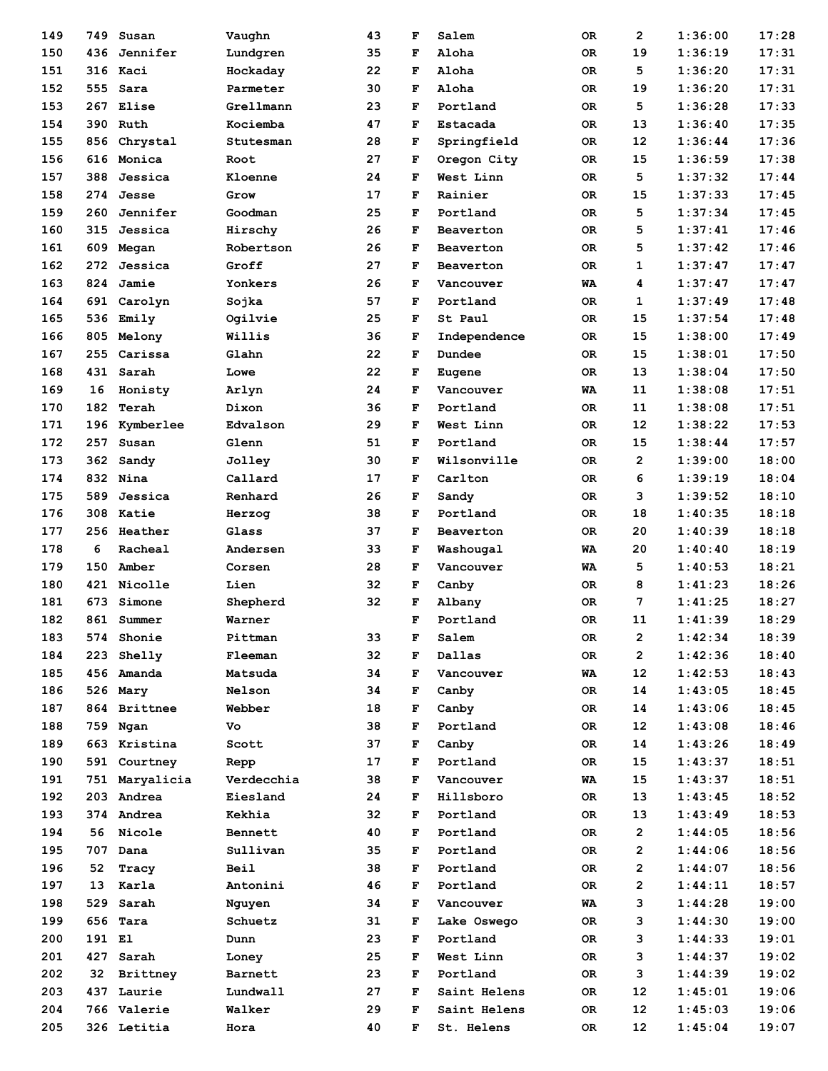| | | | | | | | | | | |
|---|---|---|---|---|---|---|---|---|---|---|
| 149 | 749 | Susan | Vaughn | 43 | F | Salem | OR | 2 | 1:36:00 | 17:28 |
| 150 | 436 | Jennifer | Lundgren | 35 | F | Aloha | OR | 19 | 1:36:19 | 17:31 |
| 151 | 316 | Kaci | Hockaday | 22 | F | Aloha | OR | 5 | 1:36:20 | 17:31 |
| 152 | 555 | Sara | Parmeter | 30 | F | Aloha | OR | 19 | 1:36:20 | 17:31 |
| 153 | 267 | Elise | Grellmann | 23 | F | Portland | OR | 5 | 1:36:28 | 17:33 |
| 154 | 390 | Ruth | Kociemba | 47 | F | Estacada | OR | 13 | 1:36:40 | 17:35 |
| 155 | 856 | Chrystal | Stutesman | 28 | F | Springfield | OR | 12 | 1:36:44 | 17:36 |
| 156 | 616 | Monica | Root | 27 | F | Oregon City | OR | 15 | 1:36:59 | 17:38 |
| 157 | 388 | Jessica | Kloenne | 24 | F | West Linn | OR | 5 | 1:37:32 | 17:44 |
| 158 | 274 | Jesse | Grow | 17 | F | Rainier | OR | 15 | 1:37:33 | 17:45 |
| 159 | 260 | Jennifer | Goodman | 25 | F | Portland | OR | 5 | 1:37:34 | 17:45 |
| 160 | 315 | Jessica | Hirschy | 26 | F | Beaverton | OR | 5 | 1:37:41 | 17:46 |
| 161 | 609 | Megan | Robertson | 26 | F | Beaverton | OR | 5 | 1:37:42 | 17:46 |
| 162 | 272 | Jessica | Groff | 27 | F | Beaverton | OR | 1 | 1:37:47 | 17:47 |
| 163 | 824 | Jamie | Yonkers | 26 | F | Vancouver | WA | 4 | 1:37:47 | 17:47 |
| 164 | 691 | Carolyn | Sojka | 57 | F | Portland | OR | 1 | 1:37:49 | 17:48 |
| 165 | 536 | Emily | Ogilvie | 25 | F | St Paul | OR | 15 | 1:37:54 | 17:48 |
| 166 | 805 | Melony | Willis | 36 | F | Independence | OR | 15 | 1:38:00 | 17:49 |
| 167 | 255 | Carissa | Glahn | 22 | F | Dundee | OR | 15 | 1:38:01 | 17:50 |
| 168 | 431 | Sarah | Lowe | 22 | F | Eugene | OR | 13 | 1:38:04 | 17:50 |
| 169 | 16 | Honisty | Arlyn | 24 | F | Vancouver | WA | 11 | 1:38:08 | 17:51 |
| 170 | 182 | Terah | Dixon | 36 | F | Portland | OR | 11 | 1:38:08 | 17:51 |
| 171 | 196 | Kymberlee | Edvalson | 29 | F | West Linn | OR | 12 | 1:38:22 | 17:53 |
| 172 | 257 | Susan | Glenn | 51 | F | Portland | OR | 15 | 1:38:44 | 17:57 |
| 173 | 362 | Sandy | Jolley | 30 | F | Wilsonville | OR | 2 | 1:39:00 | 18:00 |
| 174 | 832 | Nina | Callard | 17 | F | Carlton | OR | 6 | 1:39:19 | 18:04 |
| 175 | 589 | Jessica | Renhard | 26 | F | Sandy | OR | 3 | 1:39:52 | 18:10 |
| 176 | 308 | Katie | Herzog | 38 | F | Portland | OR | 18 | 1:40:35 | 18:18 |
| 177 | 256 | Heather | Glass | 37 | F | Beaverton | OR | 20 | 1:40:39 | 18:18 |
| 178 | 6 | Racheal | Andersen | 33 | F | Washougal | WA | 20 | 1:40:40 | 18:19 |
| 179 | 150 | Amber | Corsen | 28 | F | Vancouver | WA | 5 | 1:40:53 | 18:21 |
| 180 | 421 | Nicolle | Lien | 32 | F | Canby | OR | 8 | 1:41:23 | 18:26 |
| 181 | 673 | Simone | Shepherd | 32 | F | Albany | OR | 7 | 1:41:25 | 18:27 |
| 182 | 861 | Summer | Warner | | F | Portland | OR | 11 | 1:41:39 | 18:29 |
| 183 | 574 | Shonie | Pittman | 33 | F | Salem | OR | 2 | 1:42:34 | 18:39 |
| 184 | 223 | Shelly | Fleeman | 32 | F | Dallas | OR | 2 | 1:42:36 | 18:40 |
| 185 | 456 | Amanda | Matsuda | 34 | F | Vancouver | WA | 12 | 1:42:53 | 18:43 |
| 186 | 526 | Mary | Nelson | 34 | F | Canby | OR | 14 | 1:43:05 | 18:45 |
| 187 | 864 | Brittnee | Webber | 18 | F | Canby | OR | 14 | 1:43:06 | 18:45 |
| 188 | 759 | Ngan | Vo | 38 | F | Portland | OR | 12 | 1:43:08 | 18:46 |
| 189 | 663 | Kristina | Scott | 37 | F | Canby | OR | 14 | 1:43:26 | 18:49 |
| 190 | 591 | Courtney | Repp | 17 | F | Portland | OR | 15 | 1:43:37 | 18:51 |
| 191 | 751 | Maryalicia | Verdecchia | 38 | F | Vancouver | WA | 15 | 1:43:37 | 18:51 |
| 192 | 203 | Andrea | Eiesland | 24 | F | Hillsboro | OR | 13 | 1:43:45 | 18:52 |
| 193 | 374 | Andrea | Kekhia | 32 | F | Portland | OR | 13 | 1:43:49 | 18:53 |
| 194 | 56 | Nicole | Bennett | 40 | F | Portland | OR | 2 | 1:44:05 | 18:56 |
| 195 | 707 | Dana | Sullivan | 35 | F | Portland | OR | 2 | 1:44:06 | 18:56 |
| 196 | 52 | Tracy | Beil | 38 | F | Portland | OR | 2 | 1:44:07 | 18:56 |
| 197 | 13 | Karla | Antonini | 46 | F | Portland | OR | 2 | 1:44:11 | 18:57 |
| 198 | 529 | Sarah | Nguyen | 34 | F | Vancouver | WA | 3 | 1:44:28 | 19:00 |
| 199 | 656 | Tara | Schuetz | 31 | F | Lake Oswego | OR | 3 | 1:44:30 | 19:00 |
| 200 | 191 | El | Dunn | 23 | F | Portland | OR | 3 | 1:44:33 | 19:01 |
| 201 | 427 | Sarah | Loney | 25 | F | West Linn | OR | 3 | 1:44:37 | 19:02 |
| 202 | 32 | Brittney | Barnett | 23 | F | Portland | OR | 3 | 1:44:39 | 19:02 |
| 203 | 437 | Laurie | Lundwall | 27 | F | Saint Helens | OR | 12 | 1:45:01 | 19:06 |
| 204 | 766 | Valerie | Walker | 29 | F | Saint Helens | OR | 12 | 1:45:03 | 19:06 |
| 205 | 326 | Letitia | Hora | 40 | F | St. Helens | OR | 12 | 1:45:04 | 19:07 |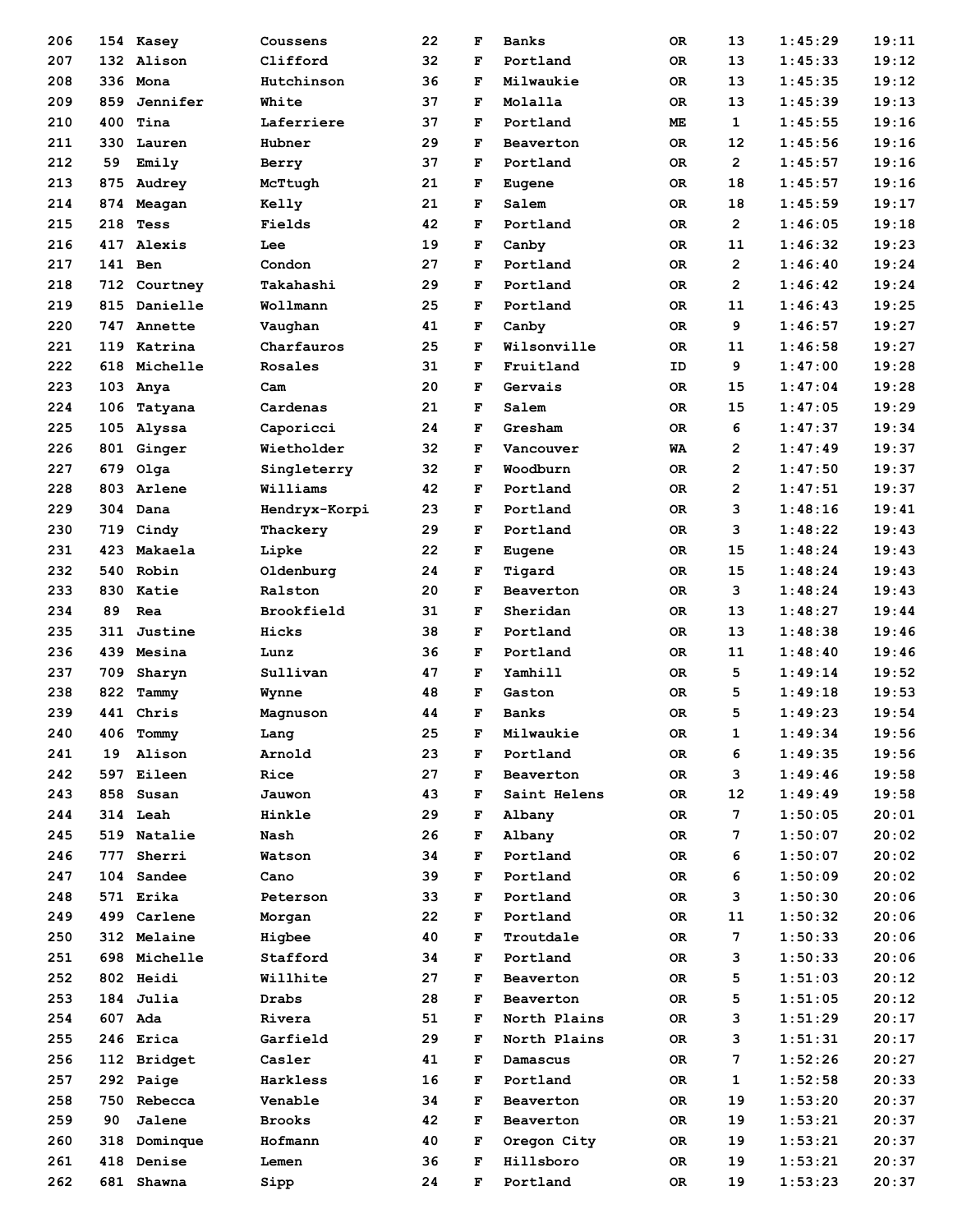| | | | | | | | | | | |
|---|---|---|---|---|---|---|---|---|---|---|
| 206 | 154 | Kasey | Coussens | 22 | F | Banks | OR | 13 | 1:45:29 | 19:11 |
| 207 | 132 | Alison | Clifford | 32 | F | Portland | OR | 13 | 1:45:33 | 19:12 |
| 208 | 336 | Mona | Hutchinson | 36 | F | Milwaukie | OR | 13 | 1:45:35 | 19:12 |
| 209 | 859 | Jennifer | White | 37 | F | Molalla | OR | 13 | 1:45:39 | 19:13 |
| 210 | 400 | Tina | Laferriere | 37 | F | Portland | ME | 1 | 1:45:55 | 19:16 |
| 211 | 330 | Lauren | Hubner | 29 | F | Beaverton | OR | 12 | 1:45:56 | 19:16 |
| 212 | 59 | Emily | Berry | 37 | F | Portland | OR | 2 | 1:45:57 | 19:16 |
| 213 | 875 | Audrey | McTtugh | 21 | F | Eugene | OR | 18 | 1:45:57 | 19:16 |
| 214 | 874 | Meagan | Kelly | 21 | F | Salem | OR | 18 | 1:45:59 | 19:17 |
| 215 | 218 | Tess | Fields | 42 | F | Portland | OR | 2 | 1:46:05 | 19:18 |
| 216 | 417 | Alexis | Lee | 19 | F | Canby | OR | 11 | 1:46:32 | 19:23 |
| 217 | 141 | Ben | Condon | 27 | F | Portland | OR | 2 | 1:46:40 | 19:24 |
| 218 | 712 | Courtney | Takahashi | 29 | F | Portland | OR | 2 | 1:46:42 | 19:24 |
| 219 | 815 | Danielle | Wollmann | 25 | F | Portland | OR | 11 | 1:46:43 | 19:25 |
| 220 | 747 | Annette | Vaughan | 41 | F | Canby | OR | 9 | 1:46:57 | 19:27 |
| 221 | 119 | Katrina | Charfauros | 25 | F | Wilsonville | OR | 11 | 1:46:58 | 19:27 |
| 222 | 618 | Michelle | Rosales | 31 | F | Fruitland | ID | 9 | 1:47:00 | 19:28 |
| 223 | 103 | Anya | Cam | 20 | F | Gervais | OR | 15 | 1:47:04 | 19:28 |
| 224 | 106 | Tatyana | Cardenas | 21 | F | Salem | OR | 15 | 1:47:05 | 19:29 |
| 225 | 105 | Alyssa | Caporicci | 24 | F | Gresham | OR | 6 | 1:47:37 | 19:34 |
| 226 | 801 | Ginger | Wietholder | 32 | F | Vancouver | WA | 2 | 1:47:49 | 19:37 |
| 227 | 679 | Olga | Singleterry | 32 | F | Woodburn | OR | 2 | 1:47:50 | 19:37 |
| 228 | 803 | Arlene | Williams | 42 | F | Portland | OR | 2 | 1:47:51 | 19:37 |
| 229 | 304 | Dana | Hendryx-Korpi | 23 | F | Portland | OR | 3 | 1:48:16 | 19:41 |
| 230 | 719 | Cindy | Thackery | 29 | F | Portland | OR | 3 | 1:48:22 | 19:43 |
| 231 | 423 | Makaela | Lipke | 22 | F | Eugene | OR | 15 | 1:48:24 | 19:43 |
| 232 | 540 | Robin | Oldenburg | 24 | F | Tigard | OR | 15 | 1:48:24 | 19:43 |
| 233 | 830 | Katie | Ralston | 20 | F | Beaverton | OR | 3 | 1:48:24 | 19:43 |
| 234 | 89 | Rea | Brookfield | 31 | F | Sheridan | OR | 13 | 1:48:27 | 19:44 |
| 235 | 311 | Justine | Hicks | 38 | F | Portland | OR | 13 | 1:48:38 | 19:46 |
| 236 | 439 | Mesina | Lunz | 36 | F | Portland | OR | 11 | 1:48:40 | 19:46 |
| 237 | 709 | Sharyn | Sullivan | 47 | F | Yamhill | OR | 5 | 1:49:14 | 19:52 |
| 238 | 822 | Tammy | Wynne | 48 | F | Gaston | OR | 5 | 1:49:18 | 19:53 |
| 239 | 441 | Chris | Magnuson | 44 | F | Banks | OR | 5 | 1:49:23 | 19:54 |
| 240 | 406 | Tommy | Lang | 25 | F | Milwaukie | OR | 1 | 1:49:34 | 19:56 |
| 241 | 19 | Alison | Arnold | 23 | F | Portland | OR | 6 | 1:49:35 | 19:56 |
| 242 | 597 | Eileen | Rice | 27 | F | Beaverton | OR | 3 | 1:49:46 | 19:58 |
| 243 | 858 | Susan | Jauwon | 43 | F | Saint Helens | OR | 12 | 1:49:49 | 19:58 |
| 244 | 314 | Leah | Hinkle | 29 | F | Albany | OR | 7 | 1:50:05 | 20:01 |
| 245 | 519 | Natalie | Nash | 26 | F | Albany | OR | 7 | 1:50:07 | 20:02 |
| 246 | 777 | Sherri | Watson | 34 | F | Portland | OR | 6 | 1:50:07 | 20:02 |
| 247 | 104 | Sandee | Cano | 39 | F | Portland | OR | 6 | 1:50:09 | 20:02 |
| 248 | 571 | Erika | Peterson | 33 | F | Portland | OR | 3 | 1:50:30 | 20:06 |
| 249 | 499 | Carlene | Morgan | 22 | F | Portland | OR | 11 | 1:50:32 | 20:06 |
| 250 | 312 | Melaine | Higbee | 40 | F | Troutdale | OR | 7 | 1:50:33 | 20:06 |
| 251 | 698 | Michelle | Stafford | 34 | F | Portland | OR | 3 | 1:50:33 | 20:06 |
| 252 | 802 | Heidi | Willhite | 27 | F | Beaverton | OR | 5 | 1:51:03 | 20:12 |
| 253 | 184 | Julia | Drabs | 28 | F | Beaverton | OR | 5 | 1:51:05 | 20:12 |
| 254 | 607 | Ada | Rivera | 51 | F | North Plains | OR | 3 | 1:51:29 | 20:17 |
| 255 | 246 | Erica | Garfield | 29 | F | North Plains | OR | 3 | 1:51:31 | 20:17 |
| 256 | 112 | Bridget | Casler | 41 | F | Damascus | OR | 7 | 1:52:26 | 20:27 |
| 257 | 292 | Paige | Harkless | 16 | F | Portland | OR | 1 | 1:52:58 | 20:33 |
| 258 | 750 | Rebecca | Venable | 34 | F | Beaverton | OR | 19 | 1:53:20 | 20:37 |
| 259 | 90 | Jalene | Brooks | 42 | F | Beaverton | OR | 19 | 1:53:21 | 20:37 |
| 260 | 318 | Dominque | Hofmann | 40 | F | Oregon City | OR | 19 | 1:53:21 | 20:37 |
| 261 | 418 | Denise | Lemen | 36 | F | Hillsboro | OR | 19 | 1:53:21 | 20:37 |
| 262 | 681 | Shawna | Sipp | 24 | F | Portland | OR | 19 | 1:53:23 | 20:37 |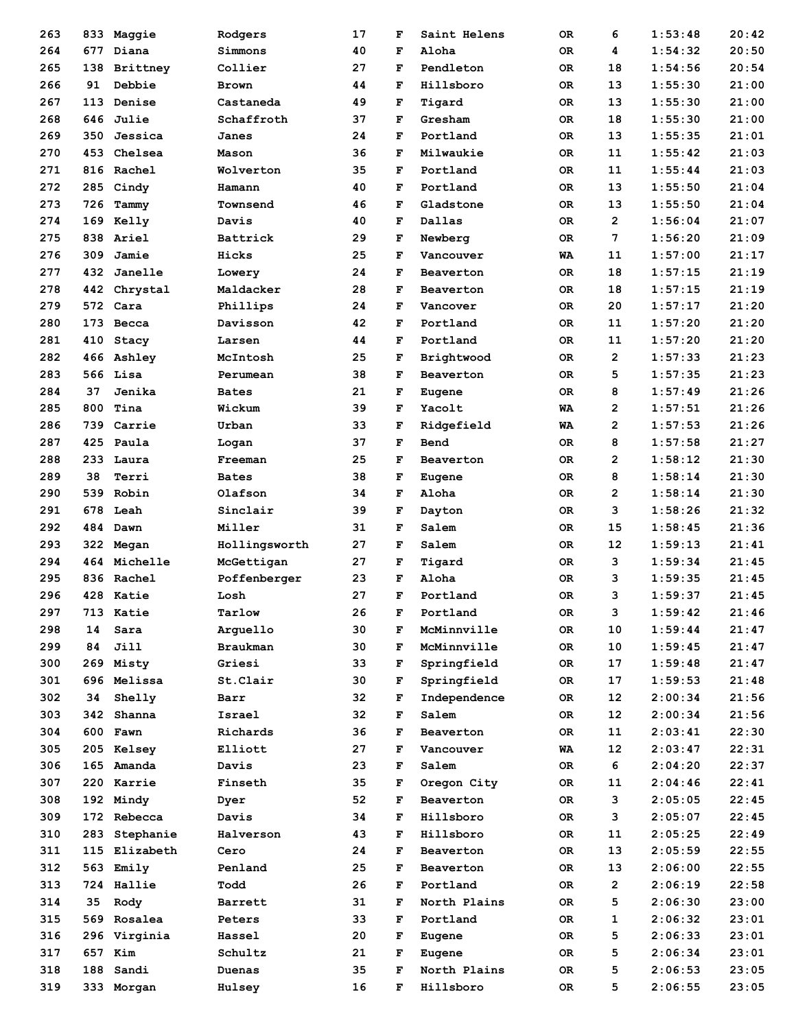| | | | | | | | | | | |
|---|---|---|---|---|---|---|---|---|---|---|
| 263 | 833 | Maggie | Rodgers | 17 | F | Saint Helens | OR | 6 | 1:53:48 | 20:42 |
| 264 | 677 | Diana | Simmons | 40 | F | Aloha | OR | 4 | 1:54:32 | 20:50 |
| 265 | 138 | Brittney | Collier | 27 | F | Pendleton | OR | 18 | 1:54:56 | 20:54 |
| 266 | 91 | Debbie | Brown | 44 | F | Hillsboro | OR | 13 | 1:55:30 | 21:00 |
| 267 | 113 | Denise | Castaneda | 49 | F | Tigard | OR | 13 | 1:55:30 | 21:00 |
| 268 | 646 | Julie | Schaffroth | 37 | F | Gresham | OR | 18 | 1:55:30 | 21:00 |
| 269 | 350 | Jessica | Janes | 24 | F | Portland | OR | 13 | 1:55:35 | 21:01 |
| 270 | 453 | Chelsea | Mason | 36 | F | Milwaukie | OR | 11 | 1:55:42 | 21:03 |
| 271 | 816 | Rachel | Wolverton | 35 | F | Portland | OR | 11 | 1:55:44 | 21:03 |
| 272 | 285 | Cindy | Hamann | 40 | F | Portland | OR | 13 | 1:55:50 | 21:04 |
| 273 | 726 | Tammy | Townsend | 46 | F | Gladstone | OR | 13 | 1:55:50 | 21:04 |
| 274 | 169 | Kelly | Davis | 40 | F | Dallas | OR | 2 | 1:56:04 | 21:07 |
| 275 | 838 | Ariel | Battrick | 29 | F | Newberg | OR | 7 | 1:56:20 | 21:09 |
| 276 | 309 | Jamie | Hicks | 25 | F | Vancouver | WA | 11 | 1:57:00 | 21:17 |
| 277 | 432 | Janelle | Lowery | 24 | F | Beaverton | OR | 18 | 1:57:15 | 21:19 |
| 278 | 442 | Chrystal | Maldacker | 28 | F | Beaverton | OR | 18 | 1:57:15 | 21:19 |
| 279 | 572 | Cara | Phillips | 24 | F | Vancover | OR | 20 | 1:57:17 | 21:20 |
| 280 | 173 | Becca | Davisson | 42 | F | Portland | OR | 11 | 1:57:20 | 21:20 |
| 281 | 410 | Stacy | Larsen | 44 | F | Portland | OR | 11 | 1:57:20 | 21:20 |
| 282 | 466 | Ashley | McIntosh | 25 | F | Brightwood | OR | 2 | 1:57:33 | 21:23 |
| 283 | 566 | Lisa | Perumean | 38 | F | Beaverton | OR | 5 | 1:57:35 | 21:23 |
| 284 | 37 | Jenika | Bates | 21 | F | Eugene | OR | 8 | 1:57:49 | 21:26 |
| 285 | 800 | Tina | Wickum | 39 | F | Yacolt | WA | 2 | 1:57:51 | 21:26 |
| 286 | 739 | Carrie | Urban | 33 | F | Ridgefield | WA | 2 | 1:57:53 | 21:26 |
| 287 | 425 | Paula | Logan | 37 | F | Bend | OR | 8 | 1:57:58 | 21:27 |
| 288 | 233 | Laura | Freeman | 25 | F | Beaverton | OR | 2 | 1:58:12 | 21:30 |
| 289 | 38 | Terri | Bates | 38 | F | Eugene | OR | 8 | 1:58:14 | 21:30 |
| 290 | 539 | Robin | Olafson | 34 | F | Aloha | OR | 2 | 1:58:14 | 21:30 |
| 291 | 678 | Leah | Sinclair | 39 | F | Dayton | OR | 3 | 1:58:26 | 21:32 |
| 292 | 484 | Dawn | Miller | 31 | F | Salem | OR | 15 | 1:58:45 | 21:36 |
| 293 | 322 | Megan | Hollingsworth | 27 | F | Salem | OR | 12 | 1:59:13 | 21:41 |
| 294 | 464 | Michelle | McGettigan | 27 | F | Tigard | OR | 3 | 1:59:34 | 21:45 |
| 295 | 836 | Rachel | Poffenberger | 23 | F | Aloha | OR | 3 | 1:59:35 | 21:45 |
| 296 | 428 | Katie | Losh | 27 | F | Portland | OR | 3 | 1:59:37 | 21:45 |
| 297 | 713 | Katie | Tarlow | 26 | F | Portland | OR | 3 | 1:59:42 | 21:46 |
| 298 | 14 | Sara | Arguello | 30 | F | McMinnville | OR | 10 | 1:59:44 | 21:47 |
| 299 | 84 | Jill | Braukman | 30 | F | McMinnville | OR | 10 | 1:59:45 | 21:47 |
| 300 | 269 | Misty | Griesi | 33 | F | Springfield | OR | 17 | 1:59:48 | 21:47 |
| 301 | 696 | Melissa | St.Clair | 30 | F | Springfield | OR | 17 | 1:59:53 | 21:48 |
| 302 | 34 | Shelly | Barr | 32 | F | Independence | OR | 12 | 2:00:34 | 21:56 |
| 303 | 342 | Shanna | Israel | 32 | F | Salem | OR | 12 | 2:00:34 | 21:56 |
| 304 | 600 | Fawn | Richards | 36 | F | Beaverton | OR | 11 | 2:03:41 | 22:30 |
| 305 | 205 | Kelsey | Elliott | 27 | F | Vancouver | WA | 12 | 2:03:47 | 22:31 |
| 306 | 165 | Amanda | Davis | 23 | F | Salem | OR | 6 | 2:04:20 | 22:37 |
| 307 | 220 | Karrie | Finseth | 35 | F | Oregon City | OR | 11 | 2:04:46 | 22:41 |
| 308 | 192 | Mindy | Dyer | 52 | F | Beaverton | OR | 3 | 2:05:05 | 22:45 |
| 309 | 172 | Rebecca | Davis | 34 | F | Hillsboro | OR | 3 | 2:05:07 | 22:45 |
| 310 | 283 | Stephanie | Halverson | 43 | F | Hillsboro | OR | 11 | 2:05:25 | 22:49 |
| 311 | 115 | Elizabeth | Cero | 24 | F | Beaverton | OR | 13 | 2:05:59 | 22:55 |
| 312 | 563 | Emily | Penland | 25 | F | Beaverton | OR | 13 | 2:06:00 | 22:55 |
| 313 | 724 | Hallie | Todd | 26 | F | Portland | OR | 2 | 2:06:19 | 22:58 |
| 314 | 35 | Rody | Barrett | 31 | F | North Plains | OR | 5 | 2:06:30 | 23:00 |
| 315 | 569 | Rosalea | Peters | 33 | F | Portland | OR | 1 | 2:06:32 | 23:01 |
| 316 | 296 | Virginia | Hassel | 20 | F | Eugene | OR | 5 | 2:06:33 | 23:01 |
| 317 | 657 | Kim | Schultz | 21 | F | Eugene | OR | 5 | 2:06:34 | 23:01 |
| 318 | 188 | Sandi | Duenas | 35 | F | North Plains | OR | 5 | 2:06:53 | 23:05 |
| 319 | 333 | Morgan | Hulsey | 16 | F | Hillsboro | OR | 5 | 2:06:55 | 23:05 |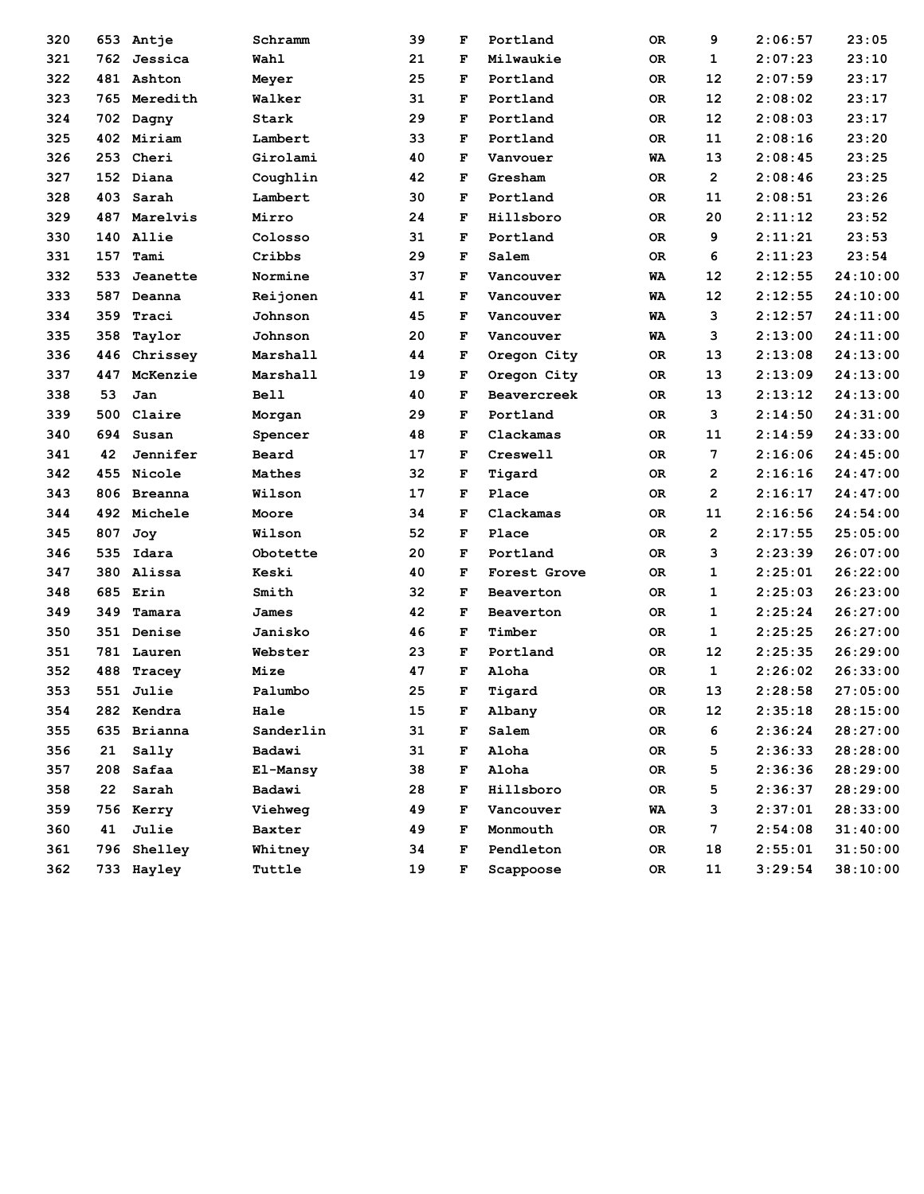| | | | | | | | | | | |
|---|---|---|---|---|---|---|---|---|---|---|
| 320 | 653 | Antje | Schramm | 39 | F | Portland | OR | 9 | 2:06:57 | 23:05 |
| 321 | 762 | Jessica | Wahl | 21 | F | Milwaukie | OR | 1 | 2:07:23 | 23:10 |
| 322 | 481 | Ashton | Meyer | 25 | F | Portland | OR | 12 | 2:07:59 | 23:17 |
| 323 | 765 | Meredith | Walker | 31 | F | Portland | OR | 12 | 2:08:02 | 23:17 |
| 324 | 702 | Dagny | Stark | 29 | F | Portland | OR | 12 | 2:08:03 | 23:17 |
| 325 | 402 | Miriam | Lambert | 33 | F | Portland | OR | 11 | 2:08:16 | 23:20 |
| 326 | 253 | Cheri | Girolami | 40 | F | Vanvouer | WA | 13 | 2:08:45 | 23:25 |
| 327 | 152 | Diana | Coughlin | 42 | F | Gresham | OR | 2 | 2:08:46 | 23:25 |
| 328 | 403 | Sarah | Lambert | 30 | F | Portland | OR | 11 | 2:08:51 | 23:26 |
| 329 | 487 | Marelvis | Mirro | 24 | F | Hillsboro | OR | 20 | 2:11:12 | 23:52 |
| 330 | 140 | Allie | Colosso | 31 | F | Portland | OR | 9 | 2:11:21 | 23:53 |
| 331 | 157 | Tami | Cribbs | 29 | F | Salem | OR | 6 | 2:11:23 | 23:54 |
| 332 | 533 | Jeanette | Normine | 37 | F | Vancouver | WA | 12 | 2:12:55 | 24:10:00 |
| 333 | 587 | Deanna | Reijonen | 41 | F | Vancouver | WA | 12 | 2:12:55 | 24:10:00 |
| 334 | 359 | Traci | Johnson | 45 | F | Vancouver | WA | 3 | 2:12:57 | 24:11:00 |
| 335 | 358 | Taylor | Johnson | 20 | F | Vancouver | WA | 3 | 2:13:00 | 24:11:00 |
| 336 | 446 | Chrissey | Marshall | 44 | F | Oregon City | OR | 13 | 2:13:08 | 24:13:00 |
| 337 | 447 | McKenzie | Marshall | 19 | F | Oregon City | OR | 13 | 2:13:09 | 24:13:00 |
| 338 | 53 | Jan | Bell | 40 | F | Beavercreek | OR | 13 | 2:13:12 | 24:13:00 |
| 339 | 500 | Claire | Morgan | 29 | F | Portland | OR | 3 | 2:14:50 | 24:31:00 |
| 340 | 694 | Susan | Spencer | 48 | F | Clackamas | OR | 11 | 2:14:59 | 24:33:00 |
| 341 | 42 | Jennifer | Beard | 17 | F | Creswell | OR | 7 | 2:16:06 | 24:45:00 |
| 342 | 455 | Nicole | Mathes | 32 | F | Tigard | OR | 2 | 2:16:16 | 24:47:00 |
| 343 | 806 | Breanna | Wilson | 17 | F | Place | OR | 2 | 2:16:17 | 24:47:00 |
| 344 | 492 | Michele | Moore | 34 | F | Clackamas | OR | 11 | 2:16:56 | 24:54:00 |
| 345 | 807 | Joy | Wilson | 52 | F | Place | OR | 2 | 2:17:55 | 25:05:00 |
| 346 | 535 | Idara | Obotette | 20 | F | Portland | OR | 3 | 2:23:39 | 26:07:00 |
| 347 | 380 | Alissa | Keski | 40 | F | Forest Grove | OR | 1 | 2:25:01 | 26:22:00 |
| 348 | 685 | Erin | Smith | 32 | F | Beaverton | OR | 1 | 2:25:03 | 26:23:00 |
| 349 | 349 | Tamara | James | 42 | F | Beaverton | OR | 1 | 2:25:24 | 26:27:00 |
| 350 | 351 | Denise | Janisko | 46 | F | Timber | OR | 1 | 2:25:25 | 26:27:00 |
| 351 | 781 | Lauren | Webster | 23 | F | Portland | OR | 12 | 2:25:35 | 26:29:00 |
| 352 | 488 | Tracey | Mize | 47 | F | Aloha | OR | 1 | 2:26:02 | 26:33:00 |
| 353 | 551 | Julie | Palumbo | 25 | F | Tigard | OR | 13 | 2:28:58 | 27:05:00 |
| 354 | 282 | Kendra | Hale | 15 | F | Albany | OR | 12 | 2:35:18 | 28:15:00 |
| 355 | 635 | Brianna | Sanderlin | 31 | F | Salem | OR | 6 | 2:36:24 | 28:27:00 |
| 356 | 21 | Sally | Badawi | 31 | F | Aloha | OR | 5 | 2:36:33 | 28:28:00 |
| 357 | 208 | Safaa | El-Mansy | 38 | F | Aloha | OR | 5 | 2:36:36 | 28:29:00 |
| 358 | 22 | Sarah | Badawi | 28 | F | Hillsboro | OR | 5 | 2:36:37 | 28:29:00 |
| 359 | 756 | Kerry | Viehweg | 49 | F | Vancouver | WA | 3 | 2:37:01 | 28:33:00 |
| 360 | 41 | Julie | Baxter | 49 | F | Monmouth | OR | 7 | 2:54:08 | 31:40:00 |
| 361 | 796 | Shelley | Whitney | 34 | F | Pendleton | OR | 18 | 2:55:01 | 31:50:00 |
| 362 | 733 | Hayley | Tuttle | 19 | F | Scappoose | OR | 11 | 3:29:54 | 38:10:00 |